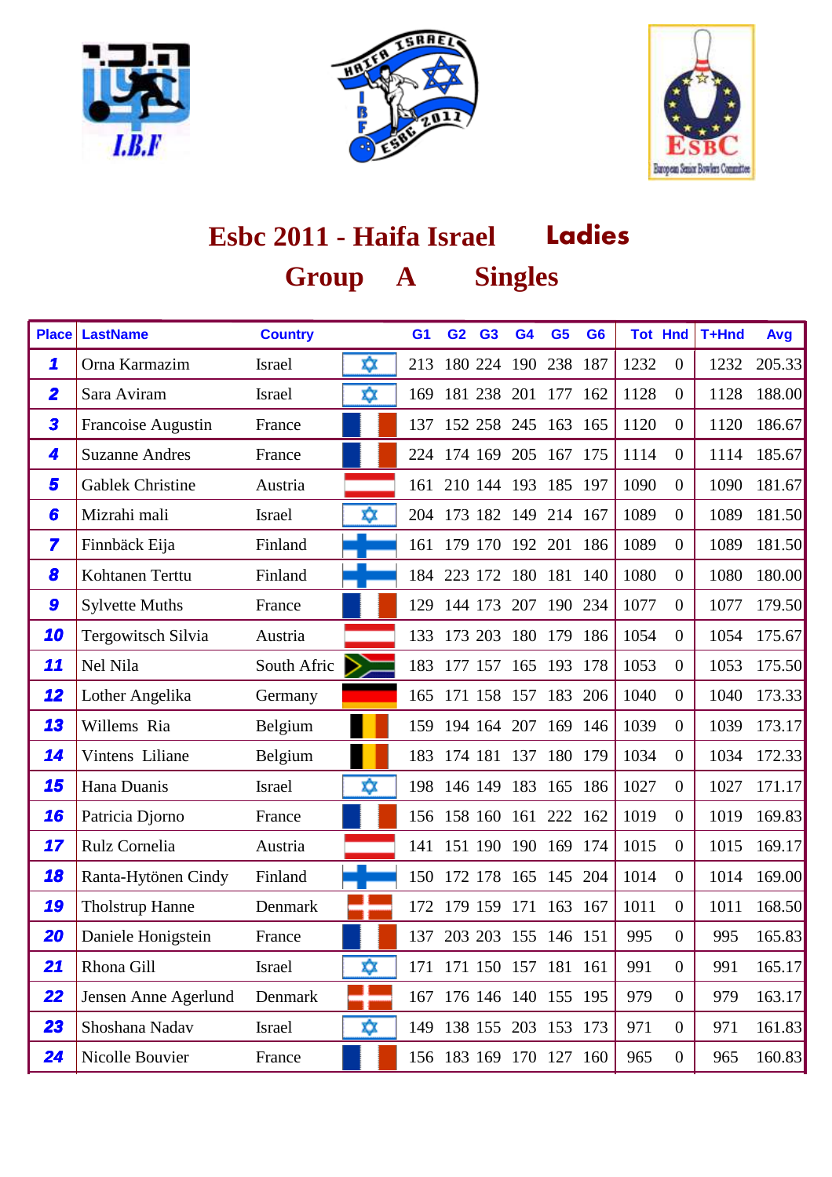# Esbc 2011 - Haifa Israel Ladies

## Group A Singles

| Place | LastName | Country | | G1 | G2 | G3 | G4 | G5 | G6 | Tot | Hnd | T+Hnd | Avg |
|---|---|---|---|---|---|---|---|---|---|---|---|---|---|
| 1 | Orna Karmazim | Israel | | 213 | 180 | 224 | 190 | 238 | 187 | 1232 | 0 | 1232 | 205.33 |
| 2 | Sara Aviram | Israel | | 169 | 181 | 238 | 201 | 177 | 162 | 1128 | 0 | 1128 | 188.00 |
| 3 | Francoise Augustin | France | | 137 | 152 | 258 | 245 | 163 | 165 | 1120 | 0 | 1120 | 186.67 |
| 4 | Suzanne Andres | France | | 224 | 174 | 169 | 205 | 167 | 175 | 1114 | 0 | 1114 | 185.67 |
| 5 | Gablek Christine | Austria | | 161 | 210 | 144 | 193 | 185 | 197 | 1090 | 0 | 1090 | 181.67 |
| 6 | Mizrahi mali | Israel | | 204 | 173 | 182 | 149 | 214 | 167 | 1089 | 0 | 1089 | 181.50 |
| 7 | Finnbäck Eija | Finland | | 161 | 179 | 170 | 192 | 201 | 186 | 1089 | 0 | 1089 | 181.50 |
| 8 | Kohtanen Terttu | Finland | | 184 | 223 | 172 | 180 | 181 | 140 | 1080 | 0 | 1080 | 180.00 |
| 9 | Sylvette Muths | France | | 129 | 144 | 173 | 207 | 190 | 234 | 1077 | 0 | 1077 | 179.50 |
| 10 | Tergowitsch Silvia | Austria | | 133 | 173 | 203 | 180 | 179 | 186 | 1054 | 0 | 1054 | 175.67 |
| 11 | Nel Nila | South Afric | | 183 | 177 | 157 | 165 | 193 | 178 | 1053 | 0 | 1053 | 175.50 |
| 12 | Lother Angelika | Germany | | 165 | 171 | 158 | 157 | 183 | 206 | 1040 | 0 | 1040 | 173.33 |
| 13 | Willems Ria | Belgium | | 159 | 194 | 164 | 207 | 169 | 146 | 1039 | 0 | 1039 | 173.17 |
| 14 | Vintens Liliane | Belgium | | 183 | 174 | 181 | 137 | 180 | 179 | 1034 | 0 | 1034 | 172.33 |
| 15 | Hana Duanis | Israel | | 198 | 146 | 149 | 183 | 165 | 186 | 1027 | 0 | 1027 | 171.17 |
| 16 | Patricia Djorno | France | | 156 | 158 | 160 | 161 | 222 | 162 | 1019 | 0 | 1019 | 169.83 |
| 17 | Rulz Cornelia | Austria | | 141 | 151 | 190 | 190 | 169 | 174 | 1015 | 0 | 1015 | 169.17 |
| 18 | Ranta-Hytönen Cindy | Finland | | 150 | 172 | 178 | 165 | 145 | 204 | 1014 | 0 | 1014 | 169.00 |
| 19 | Tholstrup Hanne | Denmark | | 172 | 179 | 159 | 171 | 163 | 167 | 1011 | 0 | 1011 | 168.50 |
| 20 | Daniele Honigstein | France | | 137 | 203 | 203 | 155 | 146 | 151 | 995 | 0 | 995 | 165.83 |
| 21 | Rhona Gill | Israel | | 171 | 171 | 150 | 157 | 181 | 161 | 991 | 0 | 991 | 165.17 |
| 22 | Jensen Anne Agerlund | Denmark | | 167 | 176 | 146 | 140 | 155 | 195 | 979 | 0 | 979 | 163.17 |
| 23 | Shoshana Nadav | Israel | | 149 | 138 | 155 | 203 | 153 | 173 | 971 | 0 | 971 | 161.83 |
| 24 | Nicolle Bouvier | France | | 156 | 183 | 169 | 170 | 127 | 160 | 965 | 0 | 965 | 160.83 |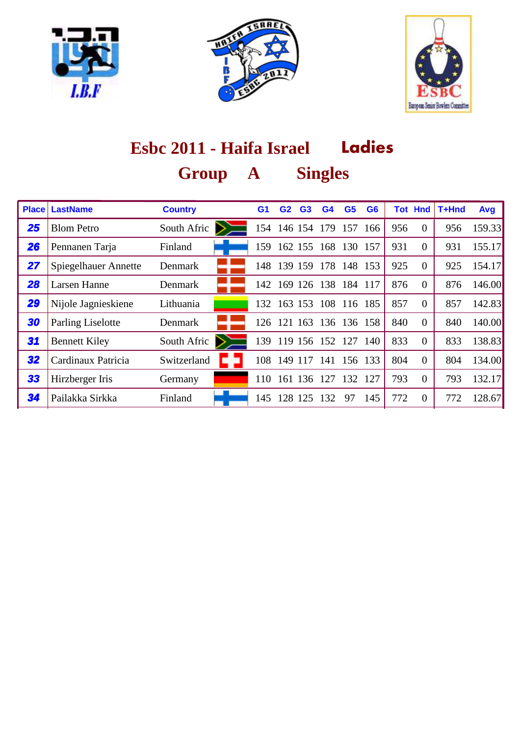# Esbc 2011 - Haifa Israel **Ladies**

## Group A Singles

| Place | LastName | Country | | G1 | G2 | G3 | G4 | G5 | G6 | Tot | Hnd | T+Hnd | Avg |
|---|---|---|---|---|---|---|---|---|---|---|---|---|---|
| 25 | Blom Petro | South Afric | | 154 | 146 | 154 | 179 | 157 | 166 | 956 | 0 | 956 | 159.33 |
| 26 | Pennanen Tarja | Finland | | 159 | 162 | 155 | 168 | 130 | 157 | 931 | 0 | 931 | 155.17 |
| 27 | Spiegelhauer Annette | Denmark | | 148 | 139 | 159 | 178 | 148 | 153 | 925 | 0 | 925 | 154.17 |
| 28 | Larsen Hanne | Denmark | | 142 | 169 | 126 | 138 | 184 | 117 | 876 | 0 | 876 | 146.00 |
| 29 | Nijole Jagnieskiene | Lithuania | | 132 | 163 | 153 | 108 | 116 | 185 | 857 | 0 | 857 | 142.83 |
| 30 | Parling Liselotte | Denmark | | 126 | 121 | 163 | 136 | 136 | 158 | 840 | 0 | 840 | 140.00 |
| 31 | Bennett Kiley | South Afric | | 139 | 119 | 156 | 152 | 127 | 140 | 833 | 0 | 833 | 138.83 |
| 32 | Cardinaux Patricia | Switzerland | | 108 | 149 | 117 | 141 | 156 | 133 | 804 | 0 | 804 | 134.00 |
| 33 | Hirzberger Iris | Germany | | 110 | 161 | 136 | 127 | 132 | 127 | 793 | 0 | 793 | 132.17 |
| 34 | Pailakka Sirkka | Finland | | 145 | 128 | 125 | 132 | 97 | 145 | 772 | 0 | 772 | 128.67 |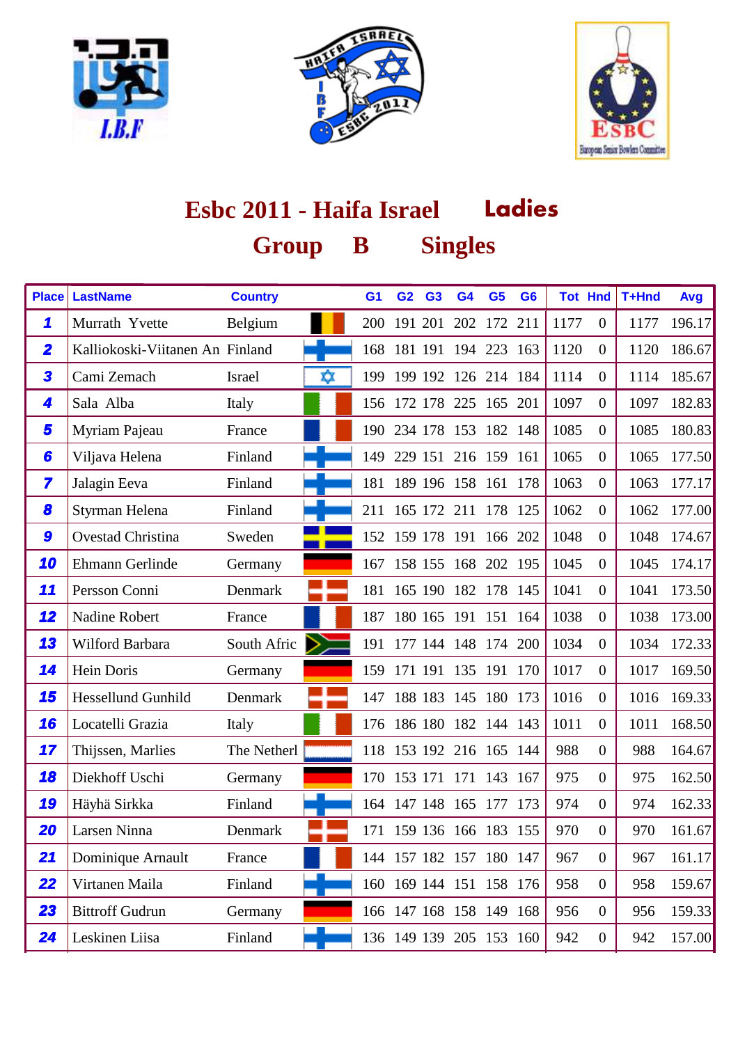# Esbc 2011 - Haifa Israel Ladies

## Group B Singles

| Place | LastName | Country | G1 | G2 | G3 | G4 | G5 | G6 | Tot | Hnd | T+Hnd | Avg |
|---|---|---|---|---|---|---|---|---|---|---|---|---|
| 1 | Murrath Yvette | Belgium | 200 | 191 | 201 | 202 | 172 | 211 | 1177 | 0 | 1177 | 196.17 |
| 2 | Kalliokoski-Viitanen An | Finland | 168 | 181 | 191 | 194 | 223 | 163 | 1120 | 0 | 1120 | 186.67 |
| 3 | Cami Zemach | Israel | 199 | 199 | 192 | 126 | 214 | 184 | 1114 | 0 | 1114 | 185.67 |
| 4 | Sala Alba | Italy | 156 | 172 | 178 | 225 | 165 | 201 | 1097 | 0 | 1097 | 182.83 |
| 5 | Myriam Pajeau | France | 190 | 234 | 178 | 153 | 182 | 148 | 1085 | 0 | 1085 | 180.83 |
| 6 | Viljava Helena | Finland | 149 | 229 | 151 | 216 | 159 | 161 | 1065 | 0 | 1065 | 177.50 |
| 7 | Jalagin Eeva | Finland | 181 | 189 | 196 | 158 | 161 | 178 | 1063 | 0 | 1063 | 177.17 |
| 8 | Styrman Helena | Finland | 211 | 165 | 172 | 211 | 178 | 125 | 1062 | 0 | 1062 | 177.00 |
| 9 | Ovestad Christina | Sweden | 152 | 159 | 178 | 191 | 166 | 202 | 1048 | 0 | 1048 | 174.67 |
| 10 | Ehmann Gerlinde | Germany | 167 | 158 | 155 | 168 | 202 | 195 | 1045 | 0 | 1045 | 174.17 |
| 11 | Persson Conni | Denmark | 181 | 165 | 190 | 182 | 178 | 145 | 1041 | 0 | 1041 | 173.50 |
| 12 | Nadine Robert | France | 187 | 180 | 165 | 191 | 151 | 164 | 1038 | 0 | 1038 | 173.00 |
| 13 | Wilford Barbara | South Afric | 191 | 177 | 144 | 148 | 174 | 200 | 1034 | 0 | 1034 | 172.33 |
| 14 | Hein Doris | Germany | 159 | 171 | 191 | 135 | 191 | 170 | 1017 | 0 | 1017 | 169.50 |
| 15 | Hessellund Gunhild | Denmark | 147 | 188 | 183 | 145 | 180 | 173 | 1016 | 0 | 1016 | 169.33 |
| 16 | Locatelli Grazia | Italy | 176 | 186 | 180 | 182 | 144 | 143 | 1011 | 0 | 1011 | 168.50 |
| 17 | Thijssen, Marlies | The Netherl | 118 | 153 | 192 | 216 | 165 | 144 | 988 | 0 | 988 | 164.67 |
| 18 | Diekhoff Uschi | Germany | 170 | 153 | 171 | 171 | 143 | 167 | 975 | 0 | 975 | 162.50 |
| 19 | Häyhä Sirkka | Finland | 164 | 147 | 148 | 165 | 177 | 173 | 974 | 0 | 974 | 162.33 |
| 20 | Larsen Ninna | Denmark | 171 | 159 | 136 | 166 | 183 | 155 | 970 | 0 | 970 | 161.67 |
| 21 | Dominique Arnault | France | 144 | 157 | 182 | 157 | 180 | 147 | 967 | 0 | 967 | 161.17 |
| 22 | Virtanen Maila | Finland | 160 | 169 | 144 | 151 | 158 | 176 | 958 | 0 | 958 | 159.67 |
| 23 | Bittroff Gudrun | Germany | 166 | 147 | 168 | 158 | 149 | 168 | 956 | 0 | 956 | 159.33 |
| 24 | Leskinen Liisa | Finland | 136 | 149 | 139 | 205 | 153 | 160 | 942 | 0 | 942 | 157.00 |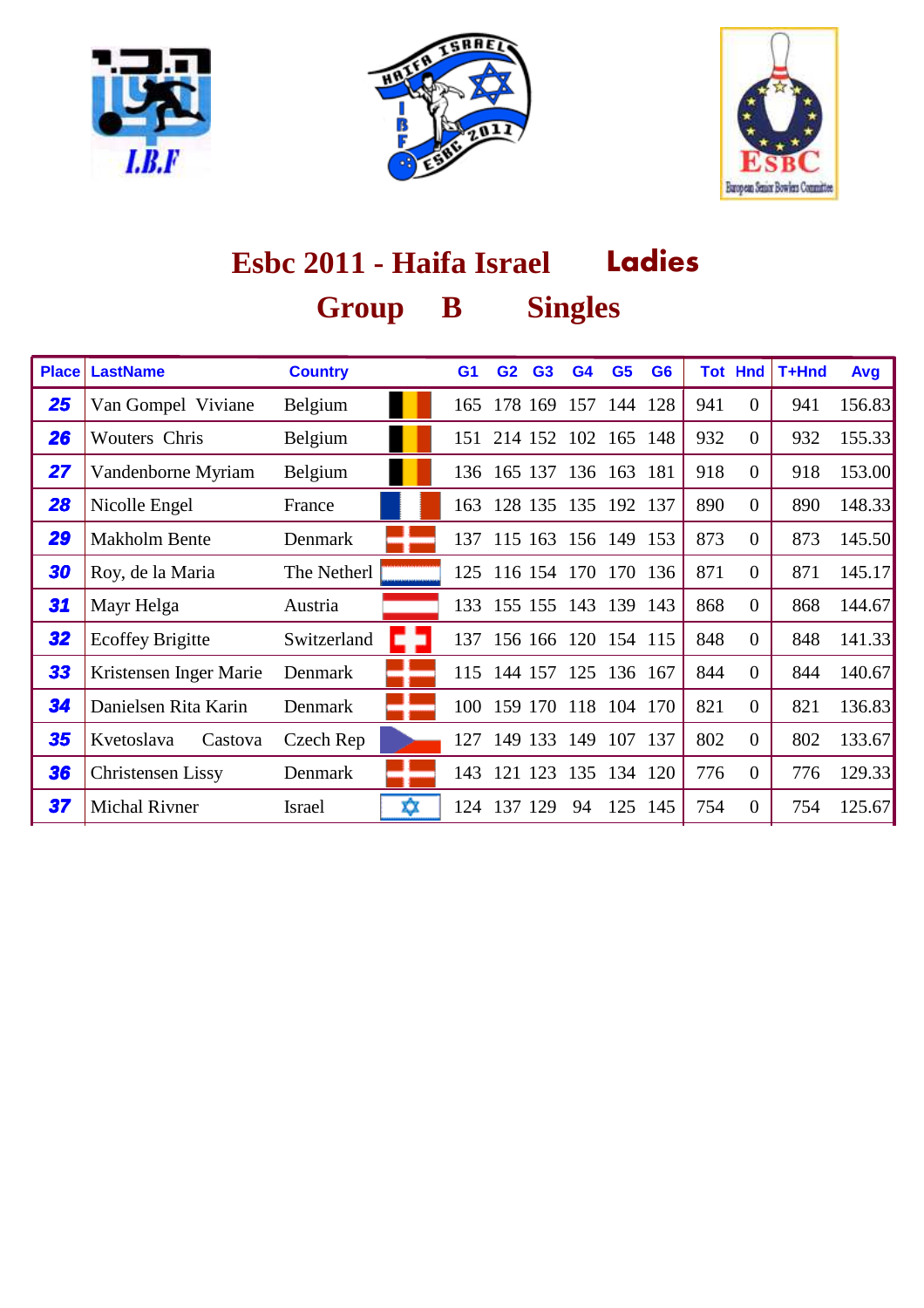# Esbc 2011 - Haifa Israel **Ladies**

## Group B Singles

| Place | LastName | Country | | G1 | G2 | G3 | G4 | G5 | G6 | Tot | Hnd | T+Hnd | Avg |
|---|---|---|---|---|---|---|---|---|---|---|---|---|---|
| 25 | Van Gompel Viviane | Belgium | | 165 | 178 | 169 | 157 | 144 | 128 | 941 | 0 | 941 | 156.83 |
| 26 | Wouters Chris | Belgium | | 151 | 214 | 152 | 102 | 165 | 148 | 932 | 0 | 932 | 155.33 |
| 27 | Vandenborne Myriam | Belgium | | 136 | 165 | 137 | 136 | 163 | 181 | 918 | 0 | 918 | 153.00 |
| 28 | Nicolle Engel | France | | 163 | 128 | 135 | 135 | 192 | 137 | 890 | 0 | 890 | 148.33 |
| 29 | Makholm Bente | Denmark | | 137 | 115 | 163 | 156 | 149 | 153 | 873 | 0 | 873 | 145.50 |
| 30 | Roy, de la Maria | The Netherl | | 125 | 116 | 154 | 170 | 170 | 136 | 871 | 0 | 871 | 145.17 |
| 31 | Mayr Helga | Austria | | 133 | 155 | 155 | 143 | 139 | 143 | 868 | 0 | 868 | 144.67 |
| 32 | Ecoffey Brigitte | Switzerland | | 137 | 156 | 166 | 120 | 154 | 115 | 848 | 0 | 848 | 141.33 |
| 33 | Kristensen Inger Marie | Denmark | | 115 | 144 | 157 | 125 | 136 | 167 | 844 | 0 | 844 | 140.67 |
| 34 | Danielsen Rita Karin | Denmark | | 100 | 159 | 170 | 118 | 104 | 170 | 821 | 0 | 821 | 136.83 |
| 35 | Kvetoslava Castova | Czech Rep | | 127 | 149 | 133 | 149 | 107 | 137 | 802 | 0 | 802 | 133.67 |
| 36 | Christensen Lissy | Denmark | | 143 | 121 | 123 | 135 | 134 | 120 | 776 | 0 | 776 | 129.33 |
| 37 | Michal Rivner | Israel | | 124 | 137 | 129 | 94 | 125 | 145 | 754 | 0 | 754 | 125.67 |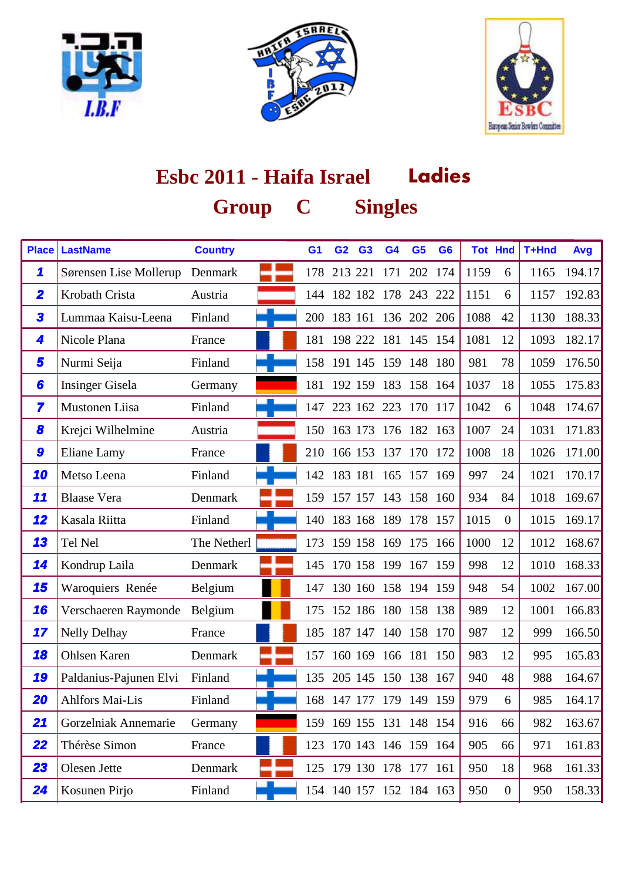# Esbc 2011 - Haifa Israel **Ladies**

## Group C Singles

| Place | LastName | Country | | G1 | G2 | G3 | G4 | G5 | G6 | Tot | Hnd | T+Hnd | Avg |
|---|---|---|---|---|---|---|---|---|---|---|---|---|---|
| 1 | Sørensen Lise Mollerup | Denmark | | 178 | 213 | 221 | 171 | 202 | 174 | 1159 | 6 | 1165 | 194.17 |
| 2 | Krobath Crista | Austria | | 144 | 182 | 182 | 178 | 243 | 222 | 1151 | 6 | 1157 | 192.83 |
| 3 | Lummaa Kaisu-Leena | Finland | | 200 | 183 | 161 | 136 | 202 | 206 | 1088 | 42 | 1130 | 188.33 |
| 4 | Nicole Plana | France | | 181 | 198 | 222 | 181 | 145 | 154 | 1081 | 12 | 1093 | 182.17 |
| 5 | Nurmi Seija | Finland | | 158 | 191 | 145 | 159 | 148 | 180 | 981 | 78 | 1059 | 176.50 |
| 6 | Insinger Gisela | Germany | | 181 | 192 | 159 | 183 | 158 | 164 | 1037 | 18 | 1055 | 175.83 |
| 7 | Mustonen Liisa | Finland | | 147 | 223 | 162 | 223 | 170 | 117 | 1042 | 6 | 1048 | 174.67 |
| 8 | Krejci Wilhelmine | Austria | | 150 | 163 | 173 | 176 | 182 | 163 | 1007 | 24 | 1031 | 171.83 |
| 9 | Eliane Lamy | France | | 210 | 166 | 153 | 137 | 170 | 172 | 1008 | 18 | 1026 | 171.00 |
| 10 | Metso Leena | Finland | | 142 | 183 | 181 | 165 | 157 | 169 | 997 | 24 | 1021 | 170.17 |
| 11 | Blaase Vera | Denmark | | 159 | 157 | 157 | 143 | 158 | 160 | 934 | 84 | 1018 | 169.67 |
| 12 | Kasala Riitta | Finland | | 140 | 183 | 168 | 189 | 178 | 157 | 1015 | 0 | 1015 | 169.17 |
| 13 | Tel Nel | The Netherl | | 173 | 159 | 158 | 169 | 175 | 166 | 1000 | 12 | 1012 | 168.67 |
| 14 | Kondrup Laila | Denmark | | 145 | 170 | 158 | 199 | 167 | 159 | 998 | 12 | 1010 | 168.33 |
| 15 | Waroquiers Renée | Belgium | | 147 | 130 | 160 | 158 | 194 | 159 | 948 | 54 | 1002 | 167.00 |
| 16 | Verschaeren Raymonde | Belgium | | 175 | 152 | 186 | 180 | 158 | 138 | 989 | 12 | 1001 | 166.83 |
| 17 | Nelly Delhay | France | | 185 | 187 | 147 | 140 | 158 | 170 | 987 | 12 | 999 | 166.50 |
| 18 | Ohlsen Karen | Denmark | | 157 | 160 | 169 | 166 | 181 | 150 | 983 | 12 | 995 | 165.83 |
| 19 | Paldanius-Pajunen Elvi | Finland | | 135 | 205 | 145 | 150 | 138 | 167 | 940 | 48 | 988 | 164.67 |
| 20 | Ahlfors Mai-Lis | Finland | | 168 | 147 | 177 | 179 | 149 | 159 | 979 | 6 | 985 | 164.17 |
| 21 | Gorzelniak Annemarie | Germany | | 159 | 169 | 155 | 131 | 148 | 154 | 916 | 66 | 982 | 163.67 |
| 22 | Thérèse Simon | France | | 123 | 170 | 143 | 146 | 159 | 164 | 905 | 66 | 971 | 161.83 |
| 23 | Olesen Jette | Denmark | | 125 | 179 | 130 | 178 | 177 | 161 | 950 | 18 | 968 | 161.33 |
| 24 | Kosunen Pirjo | Finland | | 154 | 140 | 157 | 152 | 184 | 163 | 950 | 0 | 950 | 158.33 |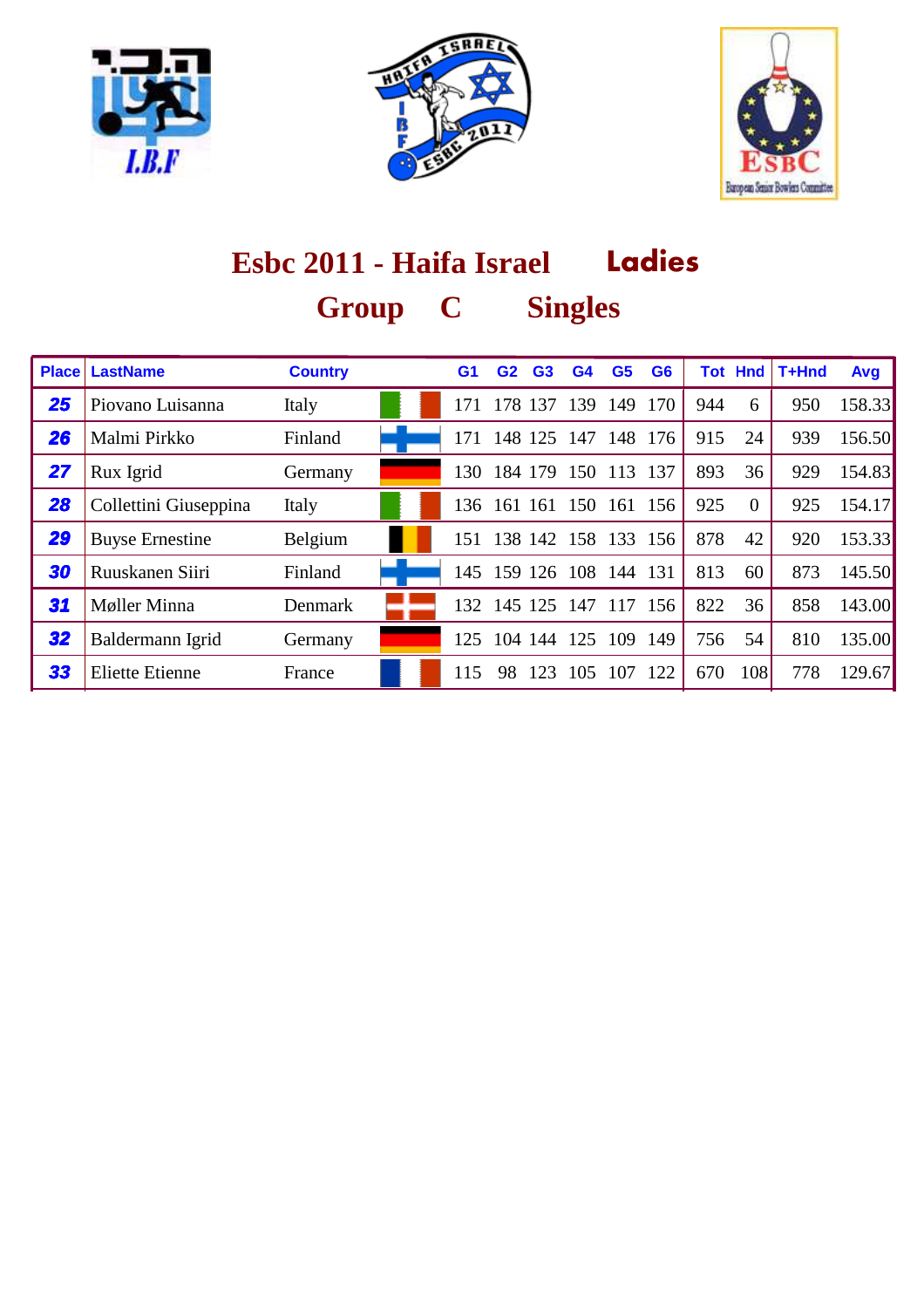# Esbc 2011 - Haifa Israel Ladies

## Group C Singles

| Place | LastName | Country | | G1 | G2 | G3 | G4 | G5 | G6 | Tot | Hnd | T+Hnd | Avg |
|---|---|---|---|---|---|---|---|---|---|---|---|---|---|
| 25 | Piovano Luisanna | Italy | | 171 | 178 | 137 | 139 | 149 | 170 | 944 | 6 | 950 | 158.33 |
| 26 | Malmi Pirkko | Finland | | 171 | 148 | 125 | 147 | 148 | 176 | 915 | 24 | 939 | 156.50 |
| 27 | Rux Igrid | Germany | | 130 | 184 | 179 | 150 | 113 | 137 | 893 | 36 | 929 | 154.83 |
| 28 | Collettini Giuseppina | Italy | | 136 | 161 | 161 | 150 | 161 | 156 | 925 | 0 | 925 | 154.17 |
| 29 | Buyse Ernestine | Belgium | | 151 | 138 | 142 | 158 | 133 | 156 | 878 | 42 | 920 | 153.33 |
| 30 | Ruuskanen Siiri | Finland | | 145 | 159 | 126 | 108 | 144 | 131 | 813 | 60 | 873 | 145.50 |
| 31 | Møller Minna | Denmark | | 132 | 145 | 125 | 147 | 117 | 156 | 822 | 36 | 858 | 143.00 |
| 32 | Baldermann Igrid | Germany | | 125 | 104 | 144 | 125 | 109 | 149 | 756 | 54 | 810 | 135.00 |
| 33 | Eliette Etienne | France | | 115 | 98 | 123 | 105 | 107 | 122 | 670 | 108 | 778 | 129.67 |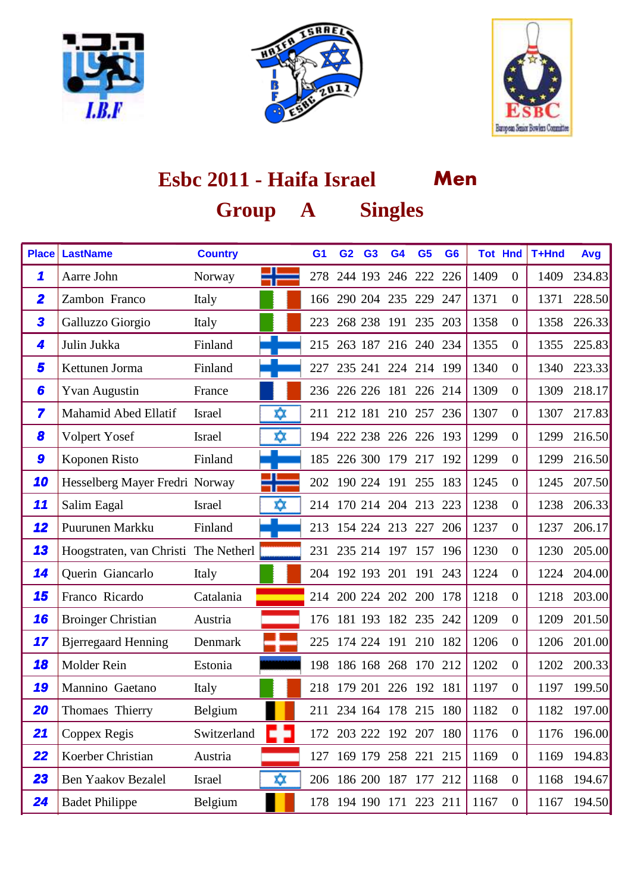# Esbc 2011 - Haifa Israel **Men**

## Group A Singles

| Place | LastName | Country | | G1 | G2 | G3 | G4 | G5 | G6 | Tot | Hnd | T+Hnd | Avg |
|---|---|---|---|---|---|---|---|---|---|---|---|---|---|
| 1 | Aarre John | Norway | | 278 | 244 | 193 | 246 | 222 | 226 | 1409 | 0 | 1409 | 234.83 |
| 2 | Zambon Franco | Italy | | 166 | 290 | 204 | 235 | 229 | 247 | 1371 | 0 | 1371 | 228.50 |
| 3 | Galluzzo Giorgio | Italy | | 223 | 268 | 238 | 191 | 235 | 203 | 1358 | 0 | 1358 | 226.33 |
| 4 | Julin Jukka | Finland | | 215 | 263 | 187 | 216 | 240 | 234 | 1355 | 0 | 1355 | 225.83 |
| 5 | Kettunen Jorma | Finland | | 227 | 235 | 241 | 224 | 214 | 199 | 1340 | 0 | 1340 | 223.33 |
| 6 | Yvan Augustin | France | | 236 | 226 | 226 | 181 | 226 | 214 | 1309 | 0 | 1309 | 218.17 |
| 7 | Mahamid Abed Ellatif | Israel | | 211 | 212 | 181 | 210 | 257 | 236 | 1307 | 0 | 1307 | 217.83 |
| 8 | Volpert Yosef | Israel | | 194 | 222 | 238 | 226 | 226 | 193 | 1299 | 0 | 1299 | 216.50 |
| 9 | Koponen Risto | Finland | | 185 | 226 | 300 | 179 | 217 | 192 | 1299 | 0 | 1299 | 216.50 |
| 10 | Hesselberg Mayer Fredri | Norway | | 202 | 190 | 224 | 191 | 255 | 183 | 1245 | 0 | 1245 | 207.50 |
| 11 | Salim Eagal | Israel | | 214 | 170 | 214 | 204 | 213 | 223 | 1238 | 0 | 1238 | 206.33 |
| 12 | Puurunen Markku | Finland | | 213 | 154 | 224 | 213 | 227 | 206 | 1237 | 0 | 1237 | 206.17 |
| 13 | Hoogstraten, van Christi | The Netherl | | 231 | 235 | 214 | 197 | 157 | 196 | 1230 | 0 | 1230 | 205.00 |
| 14 | Querin Giancarlo | Italy | | 204 | 192 | 193 | 201 | 191 | 243 | 1224 | 0 | 1224 | 204.00 |
| 15 | Franco Ricardo | Catalania | | 214 | 200 | 224 | 202 | 200 | 178 | 1218 | 0 | 1218 | 203.00 |
| 16 | Broinger Christian | Austria | | 176 | 181 | 193 | 182 | 235 | 242 | 1209 | 0 | 1209 | 201.50 |
| 17 | Bjerregaard Henning | Denmark | | 225 | 174 | 224 | 191 | 210 | 182 | 1206 | 0 | 1206 | 201.00 |
| 18 | Molder Rein | Estonia | | 198 | 186 | 168 | 268 | 170 | 212 | 1202 | 0 | 1202 | 200.33 |
| 19 | Mannino Gaetano | Italy | | 218 | 179 | 201 | 226 | 192 | 181 | 1197 | 0 | 1197 | 199.50 |
| 20 | Thomaes Thierry | Belgium | | 211 | 234 | 164 | 178 | 215 | 180 | 1182 | 0 | 1182 | 197.00 |
| 21 | Coppex Regis | Switzerland | | 172 | 203 | 222 | 192 | 207 | 180 | 1176 | 0 | 1176 | 196.00 |
| 22 | Koerber Christian | Austria | | 127 | 169 | 179 | 258 | 221 | 215 | 1169 | 0 | 1169 | 194.83 |
| 23 | Ben Yaakov Bezalel | Israel | | 206 | 186 | 200 | 187 | 177 | 212 | 1168 | 0 | 1168 | 194.67 |
| 24 | Badet Philippe | Belgium | | 178 | 194 | 190 | 171 | 223 | 211 | 1167 | 0 | 1167 | 194.50 |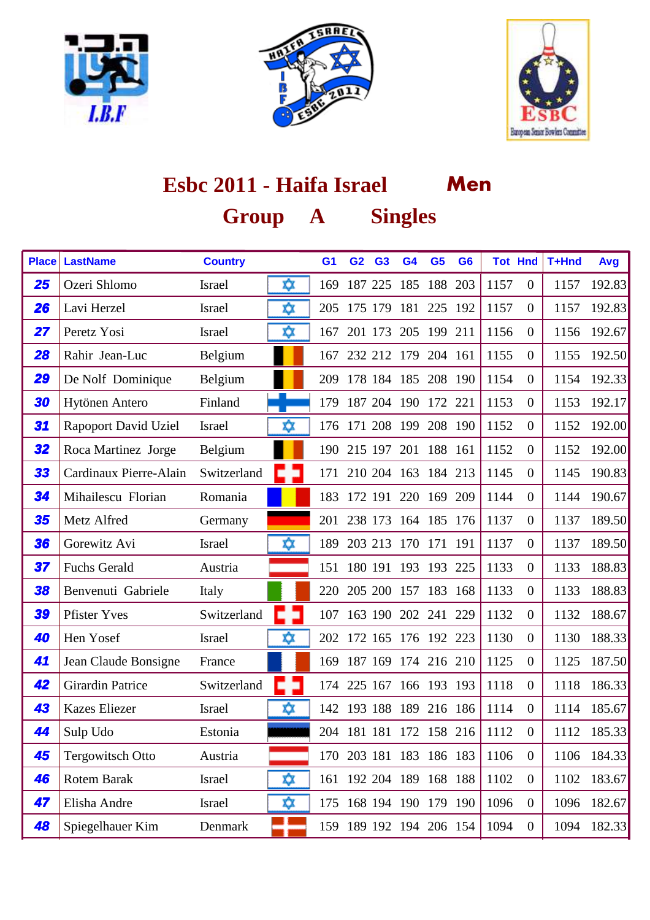# Esbc 2011 - Haifa Israel Men

## Group A Singles

| Place | LastName | Country | | G1 | G2 | G3 | G4 | G5 | G6 | Tot | Hnd | T+Hnd | Avg |
|---|---|---|---|---|---|---|---|---|---|---|---|---|---|
| 25 | Ozeri Shlomo | Israel | | 169 | 187 | 225 | 185 | 188 | 203 | 1157 | 0 | 1157 | 192.83 |
| 26 | Lavi Herzel | Israel | | 205 | 175 | 179 | 181 | 225 | 192 | 1157 | 0 | 1157 | 192.83 |
| 27 | Peretz Yosi | Israel | | 167 | 201 | 173 | 205 | 199 | 211 | 1156 | 0 | 1156 | 192.67 |
| 28 | Rahir Jean-Luc | Belgium | | 167 | 232 | 212 | 179 | 204 | 161 | 1155 | 0 | 1155 | 192.50 |
| 29 | De Nolf Dominique | Belgium | | 209 | 178 | 184 | 185 | 208 | 190 | 1154 | 0 | 1154 | 192.33 |
| 30 | Hytönen Antero | Finland | | 179 | 187 | 204 | 190 | 172 | 221 | 1153 | 0 | 1153 | 192.17 |
| 31 | Rapoport David Uziel | Israel | | 176 | 171 | 208 | 199 | 208 | 190 | 1152 | 0 | 1152 | 192.00 |
| 32 | Roca Martinez Jorge | Belgium | | 190 | 215 | 197 | 201 | 188 | 161 | 1152 | 0 | 1152 | 192.00 |
| 33 | Cardinaux Pierre-Alain | Switzerland | | 171 | 210 | 204 | 163 | 184 | 213 | 1145 | 0 | 1145 | 190.83 |
| 34 | Mihailescu Florian | Romania | | 183 | 172 | 191 | 220 | 169 | 209 | 1144 | 0 | 1144 | 190.67 |
| 35 | Metz Alfred | Germany | | 201 | 238 | 173 | 164 | 185 | 176 | 1137 | 0 | 1137 | 189.50 |
| 36 | Gorewitz Avi | Israel | | 189 | 203 | 213 | 170 | 171 | 191 | 1137 | 0 | 1137 | 189.50 |
| 37 | Fuchs Gerald | Austria | | 151 | 180 | 191 | 193 | 193 | 225 | 1133 | 0 | 1133 | 188.83 |
| 38 | Benvenuti Gabriele | Italy | | 220 | 205 | 200 | 157 | 183 | 168 | 1133 | 0 | 1133 | 188.83 |
| 39 | Pfister Yves | Switzerland | | 107 | 163 | 190 | 202 | 241 | 229 | 1132 | 0 | 1132 | 188.67 |
| 40 | Hen Yosef | Israel | | 202 | 172 | 165 | 176 | 192 | 223 | 1130 | 0 | 1130 | 188.33 |
| 41 | Jean Claude Bonsigne | France | | 169 | 187 | 169 | 174 | 216 | 210 | 1125 | 0 | 1125 | 187.50 |
| 42 | Girardin Patrice | Switzerland | | 174 | 225 | 167 | 166 | 193 | 193 | 1118 | 0 | 1118 | 186.33 |
| 43 | Kazes Eliezer | Israel | | 142 | 193 | 188 | 189 | 216 | 186 | 1114 | 0 | 1114 | 185.67 |
| 44 | Sulp Udo | Estonia | | 204 | 181 | 181 | 172 | 158 | 216 | 1112 | 0 | 1112 | 185.33 |
| 45 | Tergowitsch Otto | Austria | | 170 | 203 | 181 | 183 | 186 | 183 | 1106 | 0 | 1106 | 184.33 |
| 46 | Rotem Barak | Israel | | 161 | 192 | 204 | 189 | 168 | 188 | 1102 | 0 | 1102 | 183.67 |
| 47 | Elisha Andre | Israel | | 175 | 168 | 194 | 190 | 179 | 190 | 1096 | 0 | 1096 | 182.67 |
| 48 | Spiegelhauer Kim | Denmark | | 159 | 189 | 192 | 194 | 206 | 154 | 1094 | 0 | 1094 | 182.33 |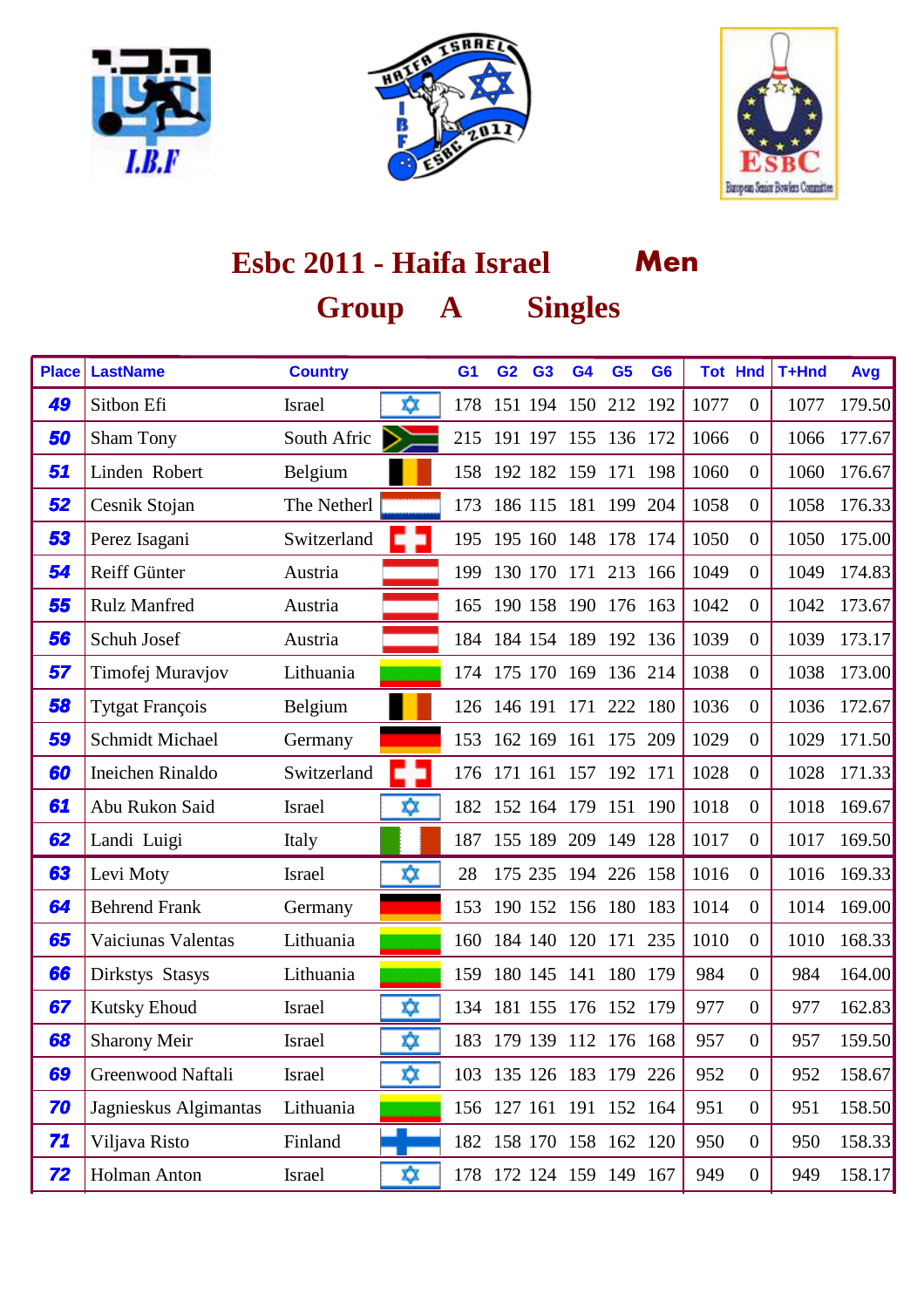# Esbc 2011 - Haifa Israel **Men**

## Group A Singles

| Place | LastName | Country | | G1 | G2 | G3 | G4 | G5 | G6 | Tot | Hnd | T+Hnd | Avg |
|---|---|---|---|---|---|---|---|---|---|---|---|---|---|
| 49 | Sitbon Efi | Israel | | 178 | 151 | 194 | 150 | 212 | 192 | 1077 | 0 | 1077 | 179.50 |
| 50 | Sham Tony | South Afric | | 215 | 191 | 197 | 155 | 136 | 172 | 1066 | 0 | 1066 | 177.67 |
| 51 | Linden Robert | Belgium | | 158 | 192 | 182 | 159 | 171 | 198 | 1060 | 0 | 1060 | 176.67 |
| 52 | Cesnik Stojan | The Netherl | | 173 | 186 | 115 | 181 | 199 | 204 | 1058 | 0 | 1058 | 176.33 |
| 53 | Perez Isagani | Switzerland | | 195 | 195 | 160 | 148 | 178 | 174 | 1050 | 0 | 1050 | 175.00 |
| 54 | Reiff Günter | Austria | | 199 | 130 | 170 | 171 | 213 | 166 | 1049 | 0 | 1049 | 174.83 |
| 55 | Rulz Manfred | Austria | | 165 | 190 | 158 | 190 | 176 | 163 | 1042 | 0 | 1042 | 173.67 |
| 56 | Schuh Josef | Austria | | 184 | 184 | 154 | 189 | 192 | 136 | 1039 | 0 | 1039 | 173.17 |
| 57 | Timofej Muravjov | Lithuania | | 174 | 175 | 170 | 169 | 136 | 214 | 1038 | 0 | 1038 | 173.00 |
| 58 | Tytgat François | Belgium | | 126 | 146 | 191 | 171 | 222 | 180 | 1036 | 0 | 1036 | 172.67 |
| 59 | Schmidt Michael | Germany | | 153 | 162 | 169 | 161 | 175 | 209 | 1029 | 0 | 1029 | 171.50 |
| 60 | Ineichen Rinaldo | Switzerland | | 176 | 171 | 161 | 157 | 192 | 171 | 1028 | 0 | 1028 | 171.33 |
| 61 | Abu Rukon Said | Israel | | 182 | 152 | 164 | 179 | 151 | 190 | 1018 | 0 | 1018 | 169.67 |
| 62 | Landi Luigi | Italy | | 187 | 155 | 189 | 209 | 149 | 128 | 1017 | 0 | 1017 | 169.50 |
| 63 | Levi Moty | Israel | | 28 | 175 | 235 | 194 | 226 | 158 | 1016 | 0 | 1016 | 169.33 |
| 64 | Behrend Frank | Germany | | 153 | 190 | 152 | 156 | 180 | 183 | 1014 | 0 | 1014 | 169.00 |
| 65 | Vaiciunas Valentas | Lithuania | | 160 | 184 | 140 | 120 | 171 | 235 | 1010 | 0 | 1010 | 168.33 |
| 66 | Dirkstys Stasys | Lithuania | | 159 | 180 | 145 | 141 | 180 | 179 | 984 | 0 | 984 | 164.00 |
| 67 | Kutsky Ehoud | Israel | | 134 | 181 | 155 | 176 | 152 | 179 | 977 | 0 | 977 | 162.83 |
| 68 | Sharony Meir | Israel | | 183 | 179 | 139 | 112 | 176 | 168 | 957 | 0 | 957 | 159.50 |
| 69 | Greenwood Naftali | Israel | | 103 | 135 | 126 | 183 | 179 | 226 | 952 | 0 | 952 | 158.67 |
| 70 | Jagnieskus Algimantas | Lithuania | | 156 | 127 | 161 | 191 | 152 | 164 | 951 | 0 | 951 | 158.50 |
| 71 | Viljava Risto | Finland | | 182 | 158 | 170 | 158 | 162 | 120 | 950 | 0 | 950 | 158.33 |
| 72 | Holman Anton | Israel | | 178 | 172 | 124 | 159 | 149 | 167 | 949 | 0 | 949 | 158.17 |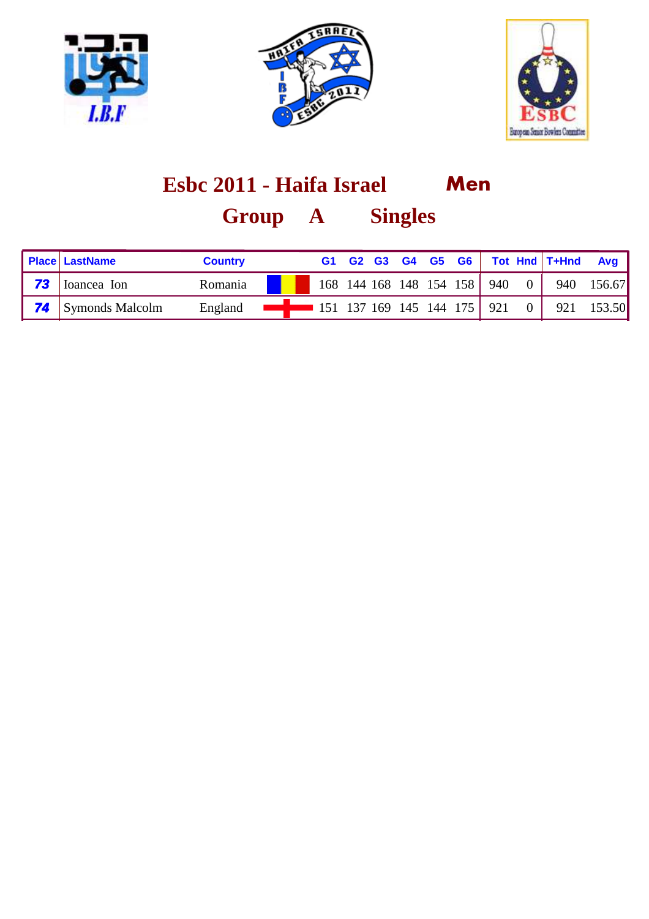# Esbc 2011 - Haifa Israel Men

## Group A Singles

| Place | LastName | Country | | G1 | G2 | G3 | G4 | G5 | G6 | Tot | Hnd | T+Hnd | Avg |
|---|---|---|---|---|---|---|---|---|---|---|---|---|---|
| 73 | Ioancea Ion | Romania | | 168 | 144 | 168 | 148 | 154 | 158 | 940 | 0 | 940 | 156.67 |
| 74 | Symonds Malcolm | England | | 151 | 137 | 169 | 145 | 144 | 175 | 921 | 0 | 921 | 153.50 |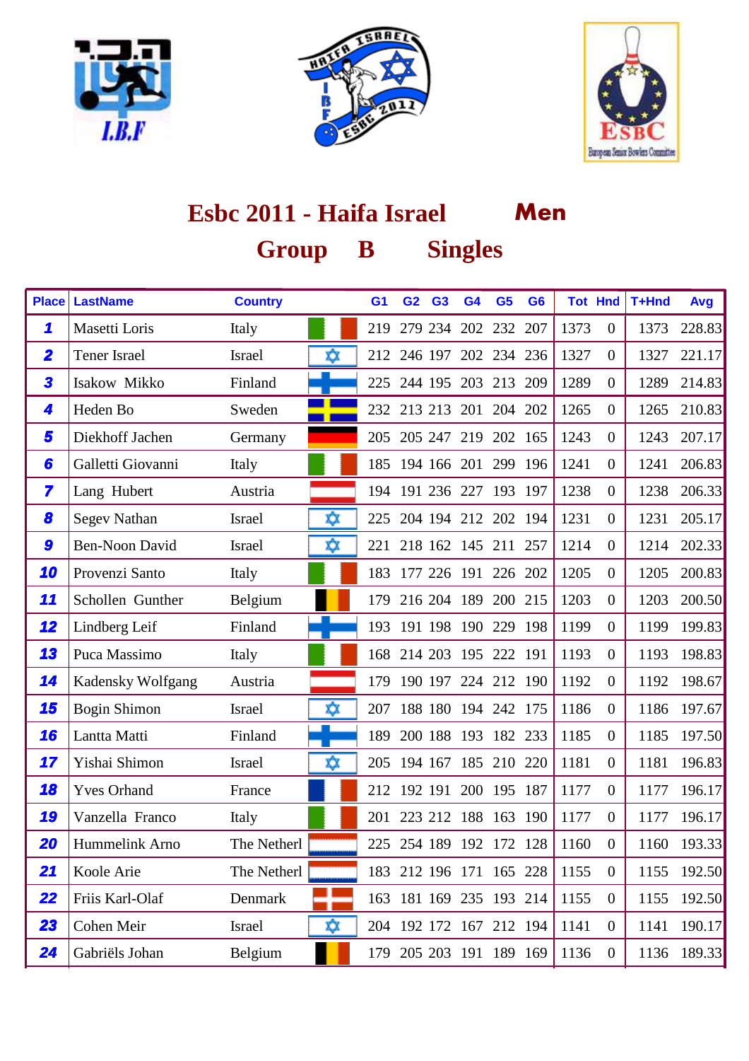# Esbc 2011 - Haifa Israel Men

## Group B Singles

| Place | LastName | Country | | G1 | G2 | G3 | G4 | G5 | G6 | Tot | Hnd | T+Hnd | Avg |
|---|---|---|---|---|---|---|---|---|---|---|---|---|---|
| 1 | Masetti Loris | Italy | | 219 | 279 | 234 | 202 | 232 | 207 | 1373 | 0 | 1373 | 228.83 |
| 2 | Tener Israel | Israel | | 212 | 246 | 197 | 202 | 234 | 236 | 1327 | 0 | 1327 | 221.17 |
| 3 | Isakow Mikko | Finland | | 225 | 244 | 195 | 203 | 213 | 209 | 1289 | 0 | 1289 | 214.83 |
| 4 | Heden Bo | Sweden | | 232 | 213 | 213 | 201 | 204 | 202 | 1265 | 0 | 1265 | 210.83 |
| 5 | Diekhoff Jachen | Germany | | 205 | 205 | 247 | 219 | 202 | 165 | 1243 | 0 | 1243 | 207.17 |
| 6 | Galletti Giovanni | Italy | | 185 | 194 | 166 | 201 | 299 | 196 | 1241 | 0 | 1241 | 206.83 |
| 7 | Lang Hubert | Austria | | 194 | 191 | 236 | 227 | 193 | 197 | 1238 | 0 | 1238 | 206.33 |
| 8 | Segev Nathan | Israel | | 225 | 204 | 194 | 212 | 202 | 194 | 1231 | 0 | 1231 | 205.17 |
| 9 | Ben-Noon David | Israel | | 221 | 218 | 162 | 145 | 211 | 257 | 1214 | 0 | 1214 | 202.33 |
| 10 | Provenzi Santo | Italy | | 183 | 177 | 226 | 191 | 226 | 202 | 1205 | 0 | 1205 | 200.83 |
| 11 | Schollen Gunther | Belgium | | 179 | 216 | 204 | 189 | 200 | 215 | 1203 | 0 | 1203 | 200.50 |
| 12 | Lindberg Leif | Finland | | 193 | 191 | 198 | 190 | 229 | 198 | 1199 | 0 | 1199 | 199.83 |
| 13 | Puca Massimo | Italy | | 168 | 214 | 203 | 195 | 222 | 191 | 1193 | 0 | 1193 | 198.83 |
| 14 | Kadensky Wolfgang | Austria | | 179 | 190 | 197 | 224 | 212 | 190 | 1192 | 0 | 1192 | 198.67 |
| 15 | Bogin Shimon | Israel | | 207 | 188 | 180 | 194 | 242 | 175 | 1186 | 0 | 1186 | 197.67 |
| 16 | Lantta Matti | Finland | | 189 | 200 | 188 | 193 | 182 | 233 | 1185 | 0 | 1185 | 197.50 |
| 17 | Yishai Shimon | Israel | | 205 | 194 | 167 | 185 | 210 | 220 | 1181 | 0 | 1181 | 196.83 |
| 18 | Yves Orhand | France | | 212 | 192 | 191 | 200 | 195 | 187 | 1177 | 0 | 1177 | 196.17 |
| 19 | Vanzella Franco | Italy | | 201 | 223 | 212 | 188 | 163 | 190 | 1177 | 0 | 1177 | 196.17 |
| 20 | Hummelink Arno | The Netherl | | 225 | 254 | 189 | 192 | 172 | 128 | 1160 | 0 | 1160 | 193.33 |
| 21 | Koole Arie | The Netherl | | 183 | 212 | 196 | 171 | 165 | 228 | 1155 | 0 | 1155 | 192.50 |
| 22 | Friis Karl-Olaf | Denmark | | 163 | 181 | 169 | 235 | 193 | 214 | 1155 | 0 | 1155 | 192.50 |
| 23 | Cohen Meir | Israel | | 204 | 192 | 172 | 167 | 212 | 194 | 1141 | 0 | 1141 | 190.17 |
| 24 | Gabriëls Johan | Belgium | | 179 | 205 | 203 | 191 | 189 | 169 | 1136 | 0 | 1136 | 189.33 |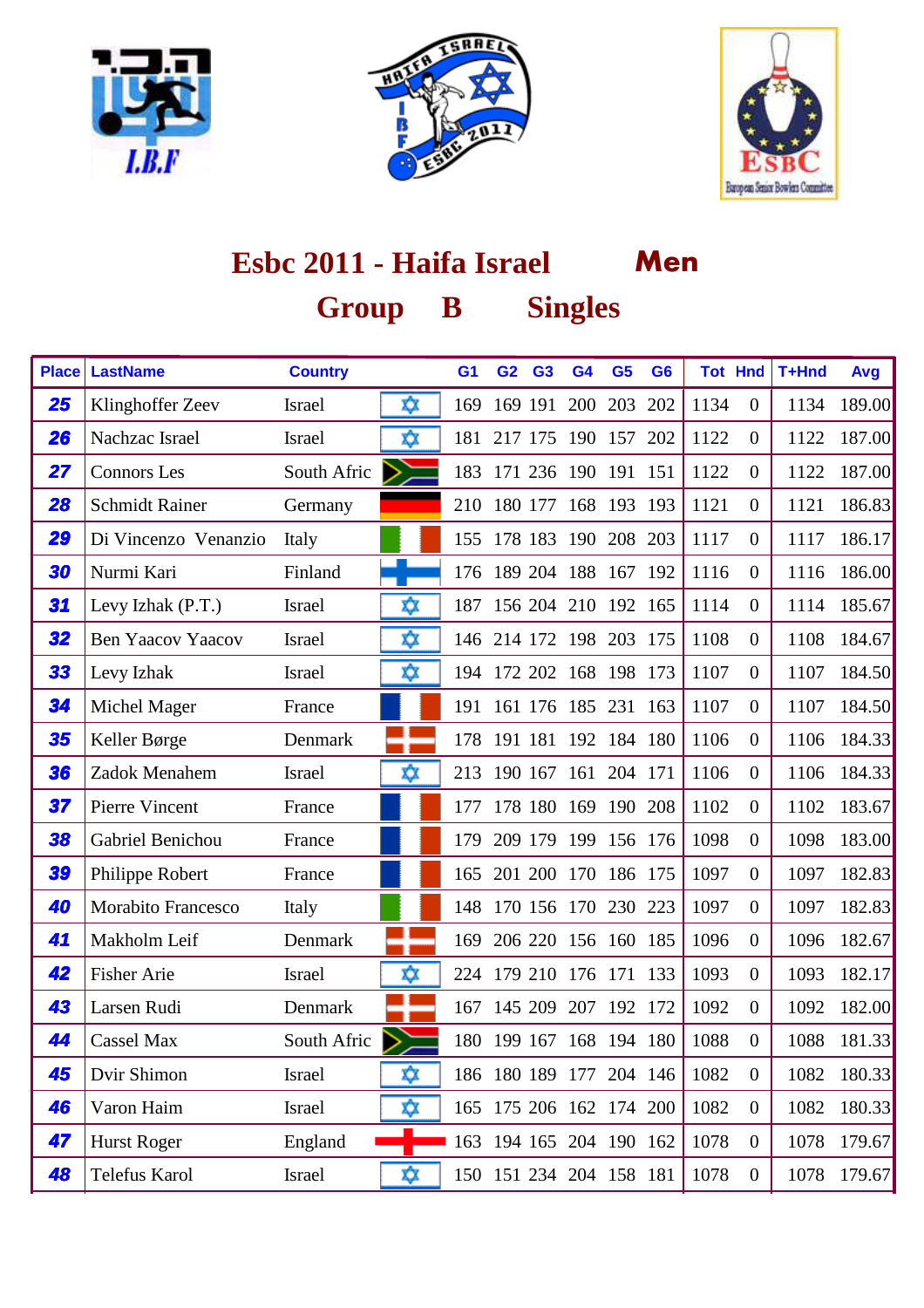# Esbc 2011 - Haifa Israel **Men**

## Group B Singles

| Place | LastName | Country | | G1 | G2 | G3 | G4 | G5 | G6 | Tot | Hnd | T+Hnd | Avg |
|---|---|---|---|---|---|---|---|---|---|---|---|---|---|
| 25 | Klinghoffer Zeev | Israel | | 169 | 169 | 191 | 200 | 203 | 202 | 1134 | 0 | 1134 | 189.00 |
| 26 | Nachzac Israel | Israel | | 181 | 217 | 175 | 190 | 157 | 202 | 1122 | 0 | 1122 | 187.00 |
| 27 | Connors Les | South Afric | | 183 | 171 | 236 | 190 | 191 | 151 | 1122 | 0 | 1122 | 187.00 |
| 28 | Schmidt Rainer | Germany | | 210 | 180 | 177 | 168 | 193 | 193 | 1121 | 0 | 1121 | 186.83 |
| 29 | Di Vincenzo Venanzio | Italy | | 155 | 178 | 183 | 190 | 208 | 203 | 1117 | 0 | 1117 | 186.17 |
| 30 | Nurmi Kari | Finland | | 176 | 189 | 204 | 188 | 167 | 192 | 1116 | 0 | 1116 | 186.00 |
| 31 | Levy Izhak (P.T.) | Israel | | 187 | 156 | 204 | 210 | 192 | 165 | 1114 | 0 | 1114 | 185.67 |
| 32 | Ben Yaacov Yaacov | Israel | | 146 | 214 | 172 | 198 | 203 | 175 | 1108 | 0 | 1108 | 184.67 |
| 33 | Levy Izhak | Israel | | 194 | 172 | 202 | 168 | 198 | 173 | 1107 | 0 | 1107 | 184.50 |
| 34 | Michel Mager | France | | 191 | 161 | 176 | 185 | 231 | 163 | 1107 | 0 | 1107 | 184.50 |
| 35 | Keller Børge | Denmark | | 178 | 191 | 181 | 192 | 184 | 180 | 1106 | 0 | 1106 | 184.33 |
| 36 | Zadok Menahem | Israel | | 213 | 190 | 167 | 161 | 204 | 171 | 1106 | 0 | 1106 | 184.33 |
| 37 | Pierre Vincent | France | | 177 | 178 | 180 | 169 | 190 | 208 | 1102 | 0 | 1102 | 183.67 |
| 38 | Gabriel Benichou | France | | 179 | 209 | 179 | 199 | 156 | 176 | 1098 | 0 | 1098 | 183.00 |
| 39 | Philippe Robert | France | | 165 | 201 | 200 | 170 | 186 | 175 | 1097 | 0 | 1097 | 182.83 |
| 40 | Morabito Francesco | Italy | | 148 | 170 | 156 | 170 | 230 | 223 | 1097 | 0 | 1097 | 182.83 |
| 41 | Makholm Leif | Denmark | | 169 | 206 | 220 | 156 | 160 | 185 | 1096 | 0 | 1096 | 182.67 |
| 42 | Fisher Arie | Israel | | 224 | 179 | 210 | 176 | 171 | 133 | 1093 | 0 | 1093 | 182.17 |
| 43 | Larsen Rudi | Denmark | | 167 | 145 | 209 | 207 | 192 | 172 | 1092 | 0 | 1092 | 182.00 |
| 44 | Cassel Max | South Afric | | 180 | 199 | 167 | 168 | 194 | 180 | 1088 | 0 | 1088 | 181.33 |
| 45 | Dvir Shimon | Israel | | 186 | 180 | 189 | 177 | 204 | 146 | 1082 | 0 | 1082 | 180.33 |
| 46 | Varon Haim | Israel | | 165 | 175 | 206 | 162 | 174 | 200 | 1082 | 0 | 1082 | 180.33 |
| 47 | Hurst Roger | England | | 163 | 194 | 165 | 204 | 190 | 162 | 1078 | 0 | 1078 | 179.67 |
| 48 | Telefus Karol | Israel | | 150 | 151 | 234 | 204 | 158 | 181 | 1078 | 0 | 1078 | 179.67 |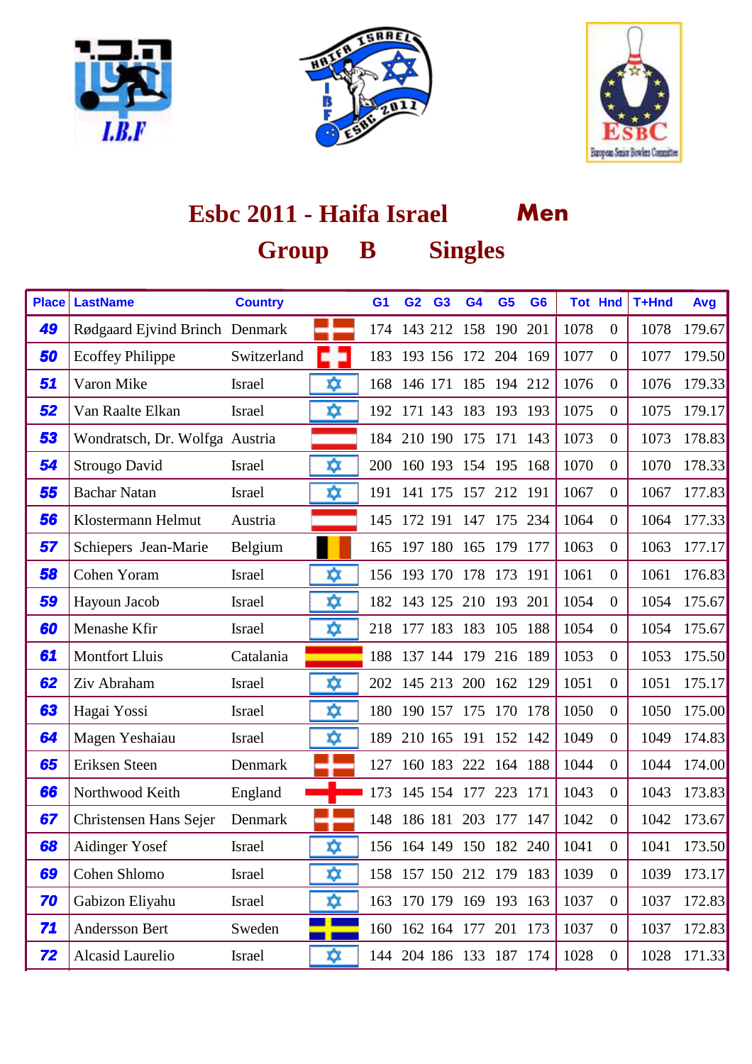# Esbc 2011 - Haifa Israel Men

## Group B Singles

| Place | LastName | Country | | G1 | G2 | G3 | G4 | G5 | G6 | Tot | Hnd | T+Hnd | Avg |
|---|---|---|---|---|---|---|---|---|---|---|---|---|---|
| 49 | Rødgaard Ejvind Brinch | Denmark | | 174 | 143 | 212 | 158 | 190 | 201 | 1078 | 0 | 1078 | 179.67 |
| 50 | Ecoffey Philippe | Switzerland | | 183 | 193 | 156 | 172 | 204 | 169 | 1077 | 0 | 1077 | 179.50 |
| 51 | Varon Mike | Israel | | 168 | 146 | 171 | 185 | 194 | 212 | 1076 | 0 | 1076 | 179.33 |
| 52 | Van Raalte Elkan | Israel | | 192 | 171 | 143 | 183 | 193 | 193 | 1075 | 0 | 1075 | 179.17 |
| 53 | Wondratsch, Dr. Wolfga | Austria | | 184 | 210 | 190 | 175 | 171 | 143 | 1073 | 0 | 1073 | 178.83 |
| 54 | Strougo David | Israel | | 200 | 160 | 193 | 154 | 195 | 168 | 1070 | 0 | 1070 | 178.33 |
| 55 | Bachar Natan | Israel | | 191 | 141 | 175 | 157 | 212 | 191 | 1067 | 0 | 1067 | 177.83 |
| 56 | Klostermann Helmut | Austria | | 145 | 172 | 191 | 147 | 175 | 234 | 1064 | 0 | 1064 | 177.33 |
| 57 | Schiepers Jean-Marie | Belgium | | 165 | 197 | 180 | 165 | 179 | 177 | 1063 | 0 | 1063 | 177.17 |
| 58 | Cohen Yoram | Israel | | 156 | 193 | 170 | 178 | 173 | 191 | 1061 | 0 | 1061 | 176.83 |
| 59 | Hayoun Jacob | Israel | | 182 | 143 | 125 | 210 | 193 | 201 | 1054 | 0 | 1054 | 175.67 |
| 60 | Menashe Kfir | Israel | | 218 | 177 | 183 | 183 | 105 | 188 | 1054 | 0 | 1054 | 175.67 |
| 61 | Montfort Lluis | Catalania | | 188 | 137 | 144 | 179 | 216 | 189 | 1053 | 0 | 1053 | 175.50 |
| 62 | Ziv Abraham | Israel | | 202 | 145 | 213 | 200 | 162 | 129 | 1051 | 0 | 1051 | 175.17 |
| 63 | Hagai Yossi | Israel | | 180 | 190 | 157 | 175 | 170 | 178 | 1050 | 0 | 1050 | 175.00 |
| 64 | Magen Yeshaiau | Israel | | 189 | 210 | 165 | 191 | 152 | 142 | 1049 | 0 | 1049 | 174.83 |
| 65 | Eriksen Steen | Denmark | | 127 | 160 | 183 | 222 | 164 | 188 | 1044 | 0 | 1044 | 174.00 |
| 66 | Northwood Keith | England | | 173 | 145 | 154 | 177 | 223 | 171 | 1043 | 0 | 1043 | 173.83 |
| 67 | Christensen Hans Sejer | Denmark | | 148 | 186 | 181 | 203 | 177 | 147 | 1042 | 0 | 1042 | 173.67 |
| 68 | Aidinger Yosef | Israel | | 156 | 164 | 149 | 150 | 182 | 240 | 1041 | 0 | 1041 | 173.50 |
| 69 | Cohen Shlomo | Israel | | 158 | 157 | 150 | 212 | 179 | 183 | 1039 | 0 | 1039 | 173.17 |
| 70 | Gabizon Eliyahu | Israel | | 163 | 170 | 179 | 169 | 193 | 163 | 1037 | 0 | 1037 | 172.83 |
| 71 | Andersson Bert | Sweden | | 160 | 162 | 164 | 177 | 201 | 173 | 1037 | 0 | 1037 | 172.83 |
| 72 | Alcasid Laurelio | Israel | | 144 | 204 | 186 | 133 | 187 | 174 | 1028 | 0 | 1028 | 171.33 |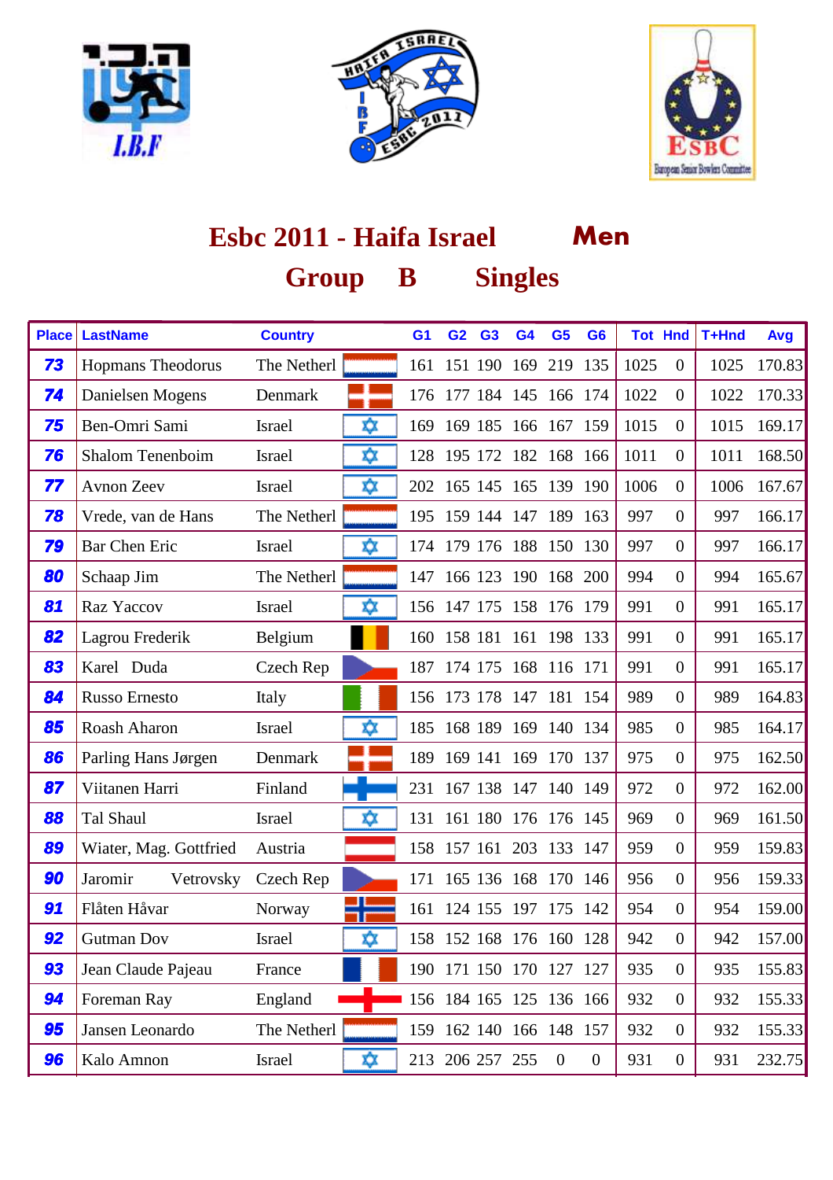# Esbc 2011 - Haifa Israel **Men**

## Group B Singles

| Place | LastName | Country | | G1 | G2 | G3 | G4 | G5 | G6 | Tot | Hnd | T+Hnd | Avg |
|---|---|---|---|---|---|---|---|---|---|---|---|---|---|
| 73 | Hopmans Theodorus | The Netherl | | 161 | 151 | 190 | 169 | 219 | 135 | 1025 | 0 | 1025 | 170.83 |
| 74 | Danielsen Mogens | Denmark | | 176 | 177 | 184 | 145 | 166 | 174 | 1022 | 0 | 1022 | 170.33 |
| 75 | Ben-Omri Sami | Israel | | 169 | 169 | 185 | 166 | 167 | 159 | 1015 | 0 | 1015 | 169.17 |
| 76 | Shalom Tenenboim | Israel | | 128 | 195 | 172 | 182 | 168 | 166 | 1011 | 0 | 1011 | 168.50 |
| 77 | Avnon Zeev | Israel | | 202 | 165 | 145 | 165 | 139 | 190 | 1006 | 0 | 1006 | 167.67 |
| 78 | Vrede, van de Hans | The Netherl | | 195 | 159 | 144 | 147 | 189 | 163 | 997 | 0 | 997 | 166.17 |
| 79 | Bar Chen Eric | Israel | | 174 | 179 | 176 | 188 | 150 | 130 | 997 | 0 | 997 | 166.17 |
| 80 | Schaap Jim | The Netherl | | 147 | 166 | 123 | 190 | 168 | 200 | 994 | 0 | 994 | 165.67 |
| 81 | Raz Yaccov | Israel | | 156 | 147 | 175 | 158 | 176 | 179 | 991 | 0 | 991 | 165.17 |
| 82 | Lagrou Frederik | Belgium | | 160 | 158 | 181 | 161 | 198 | 133 | 991 | 0 | 991 | 165.17 |
| 83 | Karel Duda | Czech Rep | | 187 | 174 | 175 | 168 | 116 | 171 | 991 | 0 | 991 | 165.17 |
| 84 | Russo Ernesto | Italy | | 156 | 173 | 178 | 147 | 181 | 154 | 989 | 0 | 989 | 164.83 |
| 85 | Roash Aharon | Israel | | 185 | 168 | 189 | 169 | 140 | 134 | 985 | 0 | 985 | 164.17 |
| 86 | Parling Hans Jørgen | Denmark | | 189 | 169 | 141 | 169 | 170 | 137 | 975 | 0 | 975 | 162.50 |
| 87 | Viitanen Harri | Finland | | 231 | 167 | 138 | 147 | 140 | 149 | 972 | 0 | 972 | 162.00 |
| 88 | Tal Shaul | Israel | | 131 | 161 | 180 | 176 | 176 | 145 | 969 | 0 | 969 | 161.50 |
| 89 | Wiater, Mag. Gottfried | Austria | | 158 | 157 | 161 | 203 | 133 | 147 | 959 | 0 | 959 | 159.83 |
| 90 | Jaromir Vetrovsky | Czech Rep | | 171 | 165 | 136 | 168 | 170 | 146 | 956 | 0 | 956 | 159.33 |
| 91 | Flåten Håvar | Norway | | 161 | 124 | 155 | 197 | 175 | 142 | 954 | 0 | 954 | 159.00 |
| 92 | Gutman Dov | Israel | | 158 | 152 | 168 | 176 | 160 | 128 | 942 | 0 | 942 | 157.00 |
| 93 | Jean Claude Pajeau | France | | 190 | 171 | 150 | 170 | 127 | 127 | 935 | 0 | 935 | 155.83 |
| 94 | Foreman Ray | England | | 156 | 184 | 165 | 125 | 136 | 166 | 932 | 0 | 932 | 155.33 |
| 95 | Jansen Leonardo | The Netherl | | 159 | 162 | 140 | 166 | 148 | 157 | 932 | 0 | 932 | 155.33 |
| 96 | Kalo Amnon | Israel | | 213 | 206 | 257 | 255 | 0 | 0 | 931 | 0 | 931 | 232.75 |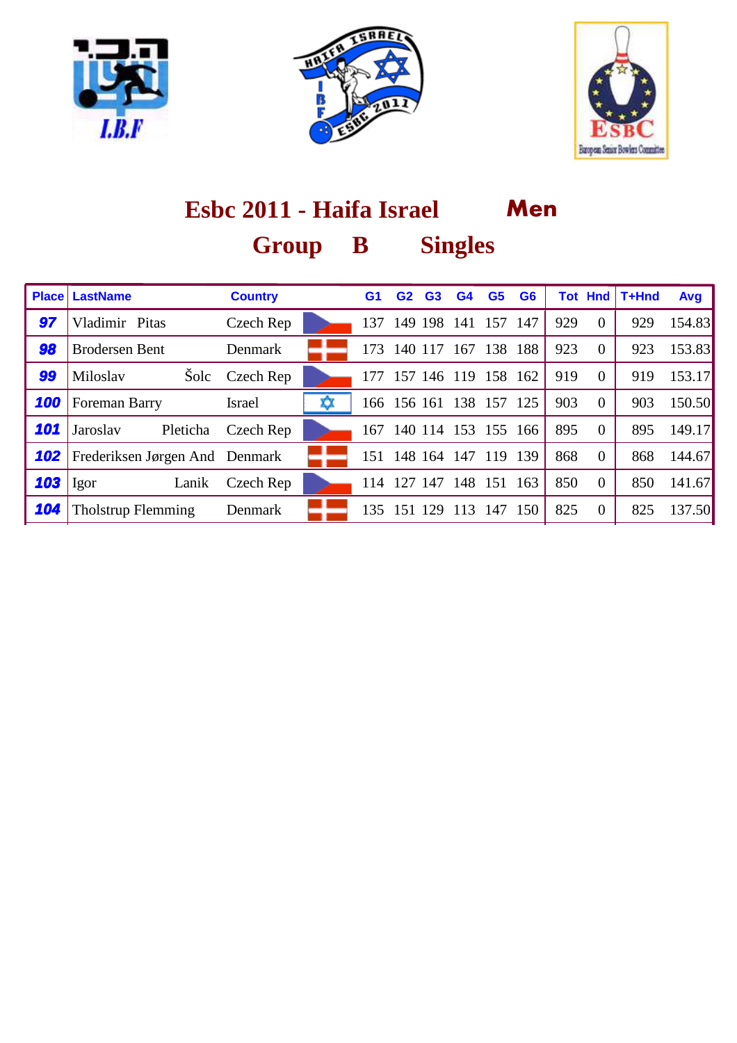# Esbc 2011 - Haifa Israel Men

## Group B Singles

| Place | LastName | Country | | G1 | G2 | G3 | G4 | G5 | G6 | Tot | Hnd | T+Hnd | Avg |
|---|---|---|---|---|---|---|---|---|---|---|---|---|---|
| 97 | Vladimir Pitas | Czech Rep | | 137 | 149 | 198 | 141 | 157 | 147 | 929 | 0 | 929 | 154.83 |
| 98 | Brodersen Bent | Denmark | | 173 | 140 | 117 | 167 | 138 | 188 | 923 | 0 | 923 | 153.83 |
| 99 | Miloslav Šolc | Czech Rep | | 177 | 157 | 146 | 119 | 158 | 162 | 919 | 0 | 919 | 153.17 |
| 100 | Foreman Barry | Israel | | 166 | 156 | 161 | 138 | 157 | 125 | 903 | 0 | 903 | 150.50 |
| 101 | Jaroslav Pleticha | Czech Rep | | 167 | 140 | 114 | 153 | 155 | 166 | 895 | 0 | 895 | 149.17 |
| 102 | Frederiksen Jørgen And | Denmark | | 151 | 148 | 164 | 147 | 119 | 139 | 868 | 0 | 868 | 144.67 |
| 103 | Igor Lanik | Czech Rep | | 114 | 127 | 147 | 148 | 151 | 163 | 850 | 0 | 850 | 141.67 |
| 104 | Tholstrup Flemming | Denmark | | 135 | 151 | 129 | 113 | 147 | 150 | 825 | 0 | 825 | 137.50 |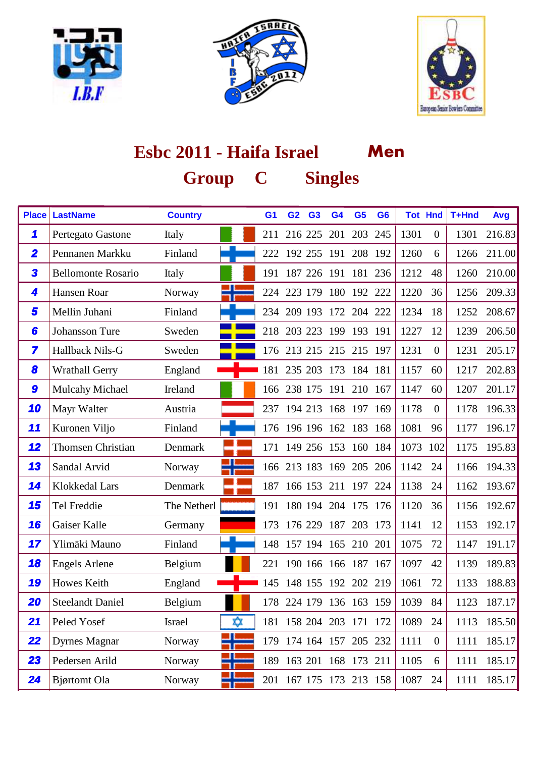# Esbc 2011 - Haifa Israel **Men**

## Group C Singles

| Place | LastName | Country | | G1 | G2 | G3 | G4 | G5 | G6 | Tot | Hnd | T+Hnd | Avg |
|---|---|---|---|---|---|---|---|---|---|---|---|---|---|
| 1 | Pertegato Gastone | Italy | | 211 | 216 | 225 | 201 | 203 | 245 | 1301 | 0 | 1301 | 216.83 |
| 2 | Pennanen Markku | Finland | | 222 | 192 | 255 | 191 | 208 | 192 | 1260 | 6 | 1266 | 211.00 |
| 3 | Bellomonte Rosario | Italy | | 191 | 187 | 226 | 191 | 181 | 236 | 1212 | 48 | 1260 | 210.00 |
| 4 | Hansen Roar | Norway | | 224 | 223 | 179 | 180 | 192 | 222 | 1220 | 36 | 1256 | 209.33 |
| 5 | Mellin Juhani | Finland | | 234 | 209 | 193 | 172 | 204 | 222 | 1234 | 18 | 1252 | 208.67 |
| 6 | Johansson Ture | Sweden | | 218 | 203 | 223 | 199 | 193 | 191 | 1227 | 12 | 1239 | 206.50 |
| 7 | Hallback Nils-G | Sweden | | 176 | 213 | 215 | 215 | 215 | 197 | 1231 | 0 | 1231 | 205.17 |
| 8 | Wrathall Gerry | England | | 181 | 235 | 203 | 173 | 184 | 181 | 1157 | 60 | 1217 | 202.83 |
| 9 | Mulcahy Michael | Ireland | | 166 | 238 | 175 | 191 | 210 | 167 | 1147 | 60 | 1207 | 201.17 |
| 10 | Mayr Walter | Austria | | 237 | 194 | 213 | 168 | 197 | 169 | 1178 | 0 | 1178 | 196.33 |
| 11 | Kuronen Viljo | Finland | | 176 | 196 | 196 | 162 | 183 | 168 | 1081 | 96 | 1177 | 196.17 |
| 12 | Thomsen Christian | Denmark | | 171 | 149 | 256 | 153 | 160 | 184 | 1073 | 102 | 1175 | 195.83 |
| 13 | Sandal Arvid | Norway | | 166 | 213 | 183 | 169 | 205 | 206 | 1142 | 24 | 1166 | 194.33 |
| 14 | Klokkedal Lars | Denmark | | 187 | 166 | 153 | 211 | 197 | 224 | 1138 | 24 | 1162 | 193.67 |
| 15 | Tel Freddie | The Netherl | | 191 | 180 | 194 | 204 | 175 | 176 | 1120 | 36 | 1156 | 192.67 |
| 16 | Gaiser Kalle | Germany | | 173 | 176 | 229 | 187 | 203 | 173 | 1141 | 12 | 1153 | 192.17 |
| 17 | Ylimäki Mauno | Finland | | 148 | 157 | 194 | 165 | 210 | 201 | 1075 | 72 | 1147 | 191.17 |
| 18 | Engels Arlene | Belgium | | 221 | 190 | 166 | 166 | 187 | 167 | 1097 | 42 | 1139 | 189.83 |
| 19 | Howes Keith | England | | 145 | 148 | 155 | 192 | 202 | 219 | 1061 | 72 | 1133 | 188.83 |
| 20 | Steelandt Daniel | Belgium | | 178 | 224 | 179 | 136 | 163 | 159 | 1039 | 84 | 1123 | 187.17 |
| 21 | Peled Yosef | Israel | | 181 | 158 | 204 | 203 | 171 | 172 | 1089 | 24 | 1113 | 185.50 |
| 22 | Dyrnes Magnar | Norway | | 179 | 174 | 164 | 157 | 205 | 232 | 1111 | 0 | 1111 | 185.17 |
| 23 | Pedersen Arild | Norway | | 189 | 163 | 201 | 168 | 173 | 211 | 1105 | 6 | 1111 | 185.17 |
| 24 | Bjørtomt Ola | Norway | | 201 | 167 | 175 | 173 | 213 | 158 | 1087 | 24 | 1111 | 185.17 |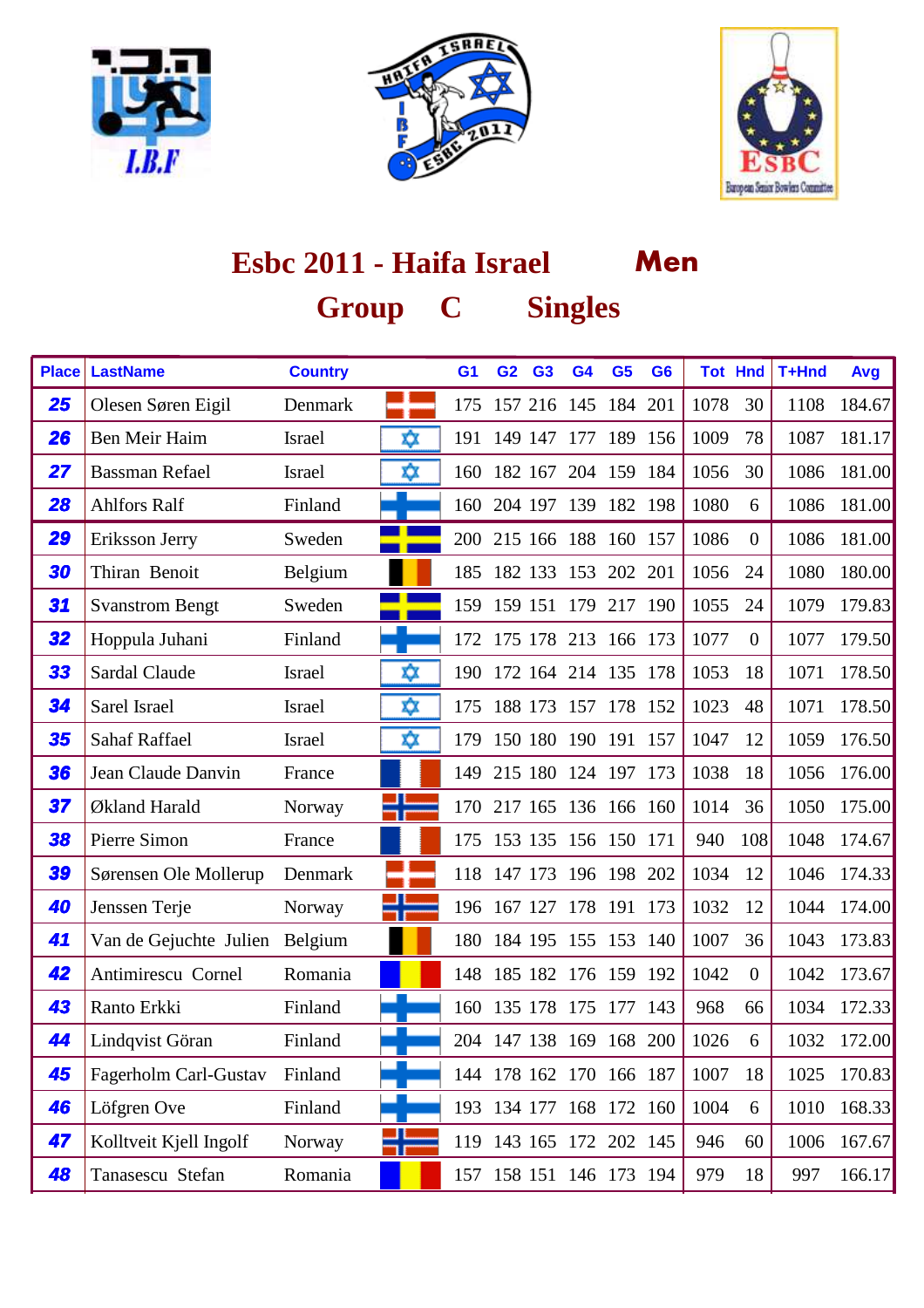# Esbc 2011 - Haifa Israel Men

## Group C Singles

| Place | LastName | Country | | G1 | G2 | G3 | G4 | G5 | G6 | Tot | Hnd | T+Hnd | Avg |
|---|---|---|---|---|---|---|---|---|---|---|---|---|---|
| 25 | Olesen Søren Eigil | Denmark | | 175 | 157 | 216 | 145 | 184 | 201 | 1078 | 30 | 1108 | 184.67 |
| 26 | Ben Meir Haim | Israel | | 191 | 149 | 147 | 177 | 189 | 156 | 1009 | 78 | 1087 | 181.17 |
| 27 | Bassman Refael | Israel | | 160 | 182 | 167 | 204 | 159 | 184 | 1056 | 30 | 1086 | 181.00 |
| 28 | Ahlfors Ralf | Finland | | 160 | 204 | 197 | 139 | 182 | 198 | 1080 | 6 | 1086 | 181.00 |
| 29 | Eriksson Jerry | Sweden | | 200 | 215 | 166 | 188 | 160 | 157 | 1086 | 0 | 1086 | 181.00 |
| 30 | Thiran Benoit | Belgium | | 185 | 182 | 133 | 153 | 202 | 201 | 1056 | 24 | 1080 | 180.00 |
| 31 | Svanstrom Bengt | Sweden | | 159 | 159 | 151 | 179 | 217 | 190 | 1055 | 24 | 1079 | 179.83 |
| 32 | Hoppula Juhani | Finland | | 172 | 175 | 178 | 213 | 166 | 173 | 1077 | 0 | 1077 | 179.50 |
| 33 | Sardal Claude | Israel | | 190 | 172 | 164 | 214 | 135 | 178 | 1053 | 18 | 1071 | 178.50 |
| 34 | Sarel Israel | Israel | | 175 | 188 | 173 | 157 | 178 | 152 | 1023 | 48 | 1071 | 178.50 |
| 35 | Sahaf Raffael | Israel | | 179 | 150 | 180 | 190 | 191 | 157 | 1047 | 12 | 1059 | 176.50 |
| 36 | Jean Claude Danvin | France | | 149 | 215 | 180 | 124 | 197 | 173 | 1038 | 18 | 1056 | 176.00 |
| 37 | Økland Harald | Norway | | 170 | 217 | 165 | 136 | 166 | 160 | 1014 | 36 | 1050 | 175.00 |
| 38 | Pierre Simon | France | | 175 | 153 | 135 | 156 | 150 | 171 | 940 | 108 | 1048 | 174.67 |
| 39 | Sørensen Ole Mollerup | Denmark | | 118 | 147 | 173 | 196 | 198 | 202 | 1034 | 12 | 1046 | 174.33 |
| 40 | Jenssen Terje | Norway | | 196 | 167 | 127 | 178 | 191 | 173 | 1032 | 12 | 1044 | 174.00 |
| 41 | Van de Gejuchte Julien | Belgium | | 180 | 184 | 195 | 155 | 153 | 140 | 1007 | 36 | 1043 | 173.83 |
| 42 | Antimirescu Cornel | Romania | | 148 | 185 | 182 | 176 | 159 | 192 | 1042 | 0 | 1042 | 173.67 |
| 43 | Ranto Erkki | Finland | | 160 | 135 | 178 | 175 | 177 | 143 | 968 | 66 | 1034 | 172.33 |
| 44 | Lindqvist Göran | Finland | | 204 | 147 | 138 | 169 | 168 | 200 | 1026 | 6 | 1032 | 172.00 |
| 45 | Fagerholm Carl-Gustav | Finland | | 144 | 178 | 162 | 170 | 166 | 187 | 1007 | 18 | 1025 | 170.83 |
| 46 | Löfgren Ove | Finland | | 193 | 134 | 177 | 168 | 172 | 160 | 1004 | 6 | 1010 | 168.33 |
| 47 | Kolltveit Kjell Ingolf | Norway | | 119 | 143 | 165 | 172 | 202 | 145 | 946 | 60 | 1006 | 167.67 |
| 48 | Tanasescu Stefan | Romania | | 157 | 158 | 151 | 146 | 173 | 194 | 979 | 18 | 997 | 166.17 |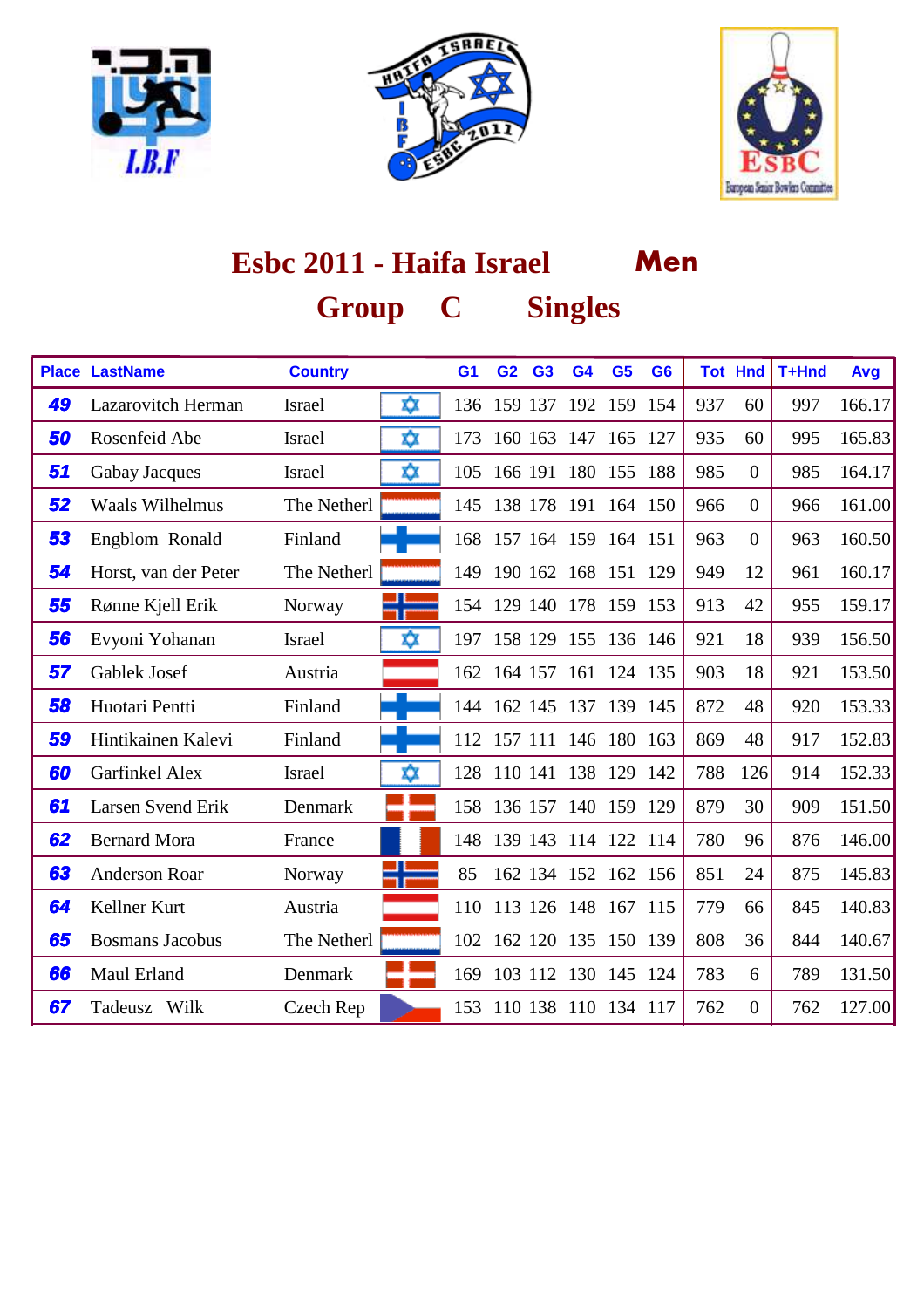# Esbc 2011 - Haifa Israel **Men**

## Group C Singles

| Place | LastName | Country | | G1 | G2 | G3 | G4 | G5 | G6 | Tot | Hnd | T+Hnd | Avg |
|---|---|---|---|---|---|---|---|---|---|---|---|---|---|
| 49 | Lazarovitch Herman | Israel | | 136 | 159 | 137 | 192 | 159 | 154 | 937 | 60 | 997 | 166.17 |
| 50 | Rosenfeid Abe | Israel | | 173 | 160 | 163 | 147 | 165 | 127 | 935 | 60 | 995 | 165.83 |
| 51 | Gabay Jacques | Israel | | 105 | 166 | 191 | 180 | 155 | 188 | 985 | 0 | 985 | 164.17 |
| 52 | Waals Wilhelmus | The Netherl | | 145 | 138 | 178 | 191 | 164 | 150 | 966 | 0 | 966 | 161.00 |
| 53 | Engblom Ronald | Finland | | 168 | 157 | 164 | 159 | 164 | 151 | 963 | 0 | 963 | 160.50 |
| 54 | Horst, van der Peter | The Netherl | | 149 | 190 | 162 | 168 | 151 | 129 | 949 | 12 | 961 | 160.17 |
| 55 | Rønne Kjell Erik | Norway | | 154 | 129 | 140 | 178 | 159 | 153 | 913 | 42 | 955 | 159.17 |
| 56 | Evyoni Yohanan | Israel | | 197 | 158 | 129 | 155 | 136 | 146 | 921 | 18 | 939 | 156.50 |
| 57 | Gablek Josef | Austria | | 162 | 164 | 157 | 161 | 124 | 135 | 903 | 18 | 921 | 153.50 |
| 58 | Huotari Pentti | Finland | | 144 | 162 | 145 | 137 | 139 | 145 | 872 | 48 | 920 | 153.33 |
| 59 | Hintikainen Kalevi | Finland | | 112 | 157 | 111 | 146 | 180 | 163 | 869 | 48 | 917 | 152.83 |
| 60 | Garfinkel Alex | Israel | | 128 | 110 | 141 | 138 | 129 | 142 | 788 | 126 | 914 | 152.33 |
| 61 | Larsen Svend Erik | Denmark | | 158 | 136 | 157 | 140 | 159 | 129 | 879 | 30 | 909 | 151.50 |
| 62 | Bernard Mora | France | | 148 | 139 | 143 | 114 | 122 | 114 | 780 | 96 | 876 | 146.00 |
| 63 | Anderson Roar | Norway | | 85 | 162 | 134 | 152 | 162 | 156 | 851 | 24 | 875 | 145.83 |
| 64 | Kellner Kurt | Austria | | 110 | 113 | 126 | 148 | 167 | 115 | 779 | 66 | 845 | 140.83 |
| 65 | Bosmans Jacobus | The Netherl | | 102 | 162 | 120 | 135 | 150 | 139 | 808 | 36 | 844 | 140.67 |
| 66 | Maul Erland | Denmark | | 169 | 103 | 112 | 130 | 145 | 124 | 783 | 6 | 789 | 131.50 |
| 67 | Tadeusz Wilk | Czech Rep | | 153 | 110 | 138 | 110 | 134 | 117 | 762 | 0 | 762 | 127.00 |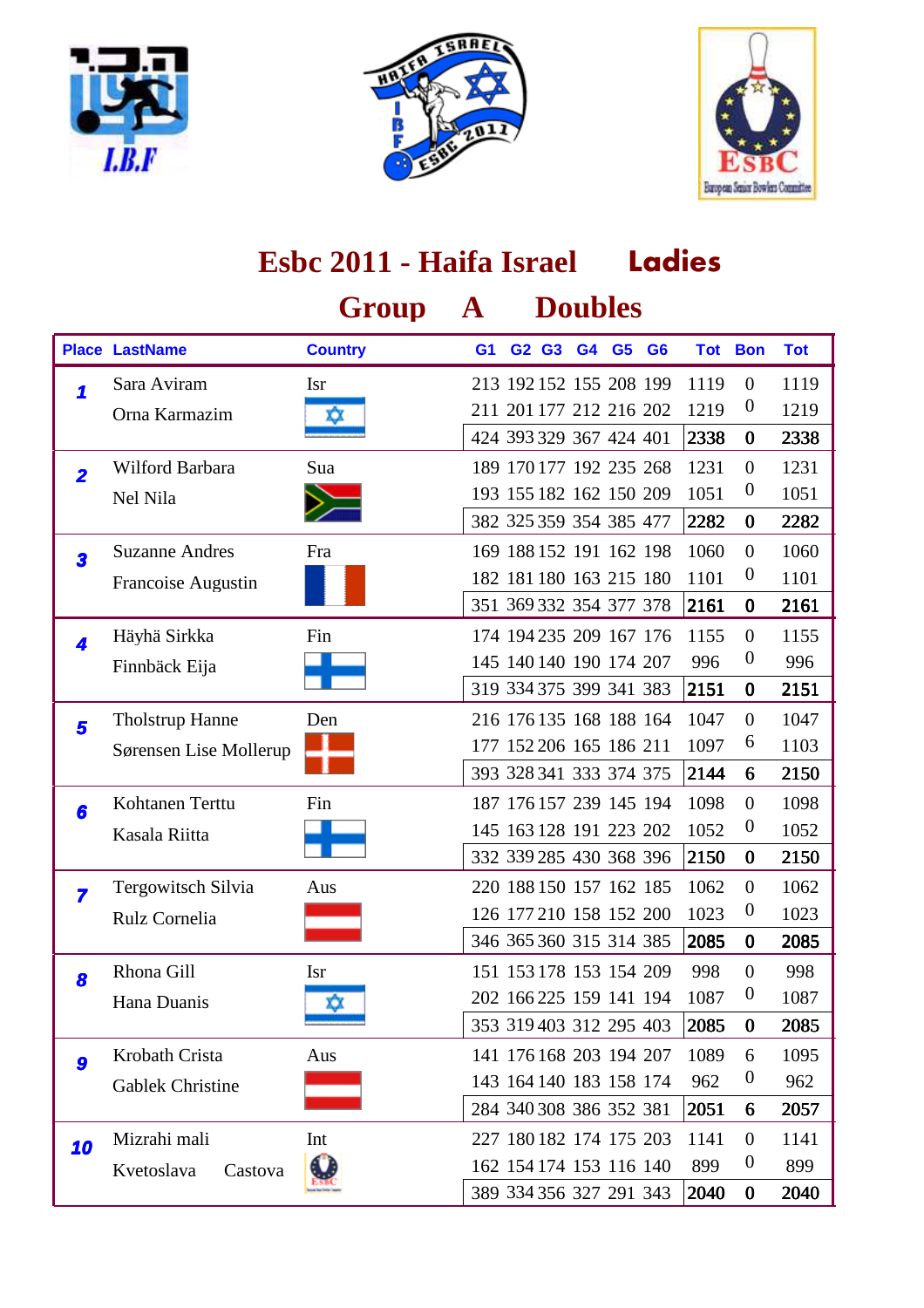# Esbc 2011 - Haifa Israel Ladies

## Group A Doubles

| Place | LastName | Country | G1 | G2 | G3 | G4 | G5 | G6 | Tot | Bon | Tot |
|---|---|---|---|---|---|---|---|---|---|---|---|
| 1 | Sara Aviram | Isr | 213 | 192 | 152 | 155 | 208 | 199 | 1119 | 0 | 1119 |
| | Orna Karmazim | | 211 | 201 | 177 | 212 | 216 | 202 | 1219 | 0 | 1219 |
| | | | 424 | 393 | 329 | 367 | 424 | 401 | **2338** | **0** | **2338** |
| 2 | Wilford Barbara | Sua | 189 | 170 | 177 | 192 | 235 | 268 | 1231 | 0 | 1231 |
| | Nel Nila | | 193 | 155 | 182 | 162 | 150 | 209 | 1051 | 0 | 1051 |
| | | | 382 | 325 | 359 | 354 | 385 | 477 | **2282** | **0** | **2282** |
| 3 | Suzanne Andres | Fra | 169 | 188 | 152 | 191 | 162 | 198 | 1060 | 0 | 1060 |
| | Francoise Augustin | | 182 | 181 | 180 | 163 | 215 | 180 | 1101 | 0 | 1101 |
| | | | 351 | 369 | 332 | 354 | 377 | 378 | **2161** | **0** | **2161** |
| 4 | Häyhä Sirkka | Fin | 174 | 194 | 235 | 209 | 167 | 176 | 1155 | 0 | 1155 |
| | Finnbäck Eija | | 145 | 140 | 140 | 190 | 174 | 207 | 996 | 0 | 996 |
| | | | 319 | 334 | 375 | 399 | 341 | 383 | **2151** | **0** | **2151** |
| 5 | Tholstrup Hanne | Den | 216 | 176 | 135 | 168 | 188 | 164 | 1047 | 0 | 1047 |
| | Sørensen Lise Mollerup | | 177 | 152 | 206 | 165 | 186 | 211 | 1097 | 6 | 1103 |
| | | | 393 | 328 | 341 | 333 | 374 | 375 | **2144** | **6** | **2150** |
| 6 | Kohtanen Terttu | Fin | 187 | 176 | 157 | 239 | 145 | 194 | 1098 | 0 | 1098 |
| | Kasala Riitta | | 145 | 163 | 128 | 191 | 223 | 202 | 1052 | 0 | 1052 |
| | | | 332 | 339 | 285 | 430 | 368 | 396 | **2150** | **0** | **2150** |
| 7 | Tergowitsch Silvia | Aus | 220 | 188 | 150 | 157 | 162 | 185 | 1062 | 0 | 1062 |
| | Rulz Cornelia | | 126 | 177 | 210 | 158 | 152 | 200 | 1023 | 0 | 1023 |
| | | | 346 | 365 | 360 | 315 | 314 | 385 | **2085** | **0** | **2085** |
| 8 | Rhona Gill | Isr | 151 | 153 | 178 | 153 | 154 | 209 | 998 | 0 | 998 |
| | Hana Duanis | | 202 | 166 | 225 | 159 | 141 | 194 | 1087 | 0 | 1087 |
| | | | 353 | 319 | 403 | 312 | 295 | 403 | **2085** | **0** | **2085** |
| 9 | Krobath Crista | Aus | 141 | 176 | 168 | 203 | 194 | 207 | 1089 | 6 | 1095 |
| | Gablek Christine | | 143 | 164 | 140 | 183 | 158 | 174 | 962 | 0 | 962 |
| | | | 284 | 340 | 308 | 386 | 352 | 381 | **2051** | **6** | **2057** |
| 10 | Mizrahi mali | Int | 227 | 180 | 182 | 174 | 175 | 203 | 1141 | 0 | 1141 |
| | Kvetoslava Castova | | 162 | 154 | 174 | 153 | 116 | 140 | 899 | 0 | 899 |
| | | | 389 | 334 | 356 | 327 | 291 | 343 | **2040** | **0** | **2040** |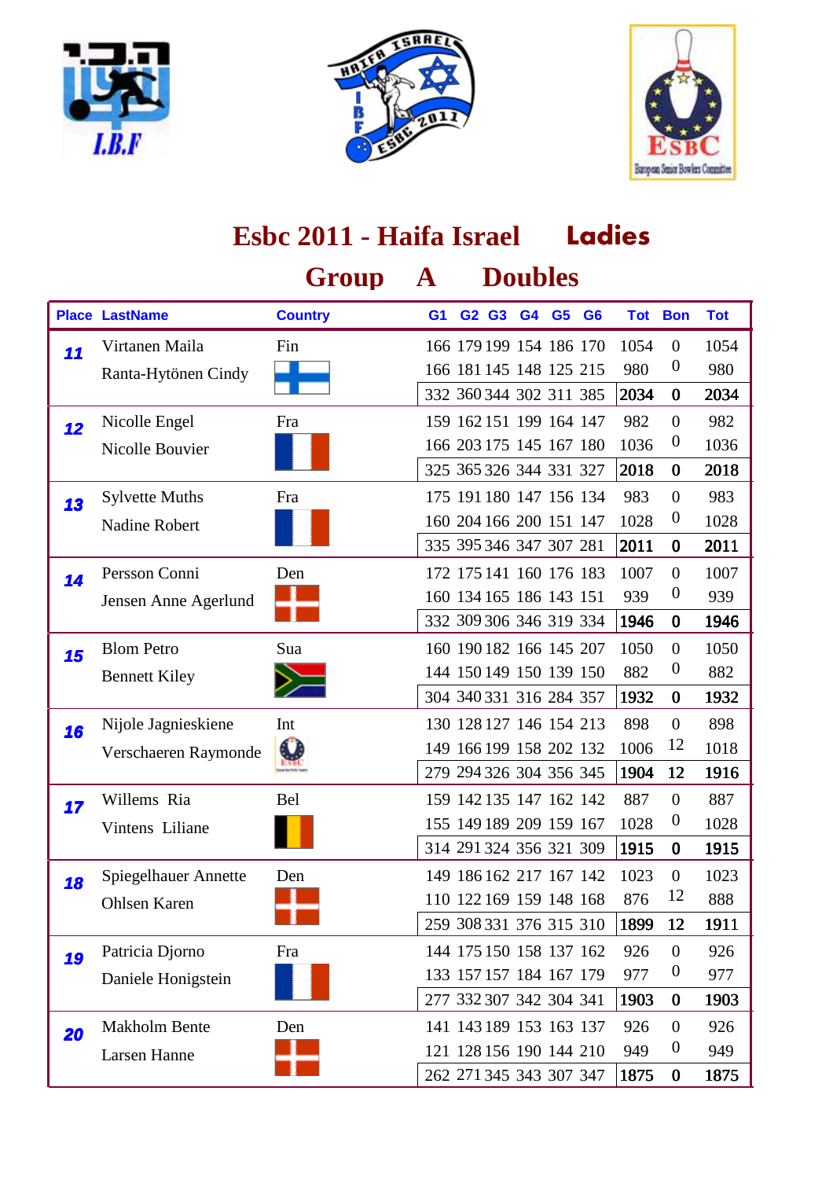# Esbc 2011 - Haifa Israel Ladies

## Group A Doubles

| Place | LastName | Country | G1 | G2 | G3 | G4 | G5 | G6 | Tot | Bon | Tot |
|---|---|---|---|---|---|---|---|---|---|---|---|
| 11 | Virtanen Maila | Fin | 166 | 179 | 199 | 154 | 186 | 170 | 1054 | 0 | 1054 |
| | Ranta-Hytönen Cindy | | 166 | 181 | 145 | 148 | 125 | 215 | 980 | 0 | 980 |
| | | | 332 | 360 | 344 | 302 | 311 | 385 | **2034** | **0** | **2034** |
| 12 | Nicolle Engel | Fra | 159 | 162 | 151 | 199 | 164 | 147 | 982 | 0 | 982 |
| | Nicolle Bouvier | | 166 | 203 | 175 | 145 | 167 | 180 | 1036 | 0 | 1036 |
| | | | 325 | 365 | 326 | 344 | 331 | 327 | **2018** | **0** | **2018** |
| 13 | Sylvette Muths | Fra | 175 | 191 | 180 | 147 | 156 | 134 | 983 | 0 | 983 |
| | Nadine Robert | | 160 | 204 | 166 | 200 | 151 | 147 | 1028 | 0 | 1028 |
| | | | 335 | 395 | 346 | 347 | 307 | 281 | **2011** | **0** | **2011** |
| 14 | Persson Conni | Den | 172 | 175 | 141 | 160 | 176 | 183 | 1007 | 0 | 1007 |
| | Jensen Anne Agerlund | | 160 | 134 | 165 | 186 | 143 | 151 | 939 | 0 | 939 |
| | | | 332 | 309 | 306 | 346 | 319 | 334 | **1946** | **0** | **1946** |
| 15 | Blom Petro | Sua | 160 | 190 | 182 | 166 | 145 | 207 | 1050 | 0 | 1050 |
| | Bennett Kiley | | 144 | 150 | 149 | 150 | 139 | 150 | 882 | 0 | 882 |
| | | | 304 | 340 | 331 | 316 | 284 | 357 | **1932** | **0** | **1932** |
| 16 | Nijole Jagnieskiene | Int | 130 | 128 | 127 | 146 | 154 | 213 | 898 | 0 | 898 |
| | Verschaeren Raymonde | | 149 | 166 | 199 | 158 | 202 | 132 | 1006 | 12 | 1018 |
| | | | 279 | 294 | 326 | 304 | 356 | 345 | **1904** | **12** | **1916** |
| 17 | Willems Ria | Bel | 159 | 142 | 135 | 147 | 162 | 142 | 887 | 0 | 887 |
| | Vintens Liliane | | 155 | 149 | 189 | 209 | 159 | 167 | 1028 | 0 | 1028 |
| | | | 314 | 291 | 324 | 356 | 321 | 309 | **1915** | **0** | **1915** |
| 18 | Spiegelhauer Annette | Den | 149 | 186 | 162 | 217 | 167 | 142 | 1023 | 0 | 1023 |
| | Ohlsen Karen | | 110 | 122 | 169 | 159 | 148 | 168 | 876 | 12 | 888 |
| | | | 259 | 308 | 331 | 376 | 315 | 310 | **1899** | **12** | **1911** |
| 19 | Patricia Djorno | Fra | 144 | 175 | 150 | 158 | 137 | 162 | 926 | 0 | 926 |
| | Daniele Honigstein | | 133 | 157 | 157 | 184 | 167 | 179 | 977 | 0 | 977 |
| | | | 277 | 332 | 307 | 342 | 304 | 341 | **1903** | **0** | **1903** |
| 20 | Makholm Bente | Den | 141 | 143 | 189 | 153 | 163 | 137 | 926 | 0 | 926 |
| | Larsen Hanne | | 121 | 128 | 156 | 190 | 144 | 210 | 949 | 0 | 949 |
| | | | 262 | 271 | 345 | 343 | 307 | 347 | **1875** | **0** | **1875** |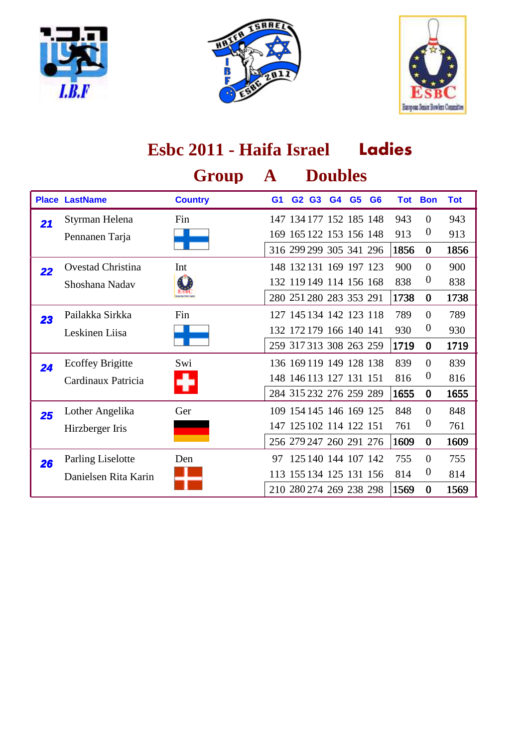# Esbc 2011 - Haifa Israel **Ladies**

## Group A Doubles

| Place | LastName | Country | G1 | G2 | G3 | G4 | G5 | G6 | Tot | Bon | Tot |
|---|---|---|---|---|---|---|---|---|---|---|---|
| 21 | Styrman Helena | Fin | 147 | 134 | 177 | 152 | 185 | 148 | 943 | 0 | 943 |
| | Pennanen Tarja | | 169 | 165 | 122 | 153 | 156 | 148 | 913 | 0 | 913 |
| | | | 316 | 299 | 299 | 305 | 341 | 296 | **1856** | **0** | **1856** |
| 22 | Ovestad Christina | Int | 148 | 132 | 131 | 169 | 197 | 123 | 900 | 0 | 900 |
| | Shoshana Nadav | | 132 | 119 | 149 | 114 | 156 | 168 | 838 | 0 | 838 |
| | | | 280 | 251 | 280 | 283 | 353 | 291 | **1738** | **0** | **1738** |
| 23 | Pailakka Sirkka | Fin | 127 | 145 | 134 | 142 | 123 | 118 | 789 | 0 | 789 |
| | Leskinen Liisa | | 132 | 172 | 179 | 166 | 140 | 141 | 930 | 0 | 930 |
| | | | 259 | 317 | 313 | 308 | 263 | 259 | **1719** | **0** | **1719** |
| 24 | Ecoffey Brigitte | Swi | 136 | 169 | 119 | 149 | 128 | 138 | 839 | 0 | 839 |
| | Cardinaux Patricia | | 148 | 146 | 113 | 127 | 131 | 151 | 816 | 0 | 816 |
| | | | 284 | 315 | 232 | 276 | 259 | 289 | **1655** | **0** | **1655** |
| 25 | Lother Angelika | Ger | 109 | 154 | 145 | 146 | 169 | 125 | 848 | 0 | 848 |
| | Hirzberger Iris | | 147 | 125 | 102 | 114 | 122 | 151 | 761 | 0 | 761 |
| | | | 256 | 279 | 247 | 260 | 291 | 276 | **1609** | **0** | **1609** |
| 26 | Parling Liselotte | Den | 97 | 125 | 140 | 144 | 107 | 142 | 755 | 0 | 755 |
| | Danielsen Rita Karin | | 113 | 155 | 134 | 125 | 131 | 156 | 814 | 0 | 814 |
| | | | 210 | 280 | 274 | 269 | 238 | 298 | **1569** | **0** | **1569** |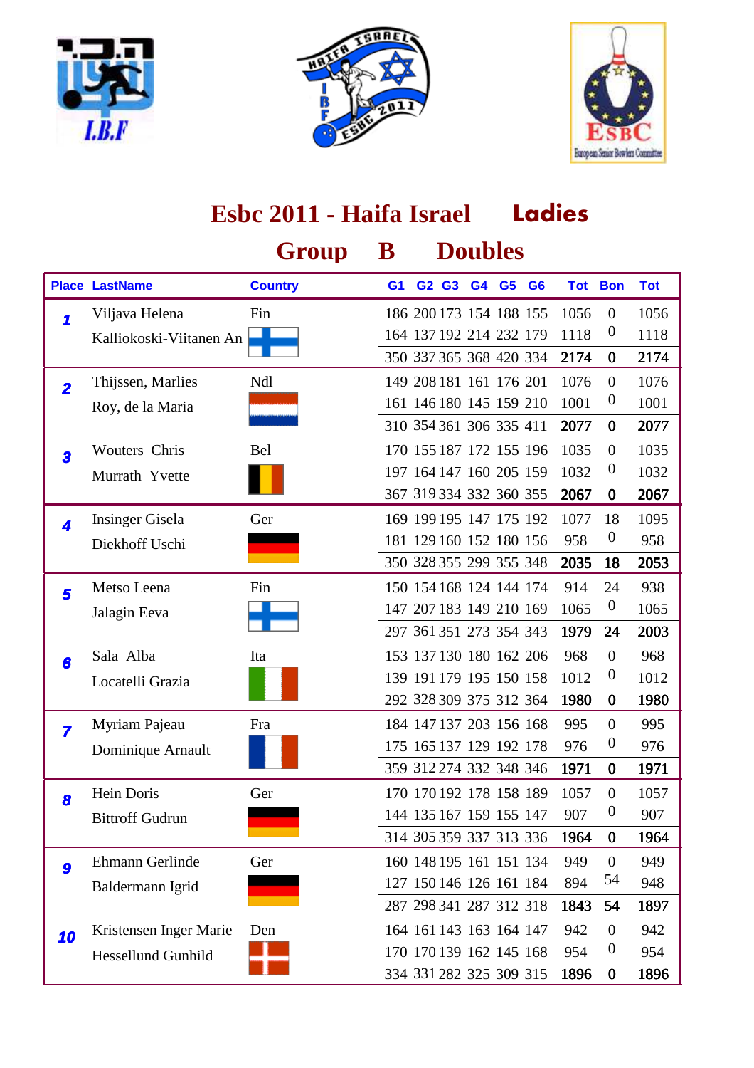# Esbc 2011 - Haifa Israel **Ladies**

## Group B Doubles

| Place | LastName | Country | G1 | G2 | G3 | G4 | G5 | G6 | Tot | Bon | Tot |
|---|---|---|---|---|---|---|---|---|---|---|---|
| 1 | Viljava Helena | Fin | 186 | 200 | 173 | 154 | 188 | 155 | 1056 | 0 | 1056 |
| | Kalliokoski-Viitanen An | | 164 | 137 | 192 | 214 | 232 | 179 | 1118 | 0 | 1118 |
| | | | 350 | 337 | 365 | 368 | 420 | 334 | 2174 | 0 | 2174 |
| 2 | Thijssen, Marlies | Ndl | 149 | 208 | 181 | 161 | 176 | 201 | 1076 | 0 | 1076 |
| | Roy, de la Maria | | 161 | 146 | 180 | 145 | 159 | 210 | 1001 | 0 | 1001 |
| | | | 310 | 354 | 361 | 306 | 335 | 411 | 2077 | 0 | 2077 |
| 3 | Wouters Chris | Bel | 170 | 155 | 187 | 172 | 155 | 196 | 1035 | 0 | 1035 |
| | Murrath Yvette | | 197 | 164 | 147 | 160 | 205 | 159 | 1032 | 0 | 1032 |
| | | | 367 | 319 | 334 | 332 | 360 | 355 | 2067 | 0 | 2067 |
| 4 | Insinger Gisela | Ger | 169 | 199 | 195 | 147 | 175 | 192 | 1077 | 18 | 1095 |
| | Diekhoff Uschi | | 181 | 129 | 160 | 152 | 180 | 156 | 958 | 0 | 958 |
| | | | 350 | 328 | 355 | 299 | 355 | 348 | 2035 | 18 | 2053 |
| 5 | Metso Leena | Fin | 150 | 154 | 168 | 124 | 144 | 174 | 914 | 24 | 938 |
| | Jalagin Eeva | | 147 | 207 | 183 | 149 | 210 | 169 | 1065 | 0 | 1065 |
| | | | 297 | 361 | 351 | 273 | 354 | 343 | 1979 | 24 | 2003 |
| 6 | Sala Alba | Ita | 153 | 137 | 130 | 180 | 162 | 206 | 968 | 0 | 968 |
| | Locatelli Grazia | | 139 | 191 | 179 | 195 | 150 | 158 | 1012 | 0 | 1012 |
| | | | 292 | 328 | 309 | 375 | 312 | 364 | 1980 | 0 | 1980 |
| 7 | Myriam Pajeau | Fra | 184 | 147 | 137 | 203 | 156 | 168 | 995 | 0 | 995 |
| | Dominique Arnault | | 175 | 165 | 137 | 129 | 192 | 178 | 976 | 0 | 976 |
| | | | 359 | 312 | 274 | 332 | 348 | 346 | 1971 | 0 | 1971 |
| 8 | Hein Doris | Ger | 170 | 170 | 192 | 178 | 158 | 189 | 1057 | 0 | 1057 |
| | Bittroff Gudrun | | 144 | 135 | 167 | 159 | 155 | 147 | 907 | 0 | 907 |
| | | | 314 | 305 | 359 | 337 | 313 | 336 | 1964 | 0 | 1964 |
| 9 | Ehmann Gerlinde | Ger | 160 | 148 | 195 | 161 | 151 | 134 | 949 | 0 | 949 |
| | Baldermann Igrid | | 127 | 150 | 146 | 126 | 161 | 184 | 894 | 54 | 948 |
| | | | 287 | 298 | 341 | 287 | 312 | 318 | 1843 | 54 | 1897 |
| 10 | Kristensen Inger Marie | Den | 164 | 161 | 143 | 163 | 164 | 147 | 942 | 0 | 942 |
| | Hessellund Gunhild | | 170 | 170 | 139 | 162 | 145 | 168 | 954 | 0 | 954 |
| | | | 334 | 331 | 282 | 325 | 309 | 315 | 1896 | 0 | 1896 |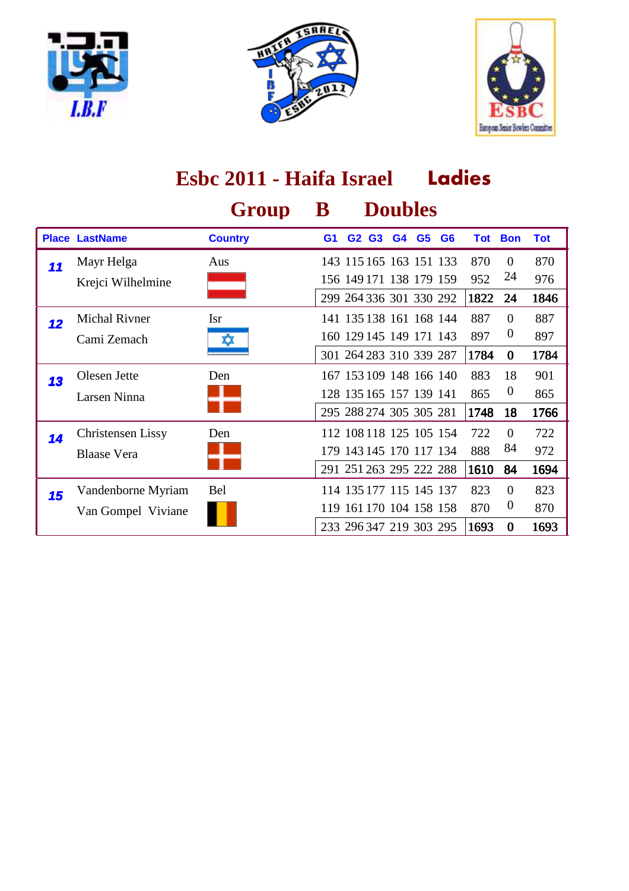# Esbc 2011 - Haifa Israel Ladies

## Group B Doubles

| Place | LastName | Country | G1 | G2 | G3 | G4 | G5 | G6 | Tot | Bon | Tot |
|---|---|---|---|---|---|---|---|---|---|---|---|
| 11 | Mayr Helga | Aus | 143 | 115 | 165 | 163 | 151 | 133 | 870 | 0 | 870 |
| | Krejci Wilhelmine | | 156 | 149 | 171 | 138 | 179 | 159 | 952 | 24 | 976 |
| | | | 299 | 264 | 336 | 301 | 330 | 292 | **1822** | **24** | **1846** |
| 12 | Michal Rivner | Isr | 141 | 135 | 138 | 161 | 168 | 144 | 887 | 0 | 887 |
| | Cami Zemach | | 160 | 129 | 145 | 149 | 171 | 143 | 897 | 0 | 897 |
| | | | 301 | 264 | 283 | 310 | 339 | 287 | **1784** | **0** | **1784** |
| 13 | Olesen Jette | Den | 167 | 153 | 109 | 148 | 166 | 140 | 883 | 18 | 901 |
| | Larsen Ninna | | 128 | 135 | 165 | 157 | 139 | 141 | 865 | 0 | 865 |
| | | | 295 | 288 | 274 | 305 | 305 | 281 | **1748** | **18** | **1766** |
| 14 | Christensen Lissy | Den | 112 | 108 | 118 | 125 | 105 | 154 | 722 | 0 | 722 |
| | Blaase Vera | | 179 | 143 | 145 | 170 | 117 | 134 | 888 | 84 | 972 |
| | | | 291 | 251 | 263 | 295 | 222 | 288 | **1610** | **84** | **1694** |
| 15 | Vandenborne Myriam | Bel | 114 | 135 | 177 | 115 | 145 | 137 | 823 | 0 | 823 |
| | Van Gompel Viviane | | 119 | 161 | 170 | 104 | 158 | 158 | 870 | 0 | 870 |
| | | | 233 | 296 | 347 | 219 | 303 | 295 | **1693** | **0** | **1693** |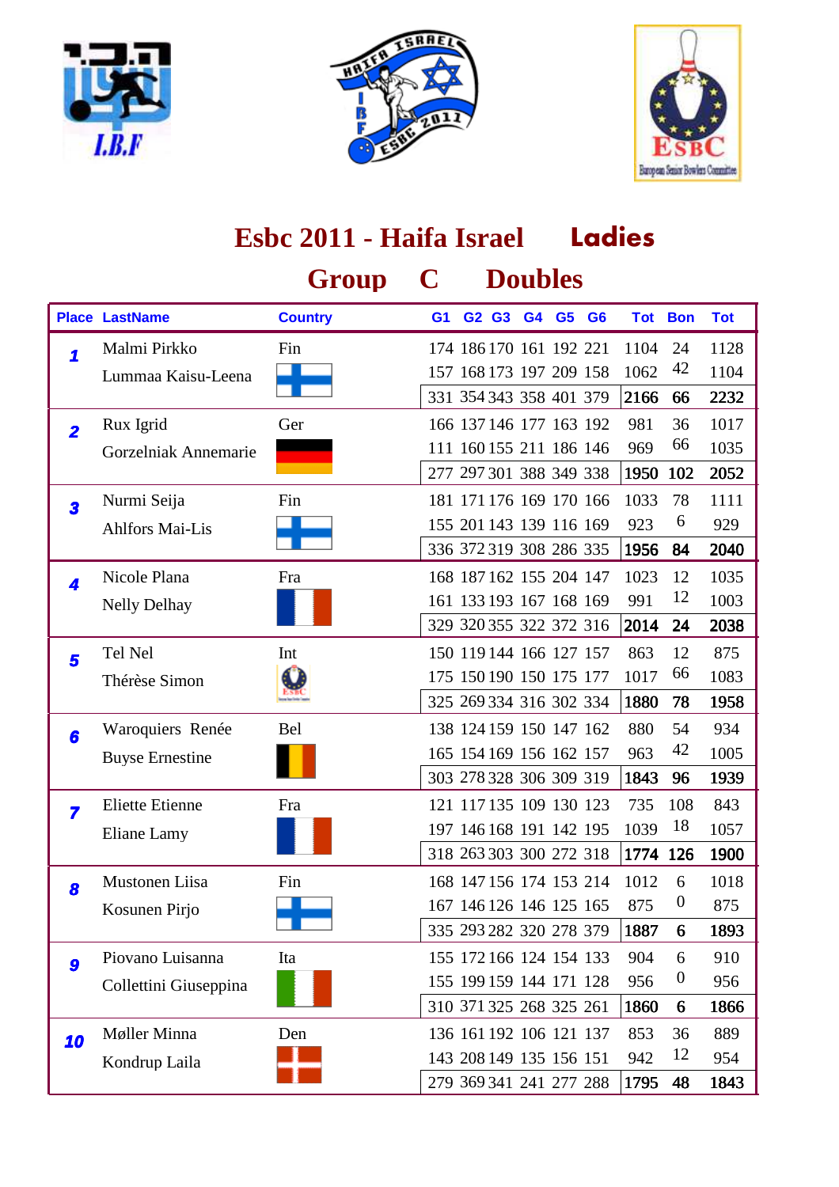# Esbc 2011 - Haifa Israel Ladies

## Group C Doubles

| Place | LastName | Country | G1 | G2 | G3 | G4 | G5 | G6 | Tot | Bon | Tot |
|---|---|---|---|---|---|---|---|---|---|---|---|
| 1 | Malmi Pirkko | Fin | 174 | 186 | 170 | 161 | 192 | 221 | 1104 | 24 | 1128 |
| | Lummaa Kaisu-Leena | | 157 | 168 | 173 | 197 | 209 | 158 | 1062 | 42 | 1104 |
| | | | 331 | 354 | 343 | 358 | 401 | 379 | **2166** | **66** | **2232** |
| 2 | Rux Igrid | Ger | 166 | 137 | 146 | 177 | 163 | 192 | 981 | 36 | 1017 |
| | Gorzelniak Annemarie | | 111 | 160 | 155 | 211 | 186 | 146 | 969 | 66 | 1035 |
| | | | 277 | 297 | 301 | 388 | 349 | 338 | **1950** | **102** | **2052** |
| 3 | Nurmi Seija | Fin | 181 | 171 | 176 | 169 | 170 | 166 | 1033 | 78 | 1111 |
| | Ahlfors Mai-Lis | | 155 | 201 | 143 | 139 | 116 | 169 | 923 | 6 | 929 |
| | | | 336 | 372 | 319 | 308 | 286 | 335 | **1956** | **84** | **2040** |
| 4 | Nicole Plana | Fra | 168 | 187 | 162 | 155 | 204 | 147 | 1023 | 12 | 1035 |
| | Nelly Delhay | | 161 | 133 | 193 | 167 | 168 | 169 | 991 | 12 | 1003 |
| | | | 329 | 320 | 355 | 322 | 372 | 316 | **2014** | **24** | **2038** |
| 5 | Tel Nel | Int | 150 | 119 | 144 | 166 | 127 | 157 | 863 | 12 | 875 |
| | Thérèse Simon | | 175 | 150 | 190 | 150 | 175 | 177 | 1017 | 66 | 1083 |
| | | | 325 | 269 | 334 | 316 | 302 | 334 | **1880** | **78** | **1958** |
| 6 | Waroquiers Renée | Bel | 138 | 124 | 159 | 150 | 147 | 162 | 880 | 54 | 934 |
| | Buyse Ernestine | | 165 | 154 | 169 | 156 | 162 | 157 | 963 | 42 | 1005 |
| | | | 303 | 278 | 328 | 306 | 309 | 319 | **1843** | **96** | **1939** |
| 7 | Eliette Etienne | Fra | 121 | 117 | 135 | 109 | 130 | 123 | 735 | 108 | 843 |
| | Eliane Lamy | | 197 | 146 | 168 | 191 | 142 | 195 | 1039 | 18 | 1057 |
| | | | 318 | 263 | 303 | 300 | 272 | 318 | **1774** | **126** | **1900** |
| 8 | Mustonen Liisa | Fin | 168 | 147 | 156 | 174 | 153 | 214 | 1012 | 6 | 1018 |
| | Kosunen Pirjo | | 167 | 146 | 126 | 146 | 125 | 165 | 875 | 0 | 875 |
| | | | 335 | 293 | 282 | 320 | 278 | 379 | **1887** | **6** | **1893** |
| 9 | Piovano Luisanna | Ita | 155 | 172 | 166 | 124 | 154 | 133 | 904 | 6 | 910 |
| | Collettini Giuseppina | | 155 | 199 | 159 | 144 | 171 | 128 | 956 | 0 | 956 |
| | | | 310 | 371 | 325 | 268 | 325 | 261 | **1860** | **6** | **1866** |
| 10 | Møller Minna | Den | 136 | 161 | 192 | 106 | 121 | 137 | 853 | 36 | 889 |
| | Kondrup Laila | | 143 | 208 | 149 | 135 | 156 | 151 | 942 | 12 | 954 |
| | | | 279 | 369 | 341 | 241 | 277 | 288 | **1795** | **48** | **1843** |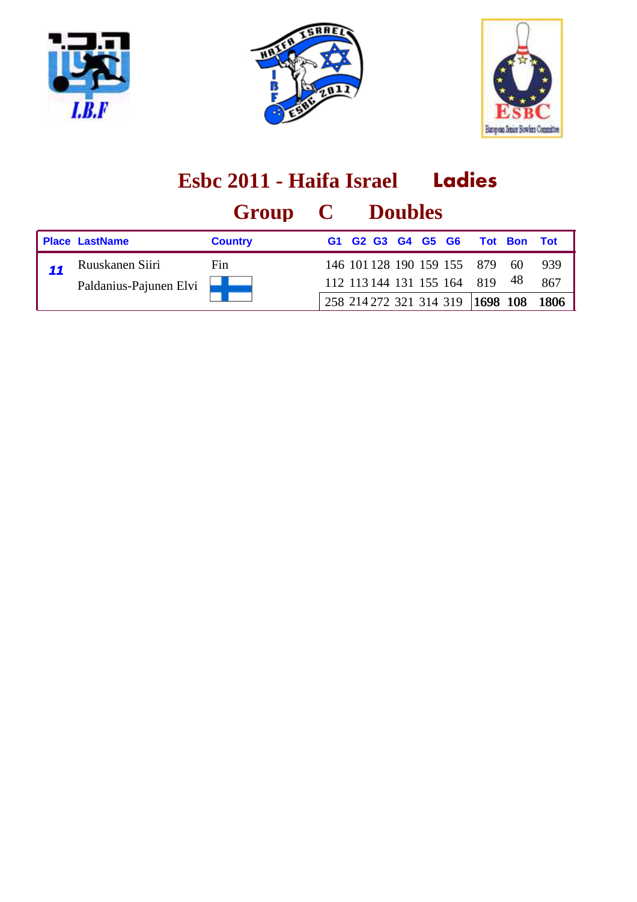# Esbc 2011 - Haifa Israel **Ladies**

## Group C Doubles

| Place | LastName | Country | G1 | G2 | G3 | G4 | G5 | G6 | Tot | Bon | Tot |
|---|---|---|---|---|---|---|---|---|---|---|---|
| 11 | Ruuskanen Siiri | Fin | 146 | 101 | 128 | 190 | 159 | 155 | 879 | 60 | 939 |
| | Paldanius-Pajunen Elvi | | 112 | 113 | 144 | 131 | 155 | 164 | 819 | 48 | 867 |
| | | | 258 | 214 | 272 | 321 | 314 | 319 | **1698** | **108** | **1806** |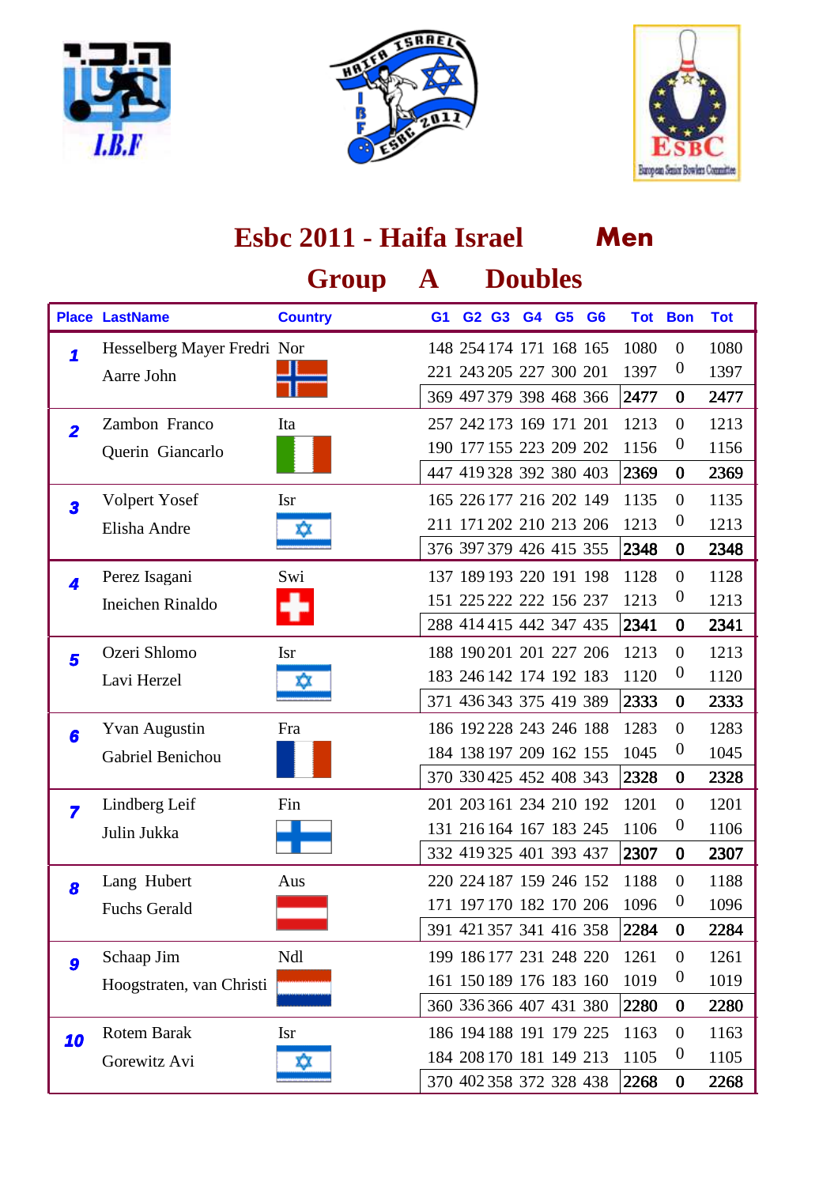# Esbc 2011 - Haifa Israel **Men**

## Group A Doubles

| Place | LastName | Country | G1 | G2 | G3 | G4 | G5 | G6 | Tot | Bon | Tot |
|---|---|---|---|---|---|---|---|---|---|---|---|
| 1 | Hesselberg Mayer Fredri | Nor | 148 | 254 | 174 | 171 | 168 | 165 | 1080 | 0 | 1080 |
| | Aarre John | | 221 | 243 | 205 | 227 | 300 | 201 | 1397 | 0 | 1397 |
| | | | 369 | 497 | 379 | 398 | 468 | 366 | **2477** | **0** | **2477** |
| 2 | Zambon Franco | Ita | 257 | 242 | 173 | 169 | 171 | 201 | 1213 | 0 | 1213 |
| | Querin Giancarlo | | 190 | 177 | 155 | 223 | 209 | 202 | 1156 | 0 | 1156 |
| | | | 447 | 419 | 328 | 392 | 380 | 403 | **2369** | **0** | **2369** |
| 3 | Volpert Yosef | Isr | 165 | 226 | 177 | 216 | 202 | 149 | 1135 | 0 | 1135 |
| | Elisha Andre | | 211 | 171 | 202 | 210 | 213 | 206 | 1213 | 0 | 1213 |
| | | | 376 | 397 | 379 | 426 | 415 | 355 | **2348** | **0** | **2348** |
| 4 | Perez Isagani | Swi | 137 | 189 | 193 | 220 | 191 | 198 | 1128 | 0 | 1128 |
| | Ineichen Rinaldo | | 151 | 225 | 222 | 222 | 156 | 237 | 1213 | 0 | 1213 |
| | | | 288 | 414 | 415 | 442 | 347 | 435 | **2341** | **0** | **2341** |
| 5 | Ozeri Shlomo | Isr | 188 | 190 | 201 | 201 | 227 | 206 | 1213 | 0 | 1213 |
| | Lavi Herzel | | 183 | 246 | 142 | 174 | 192 | 183 | 1120 | 0 | 1120 |
| | | | 371 | 436 | 343 | 375 | 419 | 389 | **2333** | **0** | **2333** |
| 6 | Yvan Augustin | Fra | 186 | 192 | 228 | 243 | 246 | 188 | 1283 | 0 | 1283 |
| | Gabriel Benichou | | 184 | 138 | 197 | 209 | 162 | 155 | 1045 | 0 | 1045 |
| | | | 370 | 330 | 425 | 452 | 408 | 343 | **2328** | **0** | **2328** |
| 7 | Lindberg Leif | Fin | 201 | 203 | 161 | 234 | 210 | 192 | 1201 | 0 | 1201 |
| | Julin Jukka | | 131 | 216 | 164 | 167 | 183 | 245 | 1106 | 0 | 1106 |
| | | | 332 | 419 | 325 | 401 | 393 | 437 | **2307** | **0** | **2307** |
| 8 | Lang Hubert | Aus | 220 | 224 | 187 | 159 | 246 | 152 | 1188 | 0 | 1188 |
| | Fuchs Gerald | | 171 | 197 | 170 | 182 | 170 | 206 | 1096 | 0 | 1096 |
| | | | 391 | 421 | 357 | 341 | 416 | 358 | **2284** | **0** | **2284** |
| 9 | Schaap Jim | Ndl | 199 | 186 | 177 | 231 | 248 | 220 | 1261 | 0 | 1261 |
| | Hoogstraten, van Christi | | 161 | 150 | 189 | 176 | 183 | 160 | 1019 | 0 | 1019 |
| | | | 360 | 336 | 366 | 407 | 431 | 380 | **2280** | **0** | **2280** |
| 10 | Rotem Barak | Isr | 186 | 194 | 188 | 191 | 179 | 225 | 1163 | 0 | 1163 |
| | Gorewitz Avi | | 184 | 208 | 170 | 181 | 149 | 213 | 1105 | 0 | 1105 |
| | | | 370 | 402 | 358 | 372 | 328 | 438 | **2268** | **0** | **2268** |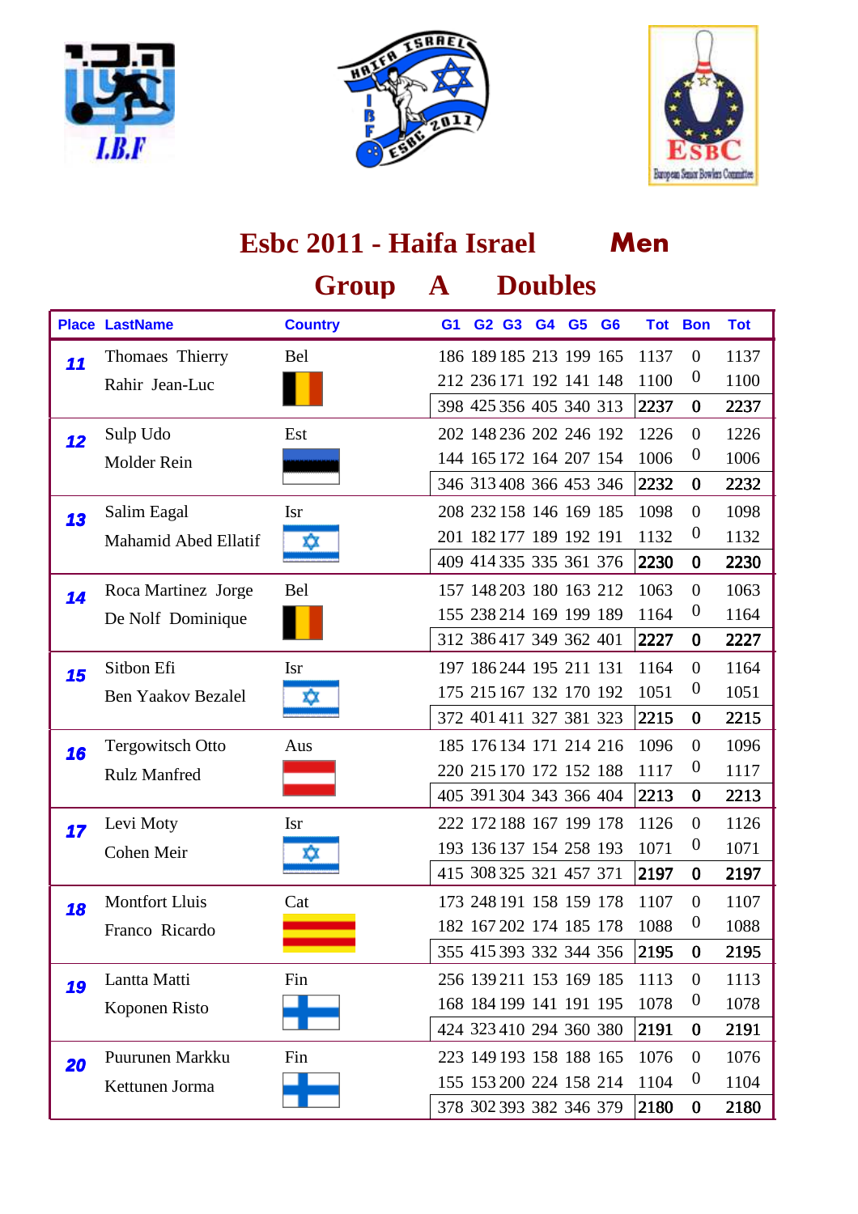# Esbc 2011 - Haifa Israel **Men**

## Group A Doubles

| Place | LastName | Country | G1 | G2 | G3 | G4 | G5 | G6 | Tot | Bon | Tot |
|---|---|---|---|---|---|---|---|---|---|---|---|
| 11 | Thomaes Thierry | Bel | 186 | 189 | 185 | 213 | 199 | 165 | 1137 | 0 | 1137 |
| | Rahir Jean-Luc | | 212 | 236 | 171 | 192 | 141 | 148 | 1100 | 0 | 1100 |
| | | | 398 | 425 | 356 | 405 | 340 | 313 | **2237** | **0** | **2237** |
| 12 | Sulp Udo | Est | 202 | 148 | 236 | 202 | 246 | 192 | 1226 | 0 | 1226 |
| | Molder Rein | | 144 | 165 | 172 | 164 | 207 | 154 | 1006 | 0 | 1006 |
| | | | 346 | 313 | 408 | 366 | 453 | 346 | **2232** | **0** | **2232** |
| 13 | Salim Eagal | Isr | 208 | 232 | 158 | 146 | 169 | 185 | 1098 | 0 | 1098 |
| | Mahamid Abed Ellatif | | 201 | 182 | 177 | 189 | 192 | 191 | 1132 | 0 | 1132 |
| | | | 409 | 414 | 335 | 335 | 361 | 376 | **2230** | **0** | **2230** |
| 14 | Roca Martinez Jorge | Bel | 157 | 148 | 203 | 180 | 163 | 212 | 1063 | 0 | 1063 |
| | De Nolf Dominique | | 155 | 238 | 214 | 169 | 199 | 189 | 1164 | 0 | 1164 |
| | | | 312 | 386 | 417 | 349 | 362 | 401 | **2227** | **0** | **2227** |
| 15 | Sitbon Efi | Isr | 197 | 186 | 244 | 195 | 211 | 131 | 1164 | 0 | 1164 |
| | Ben Yaakov Bezalel | | 175 | 215 | 167 | 132 | 170 | 192 | 1051 | 0 | 1051 |
| | | | 372 | 401 | 411 | 327 | 381 | 323 | **2215** | **0** | **2215** |
| 16 | Tergowitsch Otto | Aus | 185 | 176 | 134 | 171 | 214 | 216 | 1096 | 0 | 1096 |
| | Rulz Manfred | | 220 | 215 | 170 | 172 | 152 | 188 | 1117 | 0 | 1117 |
| | | | 405 | 391 | 304 | 343 | 366 | 404 | **2213** | **0** | **2213** |
| 17 | Levi Moty | Isr | 222 | 172 | 188 | 167 | 199 | 178 | 1126 | 0 | 1126 |
| | Cohen Meir | | 193 | 136 | 137 | 154 | 258 | 193 | 1071 | 0 | 1071 |
| | | | 415 | 308 | 325 | 321 | 457 | 371 | **2197** | **0** | **2197** |
| 18 | Montfort Lluis | Cat | 173 | 248 | 191 | 158 | 159 | 178 | 1107 | 0 | 1107 |
| | Franco Ricardo | | 182 | 167 | 202 | 174 | 185 | 178 | 1088 | 0 | 1088 |
| | | | 355 | 415 | 393 | 332 | 344 | 356 | **2195** | **0** | **2195** |
| 19 | Lantta Matti | Fin | 256 | 139 | 211 | 153 | 169 | 185 | 1113 | 0 | 1113 |
| | Koponen Risto | | 168 | 184 | 199 | 141 | 191 | 195 | 1078 | 0 | 1078 |
| | | | 424 | 323 | 410 | 294 | 360 | 380 | **2191** | **0** | **2191** |
| 20 | Puurunen Markku | Fin | 223 | 149 | 193 | 158 | 188 | 165 | 1076 | 0 | 1076 |
| | Kettunen Jorma | | 155 | 153 | 200 | 224 | 158 | 214 | 1104 | 0 | 1104 |
| | | | 378 | 302 | 393 | 382 | 346 | 379 | **2180** | **0** | **2180** |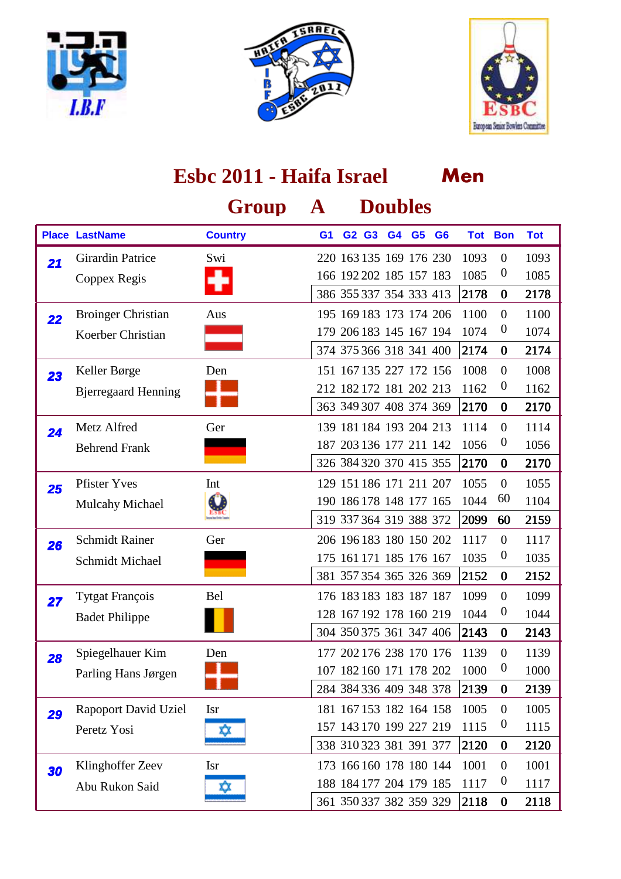# Esbc 2011 - Haifa Israel Men

## Group A Doubles

| Place | LastName | Country | G1 | G2 | G3 | G4 | G5 | G6 | Tot | Bon | Tot |
|---|---|---|---|---|---|---|---|---|---|---|---|
| 21 | Girardin Patrice | Swi | 220 | 163 | 135 | 169 | 176 | 230 | 1093 | 0 | 1093 |
| | Coppex Regis | | 166 | 192 | 202 | 185 | 157 | 183 | 1085 | 0 | 1085 |
| | | | 386 | 355 | 337 | 354 | 333 | 413 | **2178** | **0** | **2178** |
| 22 | Broinger Christian | Aus | 195 | 169 | 183 | 173 | 174 | 206 | 1100 | 0 | 1100 |
| | Koerber Christian | | 179 | 206 | 183 | 145 | 167 | 194 | 1074 | 0 | 1074 |
| | | | 374 | 375 | 366 | 318 | 341 | 400 | **2174** | **0** | **2174** |
| 23 | Keller Børge | Den | 151 | 167 | 135 | 227 | 172 | 156 | 1008 | 0 | 1008 |
| | Bjerregaard Henning | | 212 | 182 | 172 | 181 | 202 | 213 | 1162 | 0 | 1162 |
| | | | 363 | 349 | 307 | 408 | 374 | 369 | **2170** | **0** | **2170** |
| 24 | Metz Alfred | Ger | 139 | 181 | 184 | 193 | 204 | 213 | 1114 | 0 | 1114 |
| | Behrend Frank | | 187 | 203 | 136 | 177 | 211 | 142 | 1056 | 0 | 1056 |
| | | | 326 | 384 | 320 | 370 | 415 | 355 | **2170** | **0** | **2170** |
| 25 | Pfister Yves | Int | 129 | 151 | 186 | 171 | 211 | 207 | 1055 | 0 | 1055 |
| | Mulcahy Michael | | 190 | 186 | 178 | 148 | 177 | 165 | 1044 | 60 | 1104 |
| | | | 319 | 337 | 364 | 319 | 388 | 372 | **2099** | **60** | **2159** |
| 26 | Schmidt Rainer | Ger | 206 | 196 | 183 | 180 | 150 | 202 | 1117 | 0 | 1117 |
| | Schmidt Michael | | 175 | 161 | 171 | 185 | 176 | 167 | 1035 | 0 | 1035 |
| | | | 381 | 357 | 354 | 365 | 326 | 369 | **2152** | **0** | **2152** |
| 27 | Tytgat François | Bel | 176 | 183 | 183 | 183 | 187 | 187 | 1099 | 0 | 1099 |
| | Badet Philippe | | 128 | 167 | 192 | 178 | 160 | 219 | 1044 | 0 | 1044 |
| | | | 304 | 350 | 375 | 361 | 347 | 406 | **2143** | **0** | **2143** |
| 28 | Spiegelhauer Kim | Den | 177 | 202 | 176 | 238 | 170 | 176 | 1139 | 0 | 1139 |
| | Parling Hans Jørgen | | 107 | 182 | 160 | 171 | 178 | 202 | 1000 | 0 | 1000 |
| | | | 284 | 384 | 336 | 409 | 348 | 378 | **2139** | **0** | **2139** |
| 29 | Rapoport David Uziel | Isr | 181 | 167 | 153 | 182 | 164 | 158 | 1005 | 0 | 1005 |
| | Peretz Yosi | | 157 | 143 | 170 | 199 | 227 | 219 | 1115 | 0 | 1115 |
| | | | 338 | 310 | 323 | 381 | 391 | 377 | **2120** | **0** | **2120** |
| 30 | Klinghoffer Zeev | Isr | 173 | 166 | 160 | 178 | 180 | 144 | 1001 | 0 | 1001 |
| | Abu Rukon Said | | 188 | 184 | 177 | 204 | 179 | 185 | 1117 | 0 | 1117 |
| | | | 361 | 350 | 337 | 382 | 359 | 329 | **2118** | **0** | **2118** |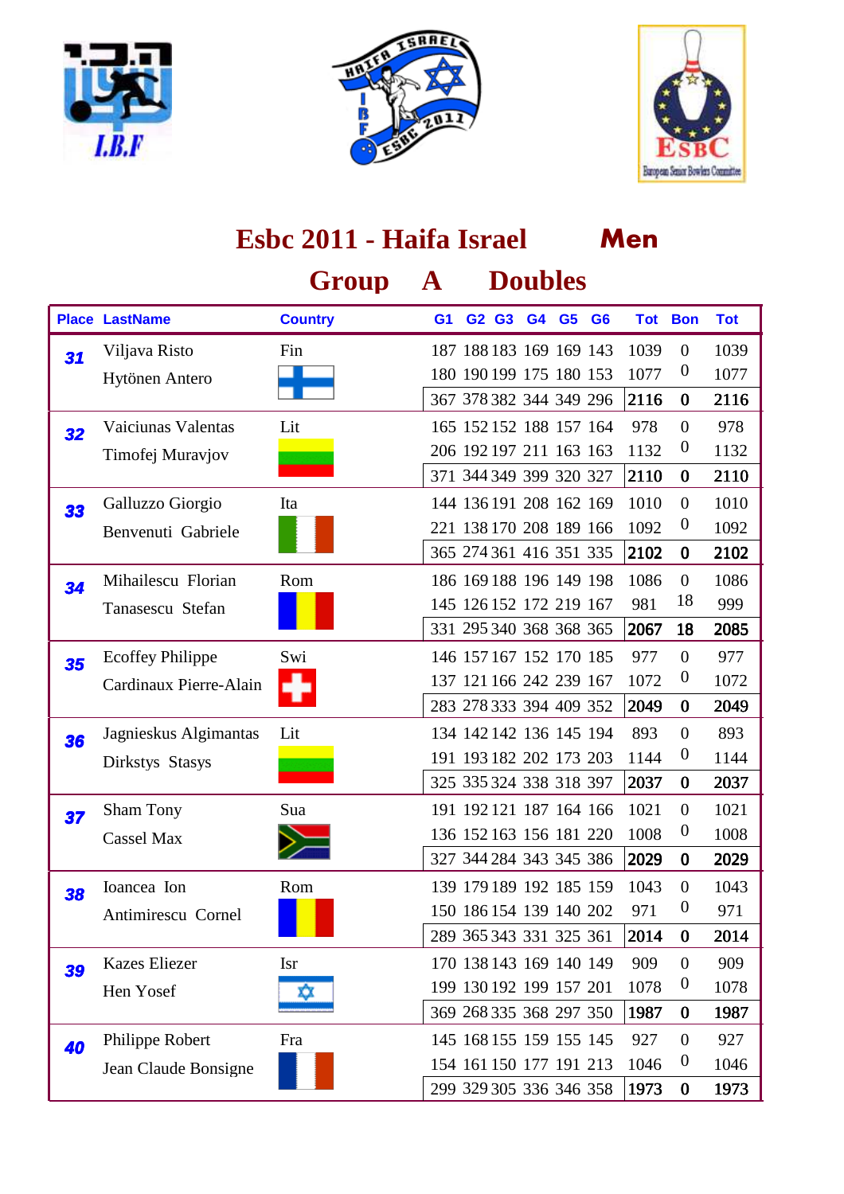# Esbc 2011 - Haifa Israel **Men**

## Group A Doubles

| Place | LastName | Country | G1 | G2 | G3 | G4 | G5 | G6 | Tot | Bon | Tot |
|---|---|---|---|---|---|---|---|---|---|---|---|
| 31 | Viljava Risto | Fin | 187 | 188 | 183 | 169 | 169 | 143 | 1039 | 0 | 1039 |
| | Hytönen Antero | | 180 | 190 | 199 | 175 | 180 | 153 | 1077 | 0 | 1077 |
| | | | 367 | 378 | 382 | 344 | 349 | 296 | **2116** | **0** | **2116** |
| 32 | Vaiciunas Valentas | Lit | 165 | 152 | 152 | 188 | 157 | 164 | 978 | 0 | 978 |
| | Timofej Muravjov | | 206 | 192 | 197 | 211 | 163 | 163 | 1132 | 0 | 1132 |
| | | | 371 | 344 | 349 | 399 | 320 | 327 | **2110** | **0** | **2110** |
| 33 | Galluzzo Giorgio | Ita | 144 | 136 | 191 | 208 | 162 | 169 | 1010 | 0 | 1010 |
| | Benvenuti Gabriele | | 221 | 138 | 170 | 208 | 189 | 166 | 1092 | 0 | 1092 |
| | | | 365 | 274 | 361 | 416 | 351 | 335 | **2102** | **0** | **2102** |
| 34 | Mihailescu Florian | Rom | 186 | 169 | 188 | 196 | 149 | 198 | 1086 | 0 | 1086 |
| | Tanasescu Stefan | | 145 | 126 | 152 | 172 | 219 | 167 | 981 | 18 | 999 |
| | | | 331 | 295 | 340 | 368 | 368 | 365 | **2067** | **18** | **2085** |
| 35 | Ecoffey Philippe | Swi | 146 | 157 | 167 | 152 | 170 | 185 | 977 | 0 | 977 |
| | Cardinaux Pierre-Alain | | 137 | 121 | 166 | 242 | 239 | 167 | 1072 | 0 | 1072 |
| | | | 283 | 278 | 333 | 394 | 409 | 352 | **2049** | **0** | **2049** |
| 36 | Jagnieskus Algimantas | Lit | 134 | 142 | 142 | 136 | 145 | 194 | 893 | 0 | 893 |
| | Dirkstys Stasys | | 191 | 193 | 182 | 202 | 173 | 203 | 1144 | 0 | 1144 |
| | | | 325 | 335 | 324 | 338 | 318 | 397 | **2037** | **0** | **2037** |
| 37 | Sham Tony | Sua | 191 | 192 | 121 | 187 | 164 | 166 | 1021 | 0 | 1021 |
| | Cassel Max | | 136 | 152 | 163 | 156 | 181 | 220 | 1008 | 0 | 1008 |
| | | | 327 | 344 | 284 | 343 | 345 | 386 | **2029** | **0** | **2029** |
| 38 | Ioancea Ion | Rom | 139 | 179 | 189 | 192 | 185 | 159 | 1043 | 0 | 1043 |
| | Antimirescu Cornel | | 150 | 186 | 154 | 139 | 140 | 202 | 971 | 0 | 971 |
| | | | 289 | 365 | 343 | 331 | 325 | 361 | **2014** | **0** | **2014** |
| 39 | Kazes Eliezer | Isr | 170 | 138 | 143 | 169 | 140 | 149 | 909 | 0 | 909 |
| | Hen Yosef | | 199 | 130 | 192 | 199 | 157 | 201 | 1078 | 0 | 1078 |
| | | | 369 | 268 | 335 | 368 | 297 | 350 | **1987** | **0** | **1987** |
| 40 | Philippe Robert | Fra | 145 | 168 | 155 | 159 | 155 | 145 | 927 | 0 | 927 |
| | Jean Claude Bonsigne | | 154 | 161 | 150 | 177 | 191 | 213 | 1046 | 0 | 1046 |
| | | | 299 | 329 | 305 | 336 | 346 | 358 | **1973** | **0** | **1973** |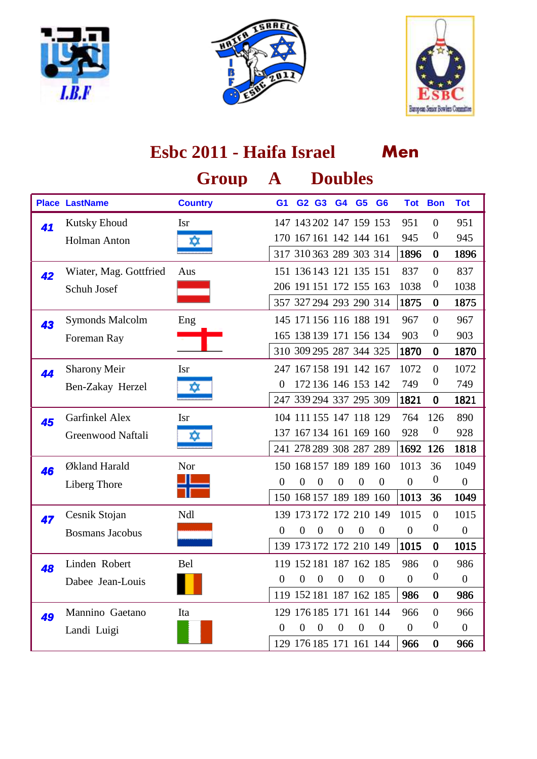# Esbc 2011 - Haifa Israel **Men**

## Group A Doubles

| Place | LastName | Country | G1 | G2 | G3 | G4 | G5 | G6 | Tot | Bon | Tot |
|---|---|---|---|---|---|---|---|---|---|---|---|
| 41 | Kutsky Ehoud | Isr | 147 | 143 | 202 | 147 | 159 | 153 | 951 | 0 | 951 |
| | Holman Anton | | 170 | 167 | 161 | 142 | 144 | 161 | 945 | 0 | 945 |
| | | | 317 | 310 | 363 | 289 | 303 | 314 | **1896** | **0** | **1896** |
| 42 | Wiater, Mag. Gottfried | Aus | 151 | 136 | 143 | 121 | 135 | 151 | 837 | 0 | 837 |
| | Schuh Josef | | 206 | 191 | 151 | 172 | 155 | 163 | 1038 | 0 | 1038 |
| | | | 357 | 327 | 294 | 293 | 290 | 314 | **1875** | **0** | **1875** |
| 43 | Symonds Malcolm | Eng | 145 | 171 | 156 | 116 | 188 | 191 | 967 | 0 | 967 |
| | Foreman Ray | | 165 | 138 | 139 | 171 | 156 | 134 | 903 | 0 | 903 |
| | | | 310 | 309 | 295 | 287 | 344 | 325 | **1870** | **0** | **1870** |
| 44 | Sharony Meir | Isr | 247 | 167 | 158 | 191 | 142 | 167 | 1072 | 0 | 1072 |
| | Ben-Zakay Herzel | | 0 | 172 | 136 | 146 | 153 | 142 | 749 | 0 | 749 |
| | | | 247 | 339 | 294 | 337 | 295 | 309 | **1821** | **0** | **1821** |
| 45 | Garfinkel Alex | Isr | 104 | 111 | 155 | 147 | 118 | 129 | 764 | 126 | 890 |
| | Greenwood Naftali | | 137 | 167 | 134 | 161 | 169 | 160 | 928 | 0 | 928 |
| | | | 241 | 278 | 289 | 308 | 287 | 289 | **1692** | **126** | **1818** |
| 46 | Økland Harald | Nor | 150 | 168 | 157 | 189 | 189 | 160 | 1013 | 36 | 1049 |
| | Liberg Thore | | 0 | 0 | 0 | 0 | 0 | 0 | 0 | 0 | 0 |
| | | | 150 | 168 | 157 | 189 | 189 | 160 | **1013** | **36** | **1049** |
| 47 | Cesnik Stojan | Ndl | 139 | 173 | 172 | 172 | 210 | 149 | 1015 | 0 | 1015 |
| | Bosmans Jacobus | | 0 | 0 | 0 | 0 | 0 | 0 | 0 | 0 | 0 |
| | | | 139 | 173 | 172 | 172 | 210 | 149 | **1015** | **0** | **1015** |
| 48 | Linden Robert | Bel | 119 | 152 | 181 | 187 | 162 | 185 | 986 | 0 | 986 |
| | Dabee Jean-Louis | | 0 | 0 | 0 | 0 | 0 | 0 | 0 | 0 | 0 |
| | | | 119 | 152 | 181 | 187 | 162 | 185 | **986** | **0** | **986** |
| 49 | Mannino Gaetano | Ita | 129 | 176 | 185 | 171 | 161 | 144 | 966 | 0 | 966 |
| | Landi Luigi | | 0 | 0 | 0 | 0 | 0 | 0 | 0 | 0 | 0 |
| | | | 129 | 176 | 185 | 171 | 161 | 144 | **966** | **0** | **966** |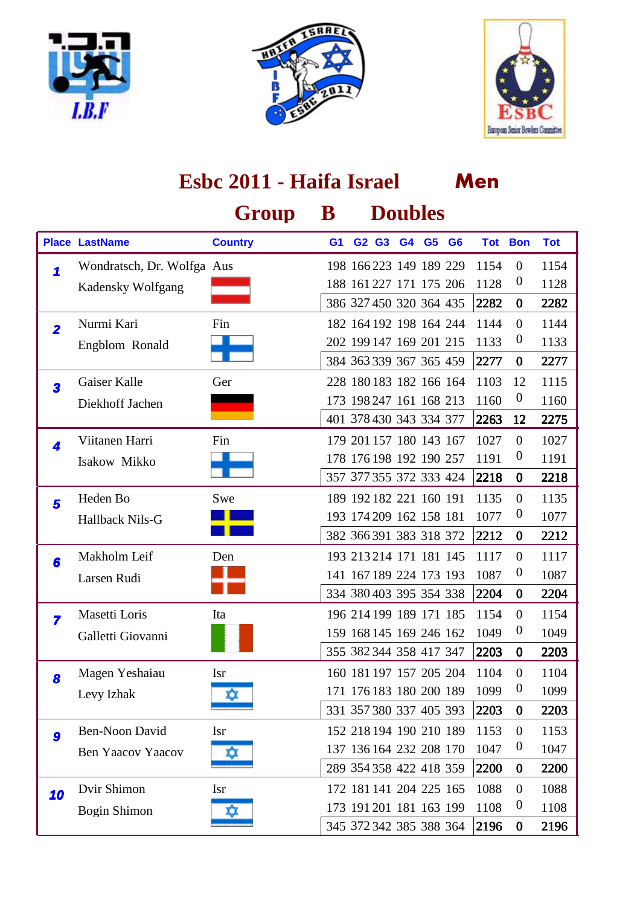# Esbc 2011 - Haifa Israel Men

## Group B Doubles

| Place | LastName | Country | G1 | G2 | G3 | G4 | G5 | G6 | Tot | Bon | Tot |
|---|---|---|---|---|---|---|---|---|---|---|---|
| 1 | Wondratsch, Dr. Wolfga | Aus | 198 | 166 | 223 | 149 | 189 | 229 | 1154 | 0 | 1154 |
| | Kadensky Wolfgang | | 188 | 161 | 227 | 171 | 175 | 206 | 1128 | 0 | 1128 |
| | | | 386 | 327 | 450 | 320 | 364 | 435 | 2282 | 0 | 2282 |
| 2 | Nurmi Kari | Fin | 182 | 164 | 192 | 198 | 164 | 244 | 1144 | 0 | 1144 |
| | Engblom Ronald | | 202 | 199 | 147 | 169 | 201 | 215 | 1133 | 0 | 1133 |
| | | | 384 | 363 | 339 | 367 | 365 | 459 | 2277 | 0 | 2277 |
| 3 | Gaiser Kalle | Ger | 228 | 180 | 183 | 182 | 166 | 164 | 1103 | 12 | 1115 |
| | Diekhoff Jachen | | 173 | 198 | 247 | 161 | 168 | 213 | 1160 | 0 | 1160 |
| | | | 401 | 378 | 430 | 343 | 334 | 377 | 2263 | 12 | 2275 |
| 4 | Viitanen Harri | Fin | 179 | 201 | 157 | 180 | 143 | 167 | 1027 | 0 | 1027 |
| | Isakow Mikko | | 178 | 176 | 198 | 192 | 190 | 257 | 1191 | 0 | 1191 |
| | | | 357 | 377 | 355 | 372 | 333 | 424 | 2218 | 0 | 2218 |
| 5 | Heden Bo | Swe | 189 | 192 | 182 | 221 | 160 | 191 | 1135 | 0 | 1135 |
| | Hallback Nils-G | | 193 | 174 | 209 | 162 | 158 | 181 | 1077 | 0 | 1077 |
| | | | 382 | 366 | 391 | 383 | 318 | 372 | 2212 | 0 | 2212 |
| 6 | Makholm Leif | Den | 193 | 213 | 214 | 171 | 181 | 145 | 1117 | 0 | 1117 |
| | Larsen Rudi | | 141 | 167 | 189 | 224 | 173 | 193 | 1087 | 0 | 1087 |
| | | | 334 | 380 | 403 | 395 | 354 | 338 | 2204 | 0 | 2204 |
| 7 | Masetti Loris | Ita | 196 | 214 | 199 | 189 | 171 | 185 | 1154 | 0 | 1154 |
| | Galletti Giovanni | | 159 | 168 | 145 | 169 | 246 | 162 | 1049 | 0 | 1049 |
| | | | 355 | 382 | 344 | 358 | 417 | 347 | 2203 | 0 | 2203 |
| 8 | Magen Yeshaiau | Isr | 160 | 181 | 197 | 157 | 205 | 204 | 1104 | 0 | 1104 |
| | Levy Izhak | | 171 | 176 | 183 | 180 | 200 | 189 | 1099 | 0 | 1099 |
| | | | 331 | 357 | 380 | 337 | 405 | 393 | 2203 | 0 | 2203 |
| 9 | Ben-Noon David | Isr | 152 | 218 | 194 | 190 | 210 | 189 | 1153 | 0 | 1153 |
| | Ben Yaacov Yaacov | | 137 | 136 | 164 | 232 | 208 | 170 | 1047 | 0 | 1047 |
| | | | 289 | 354 | 358 | 422 | 418 | 359 | 2200 | 0 | 2200 |
| 10 | Dvir Shimon | Isr | 172 | 181 | 141 | 204 | 225 | 165 | 1088 | 0 | 1088 |
| | Bogin Shimon | | 173 | 191 | 201 | 181 | 163 | 199 | 1108 | 0 | 1108 |
| | | | 345 | 372 | 342 | 385 | 388 | 364 | 2196 | 0 | 2196 |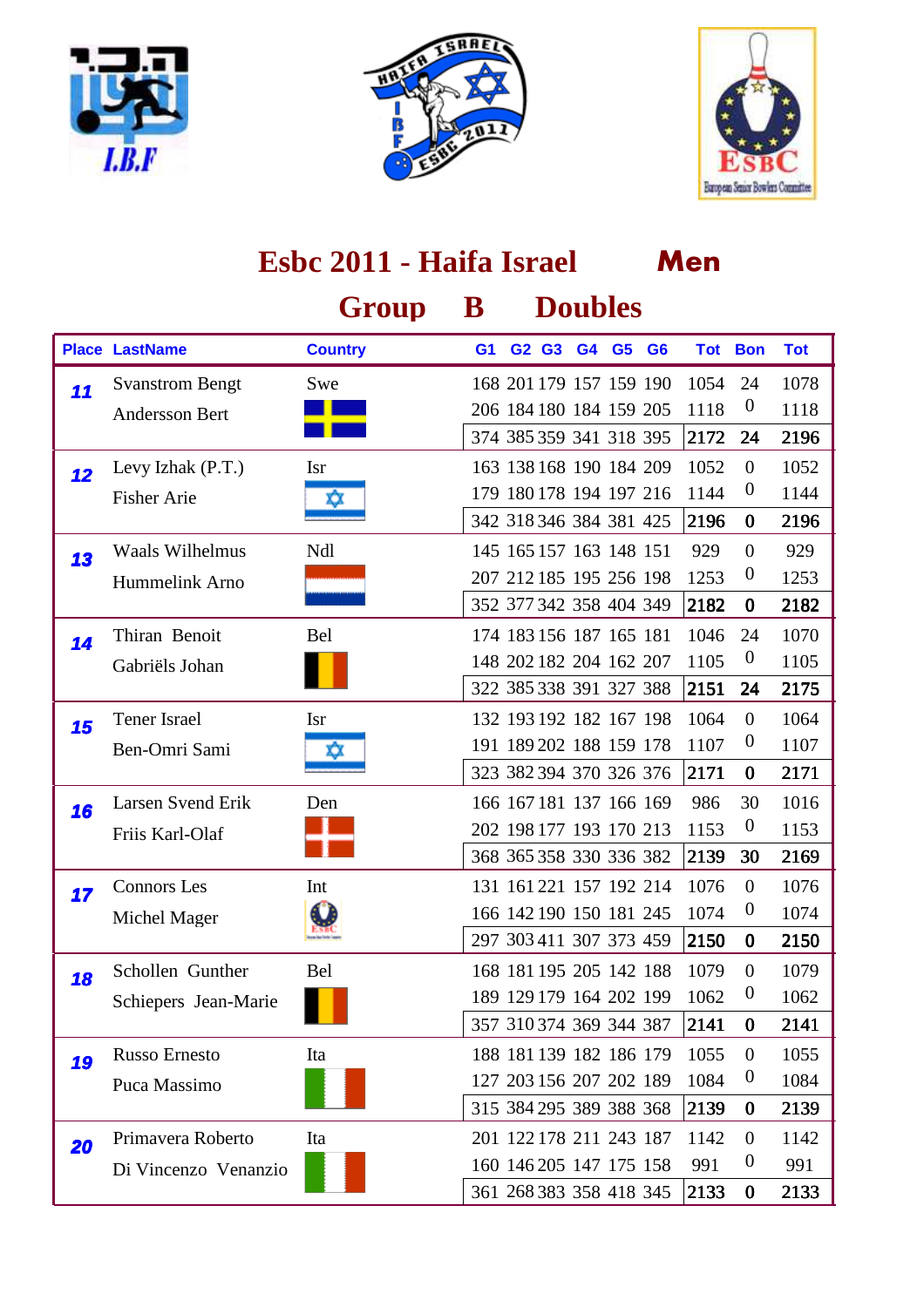# Esbc 2011 - Haifa Israel Men

## Group B Doubles

| Place | LastName | Country | G1 | G2 | G3 | G4 | G5 | G6 | Tot | Bon | Tot |
|---|---|---|---|---|---|---|---|---|---|---|---|
| 11 | Svanstrom Bengt | Swe | 168 | 201 | 179 | 157 | 159 | 190 | 1054 | 24 | 1078 |
| | Andersson Bert | | 206 | 184 | 180 | 184 | 159 | 205 | 1118 | 0 | 1118 |
| | | | 374 | 385 | 359 | 341 | 318 | 395 | 2172 | 24 | 2196 |
| 12 | Levy Izhak (P.T.) | Isr | 163 | 138 | 168 | 190 | 184 | 209 | 1052 | 0 | 1052 |
| | Fisher Arie | | 179 | 180 | 178 | 194 | 197 | 216 | 1144 | 0 | 1144 |
| | | | 342 | 318 | 346 | 384 | 381 | 425 | 2196 | 0 | 2196 |
| 13 | Waals Wilhelmus | Ndl | 145 | 165 | 157 | 163 | 148 | 151 | 929 | 0 | 929 |
| | Hummelink Arno | | 207 | 212 | 185 | 195 | 256 | 198 | 1253 | 0 | 1253 |
| | | | 352 | 377 | 342 | 358 | 404 | 349 | 2182 | 0 | 2182 |
| 14 | Thiran Benoit | Bel | 174 | 183 | 156 | 187 | 165 | 181 | 1046 | 24 | 1070 |
| | Gabriëls Johan | | 148 | 202 | 182 | 204 | 162 | 207 | 1105 | 0 | 1105 |
| | | | 322 | 385 | 338 | 391 | 327 | 388 | 2151 | 24 | 2175 |
| 15 | Tener Israel | Isr | 132 | 193 | 192 | 182 | 167 | 198 | 1064 | 0 | 1064 |
| | Ben-Omri Sami | | 191 | 189 | 202 | 188 | 159 | 178 | 1107 | 0 | 1107 |
| | | | 323 | 382 | 394 | 370 | 326 | 376 | 2171 | 0 | 2171 |
| 16 | Larsen Svend Erik | Den | 166 | 167 | 181 | 137 | 166 | 169 | 986 | 30 | 1016 |
| | Friis Karl-Olaf | | 202 | 198 | 177 | 193 | 170 | 213 | 1153 | 0 | 1153 |
| | | | 368 | 365 | 358 | 330 | 336 | 382 | 2139 | 30 | 2169 |
| 17 | Connors Les | Int | 131 | 161 | 221 | 157 | 192 | 214 | 1076 | 0 | 1076 |
| | Michel Mager | | 166 | 142 | 190 | 150 | 181 | 245 | 1074 | 0 | 1074 |
| | | | 297 | 303 | 411 | 307 | 373 | 459 | 2150 | 0 | 2150 |
| 18 | Schollen Gunther | Bel | 168 | 181 | 195 | 205 | 142 | 188 | 1079 | 0 | 1079 |
| | Schiepers Jean-Marie | | 189 | 129 | 179 | 164 | 202 | 199 | 1062 | 0 | 1062 |
| | | | 357 | 310 | 374 | 369 | 344 | 387 | 2141 | 0 | 2141 |
| 19 | Russo Ernesto | Ita | 188 | 181 | 139 | 182 | 186 | 179 | 1055 | 0 | 1055 |
| | Puca Massimo | | 127 | 203 | 156 | 207 | 202 | 189 | 1084 | 0 | 1084 |
| | | | 315 | 384 | 295 | 389 | 388 | 368 | 2139 | 0 | 2139 |
| 20 | Primavera Roberto | Ita | 201 | 122 | 178 | 211 | 243 | 187 | 1142 | 0 | 1142 |
| | Di Vincenzo Venanzio | | 160 | 146 | 205 | 147 | 175 | 158 | 991 | 0 | 991 |
| | | | 361 | 268 | 383 | 358 | 418 | 345 | 2133 | 0 | 2133 |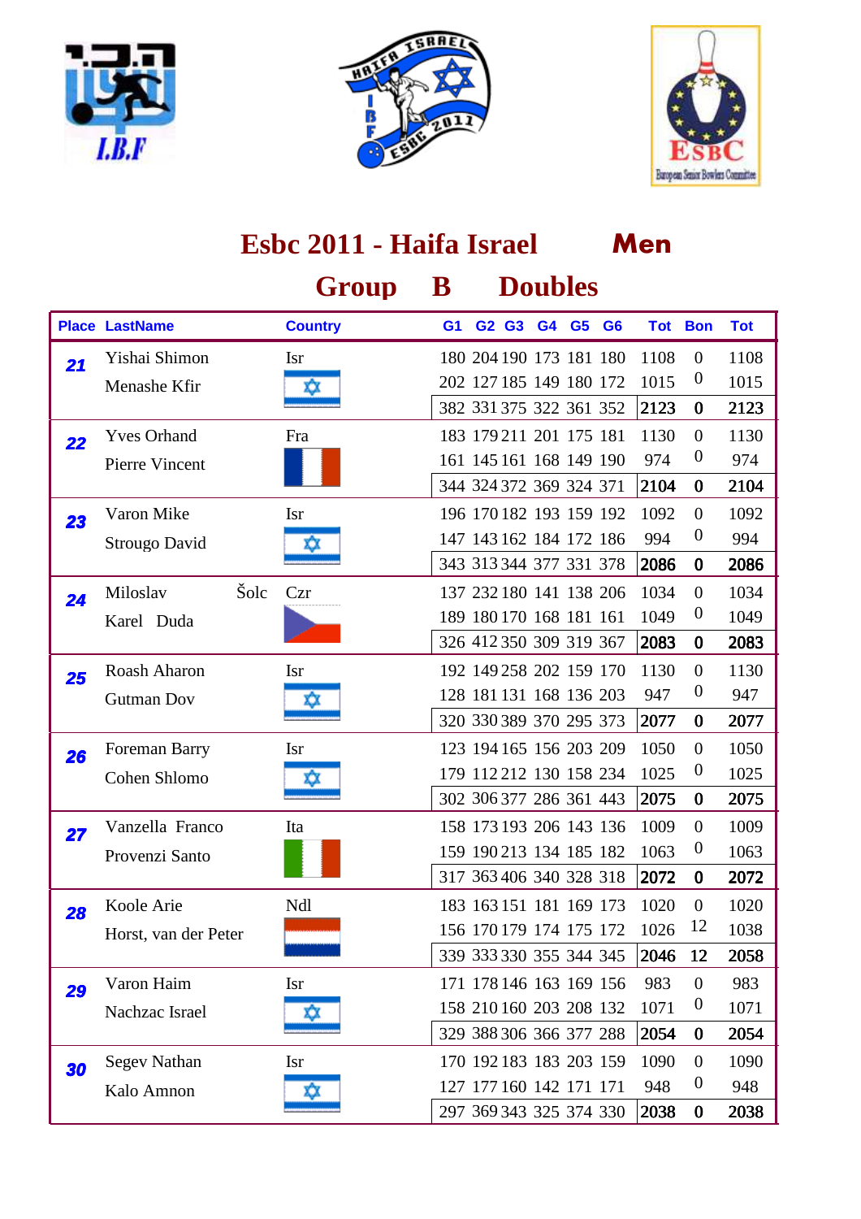# Esbc 2011 - Haifa Israel **Men**

## Group B Doubles

| Place | LastName | Country | G1 | G2 | G3 | G4 | G5 | G6 | Tot | Bon | Tot |
|---|---|---|---|---|---|---|---|---|---|---|---|
| 21 | Yishai Shimon | Isr | 180 | 204 | 190 | 173 | 181 | 180 | 1108 | 0 | 1108 |
| | Menashe Kfir | | 202 | 127 | 185 | 149 | 180 | 172 | 1015 | 0 | 1015 |
| | | | 382 | 331 | 375 | 322 | 361 | 352 | **2123** | **0** | **2123** |
| 22 | Yves Orhand | Fra | 183 | 179 | 211 | 201 | 175 | 181 | 1130 | 0 | 1130 |
| | Pierre Vincent | | 161 | 145 | 161 | 168 | 149 | 190 | 974 | 0 | 974 |
| | | | 344 | 324 | 372 | 369 | 324 | 371 | **2104** | **0** | **2104** |
| 23 | Varon Mike | Isr | 196 | 170 | 182 | 193 | 159 | 192 | 1092 | 0 | 1092 |
| | Strougo David | | 147 | 143 | 162 | 184 | 172 | 186 | 994 | 0 | 994 |
| | | | 343 | 313 | 344 | 377 | 331 | 378 | **2086** | **0** | **2086** |
| 24 | Miloslav Šolc | Czr | 137 | 232 | 180 | 141 | 138 | 206 | 1034 | 0 | 1034 |
| | Karel Duda | | 189 | 180 | 170 | 168 | 181 | 161 | 1049 | 0 | 1049 |
| | | | 326 | 412 | 350 | 309 | 319 | 367 | **2083** | **0** | **2083** |
| 25 | Roash Aharon | Isr | 192 | 149 | 258 | 202 | 159 | 170 | 1130 | 0 | 1130 |
| | Gutman Dov | | 128 | 181 | 131 | 168 | 136 | 203 | 947 | 0 | 947 |
| | | | 320 | 330 | 389 | 370 | 295 | 373 | **2077** | **0** | **2077** |
| 26 | Foreman Barry | Isr | 123 | 194 | 165 | 156 | 203 | 209 | 1050 | 0 | 1050 |
| | Cohen Shlomo | | 179 | 112 | 212 | 130 | 158 | 234 | 1025 | 0 | 1025 |
| | | | 302 | 306 | 377 | 286 | 361 | 443 | **2075** | **0** | **2075** |
| 27 | Vanzella Franco | Ita | 158 | 173 | 193 | 206 | 143 | 136 | 1009 | 0 | 1009 |
| | Provenzi Santo | | 159 | 190 | 213 | 134 | 185 | 182 | 1063 | 0 | 1063 |
| | | | 317 | 363 | 406 | 340 | 328 | 318 | **2072** | **0** | **2072** |
| 28 | Koole Arie | Ndl | 183 | 163 | 151 | 181 | 169 | 173 | 1020 | 0 | 1020 |
| | Horst, van der Peter | | 156 | 170 | 179 | 174 | 175 | 172 | 1026 | 12 | 1038 |
| | | | 339 | 333 | 330 | 355 | 344 | 345 | **2046** | **12** | **2058** |
| 29 | Varon Haim | Isr | 171 | 178 | 146 | 163 | 169 | 156 | 983 | 0 | 983 |
| | Nachzac Israel | | 158 | 210 | 160 | 203 | 208 | 132 | 1071 | 0 | 1071 |
| | | | 329 | 388 | 306 | 366 | 377 | 288 | **2054** | **0** | **2054** |
| 30 | Segev Nathan | Isr | 170 | 192 | 183 | 183 | 203 | 159 | 1090 | 0 | 1090 |
| | Kalo Amnon | | 127 | 177 | 160 | 142 | 171 | 171 | 948 | 0 | 948 |
| | | | 297 | 369 | 343 | 325 | 374 | 330 | **2038** | **0** | **2038** |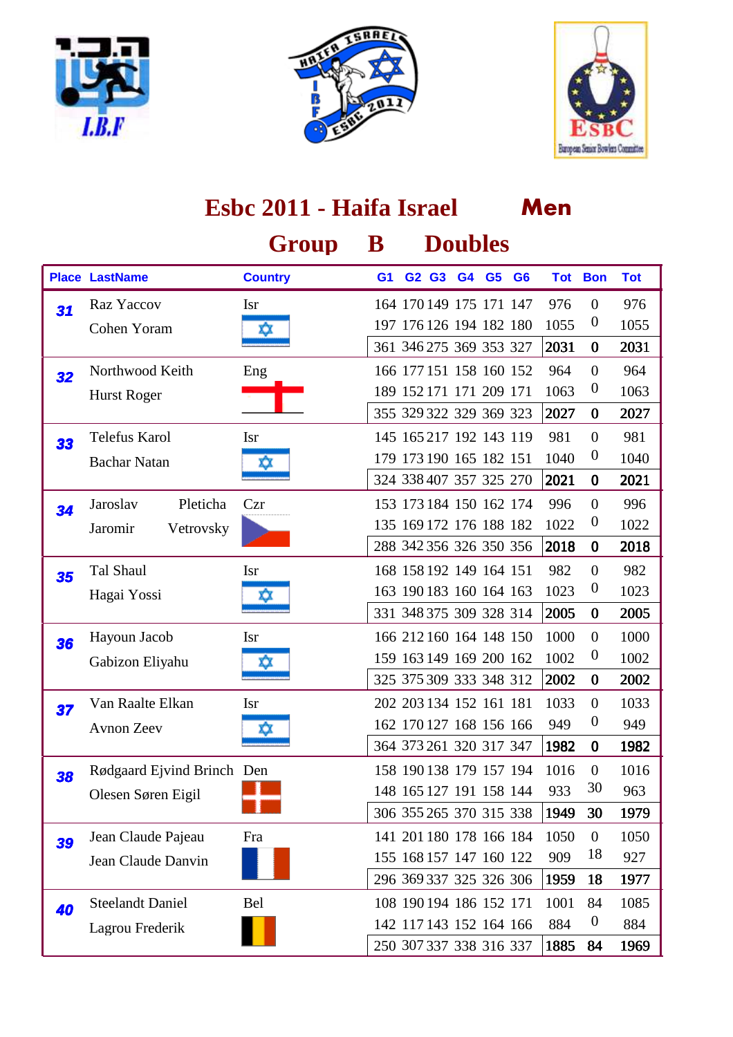# Esbc 2011 - Haifa Israel    Men

## Group B Doubles

| Place | LastName | Country | G1 | G2 | G3 | G4 | G5 | G6 | Tot | Bon | Tot |
|---|---|---|---|---|---|---|---|---|---|---|---|
| 31 | Raz Yaccov | Isr | 164 | 170 | 149 | 175 | 171 | 147 | 976 | 0 | 976 |
| | Cohen Yoram | | 197 | 176 | 126 | 194 | 182 | 180 | 1055 | 0 | 1055 |
| | | | 361 | 346 | 275 | 369 | 353 | 327 | **2031** | **0** | **2031** |
| 32 | Northwood Keith | Eng | 166 | 177 | 151 | 158 | 160 | 152 | 964 | 0 | 964 |
| | Hurst Roger | | 189 | 152 | 171 | 171 | 209 | 171 | 1063 | 0 | 1063 |
| | | | 355 | 329 | 322 | 329 | 369 | 323 | **2027** | **0** | **2027** |
| 33 | Telefus Karol | Isr | 145 | 165 | 217 | 192 | 143 | 119 | 981 | 0 | 981 |
| | Bachar Natan | | 179 | 173 | 190 | 165 | 182 | 151 | 1040 | 0 | 1040 |
| | | | 324 | 338 | 407 | 357 | 325 | 270 | **2021** | **0** | **2021** |
| 34 | Jaroslav Pleticha | Czr | 153 | 173 | 184 | 150 | 162 | 174 | 996 | 0 | 996 |
| | Jaromir Vetrovsky | | 135 | 169 | 172 | 176 | 188 | 182 | 1022 | 0 | 1022 |
| | | | 288 | 342 | 356 | 326 | 350 | 356 | **2018** | **0** | **2018** |
| 35 | Tal Shaul | Isr | 168 | 158 | 192 | 149 | 164 | 151 | 982 | 0 | 982 |
| | Hagai Yossi | | 163 | 190 | 183 | 160 | 164 | 163 | 1023 | 0 | 1023 |
| | | | 331 | 348 | 375 | 309 | 328 | 314 | **2005** | **0** | **2005** |
| 36 | Hayoun Jacob | Isr | 166 | 212 | 160 | 164 | 148 | 150 | 1000 | 0 | 1000 |
| | Gabizon Eliyahu | | 159 | 163 | 149 | 169 | 200 | 162 | 1002 | 0 | 1002 |
| | | | 325 | 375 | 309 | 333 | 348 | 312 | **2002** | **0** | **2002** |
| 37 | Van Raalte Elkan | Isr | 202 | 203 | 134 | 152 | 161 | 181 | 1033 | 0 | 1033 |
| | Avnon Zeev | | 162 | 170 | 127 | 168 | 156 | 166 | 949 | 0 | 949 |
| | | | 364 | 373 | 261 | 320 | 317 | 347 | **1982** | **0** | **1982** |
| 38 | Rødgaard Ejvind Brinch | Den | 158 | 190 | 138 | 179 | 157 | 194 | 1016 | 0 | 1016 |
| | Olesen Søren Eigil | | 148 | 165 | 127 | 191 | 158 | 144 | 933 | 30 | 963 |
| | | | 306 | 355 | 265 | 370 | 315 | 338 | **1949** | **30** | **1979** |
| 39 | Jean Claude Pajeau | Fra | 141 | 201 | 180 | 178 | 166 | 184 | 1050 | 0 | 1050 |
| | Jean Claude Danvin | | 155 | 168 | 157 | 147 | 160 | 122 | 909 | 18 | 927 |
| | | | 296 | 369 | 337 | 325 | 326 | 306 | **1959** | **18** | **1977** |
| 40 | Steelandt Daniel | Bel | 108 | 190 | 194 | 186 | 152 | 171 | 1001 | 84 | 1085 |
| | Lagrou Frederik | | 142 | 117 | 143 | 152 | 164 | 166 | 884 | 0 | 884 |
| | | | 250 | 307 | 337 | 338 | 316 | 337 | **1885** | **84** | **1969** |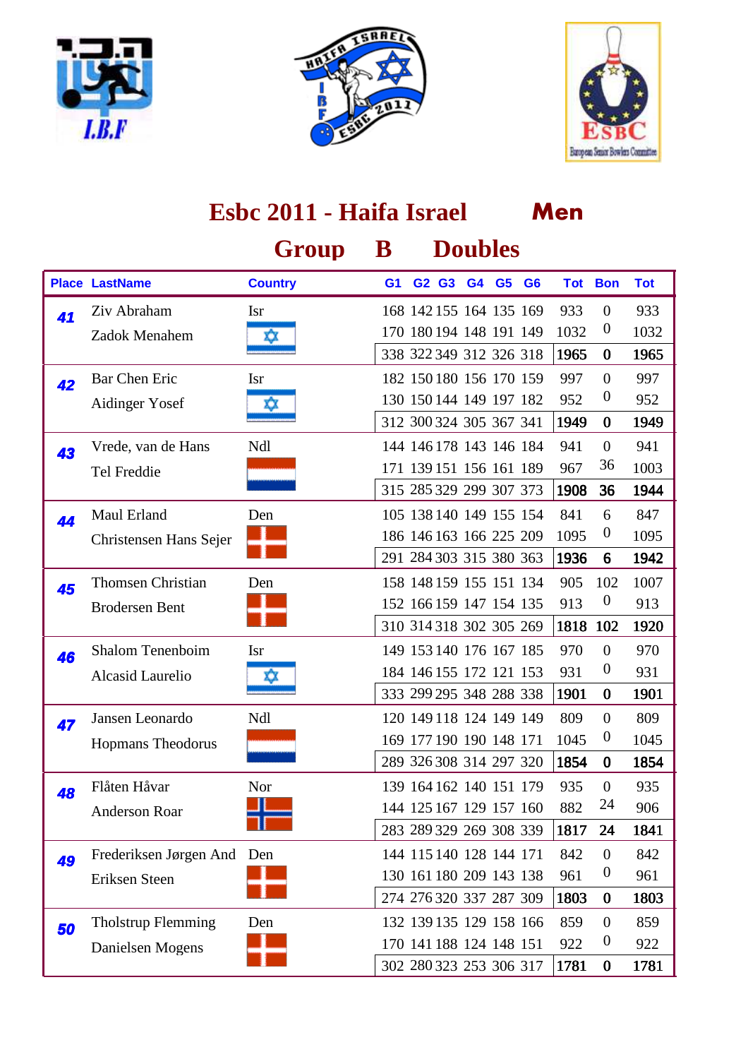# Esbc 2011 - Haifa Israel Men

## Group B Doubles

| Place | LastName | Country | G1 | G2 | G3 | G4 | G5 | G6 | Tot | Bon | Tot |
|---|---|---|---|---|---|---|---|---|---|---|---|
| 41 | Ziv Abraham | Isr | 168 | 142 | 155 | 164 | 135 | 169 | 933 | 0 | 933 |
| | Zadok Menahem | | 170 | 180 | 194 | 148 | 191 | 149 | 1032 | 0 | 1032 |
| | | | 338 | 322 | 349 | 312 | 326 | 318 | 1965 | 0 | 1965 |
| 42 | Bar Chen Eric | Isr | 182 | 150 | 180 | 156 | 170 | 159 | 997 | 0 | 997 |
| | Aidinger Yosef | | 130 | 150 | 144 | 149 | 197 | 182 | 952 | 0 | 952 |
| | | | 312 | 300 | 324 | 305 | 367 | 341 | 1949 | 0 | 1949 |
| 43 | Vrede, van de Hans | Ndl | 144 | 146 | 178 | 143 | 146 | 184 | 941 | 0 | 941 |
| | Tel Freddie | | 171 | 139 | 151 | 156 | 161 | 189 | 967 | 36 | 1003 |
| | | | 315 | 285 | 329 | 299 | 307 | 373 | 1908 | 36 | 1944 |
| 44 | Maul Erland | Den | 105 | 138 | 140 | 149 | 155 | 154 | 841 | 6 | 847 |
| | Christensen Hans Sejer | | 186 | 146 | 163 | 166 | 225 | 209 | 1095 | 0 | 1095 |
| | | | 291 | 284 | 303 | 315 | 380 | 363 | 1936 | 6 | 1942 |
| 45 | Thomsen Christian | Den | 158 | 148 | 159 | 155 | 151 | 134 | 905 | 102 | 1007 |
| | Brodersen Bent | | 152 | 166 | 159 | 147 | 154 | 135 | 913 | 0 | 913 |
| | | | 310 | 314 | 318 | 302 | 305 | 269 | 1818 | 102 | 1920 |
| 46 | Shalom Tenenboim | Isr | 149 | 153 | 140 | 176 | 167 | 185 | 970 | 0 | 970 |
| | Alcasid Laurelio | | 184 | 146 | 155 | 172 | 121 | 153 | 931 | 0 | 931 |
| | | | 333 | 299 | 295 | 348 | 288 | 338 | 1901 | 0 | 1901 |
| 47 | Jansen Leonardo | Ndl | 120 | 149 | 118 | 124 | 149 | 149 | 809 | 0 | 809 |
| | Hopmans Theodorus | | 169 | 177 | 190 | 190 | 148 | 171 | 1045 | 0 | 1045 |
| | | | 289 | 326 | 308 | 314 | 297 | 320 | 1854 | 0 | 1854 |
| 48 | Flåten Håvar | Nor | 139 | 164 | 162 | 140 | 151 | 179 | 935 | 0 | 935 |
| | Anderson Roar | | 144 | 125 | 167 | 129 | 157 | 160 | 882 | 24 | 906 |
| | | | 283 | 289 | 329 | 269 | 308 | 339 | 1817 | 24 | 1841 |
| 49 | Frederiksen Jørgen And | Den | 144 | 115 | 140 | 128 | 144 | 171 | 842 | 0 | 842 |
| | Eriksen Steen | | 130 | 161 | 180 | 209 | 143 | 138 | 961 | 0 | 961 |
| | | | 274 | 276 | 320 | 337 | 287 | 309 | 1803 | 0 | 1803 |
| 50 | Tholstrup Flemming | Den | 132 | 139 | 135 | 129 | 158 | 166 | 859 | 0 | 859 |
| | Danielsen Mogens | | 170 | 141 | 188 | 124 | 148 | 151 | 922 | 0 | 922 |
| | | | 302 | 280 | 323 | 253 | 306 | 317 | 1781 | 0 | 1781 |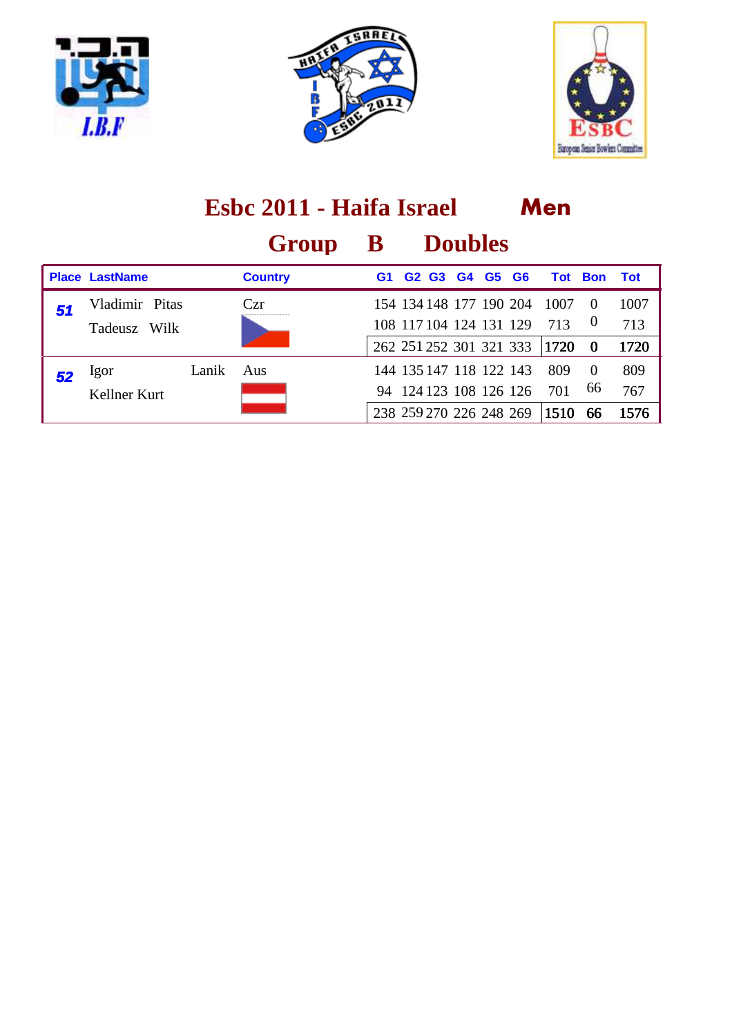# Esbc 2011 - Haifa Israel    Men

## Group B Doubles

| Place | LastName | Country | G1 | G2 | G3 | G4 | G5 | G6 | Tot | Bon | Tot |
|---|---|---|---|---|---|---|---|---|---|---|---|
| 51 | Vladimir Pitas | Czr | 154 | 134 | 148 | 177 | 190 | 204 | 1007 | 0 | 1007 |
| | Tadeusz Wilk | | 108 | 117 | 104 | 124 | 131 | 129 | 713 | 0 | 713 |
| | | | 262 | 251 | 252 | 301 | 321 | 333 | **1720** | **0** | **1720** |
| 52 | Igor Lanik | Aus | 144 | 135 | 147 | 118 | 122 | 143 | 809 | 0 | 809 |
| | Kellner Kurt | | 94 | 124 | 123 | 108 | 126 | 126 | 701 | 66 | 767 |
| | | | 238 | 259 | 270 | 226 | 248 | 269 | **1510** | **66** | **1576** |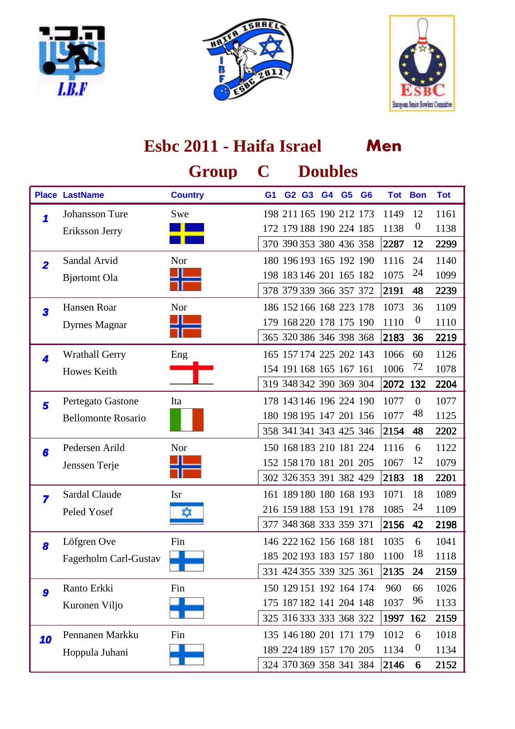# Esbc 2011 - Haifa Israel Men

## Group C Doubles

| Place | LastName | Country | G1 | G2 | G3 | G4 | G5 | G6 | Tot | Bon | Tot |
|---|---|---|---|---|---|---|---|---|---|---|---|
| 1 | Johansson Ture | Swe | 198 | 211 | 165 | 190 | 212 | 173 | 1149 | 12 | 1161 |
| | Eriksson Jerry | | 172 | 179 | 188 | 190 | 224 | 185 | 1138 | 0 | 1138 |
| | | | 370 | 390 | 353 | 380 | 436 | 358 | 2287 | 12 | 2299 |
| 2 | Sandal Arvid | Nor | 180 | 196 | 193 | 165 | 192 | 190 | 1116 | 24 | 1140 |
| | Bjørtomt Ola | | 198 | 183 | 146 | 201 | 165 | 182 | 1075 | 24 | 1099 |
| | | | 378 | 379 | 339 | 366 | 357 | 372 | 2191 | 48 | 2239 |
| 3 | Hansen Roar | Nor | 186 | 152 | 166 | 168 | 223 | 178 | 1073 | 36 | 1109 |
| | Dyrnes Magnar | | 179 | 168 | 220 | 178 | 175 | 190 | 1110 | 0 | 1110 |
| | | | 365 | 320 | 386 | 346 | 398 | 368 | 2183 | 36 | 2219 |
| 4 | Wrathall Gerry | Eng | 165 | 157 | 174 | 225 | 202 | 143 | 1066 | 60 | 1126 |
| | Howes Keith | | 154 | 191 | 168 | 165 | 167 | 161 | 1006 | 72 | 1078 |
| | | | 319 | 348 | 342 | 390 | 369 | 304 | 2072 | 132 | 2204 |
| 5 | Pertegato Gastone | Ita | 178 | 143 | 146 | 196 | 224 | 190 | 1077 | 0 | 1077 |
| | Bellomonte Rosario | | 180 | 198 | 195 | 147 | 201 | 156 | 1077 | 48 | 1125 |
| | | | 358 | 341 | 341 | 343 | 425 | 346 | 2154 | 48 | 2202 |
| 6 | Pedersen Arild | Nor | 150 | 168 | 183 | 210 | 181 | 224 | 1116 | 6 | 1122 |
| | Jenssen Terje | | 152 | 158 | 170 | 181 | 201 | 205 | 1067 | 12 | 1079 |
| | | | 302 | 326 | 353 | 391 | 382 | 429 | 2183 | 18 | 2201 |
| 7 | Sardal Claude | Isr | 161 | 189 | 180 | 180 | 168 | 193 | 1071 | 18 | 1089 |
| | Peled Yosef | | 216 | 159 | 188 | 153 | 191 | 178 | 1085 | 24 | 1109 |
| | | | 377 | 348 | 368 | 333 | 359 | 371 | 2156 | 42 | 2198 |
| 8 | Löfgren Ove | Fin | 146 | 222 | 162 | 156 | 168 | 181 | 1035 | 6 | 1041 |
| | Fagerholm Carl-Gustav | | 185 | 202 | 193 | 183 | 157 | 180 | 1100 | 18 | 1118 |
| | | | 331 | 424 | 355 | 339 | 325 | 361 | 2135 | 24 | 2159 |
| 9 | Ranto Erkki | Fin | 150 | 129 | 151 | 192 | 164 | 174 | 960 | 66 | 1026 |
| | Kuronen Viljo | | 175 | 187 | 182 | 141 | 204 | 148 | 1037 | 96 | 1133 |
| | | | 325 | 316 | 333 | 333 | 368 | 322 | 1997 | 162 | 2159 |
| 10 | Pennanen Markku | Fin | 135 | 146 | 180 | 201 | 171 | 179 | 1012 | 6 | 1018 |
| | Hoppula Juhani | | 189 | 224 | 189 | 157 | 170 | 205 | 1134 | 0 | 1134 |
| | | | 324 | 370 | 369 | 358 | 341 | 384 | 2146 | 6 | 2152 |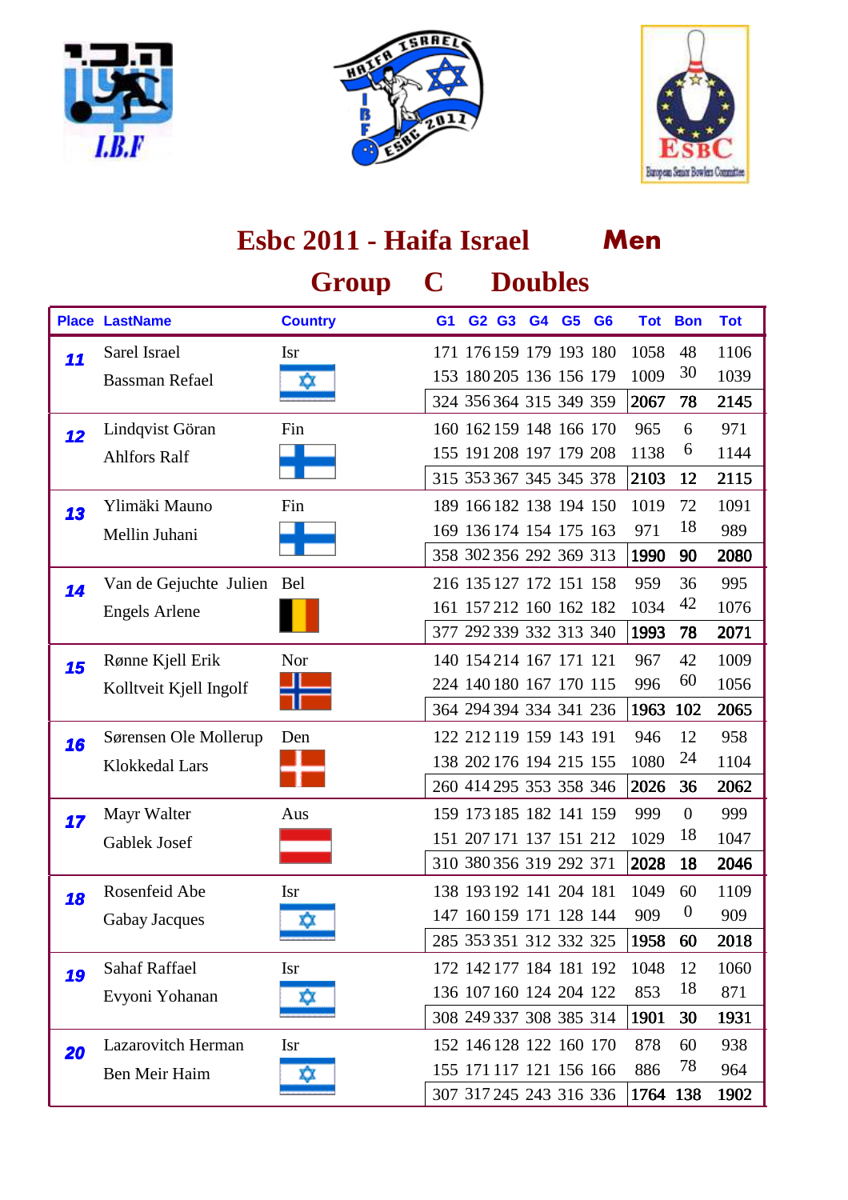# Esbc 2011 - Haifa Israel **Men**

## Group C Doubles

| Place | LastName | Country | G1 | G2 | G3 | G4 | G5 | G6 | Tot | Bon | Tot |
|---|---|---|---|---|---|---|---|---|---|---|---|
| 11 | Sarel Israel | Isr | 171 | 176 | 159 | 179 | 193 | 180 | 1058 | 48 | 1106 |
| | Bassman Refael | | 153 | 180 | 205 | 136 | 156 | 179 | 1009 | 30 | 1039 |
| | | | 324 | 356 | 364 | 315 | 349 | 359 | **2067** | **78** | **2145** |
| 12 | Lindqvist Göran | Fin | 160 | 162 | 159 | 148 | 166 | 170 | 965 | 6 | 971 |
| | Ahlfors Ralf | | 155 | 191 | 208 | 197 | 179 | 208 | 1138 | 6 | 1144 |
| | | | 315 | 353 | 367 | 345 | 345 | 378 | **2103** | **12** | **2115** |
| 13 | Ylimäki Mauno | Fin | 189 | 166 | 182 | 138 | 194 | 150 | 1019 | 72 | 1091 |
| | Mellin Juhani | | 169 | 136 | 174 | 154 | 175 | 163 | 971 | 18 | 989 |
| | | | 358 | 302 | 356 | 292 | 369 | 313 | **1990** | **90** | **2080** |
| 14 | Van de Gejuchte Julien | Bel | 216 | 135 | 127 | 172 | 151 | 158 | 959 | 36 | 995 |
| | Engels Arlene | | 161 | 157 | 212 | 160 | 162 | 182 | 1034 | 42 | 1076 |
| | | | 377 | 292 | 339 | 332 | 313 | 340 | **1993** | **78** | **2071** |
| 15 | Rønne Kjell Erik | Nor | 140 | 154 | 214 | 167 | 171 | 121 | 967 | 42 | 1009 |
| | Kolltveit Kjell Ingolf | | 224 | 140 | 180 | 167 | 170 | 115 | 996 | 60 | 1056 |
| | | | 364 | 294 | 394 | 334 | 341 | 236 | **1963** | **102** | **2065** |
| 16 | Sørensen Ole Mollerup | Den | 122 | 212 | 119 | 159 | 143 | 191 | 946 | 12 | 958 |
| | Klokkedal Lars | | 138 | 202 | 176 | 194 | 215 | 155 | 1080 | 24 | 1104 |
| | | | 260 | 414 | 295 | 353 | 358 | 346 | **2026** | **36** | **2062** |
| 17 | Mayr Walter | Aus | 159 | 173 | 185 | 182 | 141 | 159 | 999 | 0 | 999 |
| | Gablek Josef | | 151 | 207 | 171 | 137 | 151 | 212 | 1029 | 18 | 1047 |
| | | | 310 | 380 | 356 | 319 | 292 | 371 | **2028** | **18** | **2046** |
| 18 | Rosenfeid Abe | Isr | 138 | 193 | 192 | 141 | 204 | 181 | 1049 | 60 | 1109 |
| | Gabay Jacques | | 147 | 160 | 159 | 171 | 128 | 144 | 909 | 0 | 909 |
| | | | 285 | 353 | 351 | 312 | 332 | 325 | **1958** | **60** | **2018** |
| 19 | Sahaf Raffael | Isr | 172 | 142 | 177 | 184 | 181 | 192 | 1048 | 12 | 1060 |
| | Evyoni Yohanan | | 136 | 107 | 160 | 124 | 204 | 122 | 853 | 18 | 871 |
| | | | 308 | 249 | 337 | 308 | 385 | 314 | **1901** | **30** | **1931** |
| 20 | Lazarovitch Herman | Isr | 152 | 146 | 128 | 122 | 160 | 170 | 878 | 60 | 938 |
| | Ben Meir Haim | | 155 | 171 | 117 | 121 | 156 | 166 | 886 | 78 | 964 |
| | | | 307 | 317 | 245 | 243 | 316 | 336 | **1764** | **138** | **1902** |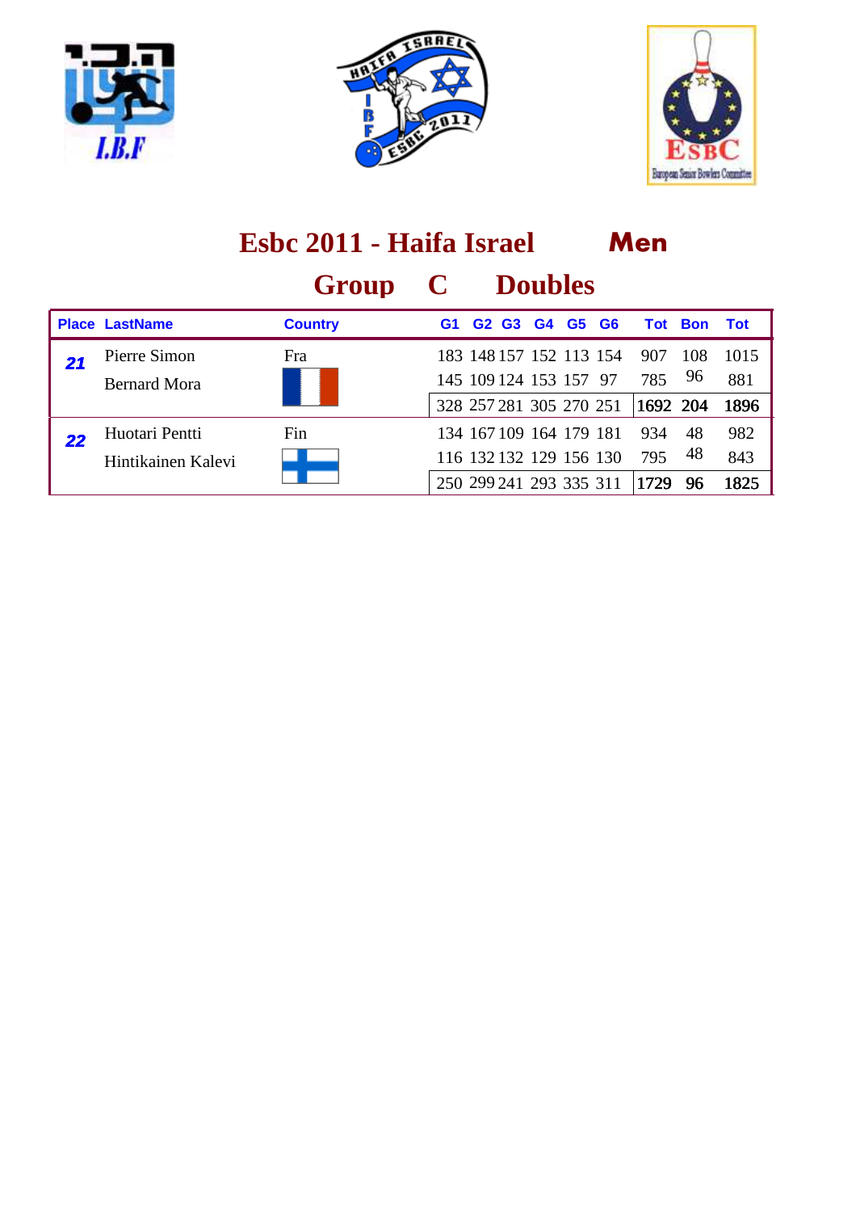# Esbc 2011 - Haifa Israel Men

## Group C Doubles

| Place | LastName | Country | G1 | G2 | G3 | G4 | G5 | G6 | Tot | Bon | Tot |
|---|---|---|---|---|---|---|---|---|---|---|---|
| 21 | Pierre Simon | Fra | 183 | 148 | 157 | 152 | 113 | 154 | 907 | 108 | 1015 |
| | Bernard Mora | | 145 | 109 | 124 | 153 | 157 | 97 | 785 | 96 | 881 |
| | | | 328 | 257 | 281 | 305 | 270 | 251 | **1692** | **204** | **1896** |
| 22 | Huotari Pentti | Fin | 134 | 167 | 109 | 164 | 179 | 181 | 934 | 48 | 982 |
| | Hintikainen Kalevi | | 116 | 132 | 132 | 129 | 156 | 130 | 795 | 48 | 843 |
| | | | 250 | 299 | 241 | 293 | 335 | 311 | **1729** | **96** | **1825** |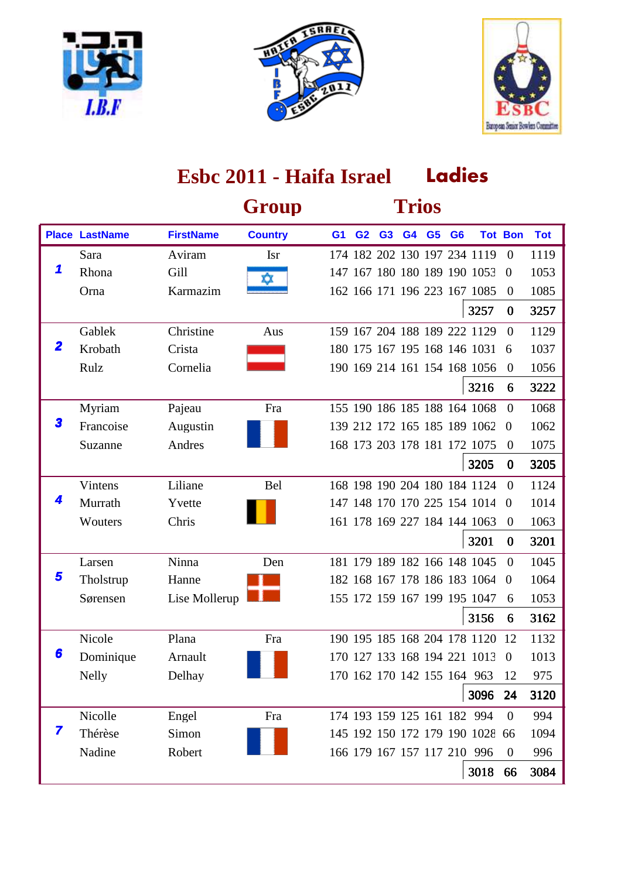# Esbc 2011 - Haifa Israel — Ladies

## Group Trios

| Place | LastName | FirstName | Country | G1 | G2 | G3 | G4 | G5 | G6 | Tot | Bon | Tot |
|---|---|---|---|---|---|---|---|---|---|---|---|---|
| 1 | Sara | Aviram | Isr | 174 | 182 | 202 | 130 | 197 | 234 | 1119 | 0 | 1119 |
| | Rhona | Gill | | 147 | 167 | 180 | 180 | 189 | 190 | 1053 | 0 | 1053 |
| | Orna | Karmazim | | 162 | 166 | 171 | 196 | 223 | 167 | 1085 | 0 | 1085 |
| | | | | | | | | | | **3257** | **0** | **3257** |
| 2 | Gablek | Christine | Aus | 159 | 167 | 204 | 188 | 189 | 222 | 1129 | 0 | 1129 |
| | Krobath | Crista | | 180 | 175 | 167 | 195 | 168 | 146 | 1031 | 6 | 1037 |
| | Rulz | Cornelia | | 190 | 169 | 214 | 161 | 154 | 168 | 1056 | 0 | 1056 |
| | | | | | | | | | | **3216** | **6** | **3222** |
| 3 | Myriam | Pajeau | Fra | 155 | 190 | 186 | 185 | 188 | 164 | 1068 | 0 | 1068 |
| | Francoise | Augustin | | 139 | 212 | 172 | 165 | 185 | 189 | 1062 | 0 | 1062 |
| | Suzanne | Andres | | 168 | 173 | 203 | 178 | 181 | 172 | 1075 | 0 | 1075 |
| | | | | | | | | | | **3205** | **0** | **3205** |
| 4 | Vintens | Liliane | Bel | 168 | 198 | 190 | 204 | 180 | 184 | 1124 | 0 | 1124 |
| | Murrath | Yvette | | 147 | 148 | 170 | 170 | 225 | 154 | 1014 | 0 | 1014 |
| | Wouters | Chris | | 161 | 178 | 169 | 227 | 184 | 144 | 1063 | 0 | 1063 |
| | | | | | | | | | | **3201** | **0** | **3201** |
| 5 | Larsen | Ninna | Den | 181 | 179 | 189 | 182 | 166 | 148 | 1045 | 0 | 1045 |
| | Tholstrup | Hanne | | 182 | 168 | 167 | 178 | 186 | 183 | 1064 | 0 | 1064 |
| | Sørensen | Lise Mollerup | | 155 | 172 | 159 | 167 | 199 | 195 | 1047 | 6 | 1053 |
| | | | | | | | | | | **3156** | **6** | **3162** |
| 6 | Nicole | Plana | Fra | 190 | 195 | 185 | 168 | 204 | 178 | 1120 | 12 | 1132 |
| | Dominique | Arnault | | 170 | 127 | 133 | 168 | 194 | 221 | 1013 | 0 | 1013 |
| | Nelly | Delhay | | 170 | 162 | 170 | 142 | 155 | 164 | 963 | 12 | 975 |
| | | | | | | | | | | **3096** | **24** | **3120** |
| 7 | Nicolle | Engel | Fra | 174 | 193 | 159 | 125 | 161 | 182 | 994 | 0 | 994 |
| | Thérèse | Simon | | 145 | 192 | 150 | 172 | 179 | 190 | 1028 | 66 | 1094 |
| | Nadine | Robert | | 166 | 179 | 167 | 157 | 117 | 210 | 996 | 0 | 996 |
| | | | | | | | | | | **3018** | **66** | **3084** |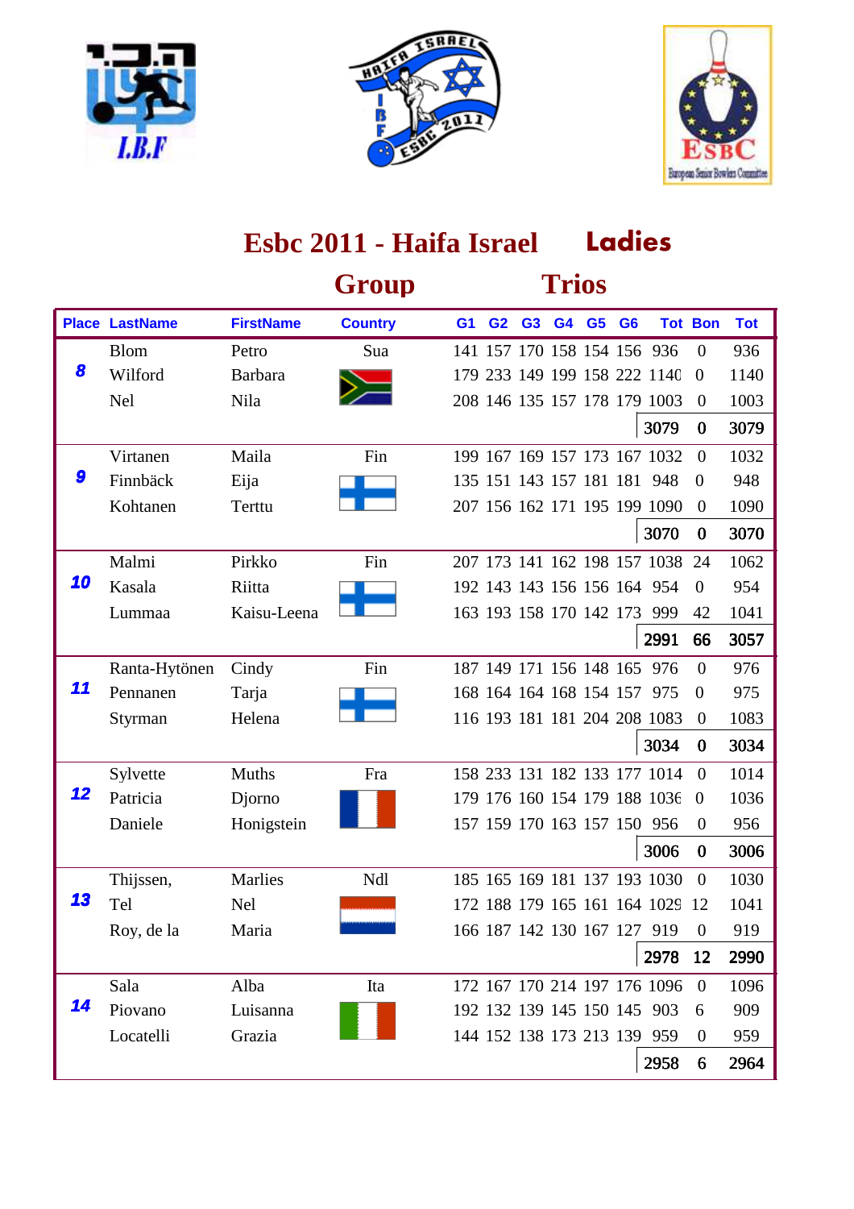# Esbc 2011 - Haifa Israel Ladies

## Group Trios

| Place | LastName | FirstName | Country | G1 | G2 | G3 | G4 | G5 | G6 | Tot | Bon | Tot |
|---|---|---|---|---|---|---|---|---|---|---|---|---|
| 8 | Blom | Petro | Sua | 141 | 157 | 170 | 158 | 154 | 156 | 936 | 0 | 936 |
| | Wilford | Barbara | | 179 | 233 | 149 | 199 | 158 | 222 | 1140 | 0 | 1140 |
| | Nel | Nila | | 208 | 146 | 135 | 157 | 178 | 179 | 1003 | 0 | 1003 |
| | | | | | | | | | | 3079 | 0 | 3079 |
| 9 | Virtanen | Maila | Fin | 199 | 167 | 169 | 157 | 173 | 167 | 1032 | 0 | 1032 |
| | Finnbäck | Eija | | 135 | 151 | 143 | 157 | 181 | 181 | 948 | 0 | 948 |
| | Kohtanen | Terttu | | 207 | 156 | 162 | 171 | 195 | 199 | 1090 | 0 | 1090 |
| | | | | | | | | | | 3070 | 0 | 3070 |
| 10 | Malmi | Pirkko | Fin | 207 | 173 | 141 | 162 | 198 | 157 | 1038 | 24 | 1062 |
| | Kasala | Riitta | | 192 | 143 | 143 | 156 | 156 | 164 | 954 | 0 | 954 |
| | Lummaa | Kaisu-Leena | | 163 | 193 | 158 | 170 | 142 | 173 | 999 | 42 | 1041 |
| | | | | | | | | | | 2991 | 66 | 3057 |
| 11 | Ranta-Hytönen | Cindy | Fin | 187 | 149 | 171 | 156 | 148 | 165 | 976 | 0 | 976 |
| | Pennanen | Tarja | | 168 | 164 | 164 | 168 | 154 | 157 | 975 | 0 | 975 |
| | Styrman | Helena | | 116 | 193 | 181 | 181 | 204 | 208 | 1083 | 0 | 1083 |
| | | | | | | | | | | 3034 | 0 | 3034 |
| 12 | Sylvette | Muths | Fra | 158 | 233 | 131 | 182 | 133 | 177 | 1014 | 0 | 1014 |
| | Patricia | Djorno | | 179 | 176 | 160 | 154 | 179 | 188 | 1036 | 0 | 1036 |
| | Daniele | Honigstein | | 157 | 159 | 170 | 163 | 157 | 150 | 956 | 0 | 956 |
| | | | | | | | | | | 3006 | 0 | 3006 |
| 13 | Thijssen, | Marlies | Ndl | 185 | 165 | 169 | 181 | 137 | 193 | 1030 | 0 | 1030 |
| | Tel | Nel | | 172 | 188 | 179 | 165 | 161 | 164 | 1029 | 12 | 1041 |
| | Roy, de la | Maria | | 166 | 187 | 142 | 130 | 167 | 127 | 919 | 0 | 919 |
| | | | | | | | | | | 2978 | 12 | 2990 |
| 14 | Sala | Alba | Ita | 172 | 167 | 170 | 214 | 197 | 176 | 1096 | 0 | 1096 |
| | Piovano | Luisanna | | 192 | 132 | 139 | 145 | 150 | 145 | 903 | 6 | 909 |
| | Locatelli | Grazia | | 144 | 152 | 138 | 173 | 213 | 139 | 959 | 0 | 959 |
| | | | | | | | | | | 2958 | 6 | 2964 |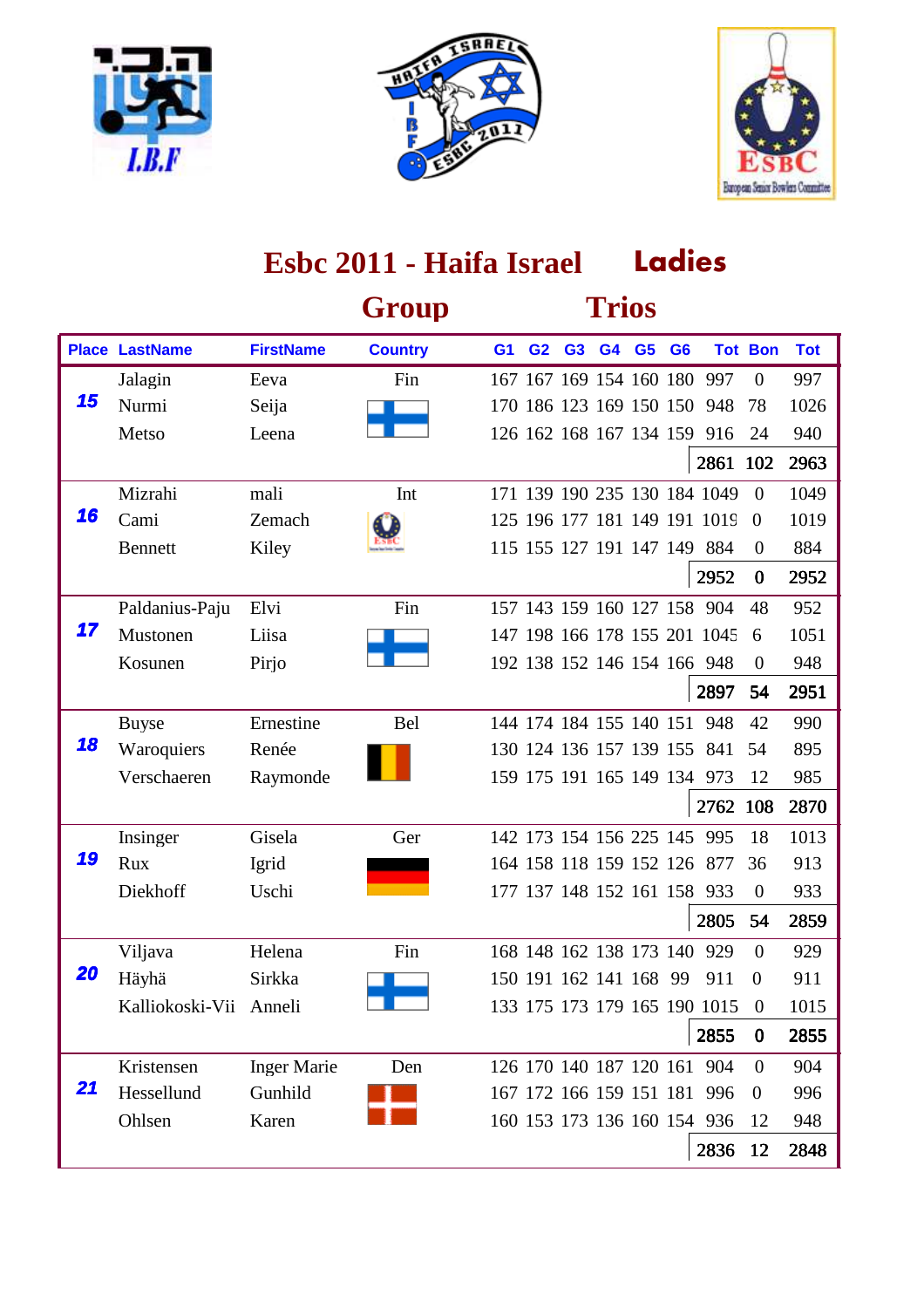# Esbc 2011 - Haifa Israel Ladies

## Group Trios

| Place | LastName | FirstName | Country | G1 | G2 | G3 | G4 | G5 | G6 | Tot | Bon | Tot |
|---|---|---|---|---|---|---|---|---|---|---|---|---|
| 15 | Jalagin | Eeva | Fin | 167 | 167 | 169 | 154 | 160 | 180 | 997 | 0 | 997 |
| | Nurmi | Seija | | 170 | 186 | 123 | 169 | 150 | 150 | 948 | 78 | 1026 |
| | Metso | Leena | | 126 | 162 | 168 | 167 | 134 | 159 | 916 | 24 | 940 |
| | | | | | | | | | | 2861 | 102 | 2963 |
| 16 | Mizrahi | mali | Int | 171 | 139 | 190 | 235 | 130 | 184 | 1049 | 0 | 1049 |
| | Cami | Zemach | | 125 | 196 | 177 | 181 | 149 | 191 | 1019 | 0 | 1019 |
| | Bennett | Kiley | | 115 | 155 | 127 | 191 | 147 | 149 | 884 | 0 | 884 |
| | | | | | | | | | | 2952 | 0 | 2952 |
| 17 | Paldanius-Paju | Elvi | Fin | 157 | 143 | 159 | 160 | 127 | 158 | 904 | 48 | 952 |
| | Mustonen | Liisa | | 147 | 198 | 166 | 178 | 155 | 201 | 1045 | 6 | 1051 |
| | Kosunen | Pirjo | | 192 | 138 | 152 | 146 | 154 | 166 | 948 | 0 | 948 |
| | | | | | | | | | | 2897 | 54 | 2951 |
| 18 | Buyse | Ernestine | Bel | 144 | 174 | 184 | 155 | 140 | 151 | 948 | 42 | 990 |
| | Waroquiers | Renée | | 130 | 124 | 136 | 157 | 139 | 155 | 841 | 54 | 895 |
| | Verschaeren | Raymonde | | 159 | 175 | 191 | 165 | 149 | 134 | 973 | 12 | 985 |
| | | | | | | | | | | 2762 | 108 | 2870 |
| 19 | Insinger | Gisela | Ger | 142 | 173 | 154 | 156 | 225 | 145 | 995 | 18 | 1013 |
| | Rux | Igrid | | 164 | 158 | 118 | 159 | 152 | 126 | 877 | 36 | 913 |
| | Diekhoff | Uschi | | 177 | 137 | 148 | 152 | 161 | 158 | 933 | 0 | 933 |
| | | | | | | | | | | 2805 | 54 | 2859 |
| 20 | Viljava | Helena | Fin | 168 | 148 | 162 | 138 | 173 | 140 | 929 | 0 | 929 |
| | Häyhä | Sirkka | | 150 | 191 | 162 | 141 | 168 | 99 | 911 | 0 | 911 |
| | Kalliokoski-Vii | Anneli | | 133 | 175 | 173 | 179 | 165 | 190 | 1015 | 0 | 1015 |
| | | | | | | | | | | 2855 | 0 | 2855 |
| 21 | Kristensen | Inger Marie | Den | 126 | 170 | 140 | 187 | 120 | 161 | 904 | 0 | 904 |
| | Hessellund | Gunhild | | 167 | 172 | 166 | 159 | 151 | 181 | 996 | 0 | 996 |
| | Ohlsen | Karen | | 160 | 153 | 173 | 136 | 160 | 154 | 936 | 12 | 948 |
| | | | | | | | | | | 2836 | 12 | 2848 |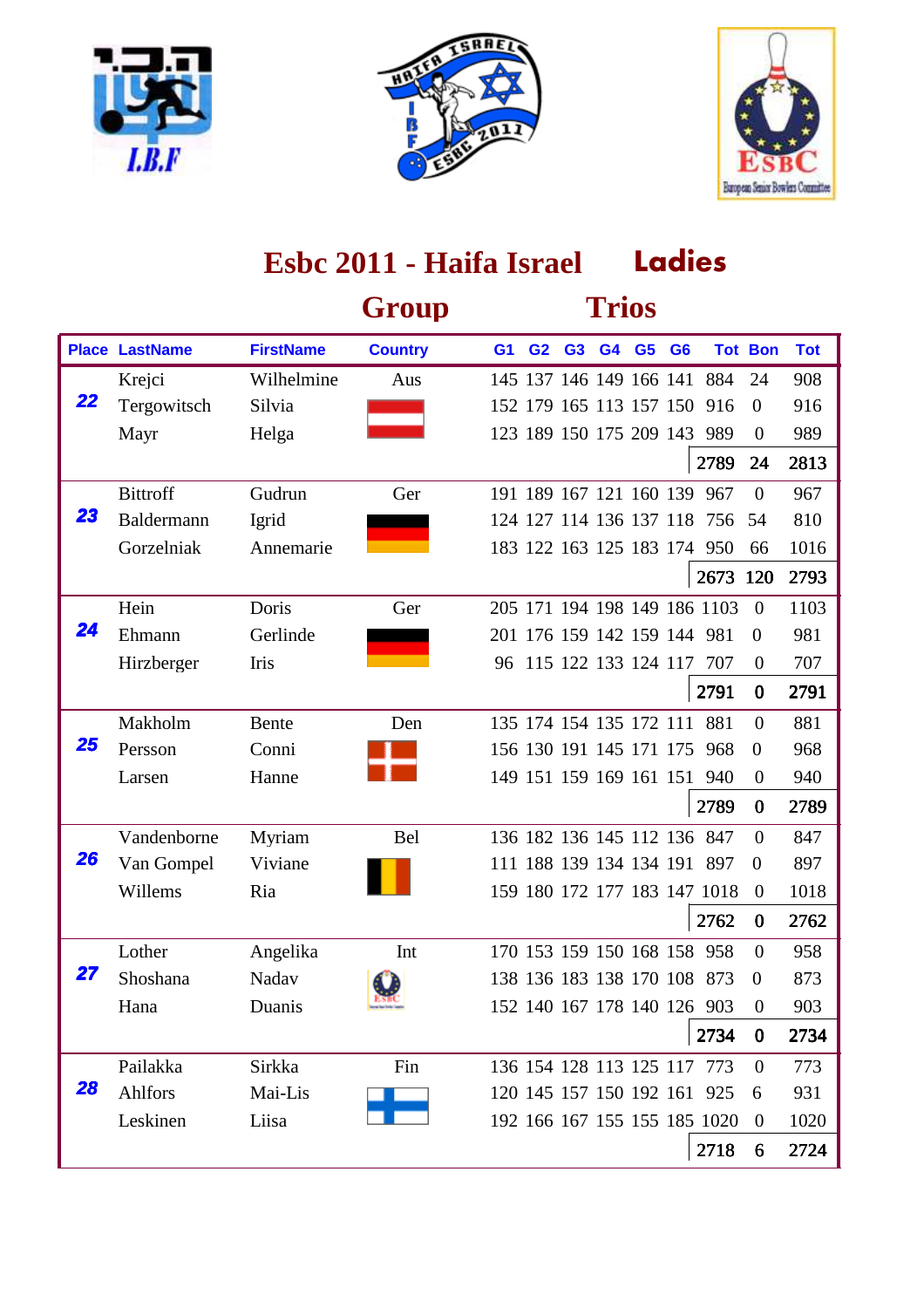# Esbc 2011 - Haifa Israel Ladies

## Group Trios

| Place | LastName | FirstName | Country | G1 | G2 | G3 | G4 | G5 | G6 | Tot | Bon | Tot |
|---|---|---|---|---|---|---|---|---|---|---|---|---|
| 22 | Krejci | Wilhelmine | Aus | 145 | 137 | 146 | 149 | 166 | 141 | 884 | 24 | 908 |
| | Tergowitsch | Silvia | | 152 | 179 | 165 | 113 | 157 | 150 | 916 | 0 | 916 |
| | Mayr | Helga | | 123 | 189 | 150 | 175 | 209 | 143 | 989 | 0 | 989 |
| | | | | | | | | | | 2789 | 24 | 2813 |
| 23 | Bittroff | Gudrun | Ger | 191 | 189 | 167 | 121 | 160 | 139 | 967 | 0 | 967 |
| | Baldermann | Igrid | | 124 | 127 | 114 | 136 | 137 | 118 | 756 | 54 | 810 |
| | Gorzelniak | Annemarie | | 183 | 122 | 163 | 125 | 183 | 174 | 950 | 66 | 1016 |
| | | | | | | | | | | 2673 | 120 | 2793 |
| 24 | Hein | Doris | Ger | 205 | 171 | 194 | 198 | 149 | 186 | 1103 | 0 | 1103 |
| | Ehmann | Gerlinde | | 201 | 176 | 159 | 142 | 159 | 144 | 981 | 0 | 981 |
| | Hirzberger | Iris | | 96 | 115 | 122 | 133 | 124 | 117 | 707 | 0 | 707 |
| | | | | | | | | | | 2791 | 0 | 2791 |
| 25 | Makholm | Bente | Den | 135 | 174 | 154 | 135 | 172 | 111 | 881 | 0 | 881 |
| | Persson | Conni | | 156 | 130 | 191 | 145 | 171 | 175 | 968 | 0 | 968 |
| | Larsen | Hanne | | 149 | 151 | 159 | 169 | 161 | 151 | 940 | 0 | 940 |
| | | | | | | | | | | 2789 | 0 | 2789 |
| 26 | Vandenborne | Myriam | Bel | 136 | 182 | 136 | 145 | 112 | 136 | 847 | 0 | 847 |
| | Van Gompel | Viviane | | 111 | 188 | 139 | 134 | 134 | 191 | 897 | 0 | 897 |
| | Willems | Ria | | 159 | 180 | 172 | 177 | 183 | 147 | 1018 | 0 | 1018 |
| | | | | | | | | | | 2762 | 0 | 2762 |
| 27 | Lother | Angelika | Int | 170 | 153 | 159 | 150 | 168 | 158 | 958 | 0 | 958 |
| | Shoshana | Nadav | | 138 | 136 | 183 | 138 | 170 | 108 | 873 | 0 | 873 |
| | Hana | Duanis | | 152 | 140 | 167 | 178 | 140 | 126 | 903 | 0 | 903 |
| | | | | | | | | | | 2734 | 0 | 2734 |
| 28 | Pailakka | Sirkka | Fin | 136 | 154 | 128 | 113 | 125 | 117 | 773 | 0 | 773 |
| | Ahlfors | Mai-Lis | | 120 | 145 | 157 | 150 | 192 | 161 | 925 | 6 | 931 |
| | Leskinen | Liisa | | 192 | 166 | 167 | 155 | 155 | 185 | 1020 | 0 | 1020 |
| | | | | | | | | | | 2718 | 6 | 2724 |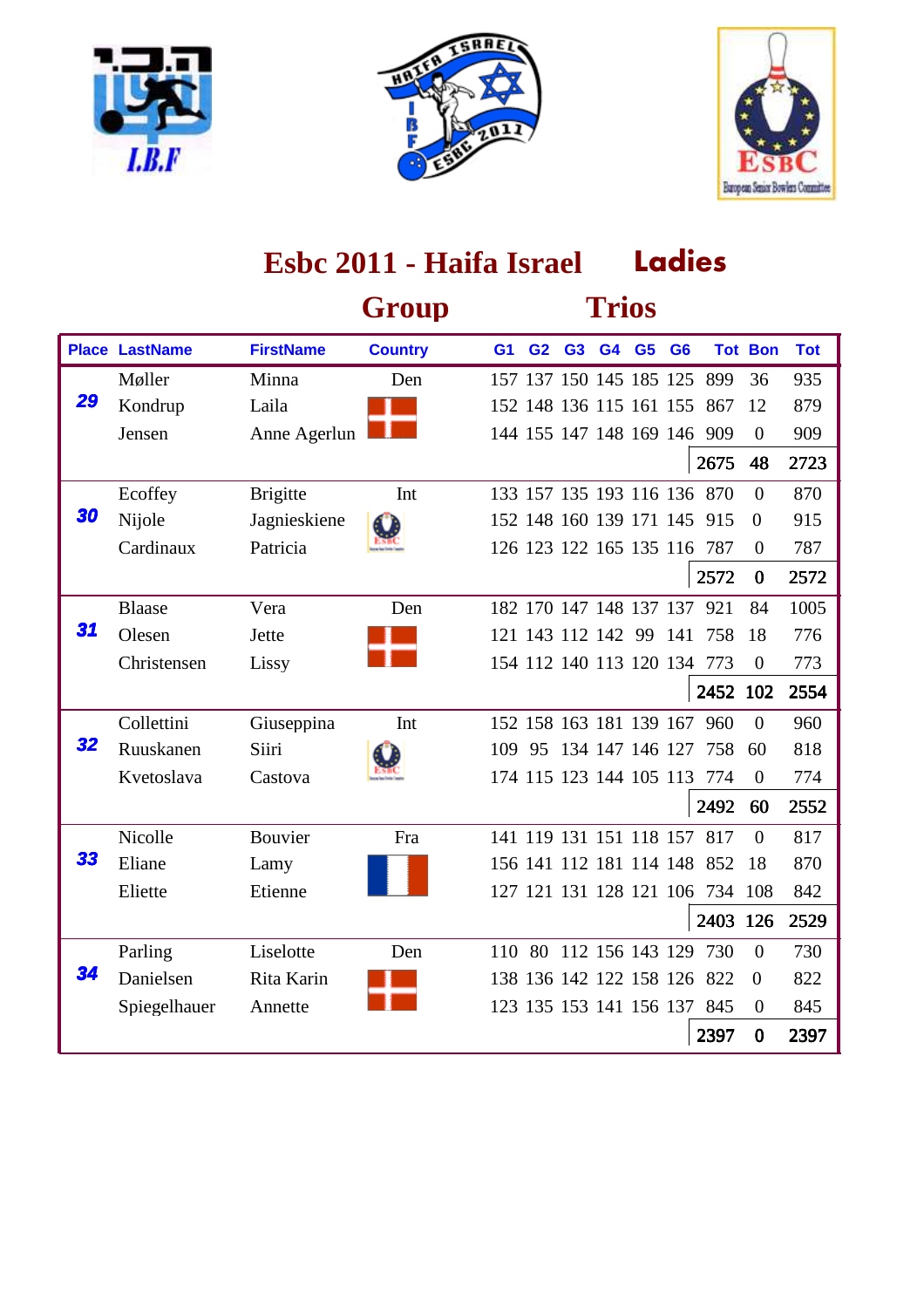# Esbc 2011 - Haifa Israel Ladies

## Group Trios

| Place | LastName | FirstName | Country | G1 | G2 | G3 | G4 | G5 | G6 | Tot | Bon | Tot |
|---|---|---|---|---|---|---|---|---|---|---|---|---|
| 29 | Møller | Minna | Den | 157 | 137 | 150 | 145 | 185 | 125 | 899 | 36 | 935 |
| | Kondrup | Laila | | 152 | 148 | 136 | 115 | 161 | 155 | 867 | 12 | 879 |
| | Jensen | Anne Agerlun | | 144 | 155 | 147 | 148 | 169 | 146 | 909 | 0 | 909 |
| | | | | | | | | | | 2675 | 48 | 2723 |
| 30 | Ecoffey | Brigitte | Int | 133 | 157 | 135 | 193 | 116 | 136 | 870 | 0 | 870 |
| | Nijole | Jagnieskiene | | 152 | 148 | 160 | 139 | 171 | 145 | 915 | 0 | 915 |
| | Cardinaux | Patricia | | 126 | 123 | 122 | 165 | 135 | 116 | 787 | 0 | 787 |
| | | | | | | | | | | 2572 | 0 | 2572 |
| 31 | Blaase | Vera | Den | 182 | 170 | 147 | 148 | 137 | 137 | 921 | 84 | 1005 |
| | Olesen | Jette | | 121 | 143 | 112 | 142 | 99 | 141 | 758 | 18 | 776 |
| | Christensen | Lissy | | 154 | 112 | 140 | 113 | 120 | 134 | 773 | 0 | 773 |
| | | | | | | | | | | 2452 | 102 | 2554 |
| 32 | Collettini | Giuseppina | Int | 152 | 158 | 163 | 181 | 139 | 167 | 960 | 0 | 960 |
| | Ruuskanen | Siiri | | 109 | 95 | 134 | 147 | 146 | 127 | 758 | 60 | 818 |
| | Kvetoslava | Castova | | 174 | 115 | 123 | 144 | 105 | 113 | 774 | 0 | 774 |
| | | | | | | | | | | 2492 | 60 | 2552 |
| 33 | Nicolle | Bouvier | Fra | 141 | 119 | 131 | 151 | 118 | 157 | 817 | 0 | 817 |
| | Eliane | Lamy | | 156 | 141 | 112 | 181 | 114 | 148 | 852 | 18 | 870 |
| | Eliette | Etienne | | 127 | 121 | 131 | 128 | 121 | 106 | 734 | 108 | 842 |
| | | | | | | | | | | 2403 | 126 | 2529 |
| 34 | Parling | Liselotte | Den | 110 | 80 | 112 | 156 | 143 | 129 | 730 | 0 | 730 |
| | Danielsen | Rita Karin | | 138 | 136 | 142 | 122 | 158 | 126 | 822 | 0 | 822 |
| | Spiegelhauer | Annette | | 123 | 135 | 153 | 141 | 156 | 137 | 845 | 0 | 845 |
| | | | | | | | | | | 2397 | 0 | 2397 |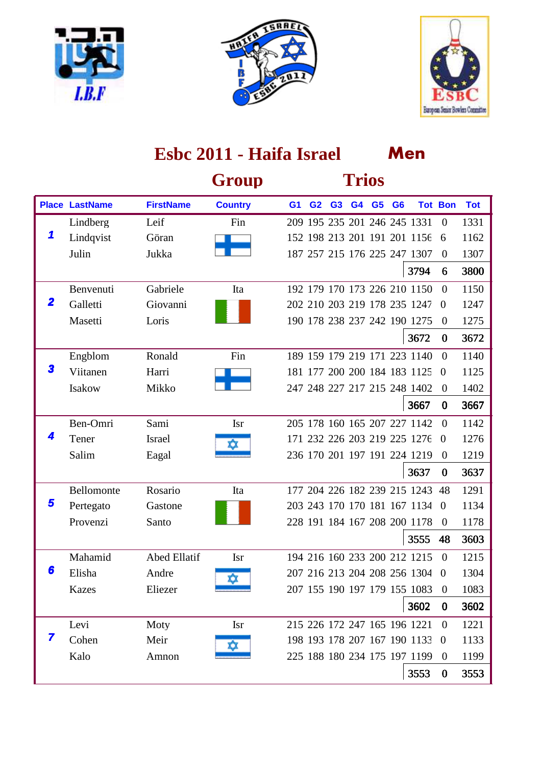# Esbc 2011 - Haifa Israel — Men

## Group Trios

| Place | LastName | FirstName | Country | G1 | G2 | G3 | G4 | G5 | G6 | Tot | Bon | Tot |
|---|---|---|---|---|---|---|---|---|---|---|---|---|
| 1 | Lindberg | Leif | Fin | 209 | 195 | 235 | 201 | 246 | 245 | 1331 | 0 | 1331 |
| | Lindqvist | Göran | | 152 | 198 | 213 | 201 | 191 | 201 | 1156 | 6 | 1162 |
| | Julin | Jukka | | 187 | 257 | 215 | 176 | 225 | 247 | 1307 | 0 | 1307 |
| | | | | | | | | | | 3794 | 6 | 3800 |
| 2 | Benvenuti | Gabriele | Ita | 192 | 179 | 170 | 173 | 226 | 210 | 1150 | 0 | 1150 |
| | Galletti | Giovanni | | 202 | 210 | 203 | 219 | 178 | 235 | 1247 | 0 | 1247 |
| | Masetti | Loris | | 190 | 178 | 238 | 237 | 242 | 190 | 1275 | 0 | 1275 |
| | | | | | | | | | | 3672 | 0 | 3672 |
| 3 | Engblom | Ronald | Fin | 189 | 159 | 179 | 219 | 171 | 223 | 1140 | 0 | 1140 |
| | Viitanen | Harri | | 181 | 177 | 200 | 200 | 184 | 183 | 1125 | 0 | 1125 |
| | Isakow | Mikko | | 247 | 248 | 227 | 217 | 215 | 248 | 1402 | 0 | 1402 |
| | | | | | | | | | | 3667 | 0 | 3667 |
| 4 | Ben-Omri | Sami | Isr | 205 | 178 | 160 | 165 | 207 | 227 | 1142 | 0 | 1142 |
| | Tener | Israel | | 171 | 232 | 226 | 203 | 219 | 225 | 1276 | 0 | 1276 |
| | Salim | Eagal | | 236 | 170 | 201 | 197 | 191 | 224 | 1219 | 0 | 1219 |
| | | | | | | | | | | 3637 | 0 | 3637 |
| 5 | Bellomonte | Rosario | Ita | 177 | 204 | 226 | 182 | 239 | 215 | 1243 | 48 | 1291 |
| | Pertegato | Gastone | | 203 | 243 | 170 | 170 | 181 | 167 | 1134 | 0 | 1134 |
| | Provenzi | Santo | | 228 | 191 | 184 | 167 | 208 | 200 | 1178 | 0 | 1178 |
| | | | | | | | | | | 3555 | 48 | 3603 |
| 6 | Mahamid | Abed Ellatif | Isr | 194 | 216 | 160 | 233 | 200 | 212 | 1215 | 0 | 1215 |
| | Elisha | Andre | | 207 | 216 | 213 | 204 | 208 | 256 | 1304 | 0 | 1304 |
| | Kazes | Eliezer | | 207 | 155 | 190 | 197 | 179 | 155 | 1083 | 0 | 1083 |
| | | | | | | | | | | 3602 | 0 | 3602 |
| 7 | Levi | Moty | Isr | 215 | 226 | 172 | 247 | 165 | 196 | 1221 | 0 | 1221 |
| | Cohen | Meir | | 198 | 193 | 178 | 207 | 167 | 190 | 1133 | 0 | 1133 |
| | Kalo | Amnon | | 225 | 188 | 180 | 234 | 175 | 197 | 1199 | 0 | 1199 |
| | | | | | | | | | | 3553 | 0 | 3553 |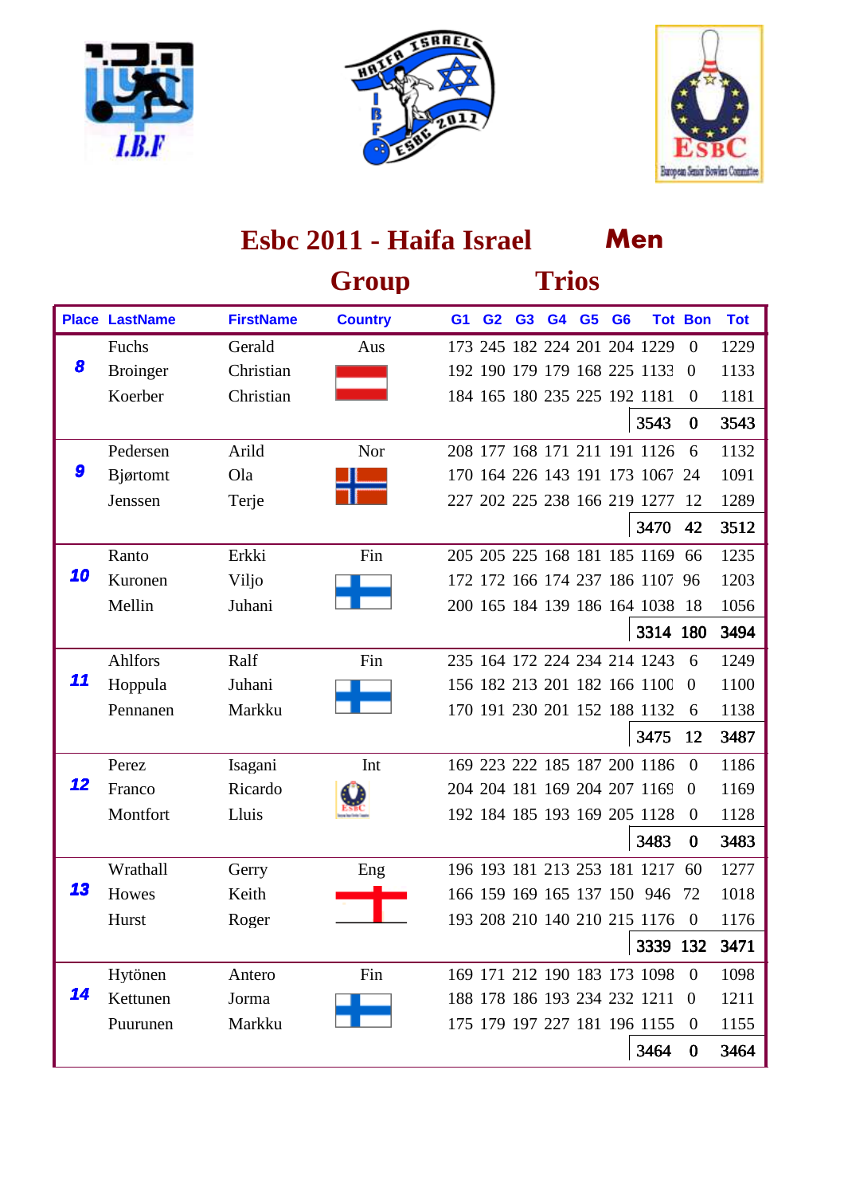# Esbc 2011 - Haifa Israel Men

## Group Trios

| Place | LastName | FirstName | Country | G1 | G2 | G3 | G4 | G5 | G6 | Tot | Bon | Tot |
|---|---|---|---|---|---|---|---|---|---|---|---|---|
| 8 | Fuchs | Gerald | Aus | 173 | 245 | 182 | 224 | 201 | 204 | 1229 | 0 | 1229 |
| | Broinger | Christian | | 192 | 190 | 179 | 179 | 168 | 225 | 1133 | 0 | 1133 |
| | Koerber | Christian | | 184 | 165 | 180 | 235 | 225 | 192 | 1181 | 0 | 1181 |
| | | | | | | | | | | 3543 | 0 | 3543 |
| 9 | Pedersen | Arild | Nor | 208 | 177 | 168 | 171 | 211 | 191 | 1126 | 6 | 1132 |
| | Bjørtomt | Ola | | 170 | 164 | 226 | 143 | 191 | 173 | 1067 | 24 | 1091 |
| | Jenssen | Terje | | 227 | 202 | 225 | 238 | 166 | 219 | 1277 | 12 | 1289 |
| | | | | | | | | | | 3470 | 42 | 3512 |
| 10 | Ranto | Erkki | Fin | 205 | 205 | 225 | 168 | 181 | 185 | 1169 | 66 | 1235 |
| | Kuronen | Viljo | | 172 | 172 | 166 | 174 | 237 | 186 | 1107 | 96 | 1203 |
| | Mellin | Juhani | | 200 | 165 | 184 | 139 | 186 | 164 | 1038 | 18 | 1056 |
| | | | | | | | | | | 3314 | 180 | 3494 |
| 11 | Ahlfors | Ralf | Fin | 235 | 164 | 172 | 224 | 234 | 214 | 1243 | 6 | 1249 |
| | Hoppula | Juhani | | 156 | 182 | 213 | 201 | 182 | 166 | 1100 | 0 | 1100 |
| | Pennanen | Markku | | 170 | 191 | 230 | 201 | 152 | 188 | 1132 | 6 | 1138 |
| | | | | | | | | | | 3475 | 12 | 3487 |
| 12 | Perez | Isagani | Int | 169 | 223 | 222 | 185 | 187 | 200 | 1186 | 0 | 1186 |
| | Franco | Ricardo | | 204 | 204 | 181 | 169 | 204 | 207 | 1169 | 0 | 1169 |
| | Montfort | Lluis | | 192 | 184 | 185 | 193 | 169 | 205 | 1128 | 0 | 1128 |
| | | | | | | | | | | 3483 | 0 | 3483 |
| 13 | Wrathall | Gerry | Eng | 196 | 193 | 181 | 213 | 253 | 181 | 1217 | 60 | 1277 |
| | Howes | Keith | | 166 | 159 | 169 | 165 | 137 | 150 | 946 | 72 | 1018 |
| | Hurst | Roger | | 193 | 208 | 210 | 140 | 210 | 215 | 1176 | 0 | 1176 |
| | | | | | | | | | | 3339 | 132 | 3471 |
| 14 | Hytönen | Antero | Fin | 169 | 171 | 212 | 190 | 183 | 173 | 1098 | 0 | 1098 |
| | Kettunen | Jorma | | 188 | 178 | 186 | 193 | 234 | 232 | 1211 | 0 | 1211 |
| | Puurunen | Markku | | 175 | 179 | 197 | 227 | 181 | 196 | 1155 | 0 | 1155 |
| | | | | | | | | | | 3464 | 0 | 3464 |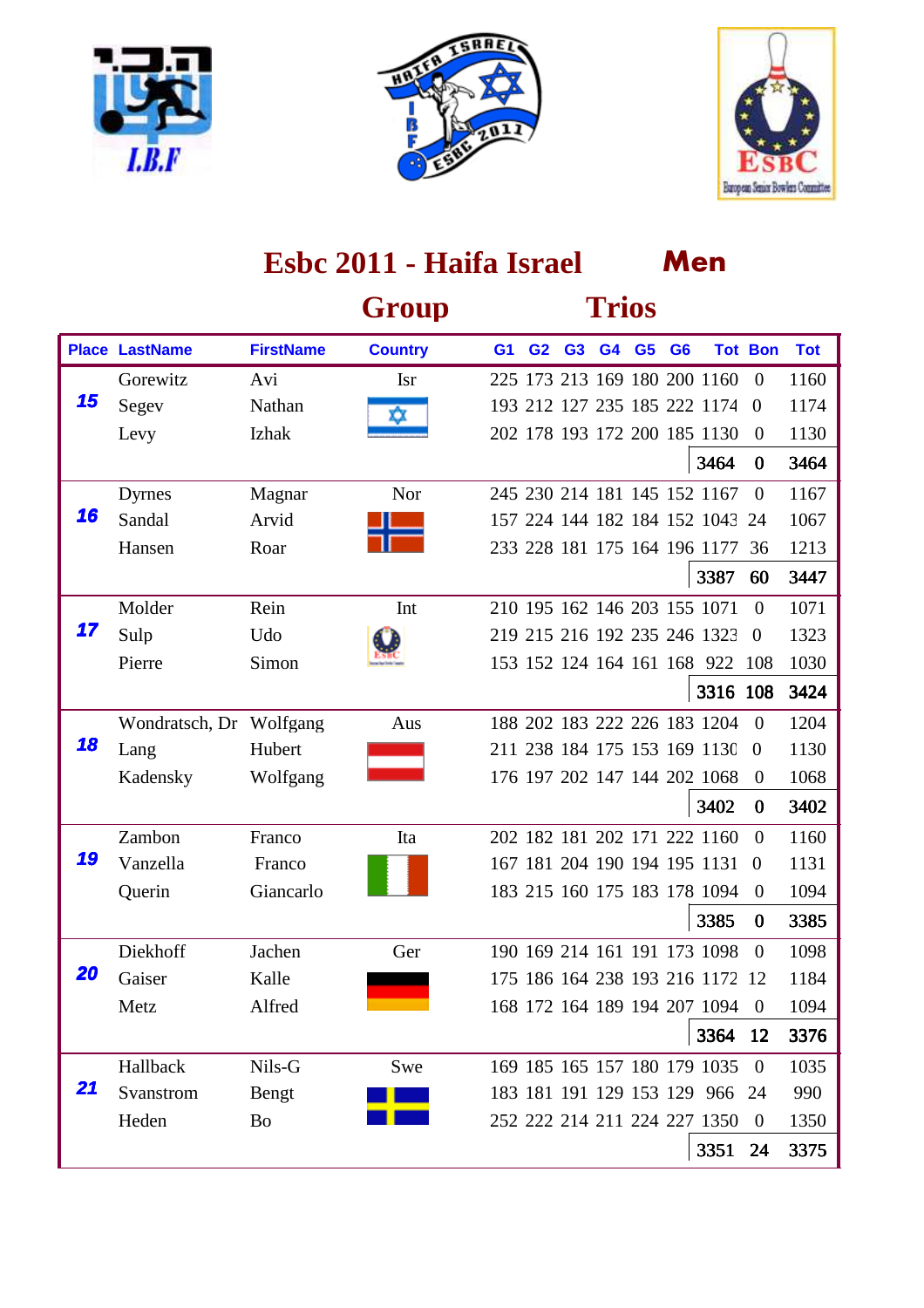# Esbc 2011 - Haifa Israel Men

## Group Trios

| Place | LastName | FirstName | Country | G1 | G2 | G3 | G4 | G5 | G6 | Tot | Bon | Tot |
|---|---|---|---|---|---|---|---|---|---|---|---|---|
| 15 | Gorewitz | Avi | Isr | 225 | 173 | 213 | 169 | 180 | 200 | 1160 | 0 | 1160 |
| | Segev | Nathan | | 193 | 212 | 127 | 235 | 185 | 222 | 1174 | 0 | 1174 |
| | Levy | Izhak | | 202 | 178 | 193 | 172 | 200 | 185 | 1130 | 0 | 1130 |
| | | | | | | | | | | **3464** | **0** | **3464** |
| 16 | Dyrnes | Magnar | Nor | 245 | 230 | 214 | 181 | 145 | 152 | 1167 | 0 | 1167 |
| | Sandal | Arvid | | 157 | 224 | 144 | 182 | 184 | 152 | 1043 | 24 | 1067 |
| | Hansen | Roar | | 233 | 228 | 181 | 175 | 164 | 196 | 1177 | 36 | 1213 |
| | | | | | | | | | | **3387** | **60** | **3447** |
| 17 | Molder | Rein | Int | 210 | 195 | 162 | 146 | 203 | 155 | 1071 | 0 | 1071 |
| | Sulp | Udo | | 219 | 215 | 216 | 192 | 235 | 246 | 1323 | 0 | 1323 |
| | Pierre | Simon | | 153 | 152 | 124 | 164 | 161 | 168 | 922 | 108 | 1030 |
| | | | | | | | | | | **3316** | **108** | **3424** |
| 18 | Wondratsch, Dr | Wolfgang | Aus | 188 | 202 | 183 | 222 | 226 | 183 | 1204 | 0 | 1204 |
| | Lang | Hubert | | 211 | 238 | 184 | 175 | 153 | 169 | 1130 | 0 | 1130 |
| | Kadensky | Wolfgang | | 176 | 197 | 202 | 147 | 144 | 202 | 1068 | 0 | 1068 |
| | | | | | | | | | | **3402** | **0** | **3402** |
| 19 | Zambon | Franco | Ita | 202 | 182 | 181 | 202 | 171 | 222 | 1160 | 0 | 1160 |
| | Vanzella | Franco | | 167 | 181 | 204 | 190 | 194 | 195 | 1131 | 0 | 1131 |
| | Querin | Giancarlo | | 183 | 215 | 160 | 175 | 183 | 178 | 1094 | 0 | 1094 |
| | | | | | | | | | | **3385** | **0** | **3385** |
| 20 | Diekhoff | Jachen | Ger | 190 | 169 | 214 | 161 | 191 | 173 | 1098 | 0 | 1098 |
| | Gaiser | Kalle | | 175 | 186 | 164 | 238 | 193 | 216 | 1172 | 12 | 1184 |
| | Metz | Alfred | | 168 | 172 | 164 | 189 | 194 | 207 | 1094 | 0 | 1094 |
| | | | | | | | | | | **3364** | **12** | **3376** |
| 21 | Hallback | Nils-G | Swe | 169 | 185 | 165 | 157 | 180 | 179 | 1035 | 0 | 1035 |
| | Svanstrom | Bengt | | 183 | 181 | 191 | 129 | 153 | 129 | 966 | 24 | 990 |
| | Heden | Bo | | 252 | 222 | 214 | 211 | 224 | 227 | 1350 | 0 | 1350 |
| | | | | | | | | | | **3351** | **24** | **3375** |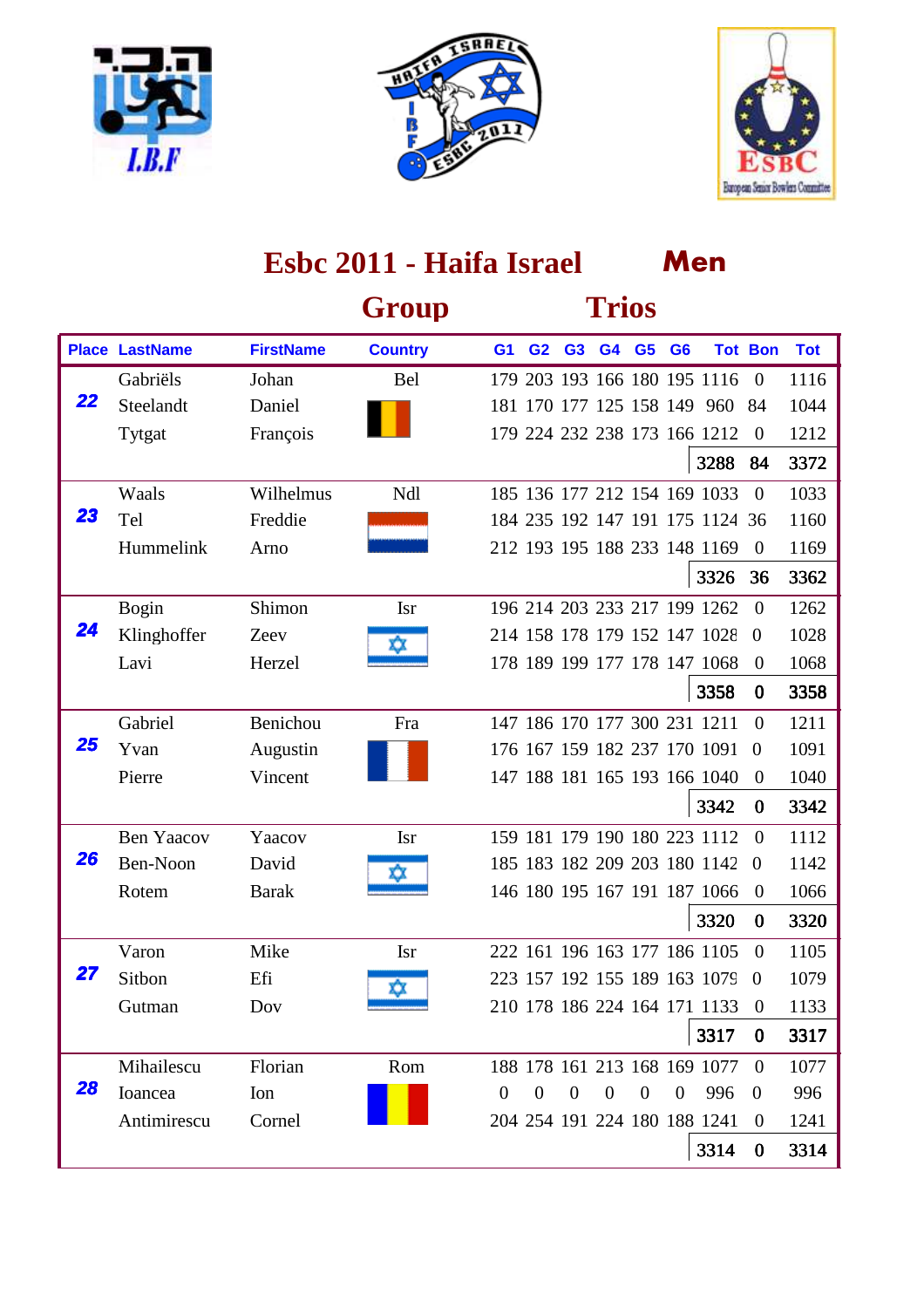# Esbc 2011 - Haifa Israel **Men**

## Group Trios

| Place | LastName | FirstName | Country | G1 | G2 | G3 | G4 | G5 | G6 | Tot | Bon | Tot |
|---|---|---|---|---|---|---|---|---|---|---|---|---|
| 22 | Gabriëls | Johan | Bel | 179 | 203 | 193 | 166 | 180 | 195 | 1116 | 0 | 1116 |
| | Steelandt | Daniel | | 181 | 170 | 177 | 125 | 158 | 149 | 960 | 84 | 1044 |
| | Tytgat | François | | 179 | 224 | 232 | 238 | 173 | 166 | 1212 | 0 | 1212 |
| | | | | | | | | | | 3288 | 84 | 3372 |
| 23 | Waals | Wilhelmus | Ndl | 185 | 136 | 177 | 212 | 154 | 169 | 1033 | 0 | 1033 |
| | Tel | Freddie | | 184 | 235 | 192 | 147 | 191 | 175 | 1124 | 36 | 1160 |
| | Hummelink | Arno | | 212 | 193 | 195 | 188 | 233 | 148 | 1169 | 0 | 1169 |
| | | | | | | | | | | 3326 | 36 | 3362 |
| 24 | Bogin | Shimon | Isr | 196 | 214 | 203 | 233 | 217 | 199 | 1262 | 0 | 1262 |
| | Klinghoffer | Zeev | | 214 | 158 | 178 | 179 | 152 | 147 | 1028 | 0 | 1028 |
| | Lavi | Herzel | | 178 | 189 | 199 | 177 | 178 | 147 | 1068 | 0 | 1068 |
| | | | | | | | | | | 3358 | 0 | 3358 |
| 25 | Gabriel | Benichou | Fra | 147 | 186 | 170 | 177 | 300 | 231 | 1211 | 0 | 1211 |
| | Yvan | Augustin | | 176 | 167 | 159 | 182 | 237 | 170 | 1091 | 0 | 1091 |
| | Pierre | Vincent | | 147 | 188 | 181 | 165 | 193 | 166 | 1040 | 0 | 1040 |
| | | | | | | | | | | 3342 | 0 | 3342 |
| 26 | Ben Yaacov | Yaacov | Isr | 159 | 181 | 179 | 190 | 180 | 223 | 1112 | 0 | 1112 |
| | Ben-Noon | David | | 185 | 183 | 182 | 209 | 203 | 180 | 1142 | 0 | 1142 |
| | Rotem | Barak | | 146 | 180 | 195 | 167 | 191 | 187 | 1066 | 0 | 1066 |
| | | | | | | | | | | 3320 | 0 | 3320 |
| 27 | Varon | Mike | Isr | 222 | 161 | 196 | 163 | 177 | 186 | 1105 | 0 | 1105 |
| | Sitbon | Efi | | 223 | 157 | 192 | 155 | 189 | 163 | 1079 | 0 | 1079 |
| | Gutman | Dov | | 210 | 178 | 186 | 224 | 164 | 171 | 1133 | 0 | 1133 |
| | | | | | | | | | | 3317 | 0 | 3317 |
| 28 | Mihailescu | Florian | Rom | 188 | 178 | 161 | 213 | 168 | 169 | 1077 | 0 | 1077 |
| | Ioancea | Ion | | 0 | 0 | 0 | 0 | 0 | 0 | 996 | 0 | 996 |
| | Antimirescu | Cornel | | 204 | 254 | 191 | 224 | 180 | 188 | 1241 | 0 | 1241 |
| | | | | | | | | | | 3314 | 0 | 3314 |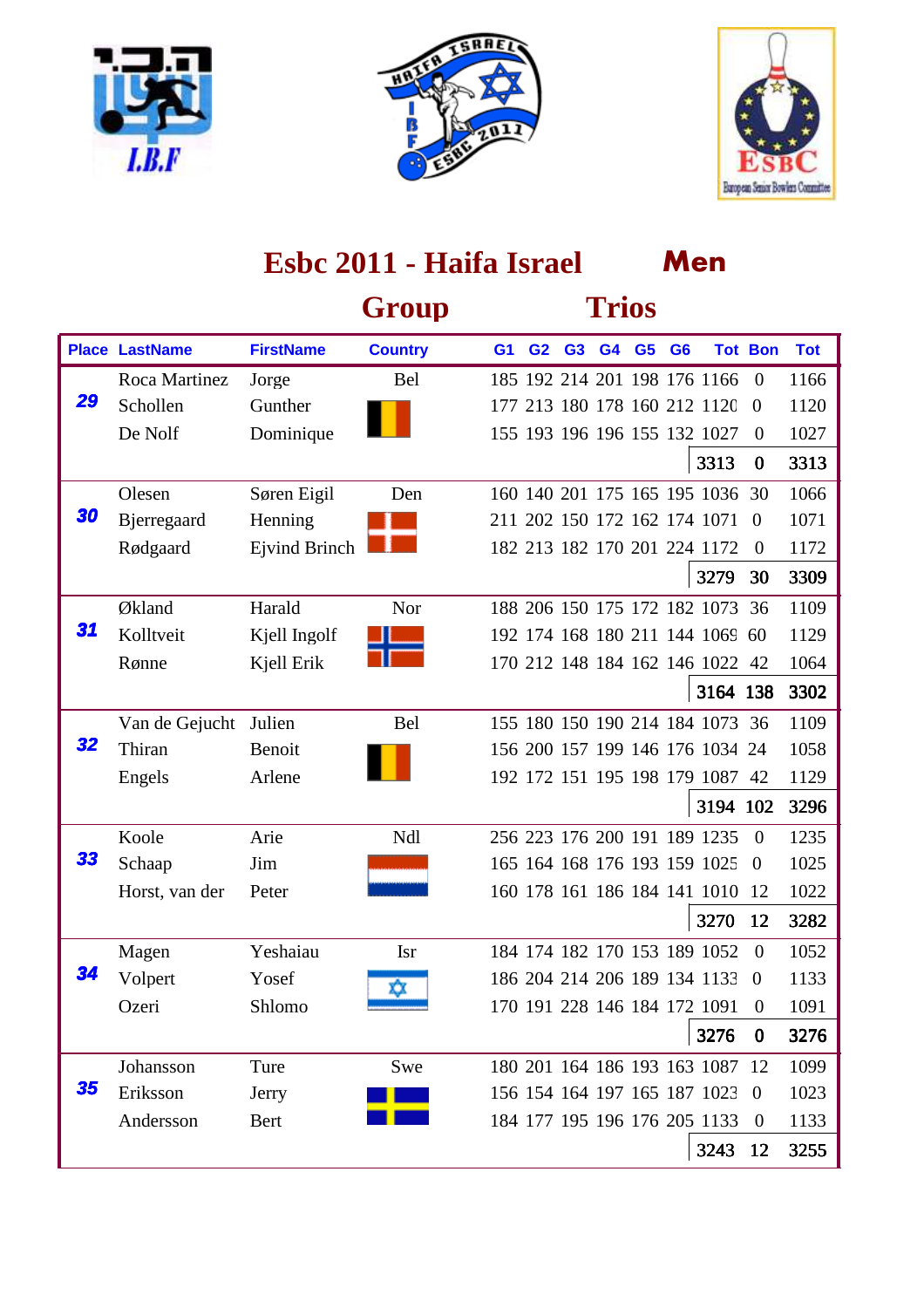# Esbc 2011 - Haifa Israel Men

## Group Trios

| Place | LastName | FirstName | Country | G1 | G2 | G3 | G4 | G5 | G6 | Tot | Bon | Tot |
|---|---|---|---|---|---|---|---|---|---|---|---|---|
| 29 | Roca Martinez | Jorge | Bel | 185 | 192 | 214 | 201 | 198 | 176 | 1166 | 0 | 1166 |
| | Schollen | Gunther | | 177 | 213 | 180 | 178 | 160 | 212 | 1120 | 0 | 1120 |
| | De Nolf | Dominique | | 155 | 193 | 196 | 196 | 155 | 132 | 1027 | 0 | 1027 |
| | | | | | | | | | | 3313 | 0 | 3313 |
| 30 | Olesen | Søren Eigil | Den | 160 | 140 | 201 | 175 | 165 | 195 | 1036 | 30 | 1066 |
| | Bjerregaard | Henning | | 211 | 202 | 150 | 172 | 162 | 174 | 1071 | 0 | 1071 |
| | Rødgaard | Ejvind Brinch | | 182 | 213 | 182 | 170 | 201 | 224 | 1172 | 0 | 1172 |
| | | | | | | | | | | 3279 | 30 | 3309 |
| 31 | Økland | Harald | Nor | 188 | 206 | 150 | 175 | 172 | 182 | 1073 | 36 | 1109 |
| | Kolltveit | Kjell Ingolf | | 192 | 174 | 168 | 180 | 211 | 144 | 1069 | 60 | 1129 |
| | Rønne | Kjell Erik | | 170 | 212 | 148 | 184 | 162 | 146 | 1022 | 42 | 1064 |
| | | | | | | | | | | 3164 | 138 | 3302 |
| 32 | Van de Gejucht | Julien | Bel | 155 | 180 | 150 | 190 | 214 | 184 | 1073 | 36 | 1109 |
| | Thiran | Benoit | | 156 | 200 | 157 | 199 | 146 | 176 | 1034 | 24 | 1058 |
| | Engels | Arlene | | 192 | 172 | 151 | 195 | 198 | 179 | 1087 | 42 | 1129 |
| | | | | | | | | | | 3194 | 102 | 3296 |
| 33 | Koole | Arie | Ndl | 256 | 223 | 176 | 200 | 191 | 189 | 1235 | 0 | 1235 |
| | Schaap | Jim | | 165 | 164 | 168 | 176 | 193 | 159 | 1025 | 0 | 1025 |
| | Horst, van der | Peter | | 160 | 178 | 161 | 186 | 184 | 141 | 1010 | 12 | 1022 |
| | | | | | | | | | | 3270 | 12 | 3282 |
| 34 | Magen | Yeshaiau | Isr | 184 | 174 | 182 | 170 | 153 | 189 | 1052 | 0 | 1052 |
| | Volpert | Yosef | | 186 | 204 | 214 | 206 | 189 | 134 | 1133 | 0 | 1133 |
| | Ozeri | Shlomo | | 170 | 191 | 228 | 146 | 184 | 172 | 1091 | 0 | 1091 |
| | | | | | | | | | | 3276 | 0 | 3276 |
| 35 | Johansson | Ture | Swe | 180 | 201 | 164 | 186 | 193 | 163 | 1087 | 12 | 1099 |
| | Eriksson | Jerry | | 156 | 154 | 164 | 197 | 165 | 187 | 1023 | 0 | 1023 |
| | Andersson | Bert | | 184 | 177 | 195 | 196 | 176 | 205 | 1133 | 0 | 1133 |
| | | | | | | | | | | 3243 | 12 | 3255 |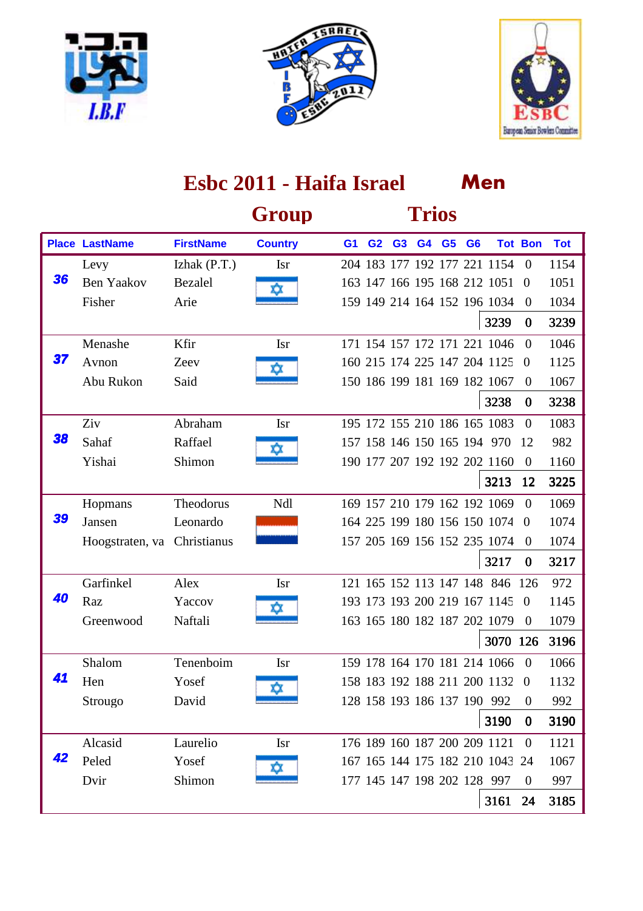# Esbc 2011 - Haifa Israel Men

## Group Trios

| Place | LastName | FirstName | Country | G1 | G2 | G3 | G4 | G5 | G6 | Tot | Bon | Tot |
|---|---|---|---|---|---|---|---|---|---|---|---|---|
| 36 | Levy | Izhak (P.T.) | Isr | 204 | 183 | 177 | 192 | 177 | 221 | 1154 | 0 | 1154 |
| | Ben Yaakov | Bezalel | | 163 | 147 | 166 | 195 | 168 | 212 | 1051 | 0 | 1051 |
| | Fisher | Arie | | 159 | 149 | 214 | 164 | 152 | 196 | 1034 | 0 | 1034 |
| | | | | | | | | | | 3239 | 0 | 3239 |
| 37 | Menashe | Kfir | Isr | 171 | 154 | 157 | 172 | 171 | 221 | 1046 | 0 | 1046 |
| | Avnon | Zeev | | 160 | 215 | 174 | 225 | 147 | 204 | 1125 | 0 | 1125 |
| | Abu Rukon | Said | | 150 | 186 | 199 | 181 | 169 | 182 | 1067 | 0 | 1067 |
| | | | | | | | | | | 3238 | 0 | 3238 |
| 38 | Ziv | Abraham | Isr | 195 | 172 | 155 | 210 | 186 | 165 | 1083 | 0 | 1083 |
| | Sahaf | Raffael | | 157 | 158 | 146 | 150 | 165 | 194 | 970 | 12 | 982 |
| | Yishai | Shimon | | 190 | 177 | 207 | 192 | 192 | 202 | 1160 | 0 | 1160 |
| | | | | | | | | | | 3213 | 12 | 3225 |
| 39 | Hopmans | Theodorus | Ndl | 169 | 157 | 210 | 179 | 162 | 192 | 1069 | 0 | 1069 |
| | Jansen | Leonardo | | 164 | 225 | 199 | 180 | 156 | 150 | 1074 | 0 | 1074 |
| | Hoogstraten, va | Christianus | | 157 | 205 | 169 | 156 | 152 | 235 | 1074 | 0 | 1074 |
| | | | | | | | | | | 3217 | 0 | 3217 |
| 40 | Garfinkel | Alex | Isr | 121 | 165 | 152 | 113 | 147 | 148 | 846 | 126 | 972 |
| | Raz | Yaccov | | 193 | 173 | 193 | 200 | 219 | 167 | 1145 | 0 | 1145 |
| | Greenwood | Naftali | | 163 | 165 | 180 | 182 | 187 | 202 | 1079 | 0 | 1079 |
| | | | | | | | | | | 3070 | 126 | 3196 |
| 41 | Shalom | Tenenboim | Isr | 159 | 178 | 164 | 170 | 181 | 214 | 1066 | 0 | 1066 |
| | Hen | Yosef | | 158 | 183 | 192 | 188 | 211 | 200 | 1132 | 0 | 1132 |
| | Strougo | David | | 128 | 158 | 193 | 186 | 137 | 190 | 992 | 0 | 992 |
| | | | | | | | | | | 3190 | 0 | 3190 |
| 42 | Alcasid | Laurelio | Isr | 176 | 189 | 160 | 187 | 200 | 209 | 1121 | 0 | 1121 |
| | Peled | Yosef | | 167 | 165 | 144 | 175 | 182 | 210 | 1043 | 24 | 1067 |
| | Dvir | Shimon | | 177 | 145 | 147 | 198 | 202 | 128 | 997 | 0 | 997 |
| | | | | | | | | | | 3161 | 24 | 3185 |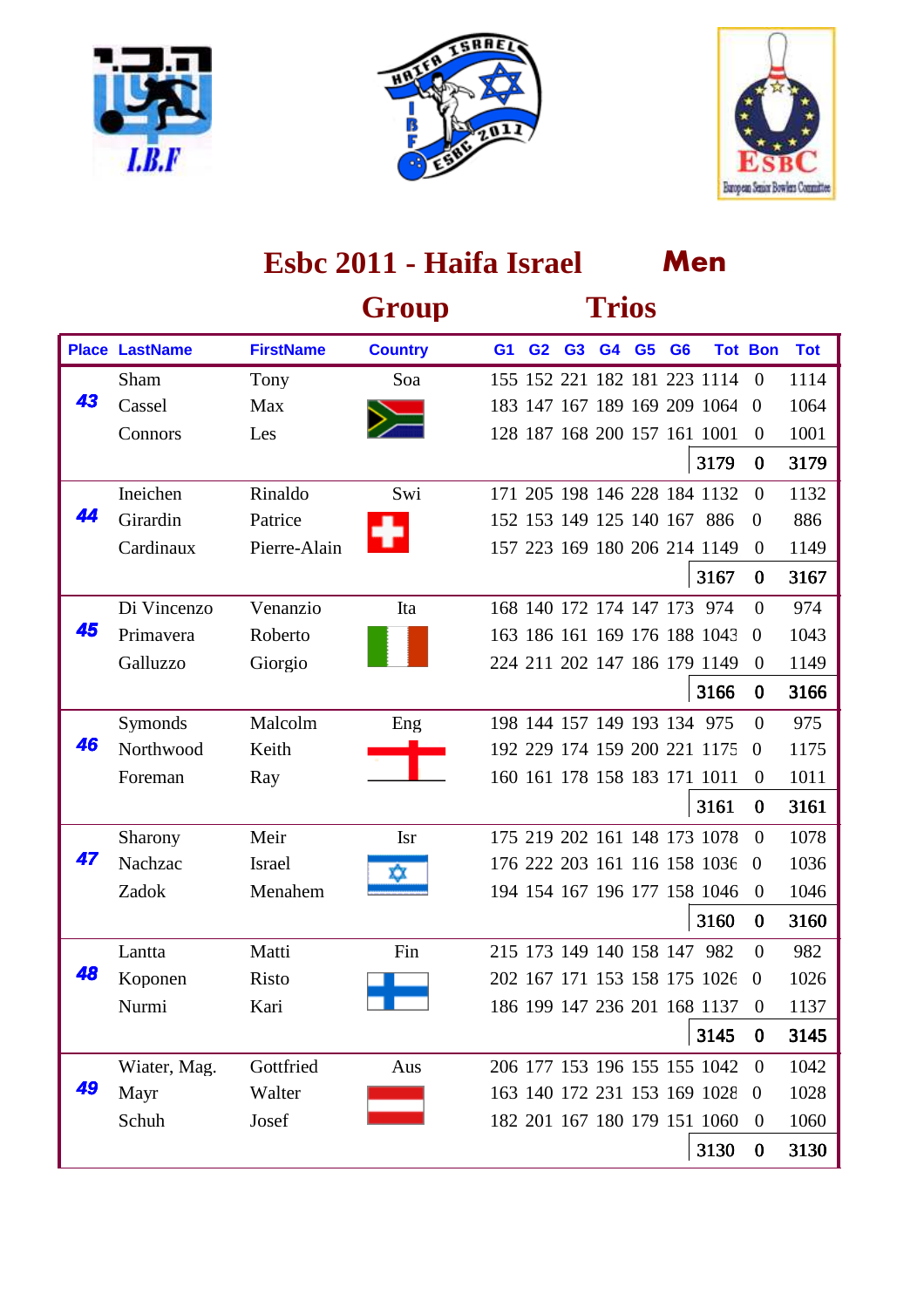# Esbc 2011 - Haifa Israel — Men

## Group Trios

| Place | LastName | FirstName | Country | G1 | G2 | G3 | G4 | G5 | G6 | Tot | Bon | Tot |
|---|---|---|---|---|---|---|---|---|---|---|---|---|
| 43 | Sham | Tony | Soa | 155 | 152 | 221 | 182 | 181 | 223 | 1114 | 0 | 1114 |
| | Cassel | Max | | 183 | 147 | 167 | 189 | 169 | 209 | 1064 | 0 | 1064 |
| | Connors | Les | | 128 | 187 | 168 | 200 | 157 | 161 | 1001 | 0 | 1001 |
| | | | | | | | | | | **3179** | **0** | **3179** |
| 44 | Ineichen | Rinaldo | Swi | 171 | 205 | 198 | 146 | 228 | 184 | 1132 | 0 | 1132 |
| | Girardin | Patrice | | 152 | 153 | 149 | 125 | 140 | 167 | 886 | 0 | 886 |
| | Cardinaux | Pierre-Alain | | 157 | 223 | 169 | 180 | 206 | 214 | 1149 | 0 | 1149 |
| | | | | | | | | | | **3167** | **0** | **3167** |
| 45 | Di Vincenzo | Venanzio | Ita | 168 | 140 | 172 | 174 | 147 | 173 | 974 | 0 | 974 |
| | Primavera | Roberto | | 163 | 186 | 161 | 169 | 176 | 188 | 1043 | 0 | 1043 |
| | Galluzzo | Giorgio | | 224 | 211 | 202 | 147 | 186 | 179 | 1149 | 0 | 1149 |
| | | | | | | | | | | **3166** | **0** | **3166** |
| 46 | Symonds | Malcolm | Eng | 198 | 144 | 157 | 149 | 193 | 134 | 975 | 0 | 975 |
| | Northwood | Keith | | 192 | 229 | 174 | 159 | 200 | 221 | 1175 | 0 | 1175 |
| | Foreman | Ray | | 160 | 161 | 178 | 158 | 183 | 171 | 1011 | 0 | 1011 |
| | | | | | | | | | | **3161** | **0** | **3161** |
| 47 | Sharony | Meir | Isr | 175 | 219 | 202 | 161 | 148 | 173 | 1078 | 0 | 1078 |
| | Nachzac | Israel | | 176 | 222 | 203 | 161 | 116 | 158 | 1036 | 0 | 1036 |
| | Zadok | Menahem | | 194 | 154 | 167 | 196 | 177 | 158 | 1046 | 0 | 1046 |
| | | | | | | | | | | **3160** | **0** | **3160** |
| 48 | Lantta | Matti | Fin | 215 | 173 | 149 | 140 | 158 | 147 | 982 | 0 | 982 |
| | Koponen | Risto | | 202 | 167 | 171 | 153 | 158 | 175 | 1026 | 0 | 1026 |
| | Nurmi | Kari | | 186 | 199 | 147 | 236 | 201 | 168 | 1137 | 0 | 1137 |
| | | | | | | | | | | **3145** | **0** | **3145** |
| 49 | Wiater, Mag. | Gottfried | Aus | 206 | 177 | 153 | 196 | 155 | 155 | 1042 | 0 | 1042 |
| | Mayr | Walter | | 163 | 140 | 172 | 231 | 153 | 169 | 1028 | 0 | 1028 |
| | Schuh | Josef | | 182 | 201 | 167 | 180 | 179 | 151 | 1060 | 0 | 1060 |
| | | | | | | | | | | **3130** | **0** | **3130** |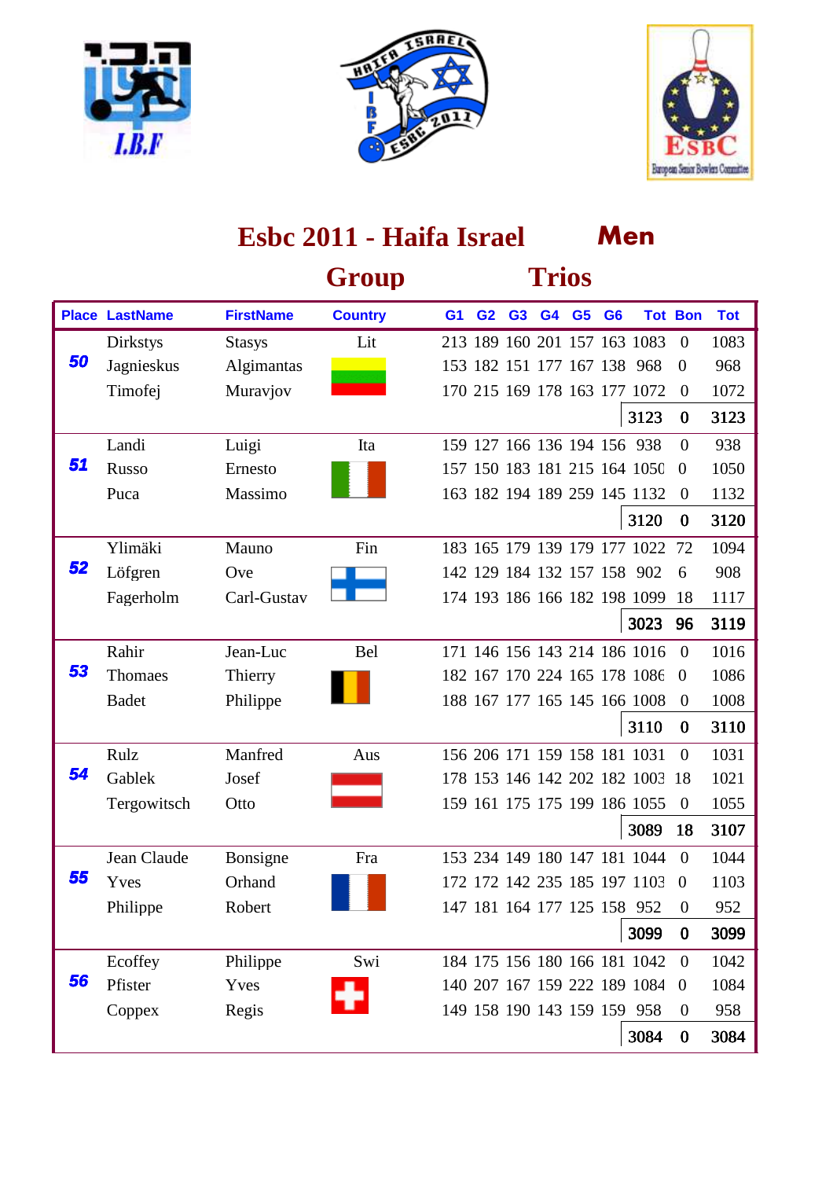# Esbc 2011 - Haifa Israel Men

## Group Trios

| Place | LastName | FirstName | Country | G1 | G2 | G3 | G4 | G5 | G6 | Tot | Bon | Tot |
|---|---|---|---|---|---|---|---|---|---|---|---|---|
| 50 | Dirkstys | Stasys | Lit | 213 | 189 | 160 | 201 | 157 | 163 | 1083 | 0 | 1083 |
| | Jagnieskus | Algimantas | | 153 | 182 | 151 | 177 | 167 | 138 | 968 | 0 | 968 |
| | Timofej | Muravjov | | 170 | 215 | 169 | 178 | 163 | 177 | 1072 | 0 | 1072 |
| | | | | | | | | | | 3123 | 0 | 3123 |
| 51 | Landi | Luigi | Ita | 159 | 127 | 166 | 136 | 194 | 156 | 938 | 0 | 938 |
| | Russo | Ernesto | | 157 | 150 | 183 | 181 | 215 | 164 | 1050 | 0 | 1050 |
| | Puca | Massimo | | 163 | 182 | 194 | 189 | 259 | 145 | 1132 | 0 | 1132 |
| | | | | | | | | | | 3120 | 0 | 3120 |
| 52 | Ylimäki | Mauno | Fin | 183 | 165 | 179 | 139 | 179 | 177 | 1022 | 72 | 1094 |
| | Löfgren | Ove | | 142 | 129 | 184 | 132 | 157 | 158 | 902 | 6 | 908 |
| | Fagerholm | Carl-Gustav | | 174 | 193 | 186 | 166 | 182 | 198 | 1099 | 18 | 1117 |
| | | | | | | | | | | 3023 | 96 | 3119 |
| 53 | Rahir | Jean-Luc | Bel | 171 | 146 | 156 | 143 | 214 | 186 | 1016 | 0 | 1016 |
| | Thomaes | Thierry | | 182 | 167 | 170 | 224 | 165 | 178 | 1086 | 0 | 1086 |
| | Badet | Philippe | | 188 | 167 | 177 | 165 | 145 | 166 | 1008 | 0 | 1008 |
| | | | | | | | | | | 3110 | 0 | 3110 |
| 54 | Rulz | Manfred | Aus | 156 | 206 | 171 | 159 | 158 | 181 | 1031 | 0 | 1031 |
| | Gablek | Josef | | 178 | 153 | 146 | 142 | 202 | 182 | 1003 | 18 | 1021 |
| | Tergowitsch | Otto | | 159 | 161 | 175 | 175 | 199 | 186 | 1055 | 0 | 1055 |
| | | | | | | | | | | 3089 | 18 | 3107 |
| 55 | Jean Claude | Bonsigne | Fra | 153 | 234 | 149 | 180 | 147 | 181 | 1044 | 0 | 1044 |
| | Yves | Orhand | | 172 | 172 | 142 | 235 | 185 | 197 | 1103 | 0 | 1103 |
| | Philippe | Robert | | 147 | 181 | 164 | 177 | 125 | 158 | 952 | 0 | 952 |
| | | | | | | | | | | 3099 | 0 | 3099 |
| 56 | Ecoffey | Philippe | Swi | 184 | 175 | 156 | 180 | 166 | 181 | 1042 | 0 | 1042 |
| | Pfister | Yves | | 140 | 207 | 167 | 159 | 222 | 189 | 1084 | 0 | 1084 |
| | Coppex | Regis | | 149 | 158 | 190 | 143 | 159 | 159 | 958 | 0 | 958 |
| | | | | | | | | | | 3084 | 0 | 3084 |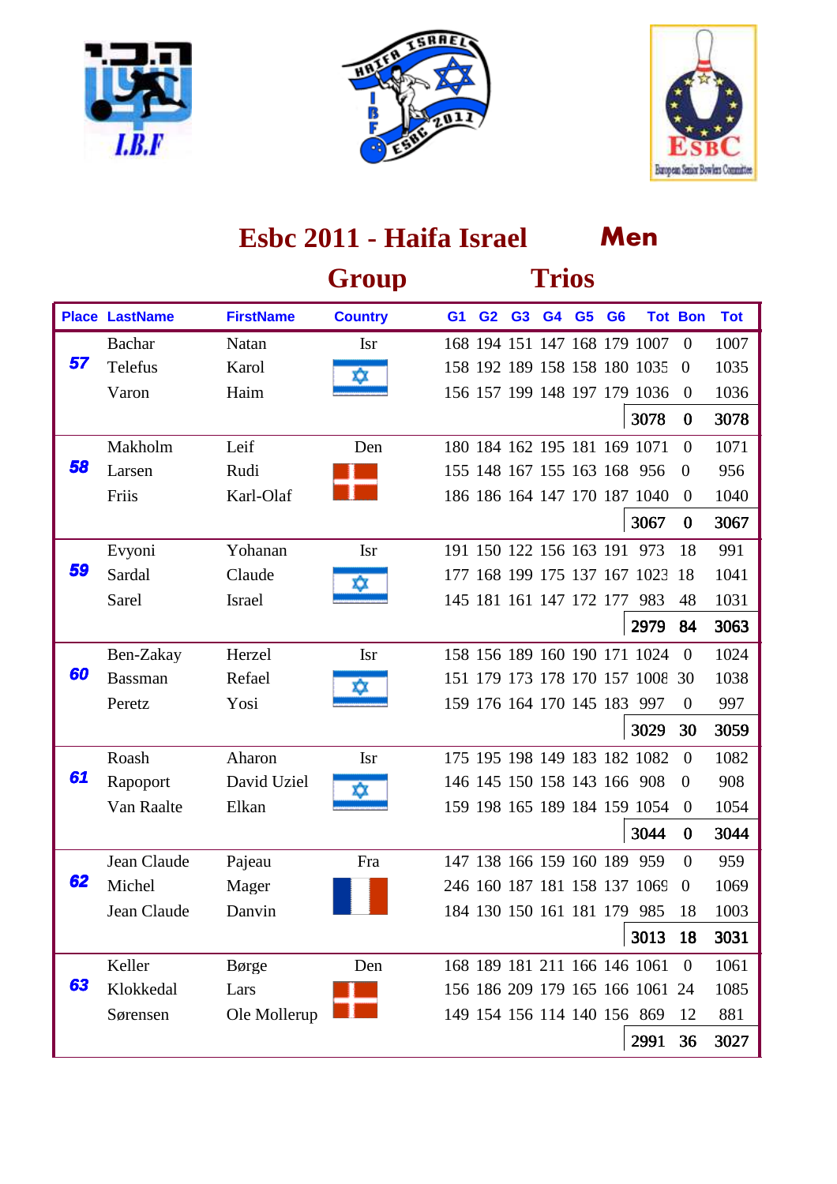# Esbc 2011 - Haifa Israel Men

## Group Trios

| Place | LastName | FirstName | Country | G1 | G2 | G3 | G4 | G5 | G6 | Tot | Bon | Tot |
|---|---|---|---|---|---|---|---|---|---|---|---|---|
| 57 | Bachar | Natan | Isr | 168 | 194 | 151 | 147 | 168 | 179 | 1007 | 0 | 1007 |
| | Telefus | Karol | | 158 | 192 | 189 | 158 | 158 | 180 | 1035 | 0 | 1035 |
| | Varon | Haim | | 156 | 157 | 199 | 148 | 197 | 179 | 1036 | 0 | 1036 |
| | | | | | | | | | | 3078 | 0 | 3078 |
| 58 | Makholm | Leif | Den | 180 | 184 | 162 | 195 | 181 | 169 | 1071 | 0 | 1071 |
| | Larsen | Rudi | | 155 | 148 | 167 | 155 | 163 | 168 | 956 | 0 | 956 |
| | Friis | Karl-Olaf | | 186 | 186 | 164 | 147 | 170 | 187 | 1040 | 0 | 1040 |
| | | | | | | | | | | 3067 | 0 | 3067 |
| 59 | Evyoni | Yohanan | Isr | 191 | 150 | 122 | 156 | 163 | 191 | 973 | 18 | 991 |
| | Sardal | Claude | | 177 | 168 | 199 | 175 | 137 | 167 | 1023 | 18 | 1041 |
| | Sarel | Israel | | 145 | 181 | 161 | 147 | 172 | 177 | 983 | 48 | 1031 |
| | | | | | | | | | | 2979 | 84 | 3063 |
| 60 | Ben-Zakay | Herzel | Isr | 158 | 156 | 189 | 160 | 190 | 171 | 1024 | 0 | 1024 |
| | Bassman | Refael | | 151 | 179 | 173 | 178 | 170 | 157 | 1008 | 30 | 1038 |
| | Peretz | Yosi | | 159 | 176 | 164 | 170 | 145 | 183 | 997 | 0 | 997 |
| | | | | | | | | | | 3029 | 30 | 3059 |
| 61 | Roash | Aharon | Isr | 175 | 195 | 198 | 149 | 183 | 182 | 1082 | 0 | 1082 |
| | Rapoport | David Uziel | | 146 | 145 | 150 | 158 | 143 | 166 | 908 | 0 | 908 |
| | Van Raalte | Elkan | | 159 | 198 | 165 | 189 | 184 | 159 | 1054 | 0 | 1054 |
| | | | | | | | | | | 3044 | 0 | 3044 |
| 62 | Jean Claude | Pajeau | Fra | 147 | 138 | 166 | 159 | 160 | 189 | 959 | 0 | 959 |
| | Michel | Mager | | 246 | 160 | 187 | 181 | 158 | 137 | 1069 | 0 | 1069 |
| | Jean Claude | Danvin | | 184 | 130 | 150 | 161 | 181 | 179 | 985 | 18 | 1003 |
| | | | | | | | | | | 3013 | 18 | 3031 |
| 63 | Keller | Børge | Den | 168 | 189 | 181 | 211 | 166 | 146 | 1061 | 0 | 1061 |
| | Klokkedal | Lars | | 156 | 186 | 209 | 179 | 165 | 166 | 1061 | 24 | 1085 |
| | Sørensen | Ole Mollerup | | 149 | 154 | 156 | 114 | 140 | 156 | 869 | 12 | 881 |
| | | | | | | | | | | 2991 | 36 | 3027 |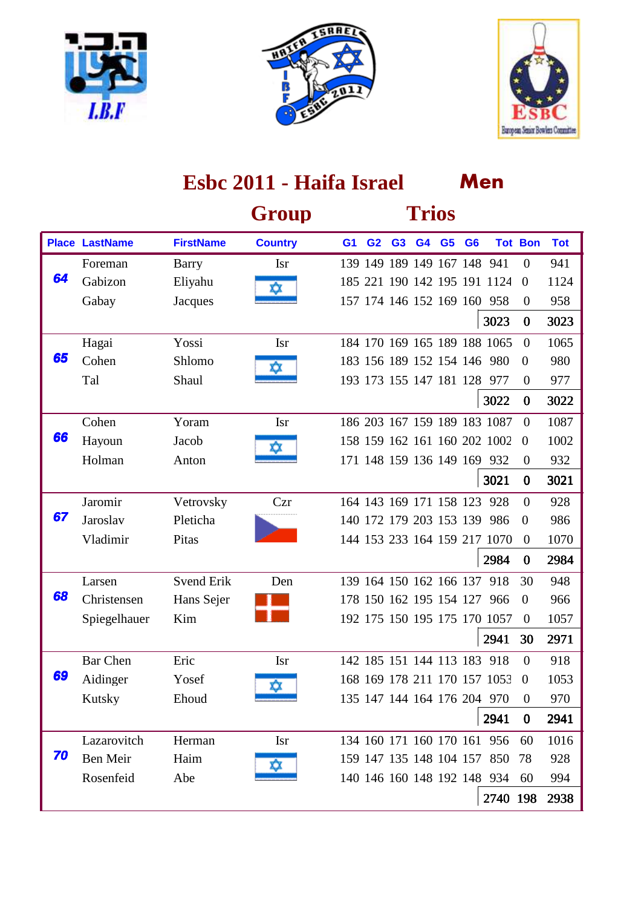# Esbc 2011 - Haifa Israel **Men**

## Group Trios

| Place | LastName | FirstName | Country | G1 | G2 | G3 | G4 | G5 | G6 | Tot | Bon | Tot |
|---|---|---|---|---|---|---|---|---|---|---|---|---|
| 64 | Foreman | Barry | Isr | 139 | 149 | 189 | 149 | 167 | 148 | 941 | 0 | 941 |
| | Gabizon | Eliyahu | | 185 | 221 | 190 | 142 | 195 | 191 | 1124 | 0 | 1124 |
| | Gabay | Jacques | | 157 | 174 | 146 | 152 | 169 | 160 | 958 | 0 | 958 |
| | | | | | | | | | | **3023** | **0** | **3023** |
| 65 | Hagai | Yossi | Isr | 184 | 170 | 169 | 165 | 189 | 188 | 1065 | 0 | 1065 |
| | Cohen | Shlomo | | 183 | 156 | 189 | 152 | 154 | 146 | 980 | 0 | 980 |
| | Tal | Shaul | | 193 | 173 | 155 | 147 | 181 | 128 | 977 | 0 | 977 |
| | | | | | | | | | | **3022** | **0** | **3022** |
| 66 | Cohen | Yoram | Isr | 186 | 203 | 167 | 159 | 189 | 183 | 1087 | 0 | 1087 |
| | Hayoun | Jacob | | 158 | 159 | 162 | 161 | 160 | 202 | 1002 | 0 | 1002 |
| | Holman | Anton | | 171 | 148 | 159 | 136 | 149 | 169 | 932 | 0 | 932 |
| | | | | | | | | | | **3021** | **0** | **3021** |
| 67 | Jaromir | Vetrovsky | Czr | 164 | 143 | 169 | 171 | 158 | 123 | 928 | 0 | 928 |
| | Jaroslav | Pleticha | | 140 | 172 | 179 | 203 | 153 | 139 | 986 | 0 | 986 |
| | Vladimir | Pitas | | 144 | 153 | 233 | 164 | 159 | 217 | 1070 | 0 | 1070 |
| | | | | | | | | | | **2984** | **0** | **2984** |
| 68 | Larsen | Svend Erik | Den | 139 | 164 | 150 | 162 | 166 | 137 | 918 | 30 | 948 |
| | Christensen | Hans Sejer | | 178 | 150 | 162 | 195 | 154 | 127 | 966 | 0 | 966 |
| | Spiegelhauer | Kim | | 192 | 175 | 150 | 195 | 175 | 170 | 1057 | 0 | 1057 |
| | | | | | | | | | | **2941** | **30** | **2971** |
| 69 | Bar Chen | Eric | Isr | 142 | 185 | 151 | 144 | 113 | 183 | 918 | 0 | 918 |
| | Aidinger | Yosef | | 168 | 169 | 178 | 211 | 170 | 157 | 1053 | 0 | 1053 |
| | Kutsky | Ehoud | | 135 | 147 | 144 | 164 | 176 | 204 | 970 | 0 | 970 |
| | | | | | | | | | | **2941** | **0** | **2941** |
| 70 | Lazarovitch | Herman | Isr | 134 | 160 | 171 | 160 | 170 | 161 | 956 | 60 | 1016 |
| | Ben Meir | Haim | | 159 | 147 | 135 | 148 | 104 | 157 | 850 | 78 | 928 |
| | Rosenfeid | Abe | | 140 | 146 | 160 | 148 | 192 | 148 | 934 | 60 | 994 |
| | | | | | | | | | | **2740** | **198** | **2938** |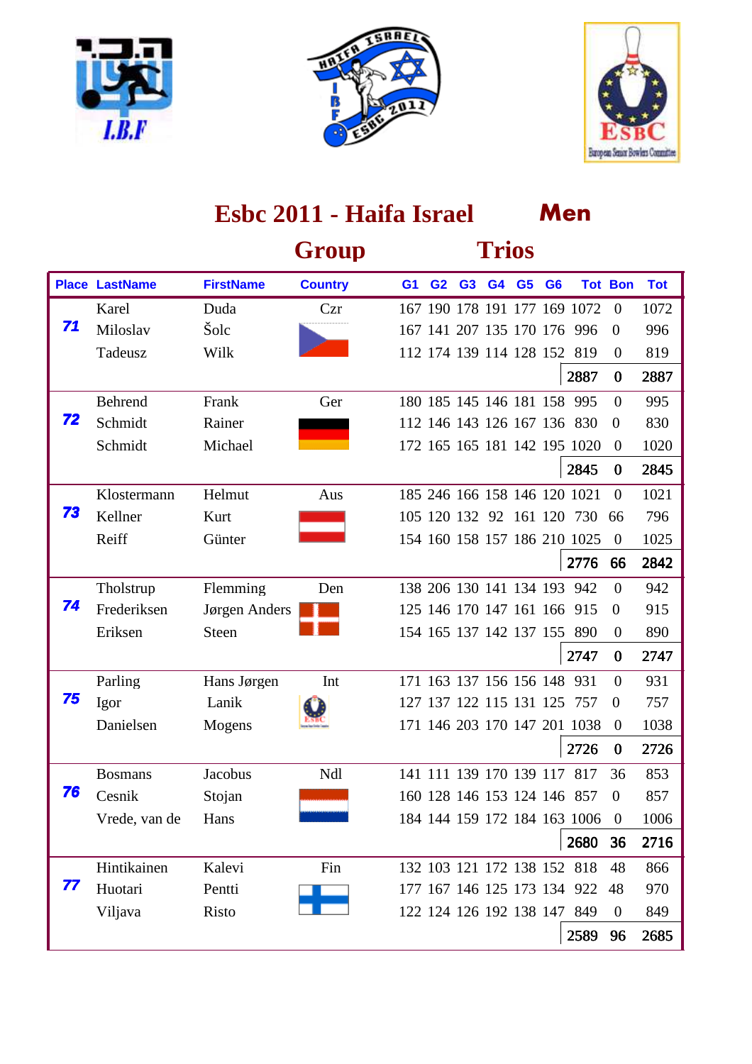# Esbc 2011 - Haifa Israel **Men**

## Group Trios

| Place | LastName | FirstName | Country | G1 | G2 | G3 | G4 | G5 | G6 | Tot | Bon | Tot |
|---|---|---|---|---|---|---|---|---|---|---|---|---|
| 71 | Karel | Duda | Czr | 167 | 190 | 178 | 191 | 177 | 169 | 1072 | 0 | 1072 |
| | Miloslav | Šolc | | 167 | 141 | 207 | 135 | 170 | 176 | 996 | 0 | 996 |
| | Tadeusz | Wilk | | 112 | 174 | 139 | 114 | 128 | 152 | 819 | 0 | 819 |
| | | | | | | | | | | **2887** | **0** | **2887** |
| 72 | Behrend | Frank | Ger | 180 | 185 | 145 | 146 | 181 | 158 | 995 | 0 | 995 |
| | Schmidt | Rainer | | 112 | 146 | 143 | 126 | 167 | 136 | 830 | 0 | 830 |
| | Schmidt | Michael | | 172 | 165 | 165 | 181 | 142 | 195 | 1020 | 0 | 1020 |
| | | | | | | | | | | **2845** | **0** | **2845** |
| 73 | Klostermann | Helmut | Aus | 185 | 246 | 166 | 158 | 146 | 120 | 1021 | 0 | 1021 |
| | Kellner | Kurt | | 105 | 120 | 132 | 92 | 161 | 120 | 730 | 66 | 796 |
| | Reiff | Günter | | 154 | 160 | 158 | 157 | 186 | 210 | 1025 | 0 | 1025 |
| | | | | | | | | | | **2776** | **66** | **2842** |
| 74 | Tholstrup | Flemming | Den | 138 | 206 | 130 | 141 | 134 | 193 | 942 | 0 | 942 |
| | Frederiksen | Jørgen Anders | | 125 | 146 | 170 | 147 | 161 | 166 | 915 | 0 | 915 |
| | Eriksen | Steen | | 154 | 165 | 137 | 142 | 137 | 155 | 890 | 0 | 890 |
| | | | | | | | | | | **2747** | **0** | **2747** |
| 75 | Parling | Hans Jørgen | Int | 171 | 163 | 137 | 156 | 156 | 148 | 931 | 0 | 931 |
| | Igor | Lanik | | 127 | 137 | 122 | 115 | 131 | 125 | 757 | 0 | 757 |
| | Danielsen | Mogens | | 171 | 146 | 203 | 170 | 147 | 201 | 1038 | 0 | 1038 |
| | | | | | | | | | | **2726** | **0** | **2726** |
| 76 | Bosmans | Jacobus | Ndl | 141 | 111 | 139 | 170 | 139 | 117 | 817 | 36 | 853 |
| | Cesnik | Stojan | | 160 | 128 | 146 | 153 | 124 | 146 | 857 | 0 | 857 |
| | Vrede, van de | Hans | | 184 | 144 | 159 | 172 | 184 | 163 | 1006 | 0 | 1006 |
| | | | | | | | | | | **2680** | **36** | **2716** |
| 77 | Hintikainen | Kalevi | Fin | 132 | 103 | 121 | 172 | 138 | 152 | 818 | 48 | 866 |
| | Huotari | Pentti | | 177 | 167 | 146 | 125 | 173 | 134 | 922 | 48 | 970 |
| | Viljava | Risto | | 122 | 124 | 126 | 192 | 138 | 147 | 849 | 0 | 849 |
| | | | | | | | | | | **2589** | **96** | **2685** |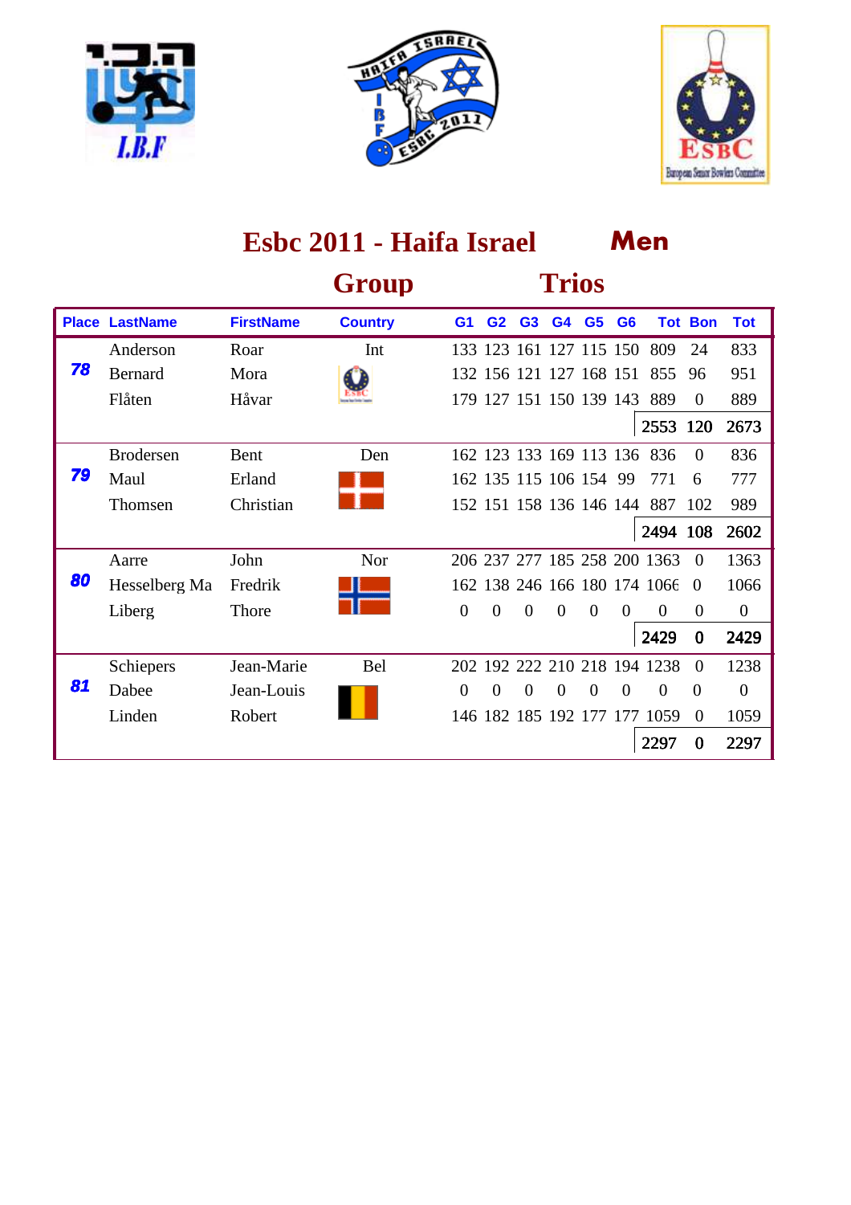# Esbc 2011 - Haifa Israel Men

## Group Trios

| Place | LastName | FirstName | Country | G1 | G2 | G3 | G4 | G5 | G6 | Tot | Bon | Tot |
|---|---|---|---|---|---|---|---|---|---|---|---|---|
| 78 | Anderson | Roar | Int | 133 | 123 | 161 | 127 | 115 | 150 | 809 | 24 | 833 |
| | Bernard | Mora | | 132 | 156 | 121 | 127 | 168 | 151 | 855 | 96 | 951 |
| | Flåten | Håvar | | 179 | 127 | 151 | 150 | 139 | 143 | 889 | 0 | 889 |
| | | | | | | | | | | 2553 | 120 | 2673 |
| 79 | Brodersen | Bent | Den | 162 | 123 | 133 | 169 | 113 | 136 | 836 | 0 | 836 |
| | Maul | Erland | | 162 | 135 | 115 | 106 | 154 | 99 | 771 | 6 | 777 |
| | Thomsen | Christian | | 152 | 151 | 158 | 136 | 146 | 144 | 887 | 102 | 989 |
| | | | | | | | | | | 2494 | 108 | 2602 |
| 80 | Aarre | John | Nor | 206 | 237 | 277 | 185 | 258 | 200 | 1363 | 0 | 1363 |
| | Hesselberg Ma | Fredrik | | 162 | 138 | 246 | 166 | 180 | 174 | 1066 | 0 | 1066 |
| | Liberg | Thore | | 0 | 0 | 0 | 0 | 0 | 0 | 0 | 0 | 0 |
| | | | | | | | | | | 2429 | 0 | 2429 |
| 81 | Schiepers | Jean-Marie | Bel | 202 | 192 | 222 | 210 | 218 | 194 | 1238 | 0 | 1238 |
| | Dabee | Jean-Louis | | 0 | 0 | 0 | 0 | 0 | 0 | 0 | 0 | 0 |
| | Linden | Robert | | 146 | 182 | 185 | 192 | 177 | 177 | 1059 | 0 | 1059 |
| | | | | | | | | | | 2297 | 0 | 2297 |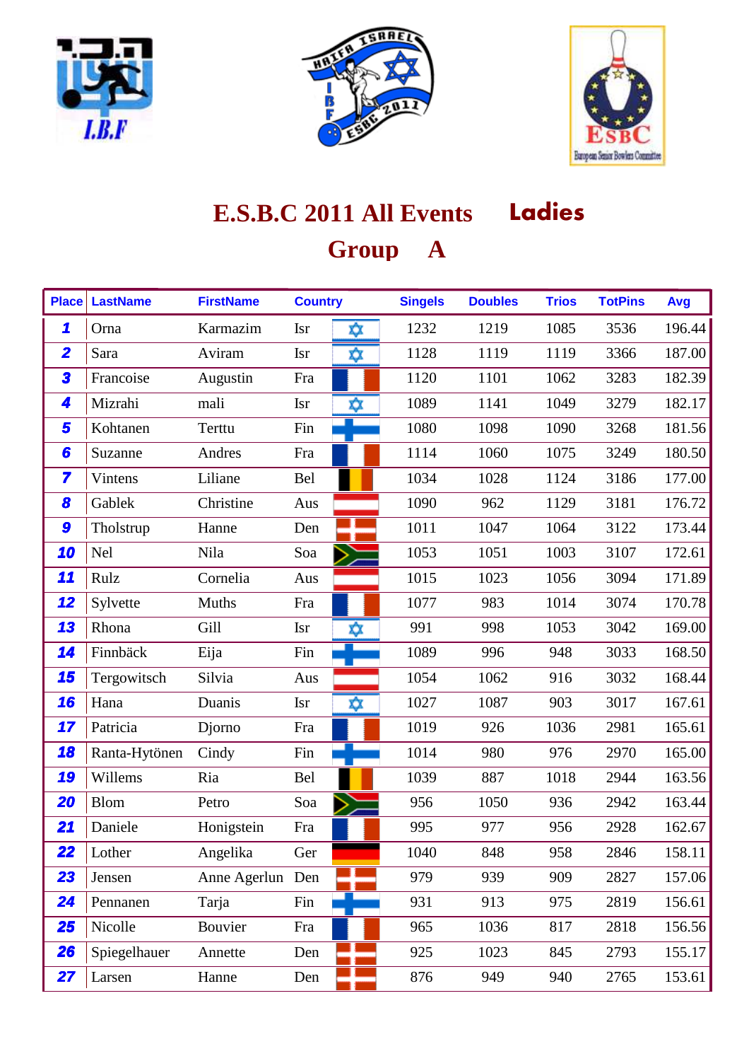# E.S.B.C 2011 All Events Ladies

## Group A

| Place | LastName | FirstName | Country | Singels | Doubles | Trios | TotPins | Avg |
|---|---|---|---|---|---|---|---|---|
| 1 | Orna | Karmazim | Isr | 1232 | 1219 | 1085 | 3536 | 196.44 |
| 2 | Sara | Aviram | Isr | 1128 | 1119 | 1119 | 3366 | 187.00 |
| 3 | Francoise | Augustin | Fra | 1120 | 1101 | 1062 | 3283 | 182.39 |
| 4 | Mizrahi | mali | Isr | 1089 | 1141 | 1049 | 3279 | 182.17 |
| 5 | Kohtanen | Terttu | Fin | 1080 | 1098 | 1090 | 3268 | 181.56 |
| 6 | Suzanne | Andres | Fra | 1114 | 1060 | 1075 | 3249 | 180.50 |
| 7 | Vintens | Liliane | Bel | 1034 | 1028 | 1124 | 3186 | 177.00 |
| 8 | Gablek | Christine | Aus | 1090 | 962 | 1129 | 3181 | 176.72 |
| 9 | Tholstrup | Hanne | Den | 1011 | 1047 | 1064 | 3122 | 173.44 |
| 10 | Nel | Nila | Soa | 1053 | 1051 | 1003 | 3107 | 172.61 |
| 11 | Rulz | Cornelia | Aus | 1015 | 1023 | 1056 | 3094 | 171.89 |
| 12 | Sylvette | Muths | Fra | 1077 | 983 | 1014 | 3074 | 170.78 |
| 13 | Rhona | Gill | Isr | 991 | 998 | 1053 | 3042 | 169.00 |
| 14 | Finnbäck | Eija | Fin | 1089 | 996 | 948 | 3033 | 168.50 |
| 15 | Tergowitsch | Silvia | Aus | 1054 | 1062 | 916 | 3032 | 168.44 |
| 16 | Hana | Duanis | Isr | 1027 | 1087 | 903 | 3017 | 167.61 |
| 17 | Patricia | Djorno | Fra | 1019 | 926 | 1036 | 2981 | 165.61 |
| 18 | Ranta-Hytönen | Cindy | Fin | 1014 | 980 | 976 | 2970 | 165.00 |
| 19 | Willems | Ria | Bel | 1039 | 887 | 1018 | 2944 | 163.56 |
| 20 | Blom | Petro | Soa | 956 | 1050 | 936 | 2942 | 163.44 |
| 21 | Daniele | Honigstein | Fra | 995 | 977 | 956 | 2928 | 162.67 |
| 22 | Lother | Angelika | Ger | 1040 | 848 | 958 | 2846 | 158.11 |
| 23 | Jensen | Anne Agerlun | Den | 979 | 939 | 909 | 2827 | 157.06 |
| 24 | Pennanen | Tarja | Fin | 931 | 913 | 975 | 2819 | 156.61 |
| 25 | Nicolle | Bouvier | Fra | 965 | 1036 | 817 | 2818 | 156.56 |
| 26 | Spiegelhauer | Annette | Den | 925 | 1023 | 845 | 2793 | 155.17 |
| 27 | Larsen | Hanne | Den | 876 | 949 | 940 | 2765 | 153.61 |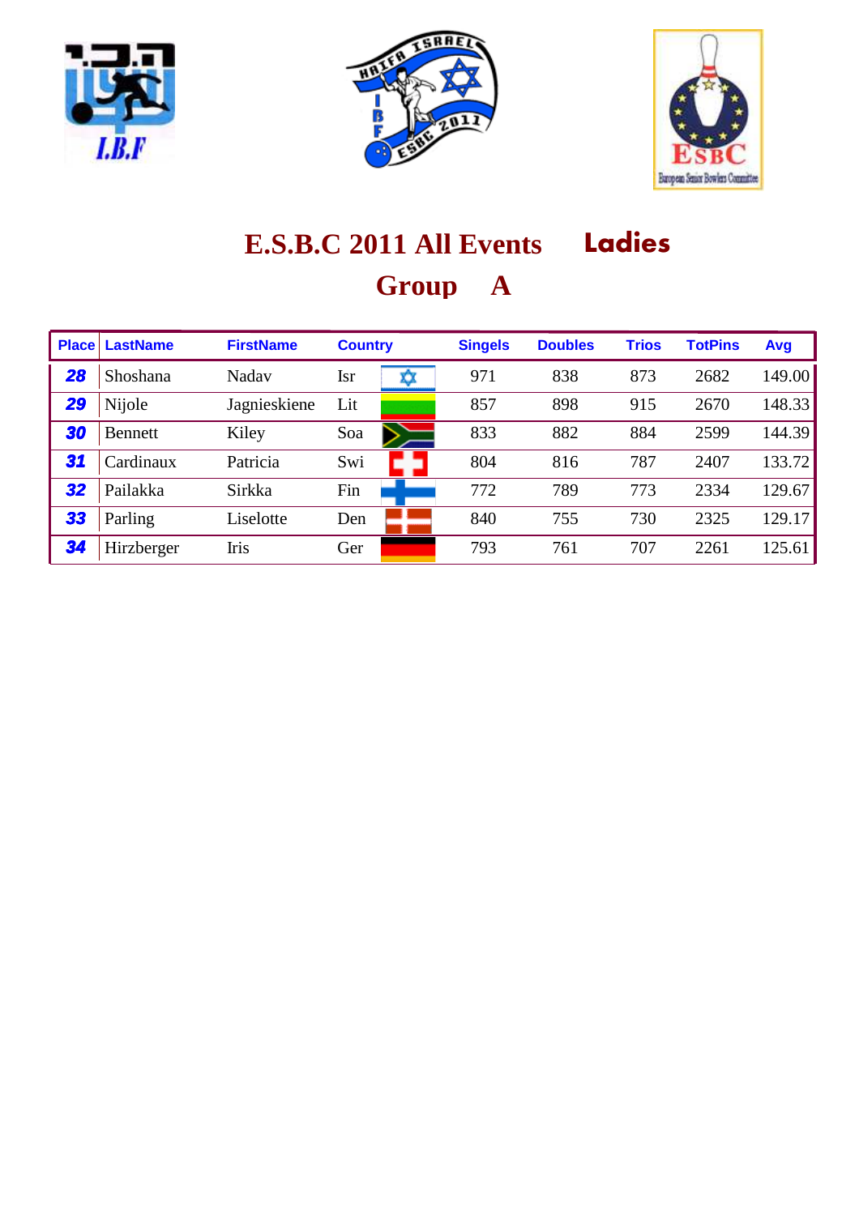# E.S.B.C 2011 All Events Ladies

## Group A

| Place | LastName | FirstName | Country | | Singels | Doubles | Trios | TotPins | Avg |
|---|---|---|---|---|---|---|---|---|---|
| 28 | Shoshana | Nadav | Isr | | 971 | 838 | 873 | 2682 | 149.00 |
| 29 | Nijole | Jagnieskiene | Lit | | 857 | 898 | 915 | 2670 | 148.33 |
| 30 | Bennett | Kiley | Soa | | 833 | 882 | 884 | 2599 | 144.39 |
| 31 | Cardinaux | Patricia | Swi | | 804 | 816 | 787 | 2407 | 133.72 |
| 32 | Pailakka | Sirkka | Fin | | 772 | 789 | 773 | 2334 | 129.67 |
| 33 | Parling | Liselotte | Den | | 840 | 755 | 730 | 2325 | 129.17 |
| 34 | Hirzberger | Iris | Ger | | 793 | 761 | 707 | 2261 | 125.61 |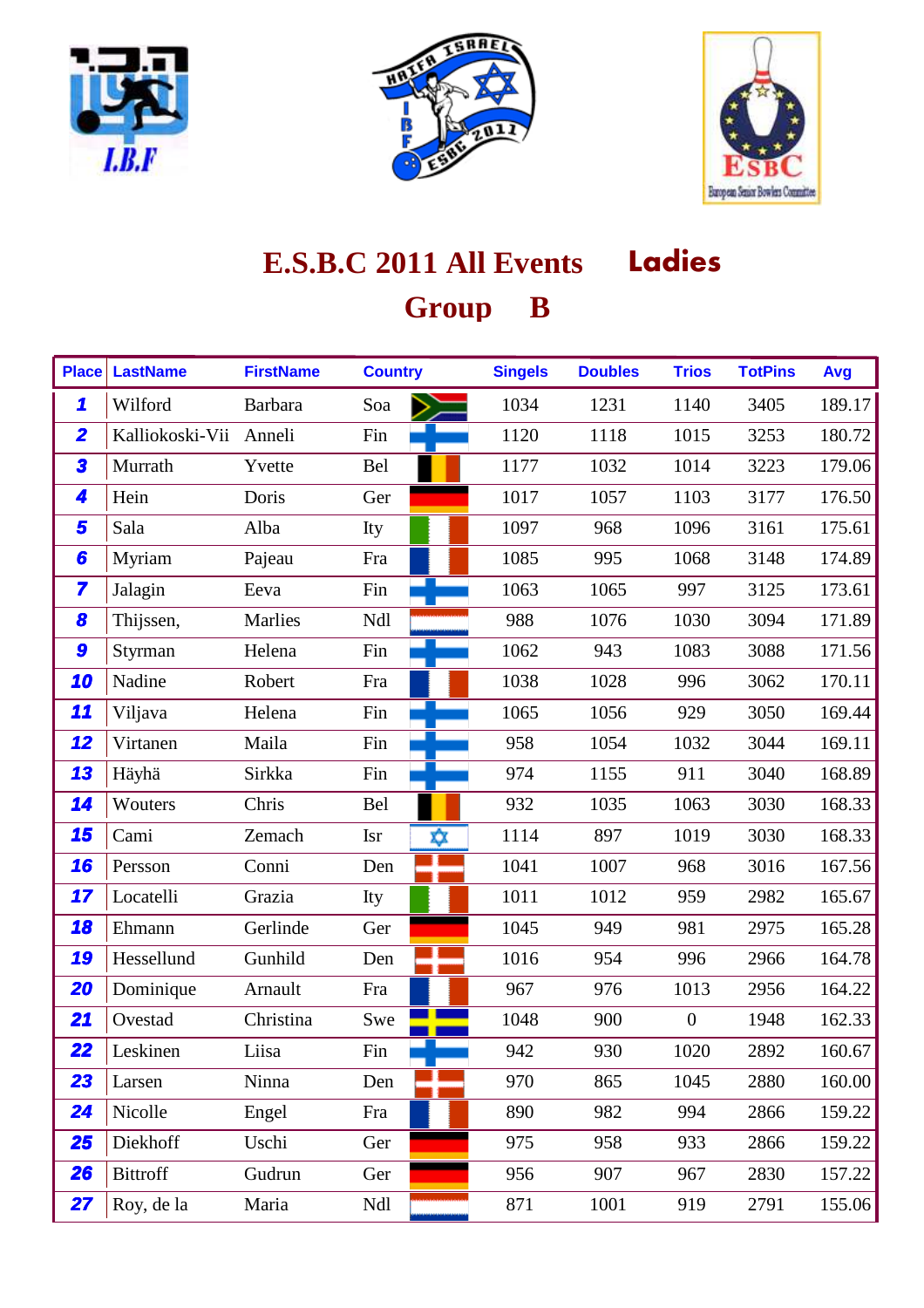# E.S.B.C 2011 All Events Ladies

## Group B

| Place | LastName | FirstName | Country | Singels | Doubles | Trios | TotPins | Avg |
|---|---|---|---|---|---|---|---|---|
| 1 | Wilford | Barbara | Soa | 1034 | 1231 | 1140 | 3405 | 189.17 |
| 2 | Kalliokoski-Vii | Anneli | Fin | 1120 | 1118 | 1015 | 3253 | 180.72 |
| 3 | Murrath | Yvette | Bel | 1177 | 1032 | 1014 | 3223 | 179.06 |
| 4 | Hein | Doris | Ger | 1017 | 1057 | 1103 | 3177 | 176.50 |
| 5 | Sala | Alba | Ity | 1097 | 968 | 1096 | 3161 | 175.61 |
| 6 | Myriam | Pajeau | Fra | 1085 | 995 | 1068 | 3148 | 174.89 |
| 7 | Jalagin | Eeva | Fin | 1063 | 1065 | 997 | 3125 | 173.61 |
| 8 | Thijssen, | Marlies | Ndl | 988 | 1076 | 1030 | 3094 | 171.89 |
| 9 | Styrman | Helena | Fin | 1062 | 943 | 1083 | 3088 | 171.56 |
| 10 | Nadine | Robert | Fra | 1038 | 1028 | 996 | 3062 | 170.11 |
| 11 | Viljava | Helena | Fin | 1065 | 1056 | 929 | 3050 | 169.44 |
| 12 | Virtanen | Maila | Fin | 958 | 1054 | 1032 | 3044 | 169.11 |
| 13 | Häyhä | Sirkka | Fin | 974 | 1155 | 911 | 3040 | 168.89 |
| 14 | Wouters | Chris | Bel | 932 | 1035 | 1063 | 3030 | 168.33 |
| 15 | Cami | Zemach | Isr | 1114 | 897 | 1019 | 3030 | 168.33 |
| 16 | Persson | Conni | Den | 1041 | 1007 | 968 | 3016 | 167.56 |
| 17 | Locatelli | Grazia | Ity | 1011 | 1012 | 959 | 2982 | 165.67 |
| 18 | Ehmann | Gerlinde | Ger | 1045 | 949 | 981 | 2975 | 165.28 |
| 19 | Hessellund | Gunhild | Den | 1016 | 954 | 996 | 2966 | 164.78 |
| 20 | Dominique | Arnault | Fra | 967 | 976 | 1013 | 2956 | 164.22 |
| 21 | Ovestad | Christina | Swe | 1048 | 900 | 0 | 1948 | 162.33 |
| 22 | Leskinen | Liisa | Fin | 942 | 930 | 1020 | 2892 | 160.67 |
| 23 | Larsen | Ninna | Den | 970 | 865 | 1045 | 2880 | 160.00 |
| 24 | Nicolle | Engel | Fra | 890 | 982 | 994 | 2866 | 159.22 |
| 25 | Diekhoff | Uschi | Ger | 975 | 958 | 933 | 2866 | 159.22 |
| 26 | Bittroff | Gudrun | Ger | 956 | 907 | 967 | 2830 | 157.22 |
| 27 | Roy, de la | Maria | Ndl | 871 | 1001 | 919 | 2791 | 155.06 |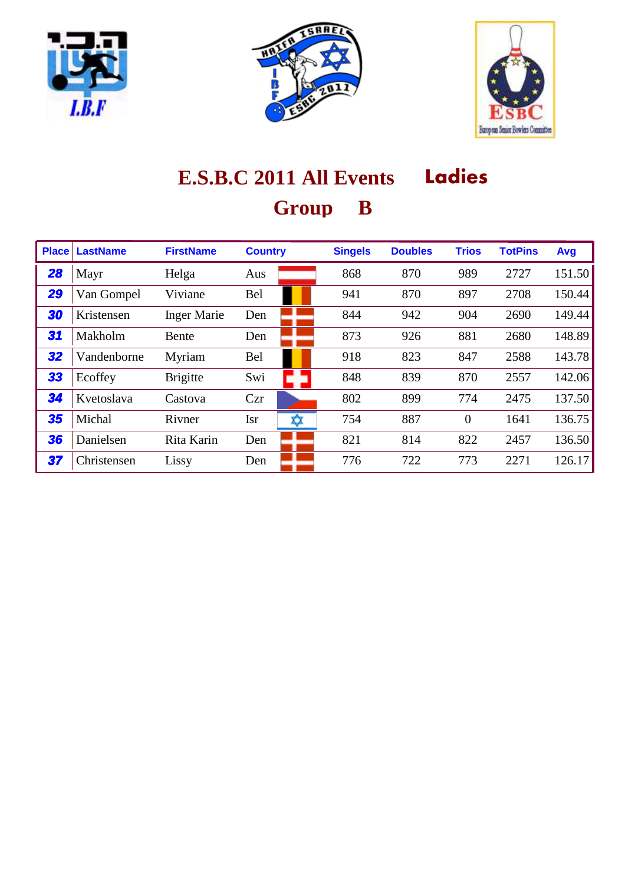# E.S.B.C 2011 All Events Ladies

## Group B

| Place | LastName | FirstName | Country | Singels | Doubles | Trios | TotPins | Avg |
|---|---|---|---|---|---|---|---|---|
| 28 | Mayr | Helga | Aus | 868 | 870 | 989 | 2727 | 151.50 |
| 29 | Van Gompel | Viviane | Bel | 941 | 870 | 897 | 2708 | 150.44 |
| 30 | Kristensen | Inger Marie | Den | 844 | 942 | 904 | 2690 | 149.44 |
| 31 | Makholm | Bente | Den | 873 | 926 | 881 | 2680 | 148.89 |
| 32 | Vandenborne | Myriam | Bel | 918 | 823 | 847 | 2588 | 143.78 |
| 33 | Ecoffey | Brigitte | Swi | 848 | 839 | 870 | 2557 | 142.06 |
| 34 | Kvetoslava | Castova | Czr | 802 | 899 | 774 | 2475 | 137.50 |
| 35 | Michal | Rivner | Isr | 754 | 887 | 0 | 1641 | 136.75 |
| 36 | Danielsen | Rita Karin | Den | 821 | 814 | 822 | 2457 | 136.50 |
| 37 | Christensen | Lissy | Den | 776 | 722 | 773 | 2271 | 126.17 |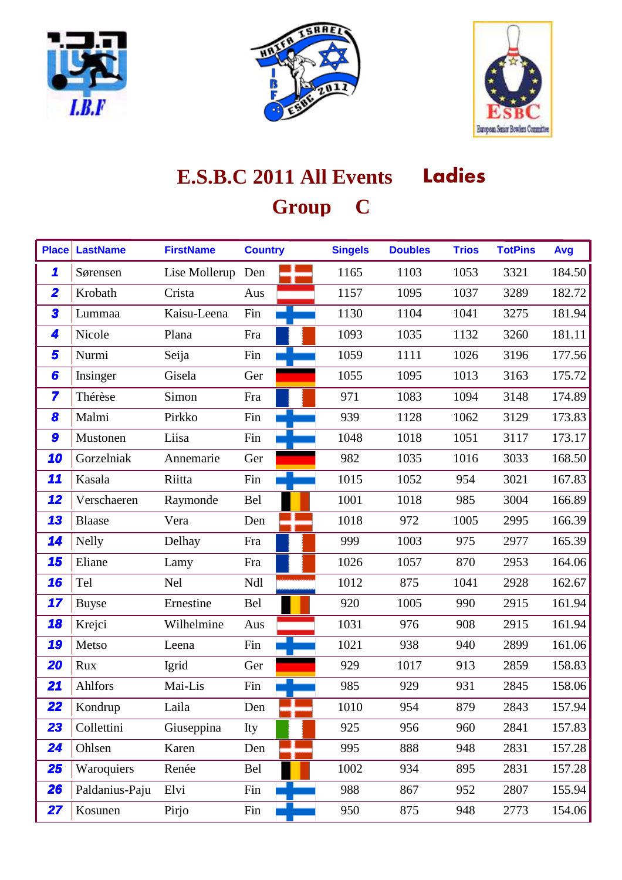# E.S.B.C 2011 All Events **Ladies**

## Group C

| Place | LastName | FirstName | Country | | Singels | Doubles | Trios | TotPins | Avg |
|---|---|---|---|---|---|---|---|---|---|
| 1 | Sørensen | Lise Mollerup | Den | | 1165 | 1103 | 1053 | 3321 | 184.50 |
| 2 | Krobath | Crista | Aus | | 1157 | 1095 | 1037 | 3289 | 182.72 |
| 3 | Lummaa | Kaisu-Leena | Fin | | 1130 | 1104 | 1041 | 3275 | 181.94 |
| 4 | Nicole | Plana | Fra | | 1093 | 1035 | 1132 | 3260 | 181.11 |
| 5 | Nurmi | Seija | Fin | | 1059 | 1111 | 1026 | 3196 | 177.56 |
| 6 | Insinger | Gisela | Ger | | 1055 | 1095 | 1013 | 3163 | 175.72 |
| 7 | Thérèse | Simon | Fra | | 971 | 1083 | 1094 | 3148 | 174.89 |
| 8 | Malmi | Pirkko | Fin | | 939 | 1128 | 1062 | 3129 | 173.83 |
| 9 | Mustonen | Liisa | Fin | | 1048 | 1018 | 1051 | 3117 | 173.17 |
| 10 | Gorzelniak | Annemarie | Ger | | 982 | 1035 | 1016 | 3033 | 168.50 |
| 11 | Kasala | Riitta | Fin | | 1015 | 1052 | 954 | 3021 | 167.83 |
| 12 | Verschaeren | Raymonde | Bel | | 1001 | 1018 | 985 | 3004 | 166.89 |
| 13 | Blaase | Vera | Den | | 1018 | 972 | 1005 | 2995 | 166.39 |
| 14 | Nelly | Delhay | Fra | | 999 | 1003 | 975 | 2977 | 165.39 |
| 15 | Eliane | Lamy | Fra | | 1026 | 1057 | 870 | 2953 | 164.06 |
| 16 | Tel | Nel | Ndl | | 1012 | 875 | 1041 | 2928 | 162.67 |
| 17 | Buyse | Ernestine | Bel | | 920 | 1005 | 990 | 2915 | 161.94 |
| 18 | Krejci | Wilhelmine | Aus | | 1031 | 976 | 908 | 2915 | 161.94 |
| 19 | Metso | Leena | Fin | | 1021 | 938 | 940 | 2899 | 161.06 |
| 20 | Rux | Igrid | Ger | | 929 | 1017 | 913 | 2859 | 158.83 |
| 21 | Ahlfors | Mai-Lis | Fin | | 985 | 929 | 931 | 2845 | 158.06 |
| 22 | Kondrup | Laila | Den | | 1010 | 954 | 879 | 2843 | 157.94 |
| 23 | Collettini | Giuseppina | Ity | | 925 | 956 | 960 | 2841 | 157.83 |
| 24 | Ohlsen | Karen | Den | | 995 | 888 | 948 | 2831 | 157.28 |
| 25 | Waroquiers | Renée | Bel | | 1002 | 934 | 895 | 2831 | 157.28 |
| 26 | Paldanius-Paju | Elvi | Fin | | 988 | 867 | 952 | 2807 | 155.94 |
| 27 | Kosunen | Pirjo | Fin | | 950 | 875 | 948 | 2773 | 154.06 |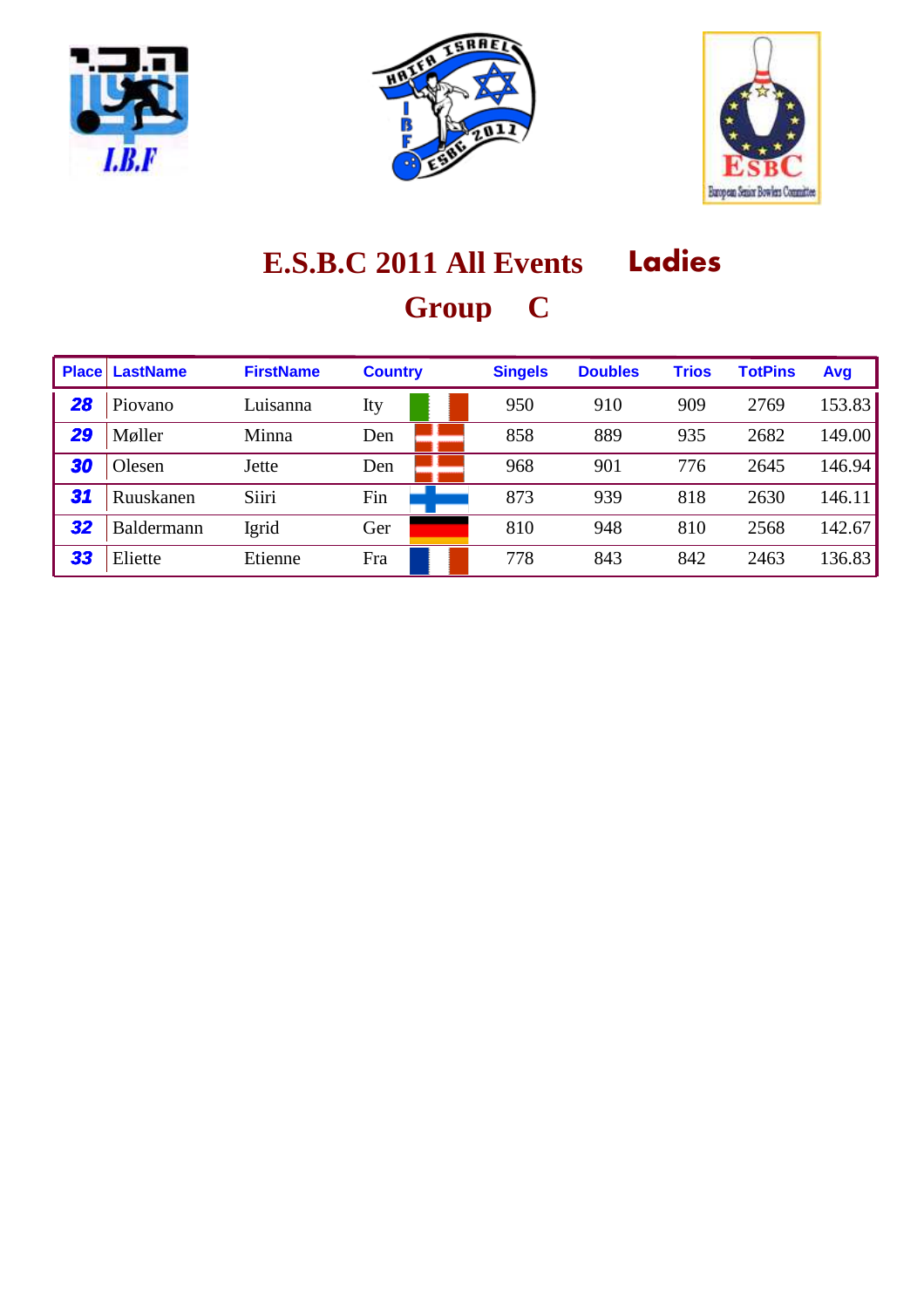# E.S.B.C 2011 All Events Ladies

## Group C

| Place | LastName | FirstName | Country | Singels | Doubles | Trios | TotPins | Avg |
|---|---|---|---|---|---|---|---|---|
| 28 | Piovano | Luisanna | Ity | 950 | 910 | 909 | 2769 | 153.83 |
| 29 | Møller | Minna | Den | 858 | 889 | 935 | 2682 | 149.00 |
| 30 | Olesen | Jette | Den | 968 | 901 | 776 | 2645 | 146.94 |
| 31 | Ruuskanen | Siiri | Fin | 873 | 939 | 818 | 2630 | 146.11 |
| 32 | Baldermann | Igrid | Ger | 810 | 948 | 810 | 2568 | 142.67 |
| 33 | Eliette | Etienne | Fra | 778 | 843 | 842 | 2463 | 136.83 |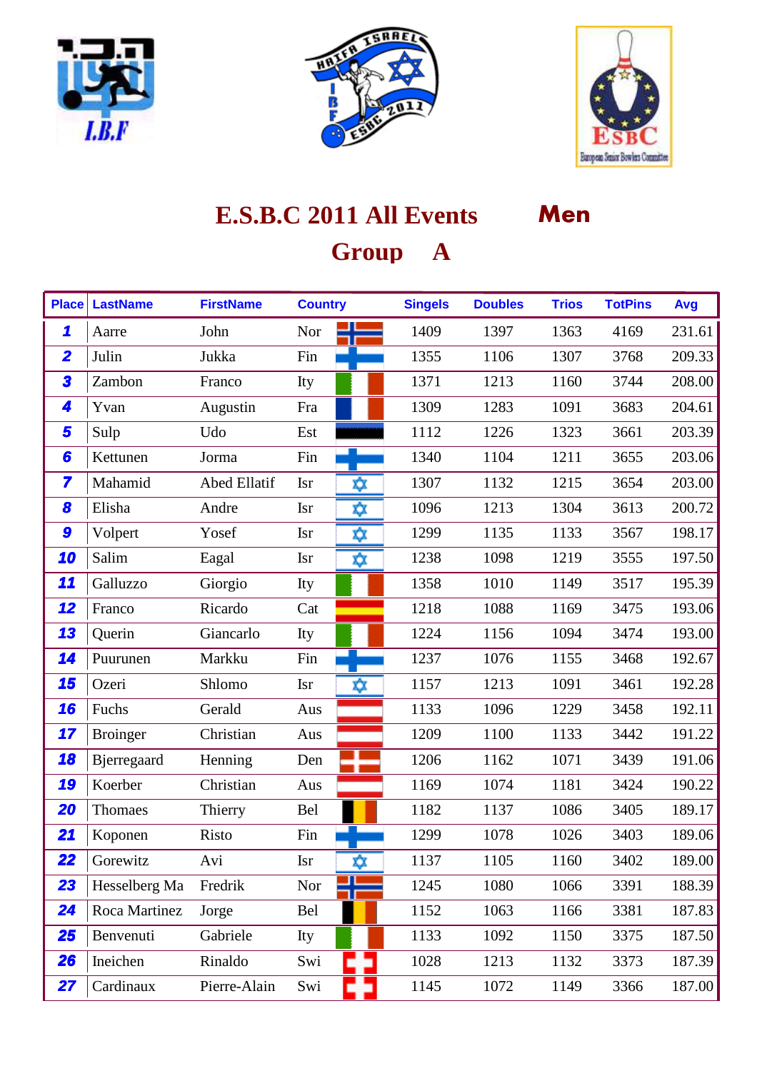# E.S.B.C 2011 All Events Men

## Group A

| Place | LastName | FirstName | Country | Singels | Doubles | Trios | TotPins | Avg |
|---|---|---|---|---|---|---|---|---|
| 1 | Aarre | John | Nor | 1409 | 1397 | 1363 | 4169 | 231.61 |
| 2 | Julin | Jukka | Fin | 1355 | 1106 | 1307 | 3768 | 209.33 |
| 3 | Zambon | Franco | Ity | 1371 | 1213 | 1160 | 3744 | 208.00 |
| 4 | Yvan | Augustin | Fra | 1309 | 1283 | 1091 | 3683 | 204.61 |
| 5 | Sulp | Udo | Est | 1112 | 1226 | 1323 | 3661 | 203.39 |
| 6 | Kettunen | Jorma | Fin | 1340 | 1104 | 1211 | 3655 | 203.06 |
| 7 | Mahamid | Abed Ellatif | Isr | 1307 | 1132 | 1215 | 3654 | 203.00 |
| 8 | Elisha | Andre | Isr | 1096 | 1213 | 1304 | 3613 | 200.72 |
| 9 | Volpert | Yosef | Isr | 1299 | 1135 | 1133 | 3567 | 198.17 |
| 10 | Salim | Eagal | Isr | 1238 | 1098 | 1219 | 3555 | 197.50 |
| 11 | Galluzzo | Giorgio | Ity | 1358 | 1010 | 1149 | 3517 | 195.39 |
| 12 | Franco | Ricardo | Cat | 1218 | 1088 | 1169 | 3475 | 193.06 |
| 13 | Querin | Giancarlo | Ity | 1224 | 1156 | 1094 | 3474 | 193.00 |
| 14 | Puurunen | Markku | Fin | 1237 | 1076 | 1155 | 3468 | 192.67 |
| 15 | Ozeri | Shlomo | Isr | 1157 | 1213 | 1091 | 3461 | 192.28 |
| 16 | Fuchs | Gerald | Aus | 1133 | 1096 | 1229 | 3458 | 192.11 |
| 17 | Broinger | Christian | Aus | 1209 | 1100 | 1133 | 3442 | 191.22 |
| 18 | Bjerregaard | Henning | Den | 1206 | 1162 | 1071 | 3439 | 191.06 |
| 19 | Koerber | Christian | Aus | 1169 | 1074 | 1181 | 3424 | 190.22 |
| 20 | Thomaes | Thierry | Bel | 1182 | 1137 | 1086 | 3405 | 189.17 |
| 21 | Koponen | Risto | Fin | 1299 | 1078 | 1026 | 3403 | 189.06 |
| 22 | Gorewitz | Avi | Isr | 1137 | 1105 | 1160 | 3402 | 189.00 |
| 23 | Hesselberg Ma | Fredrik | Nor | 1245 | 1080 | 1066 | 3391 | 188.39 |
| 24 | Roca Martinez | Jorge | Bel | 1152 | 1063 | 1166 | 3381 | 187.83 |
| 25 | Benvenuti | Gabriele | Ity | 1133 | 1092 | 1150 | 3375 | 187.50 |
| 26 | Ineichen | Rinaldo | Swi | 1028 | 1213 | 1132 | 3373 | 187.39 |
| 27 | Cardinaux | Pierre-Alain | Swi | 1145 | 1072 | 1149 | 3366 | 187.00 |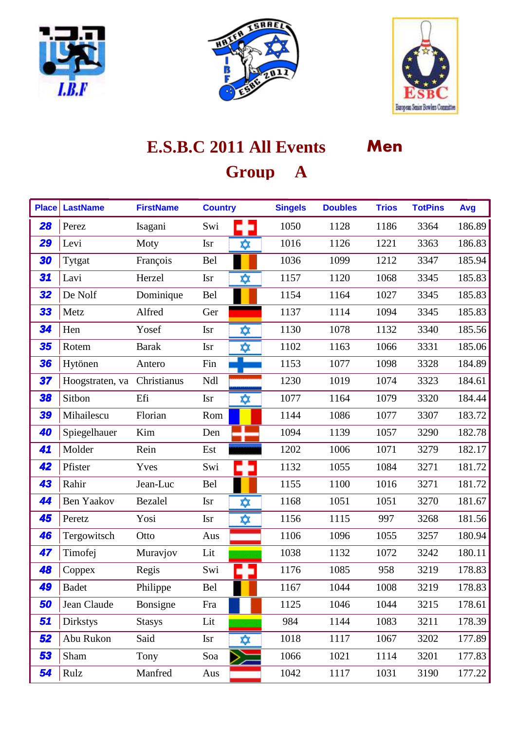# E.S.B.C 2011 All Events Men

## Group A

| Place | LastName | FirstName | Country | Singels | Doubles | Trios | TotPins | Avg |
|---|---|---|---|---|---|---|---|---|
| 28 | Perez | Isagani | Swi | 1050 | 1128 | 1186 | 3364 | 186.89 |
| 29 | Levi | Moty | Isr | 1016 | 1126 | 1221 | 3363 | 186.83 |
| 30 | Tytgat | François | Bel | 1036 | 1099 | 1212 | 3347 | 185.94 |
| 31 | Lavi | Herzel | Isr | 1157 | 1120 | 1068 | 3345 | 185.83 |
| 32 | De Nolf | Dominique | Bel | 1154 | 1164 | 1027 | 3345 | 185.83 |
| 33 | Metz | Alfred | Ger | 1137 | 1114 | 1094 | 3345 | 185.83 |
| 34 | Hen | Yosef | Isr | 1130 | 1078 | 1132 | 3340 | 185.56 |
| 35 | Rotem | Barak | Isr | 1102 | 1163 | 1066 | 3331 | 185.06 |
| 36 | Hytönen | Antero | Fin | 1153 | 1077 | 1098 | 3328 | 184.89 |
| 37 | Hoogstraten, va | Christianus | Ndl | 1230 | 1019 | 1074 | 3323 | 184.61 |
| 38 | Sitbon | Efi | Isr | 1077 | 1164 | 1079 | 3320 | 184.44 |
| 39 | Mihailescu | Florian | Rom | 1144 | 1086 | 1077 | 3307 | 183.72 |
| 40 | Spiegelhauer | Kim | Den | 1094 | 1139 | 1057 | 3290 | 182.78 |
| 41 | Molder | Rein | Est | 1202 | 1006 | 1071 | 3279 | 182.17 |
| 42 | Pfister | Yves | Swi | 1132 | 1055 | 1084 | 3271 | 181.72 |
| 43 | Rahir | Jean-Luc | Bel | 1155 | 1100 | 1016 | 3271 | 181.72 |
| 44 | Ben Yaakov | Bezalel | Isr | 1168 | 1051 | 1051 | 3270 | 181.67 |
| 45 | Peretz | Yosi | Isr | 1156 | 1115 | 997 | 3268 | 181.56 |
| 46 | Tergowitsch | Otto | Aus | 1106 | 1096 | 1055 | 3257 | 180.94 |
| 47 | Timofej | Muravjov | Lit | 1038 | 1132 | 1072 | 3242 | 180.11 |
| 48 | Coppex | Regis | Swi | 1176 | 1085 | 958 | 3219 | 178.83 |
| 49 | Badet | Philippe | Bel | 1167 | 1044 | 1008 | 3219 | 178.83 |
| 50 | Jean Claude | Bonsigne | Fra | 1125 | 1046 | 1044 | 3215 | 178.61 |
| 51 | Dirkstys | Stasys | Lit | 984 | 1144 | 1083 | 3211 | 178.39 |
| 52 | Abu Rukon | Said | Isr | 1018 | 1117 | 1067 | 3202 | 177.89 |
| 53 | Sham | Tony | Soa | 1066 | 1021 | 1114 | 3201 | 177.83 |
| 54 | Rulz | Manfred | Aus | 1042 | 1117 | 1031 | 3190 | 177.22 |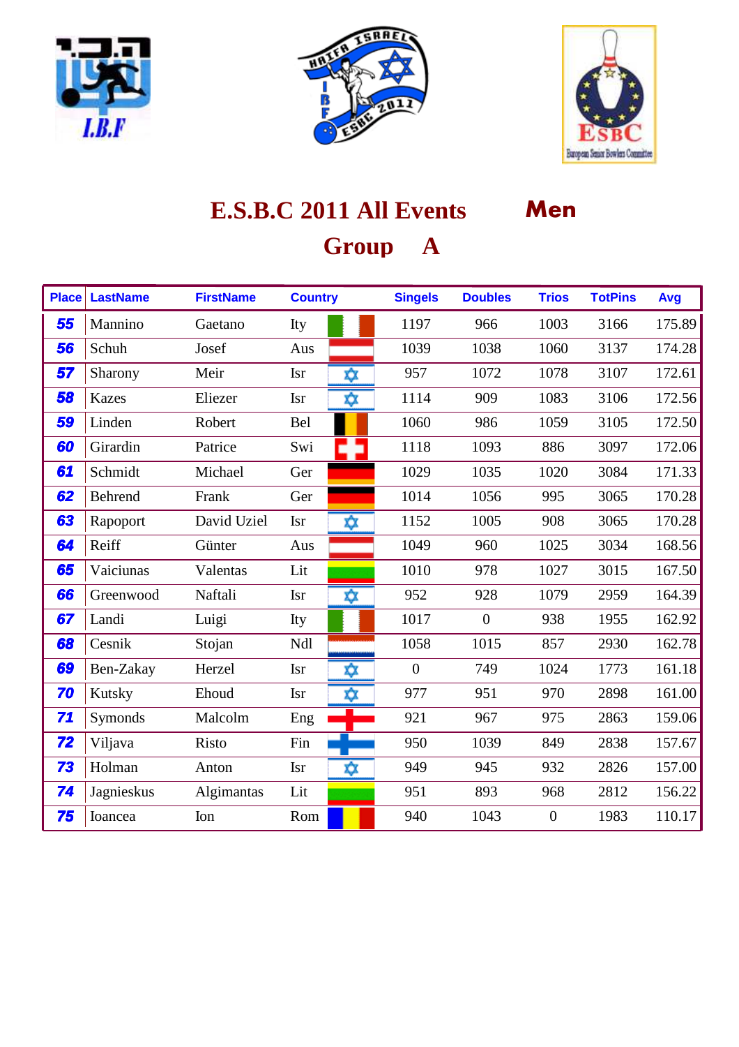# E.S.B.C 2011 All Events Men

## Group A

| Place | LastName | FirstName | Country | Singels | Doubles | Trios | TotPins | Avg |
|---|---|---|---|---|---|---|---|---|
| 55 | Mannino | Gaetano | Ity | 1197 | 966 | 1003 | 3166 | 175.89 |
| 56 | Schuh | Josef | Aus | 1039 | 1038 | 1060 | 3137 | 174.28 |
| 57 | Sharony | Meir | Isr | 957 | 1072 | 1078 | 3107 | 172.61 |
| 58 | Kazes | Eliezer | Isr | 1114 | 909 | 1083 | 3106 | 172.56 |
| 59 | Linden | Robert | Bel | 1060 | 986 | 1059 | 3105 | 172.50 |
| 60 | Girardin | Patrice | Swi | 1118 | 1093 | 886 | 3097 | 172.06 |
| 61 | Schmidt | Michael | Ger | 1029 | 1035 | 1020 | 3084 | 171.33 |
| 62 | Behrend | Frank | Ger | 1014 | 1056 | 995 | 3065 | 170.28 |
| 63 | Rapoport | David Uziel | Isr | 1152 | 1005 | 908 | 3065 | 170.28 |
| 64 | Reiff | Günter | Aus | 1049 | 960 | 1025 | 3034 | 168.56 |
| 65 | Vaiciunas | Valentas | Lit | 1010 | 978 | 1027 | 3015 | 167.50 |
| 66 | Greenwood | Naftali | Isr | 952 | 928 | 1079 | 2959 | 164.39 |
| 67 | Landi | Luigi | Ity | 1017 | 0 | 938 | 1955 | 162.92 |
| 68 | Cesnik | Stojan | Ndl | 1058 | 1015 | 857 | 2930 | 162.78 |
| 69 | Ben-Zakay | Herzel | Isr | 0 | 749 | 1024 | 1773 | 161.18 |
| 70 | Kutsky | Ehoud | Isr | 977 | 951 | 970 | 2898 | 161.00 |
| 71 | Symonds | Malcolm | Eng | 921 | 967 | 975 | 2863 | 159.06 |
| 72 | Viljava | Risto | Fin | 950 | 1039 | 849 | 2838 | 157.67 |
| 73 | Holman | Anton | Isr | 949 | 945 | 932 | 2826 | 157.00 |
| 74 | Jagnieskus | Algimantas | Lit | 951 | 893 | 968 | 2812 | 156.22 |
| 75 | Ioancea | Ion | Rom | 940 | 1043 | 0 | 1983 | 110.17 |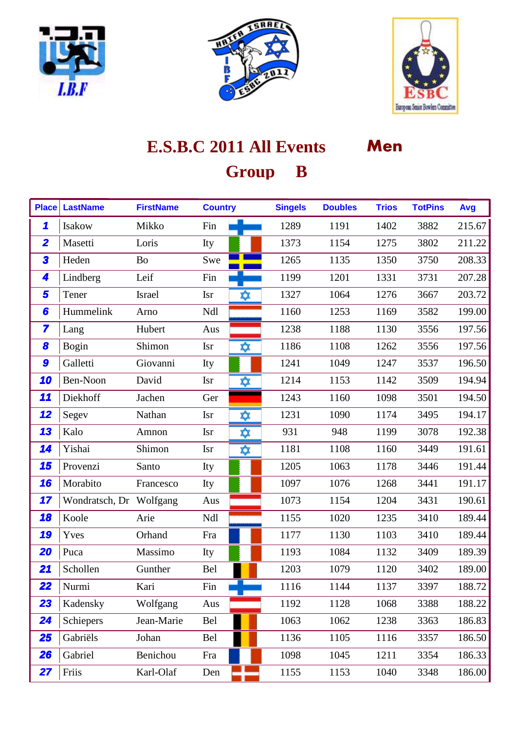# E.S.B.C 2011 All Events Men

## Group B

| Place | LastName | FirstName | Country | Singels | Doubles | Trios | TotPins | Avg |
|---|---|---|---|---|---|---|---|---|
| 1 | Isakow | Mikko | Fin | 1289 | 1191 | 1402 | 3882 | 215.67 |
| 2 | Masetti | Loris | Ity | 1373 | 1154 | 1275 | 3802 | 211.22 |
| 3 | Heden | Bo | Swe | 1265 | 1135 | 1350 | 3750 | 208.33 |
| 4 | Lindberg | Leif | Fin | 1199 | 1201 | 1331 | 3731 | 207.28 |
| 5 | Tener | Israel | Isr | 1327 | 1064 | 1276 | 3667 | 203.72 |
| 6 | Hummelink | Arno | Ndl | 1160 | 1253 | 1169 | 3582 | 199.00 |
| 7 | Lang | Hubert | Aus | 1238 | 1188 | 1130 | 3556 | 197.56 |
| 8 | Bogin | Shimon | Isr | 1186 | 1108 | 1262 | 3556 | 197.56 |
| 9 | Galletti | Giovanni | Ity | 1241 | 1049 | 1247 | 3537 | 196.50 |
| 10 | Ben-Noon | David | Isr | 1214 | 1153 | 1142 | 3509 | 194.94 |
| 11 | Diekhoff | Jachen | Ger | 1243 | 1160 | 1098 | 3501 | 194.50 |
| 12 | Segev | Nathan | Isr | 1231 | 1090 | 1174 | 3495 | 194.17 |
| 13 | Kalo | Amnon | Isr | 931 | 948 | 1199 | 3078 | 192.38 |
| 14 | Yishai | Shimon | Isr | 1181 | 1108 | 1160 | 3449 | 191.61 |
| 15 | Provenzi | Santo | Ity | 1205 | 1063 | 1178 | 3446 | 191.44 |
| 16 | Morabito | Francesco | Ity | 1097 | 1076 | 1268 | 3441 | 191.17 |
| 17 | Wondratsch, Dr | Wolfgang | Aus | 1073 | 1154 | 1204 | 3431 | 190.61 |
| 18 | Koole | Arie | Ndl | 1155 | 1020 | 1235 | 3410 | 189.44 |
| 19 | Yves | Orhand | Fra | 1177 | 1130 | 1103 | 3410 | 189.44 |
| 20 | Puca | Massimo | Ity | 1193 | 1084 | 1132 | 3409 | 189.39 |
| 21 | Schollen | Gunther | Bel | 1203 | 1079 | 1120 | 3402 | 189.00 |
| 22 | Nurmi | Kari | Fin | 1116 | 1144 | 1137 | 3397 | 188.72 |
| 23 | Kadensky | Wolfgang | Aus | 1192 | 1128 | 1068 | 3388 | 188.22 |
| 24 | Schiepers | Jean-Marie | Bel | 1063 | 1062 | 1238 | 3363 | 186.83 |
| 25 | Gabriëls | Johan | Bel | 1136 | 1105 | 1116 | 3357 | 186.50 |
| 26 | Gabriel | Benichou | Fra | 1098 | 1045 | 1211 | 3354 | 186.33 |
| 27 | Friis | Karl-Olaf | Den | 1155 | 1153 | 1040 | 3348 | 186.00 |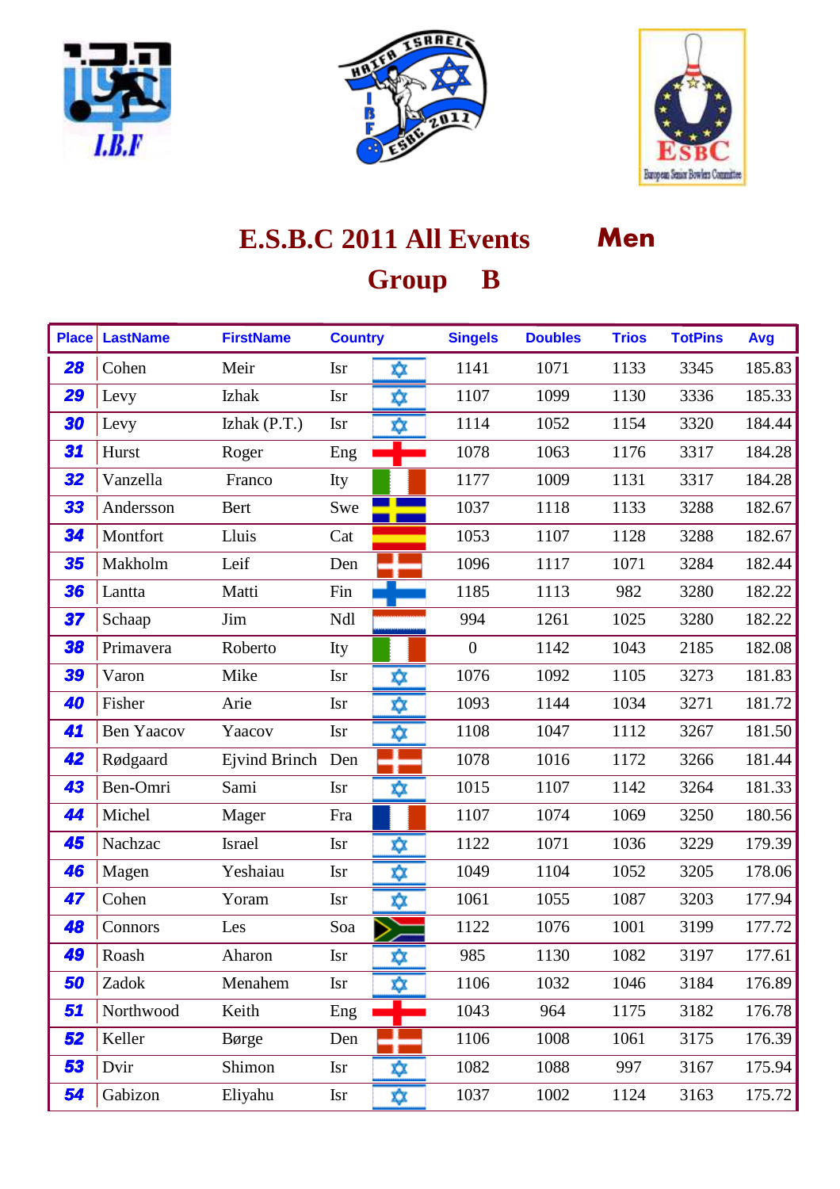# E.S.B.C 2011 All Events Men

## Group B

| Place | LastName | FirstName | Country | | Singels | Doubles | Trios | TotPins | Avg |
|---|---|---|---|---|---|---|---|---|---|
| 28 | Cohen | Meir | Isr | | 1141 | 1071 | 1133 | 3345 | 185.83 |
| 29 | Levy | Izhak | Isr | | 1107 | 1099 | 1130 | 3336 | 185.33 |
| 30 | Levy | Izhak (P.T.) | Isr | | 1114 | 1052 | 1154 | 3320 | 184.44 |
| 31 | Hurst | Roger | Eng | | 1078 | 1063 | 1176 | 3317 | 184.28 |
| 32 | Vanzella | Franco | Ity | | 1177 | 1009 | 1131 | 3317 | 184.28 |
| 33 | Andersson | Bert | Swe | | 1037 | 1118 | 1133 | 3288 | 182.67 |
| 34 | Montfort | Lluis | Cat | | 1053 | 1107 | 1128 | 3288 | 182.67 |
| 35 | Makholm | Leif | Den | | 1096 | 1117 | 1071 | 3284 | 182.44 |
| 36 | Lantta | Matti | Fin | | 1185 | 1113 | 982 | 3280 | 182.22 |
| 37 | Schaap | Jim | Ndl | | 994 | 1261 | 1025 | 3280 | 182.22 |
| 38 | Primavera | Roberto | Ity | | 0 | 1142 | 1043 | 2185 | 182.08 |
| 39 | Varon | Mike | Isr | | 1076 | 1092 | 1105 | 3273 | 181.83 |
| 40 | Fisher | Arie | Isr | | 1093 | 1144 | 1034 | 3271 | 181.72 |
| 41 | Ben Yaacov | Yaacov | Isr | | 1108 | 1047 | 1112 | 3267 | 181.50 |
| 42 | Rødgaard | Ejvind Brinch | Den | | 1078 | 1016 | 1172 | 3266 | 181.44 |
| 43 | Ben-Omri | Sami | Isr | | 1015 | 1107 | 1142 | 3264 | 181.33 |
| 44 | Michel | Mager | Fra | | 1107 | 1074 | 1069 | 3250 | 180.56 |
| 45 | Nachzac | Israel | Isr | | 1122 | 1071 | 1036 | 3229 | 179.39 |
| 46 | Magen | Yeshaiau | Isr | | 1049 | 1104 | 1052 | 3205 | 178.06 |
| 47 | Cohen | Yoram | Isr | | 1061 | 1055 | 1087 | 3203 | 177.94 |
| 48 | Connors | Les | Soa | | 1122 | 1076 | 1001 | 3199 | 177.72 |
| 49 | Roash | Aharon | Isr | | 985 | 1130 | 1082 | 3197 | 177.61 |
| 50 | Zadok | Menahem | Isr | | 1106 | 1032 | 1046 | 3184 | 176.89 |
| 51 | Northwood | Keith | Eng | | 1043 | 964 | 1175 | 3182 | 176.78 |
| 52 | Keller | Børge | Den | | 1106 | 1008 | 1061 | 3175 | 176.39 |
| 53 | Dvir | Shimon | Isr | | 1082 | 1088 | 997 | 3167 | 175.94 |
| 54 | Gabizon | Eliyahu | Isr | | 1037 | 1002 | 1124 | 3163 | 175.72 |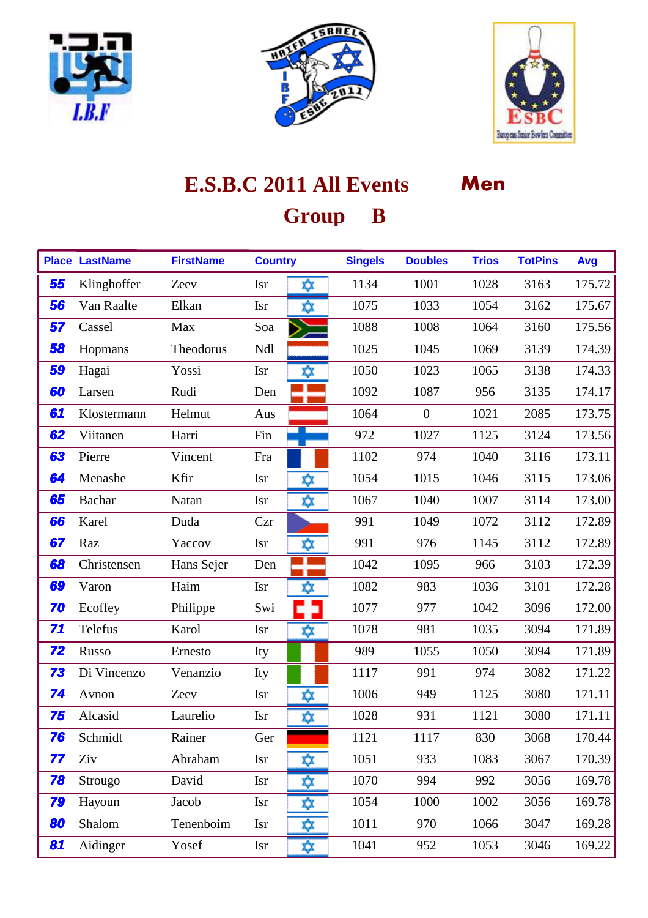# E.S.B.C 2011 All Events Men

## Group B

| Place | LastName | FirstName | Country | | Singels | Doubles | Trios | TotPins | Avg |
|---|---|---|---|---|---|---|---|---|---|
| 55 | Klinghoffer | Zeev | Isr | | 1134 | 1001 | 1028 | 3163 | 175.72 |
| 56 | Van Raalte | Elkan | Isr | | 1075 | 1033 | 1054 | 3162 | 175.67 |
| 57 | Cassel | Max | Soa | | 1088 | 1008 | 1064 | 3160 | 175.56 |
| 58 | Hopmans | Theodorus | Ndl | | 1025 | 1045 | 1069 | 3139 | 174.39 |
| 59 | Hagai | Yossi | Isr | | 1050 | 1023 | 1065 | 3138 | 174.33 |
| 60 | Larsen | Rudi | Den | | 1092 | 1087 | 956 | 3135 | 174.17 |
| 61 | Klostermann | Helmut | Aus | | 1064 | 0 | 1021 | 2085 | 173.75 |
| 62 | Viitanen | Harri | Fin | | 972 | 1027 | 1125 | 3124 | 173.56 |
| 63 | Pierre | Vincent | Fra | | 1102 | 974 | 1040 | 3116 | 173.11 |
| 64 | Menashe | Kfir | Isr | | 1054 | 1015 | 1046 | 3115 | 173.06 |
| 65 | Bachar | Natan | Isr | | 1067 | 1040 | 1007 | 3114 | 173.00 |
| 66 | Karel | Duda | Czr | | 991 | 1049 | 1072 | 3112 | 172.89 |
| 67 | Raz | Yaccov | Isr | | 991 | 976 | 1145 | 3112 | 172.89 |
| 68 | Christensen | Hans Sejer | Den | | 1042 | 1095 | 966 | 3103 | 172.39 |
| 69 | Varon | Haim | Isr | | 1082 | 983 | 1036 | 3101 | 172.28 |
| 70 | Ecoffey | Philippe | Swi | | 1077 | 977 | 1042 | 3096 | 172.00 |
| 71 | Telefus | Karol | Isr | | 1078 | 981 | 1035 | 3094 | 171.89 |
| 72 | Russo | Ernesto | Ity | | 989 | 1055 | 1050 | 3094 | 171.89 |
| 73 | Di Vincenzo | Venanzio | Ity | | 1117 | 991 | 974 | 3082 | 171.22 |
| 74 | Avnon | Zeev | Isr | | 1006 | 949 | 1125 | 3080 | 171.11 |
| 75 | Alcasid | Laurelio | Isr | | 1028 | 931 | 1121 | 3080 | 171.11 |
| 76 | Schmidt | Rainer | Ger | | 1121 | 1117 | 830 | 3068 | 170.44 |
| 77 | Ziv | Abraham | Isr | | 1051 | 933 | 1083 | 3067 | 170.39 |
| 78 | Strougo | David | Isr | | 1070 | 994 | 992 | 3056 | 169.78 |
| 79 | Hayoun | Jacob | Isr | | 1054 | 1000 | 1002 | 3056 | 169.78 |
| 80 | Shalom | Tenenboim | Isr | | 1011 | 970 | 1066 | 3047 | 169.28 |
| 81 | Aidinger | Yosef | Isr | | 1041 | 952 | 1053 | 3046 | 169.22 |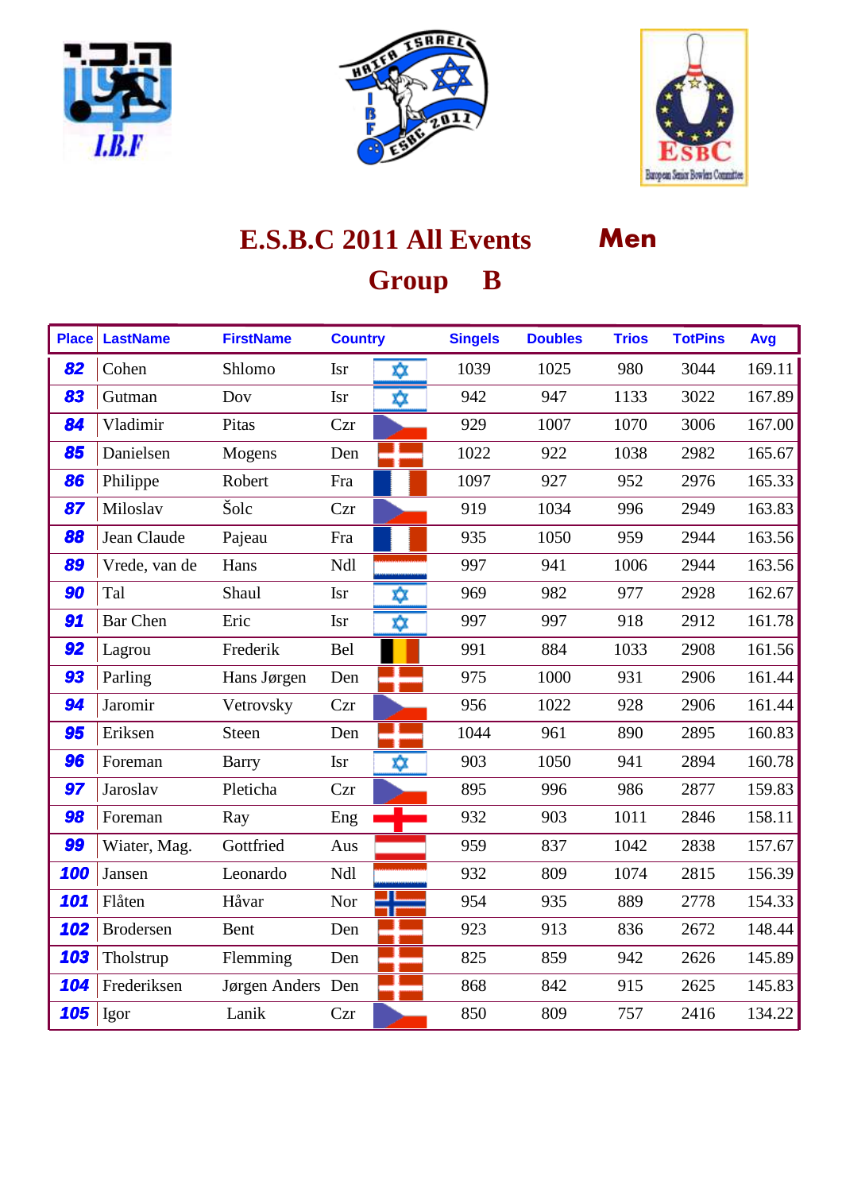# E.S.B.C 2011 All Events Men

## Group B

| Place | LastName | FirstName | Country | | Singels | Doubles | Trios | TotPins | Avg |
|---|---|---|---|---|---|---|---|---|---|
| 82 | Cohen | Shlomo | Isr | | 1039 | 1025 | 980 | 3044 | 169.11 |
| 83 | Gutman | Dov | Isr | | 942 | 947 | 1133 | 3022 | 167.89 |
| 84 | Vladimir | Pitas | Czr | | 929 | 1007 | 1070 | 3006 | 167.00 |
| 85 | Danielsen | Mogens | Den | | 1022 | 922 | 1038 | 2982 | 165.67 |
| 86 | Philippe | Robert | Fra | | 1097 | 927 | 952 | 2976 | 165.33 |
| 87 | Miloslav | Šolc | Czr | | 919 | 1034 | 996 | 2949 | 163.83 |
| 88 | Jean Claude | Pajeau | Fra | | 935 | 1050 | 959 | 2944 | 163.56 |
| 89 | Vrede, van de | Hans | Ndl | | 997 | 941 | 1006 | 2944 | 163.56 |
| 90 | Tal | Shaul | Isr | | 969 | 982 | 977 | 2928 | 162.67 |
| 91 | Bar Chen | Eric | Isr | | 997 | 997 | 918 | 2912 | 161.78 |
| 92 | Lagrou | Frederik | Bel | | 991 | 884 | 1033 | 2908 | 161.56 |
| 93 | Parling | Hans Jørgen | Den | | 975 | 1000 | 931 | 2906 | 161.44 |
| 94 | Jaromir | Vetrovsky | Czr | | 956 | 1022 | 928 | 2906 | 161.44 |
| 95 | Eriksen | Steen | Den | | 1044 | 961 | 890 | 2895 | 160.83 |
| 96 | Foreman | Barry | Isr | | 903 | 1050 | 941 | 2894 | 160.78 |
| 97 | Jaroslav | Pleticha | Czr | | 895 | 996 | 986 | 2877 | 159.83 |
| 98 | Foreman | Ray | Eng | | 932 | 903 | 1011 | 2846 | 158.11 |
| 99 | Wiater, Mag. | Gottfried | Aus | | 959 | 837 | 1042 | 2838 | 157.67 |
| 100 | Jansen | Leonardo | Ndl | | 932 | 809 | 1074 | 2815 | 156.39 |
| 101 | Flåten | Håvar | Nor | | 954 | 935 | 889 | 2778 | 154.33 |
| 102 | Brodersen | Bent | Den | | 923 | 913 | 836 | 2672 | 148.44 |
| 103 | Tholstrup | Flemming | Den | | 825 | 859 | 942 | 2626 | 145.89 |
| 104 | Frederiksen | Jørgen Anders | Den | | 868 | 842 | 915 | 2625 | 145.83 |
| 105 | Igor | Lanik | Czr | | 850 | 809 | 757 | 2416 | 134.22 |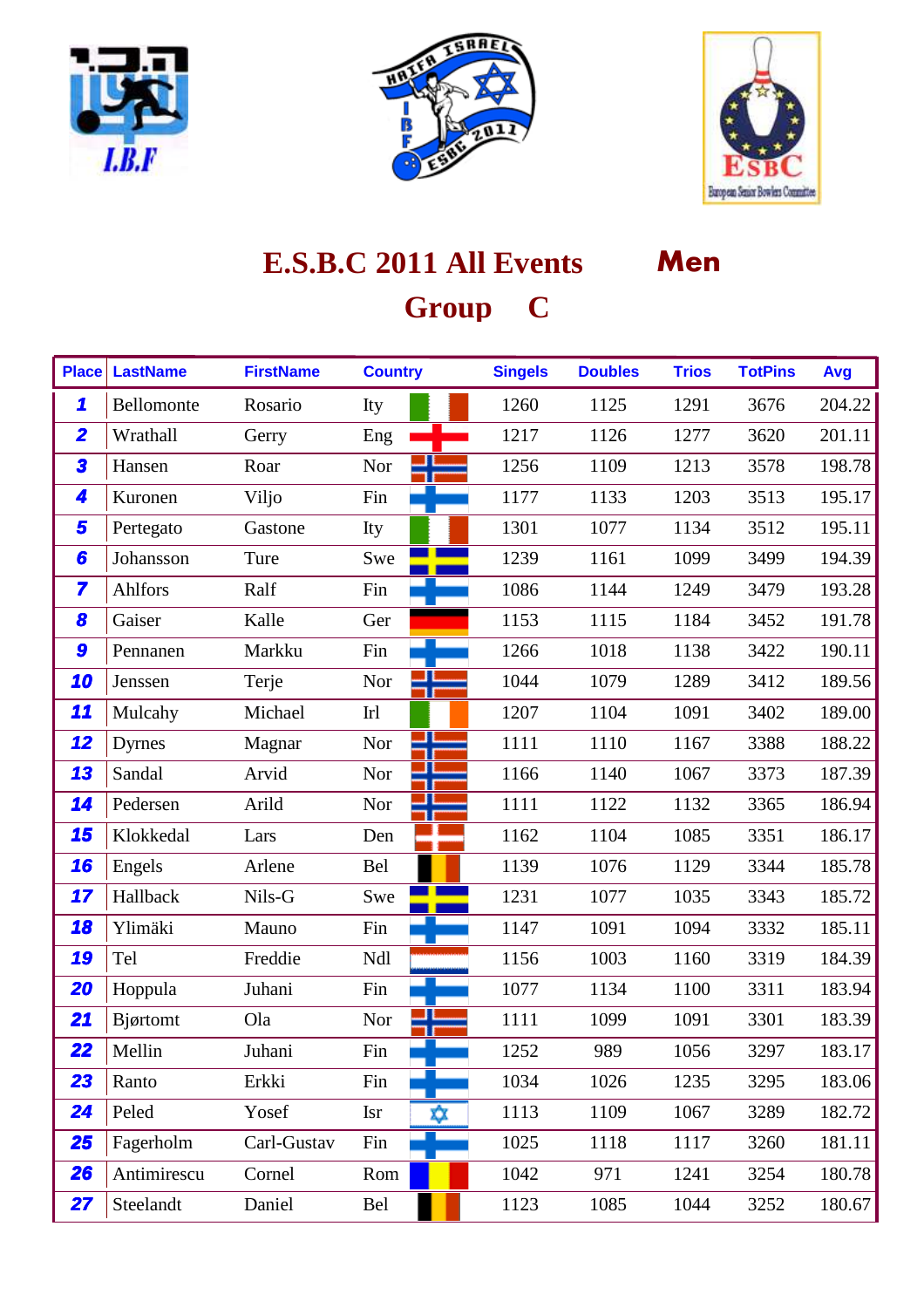# E.S.B.C 2011 All Events Men

## Group C

| Place | LastName | FirstName | Country | Singels | Doubles | Trios | TotPins | Avg |
|---|---|---|---|---|---|---|---|---|
| 1 | Bellomonte | Rosario | Ity | 1260 | 1125 | 1291 | 3676 | 204.22 |
| 2 | Wrathall | Gerry | Eng | 1217 | 1126 | 1277 | 3620 | 201.11 |
| 3 | Hansen | Roar | Nor | 1256 | 1109 | 1213 | 3578 | 198.78 |
| 4 | Kuronen | Viljo | Fin | 1177 | 1133 | 1203 | 3513 | 195.17 |
| 5 | Pertegato | Gastone | Ity | 1301 | 1077 | 1134 | 3512 | 195.11 |
| 6 | Johansson | Ture | Swe | 1239 | 1161 | 1099 | 3499 | 194.39 |
| 7 | Ahlfors | Ralf | Fin | 1086 | 1144 | 1249 | 3479 | 193.28 |
| 8 | Gaiser | Kalle | Ger | 1153 | 1115 | 1184 | 3452 | 191.78 |
| 9 | Pennanen | Markku | Fin | 1266 | 1018 | 1138 | 3422 | 190.11 |
| 10 | Jenssen | Terje | Nor | 1044 | 1079 | 1289 | 3412 | 189.56 |
| 11 | Mulcahy | Michael | Irl | 1207 | 1104 | 1091 | 3402 | 189.00 |
| 12 | Dyrnes | Magnar | Nor | 1111 | 1110 | 1167 | 3388 | 188.22 |
| 13 | Sandal | Arvid | Nor | 1166 | 1140 | 1067 | 3373 | 187.39 |
| 14 | Pedersen | Arild | Nor | 1111 | 1122 | 1132 | 3365 | 186.94 |
| 15 | Klokkedal | Lars | Den | 1162 | 1104 | 1085 | 3351 | 186.17 |
| 16 | Engels | Arlene | Bel | 1139 | 1076 | 1129 | 3344 | 185.78 |
| 17 | Hallback | Nils-G | Swe | 1231 | 1077 | 1035 | 3343 | 185.72 |
| 18 | Ylimäki | Mauno | Fin | 1147 | 1091 | 1094 | 3332 | 185.11 |
| 19 | Tel | Freddie | Ndl | 1156 | 1003 | 1160 | 3319 | 184.39 |
| 20 | Hoppula | Juhani | Fin | 1077 | 1134 | 1100 | 3311 | 183.94 |
| 21 | Bjørtomt | Ola | Nor | 1111 | 1099 | 1091 | 3301 | 183.39 |
| 22 | Mellin | Juhani | Fin | 1252 | 989 | 1056 | 3297 | 183.17 |
| 23 | Ranto | Erkki | Fin | 1034 | 1026 | 1235 | 3295 | 183.06 |
| 24 | Peled | Yosef | Isr | 1113 | 1109 | 1067 | 3289 | 182.72 |
| 25 | Fagerholm | Carl-Gustav | Fin | 1025 | 1118 | 1117 | 3260 | 181.11 |
| 26 | Antimirescu | Cornel | Rom | 1042 | 971 | 1241 | 3254 | 180.78 |
| 27 | Steelandt | Daniel | Bel | 1123 | 1085 | 1044 | 3252 | 180.67 |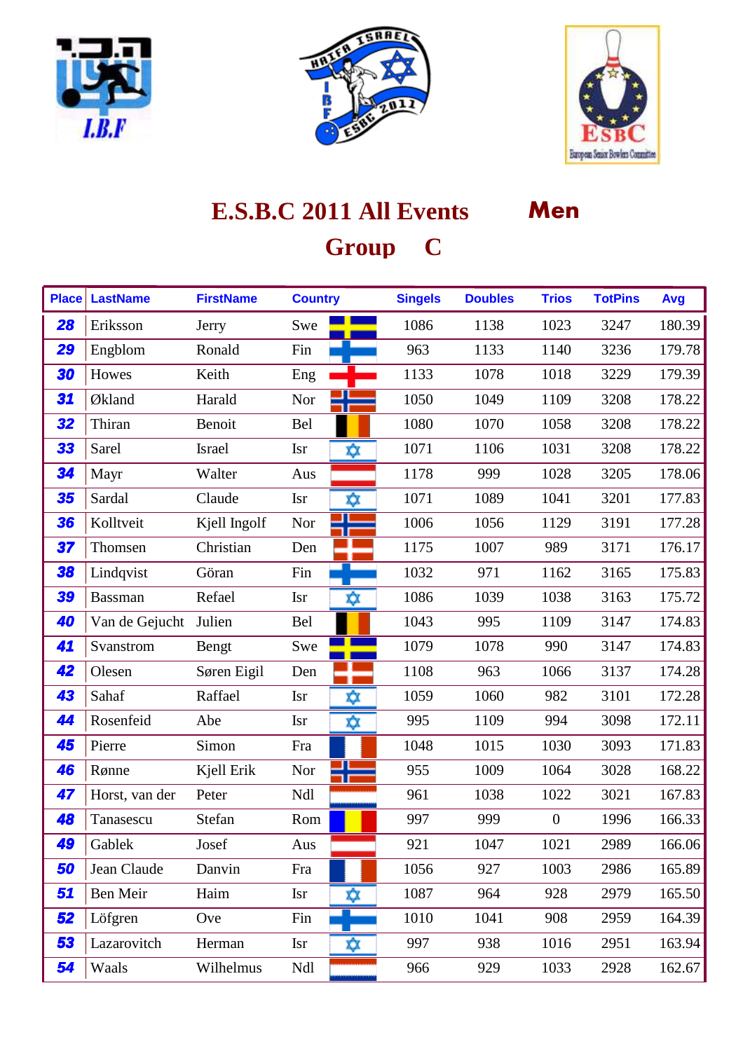# E.S.B.C 2011 All Events Men

## Group C

| Place | LastName | FirstName | Country | Singels | Doubles | Trios | TotPins | Avg |
|---|---|---|---|---|---|---|---|---|
| 28 | Eriksson | Jerry | Swe | 1086 | 1138 | 1023 | 3247 | 180.39 |
| 29 | Engblom | Ronald | Fin | 963 | 1133 | 1140 | 3236 | 179.78 |
| 30 | Howes | Keith | Eng | 1133 | 1078 | 1018 | 3229 | 179.39 |
| 31 | Økland | Harald | Nor | 1050 | 1049 | 1109 | 3208 | 178.22 |
| 32 | Thiran | Benoit | Bel | 1080 | 1070 | 1058 | 3208 | 178.22 |
| 33 | Sarel | Israel | Isr | 1071 | 1106 | 1031 | 3208 | 178.22 |
| 34 | Mayr | Walter | Aus | 1178 | 999 | 1028 | 3205 | 178.06 |
| 35 | Sardal | Claude | Isr | 1071 | 1089 | 1041 | 3201 | 177.83 |
| 36 | Kolltveit | Kjell Ingolf | Nor | 1006 | 1056 | 1129 | 3191 | 177.28 |
| 37 | Thomsen | Christian | Den | 1175 | 1007 | 989 | 3171 | 176.17 |
| 38 | Lindqvist | Göran | Fin | 1032 | 971 | 1162 | 3165 | 175.83 |
| 39 | Bassman | Refael | Isr | 1086 | 1039 | 1038 | 3163 | 175.72 |
| 40 | Van de Gejucht | Julien | Bel | 1043 | 995 | 1109 | 3147 | 174.83 |
| 41 | Svanstrom | Bengt | Swe | 1079 | 1078 | 990 | 3147 | 174.83 |
| 42 | Olesen | Søren Eigil | Den | 1108 | 963 | 1066 | 3137 | 174.28 |
| 43 | Sahaf | Raffael | Isr | 1059 | 1060 | 982 | 3101 | 172.28 |
| 44 | Rosenfeid | Abe | Isr | 995 | 1109 | 994 | 3098 | 172.11 |
| 45 | Pierre | Simon | Fra | 1048 | 1015 | 1030 | 3093 | 171.83 |
| 46 | Rønne | Kjell Erik | Nor | 955 | 1009 | 1064 | 3028 | 168.22 |
| 47 | Horst, van der | Peter | Ndl | 961 | 1038 | 1022 | 3021 | 167.83 |
| 48 | Tanasescu | Stefan | Rom | 997 | 999 | 0 | 1996 | 166.33 |
| 49 | Gablek | Josef | Aus | 921 | 1047 | 1021 | 2989 | 166.06 |
| 50 | Jean Claude | Danvin | Fra | 1056 | 927 | 1003 | 2986 | 165.89 |
| 51 | Ben Meir | Haim | Isr | 1087 | 964 | 928 | 2979 | 165.50 |
| 52 | Löfgren | Ove | Fin | 1010 | 1041 | 908 | 2959 | 164.39 |
| 53 | Lazarovitch | Herman | Isr | 997 | 938 | 1016 | 2951 | 163.94 |
| 54 | Waals | Wilhelmus | Ndl | 966 | 929 | 1033 | 2928 | 162.67 |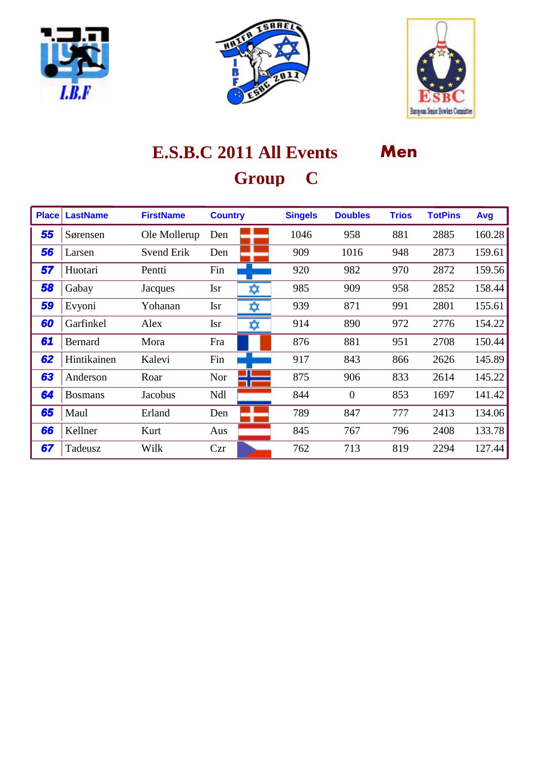# E.S.B.C 2011 All Events Men

## Group C

| Place | LastName | FirstName | Country | | Singels | Doubles | Trios | TotPins | Avg |
|---|---|---|---|---|---|---|---|---|---|
| 55 | Sørensen | Ole Mollerup | Den | | 1046 | 958 | 881 | 2885 | 160.28 |
| 56 | Larsen | Svend Erik | Den | | 909 | 1016 | 948 | 2873 | 159.61 |
| 57 | Huotari | Pentti | Fin | | 920 | 982 | 970 | 2872 | 159.56 |
| 58 | Gabay | Jacques | Isr | | 985 | 909 | 958 | 2852 | 158.44 |
| 59 | Evyoni | Yohanan | Isr | | 939 | 871 | 991 | 2801 | 155.61 |
| 60 | Garfinkel | Alex | Isr | | 914 | 890 | 972 | 2776 | 154.22 |
| 61 | Bernard | Mora | Fra | | 876 | 881 | 951 | 2708 | 150.44 |
| 62 | Hintikainen | Kalevi | Fin | | 917 | 843 | 866 | 2626 | 145.89 |
| 63 | Anderson | Roar | Nor | | 875 | 906 | 833 | 2614 | 145.22 |
| 64 | Bosmans | Jacobus | Ndl | | 844 | 0 | 853 | 1697 | 141.42 |
| 65 | Maul | Erland | Den | | 789 | 847 | 777 | 2413 | 134.06 |
| 66 | Kellner | Kurt | Aus | | 845 | 767 | 796 | 2408 | 133.78 |
| 67 | Tadeusz | Wilk | Czr | | 762 | 713 | 819 | 2294 | 127.44 |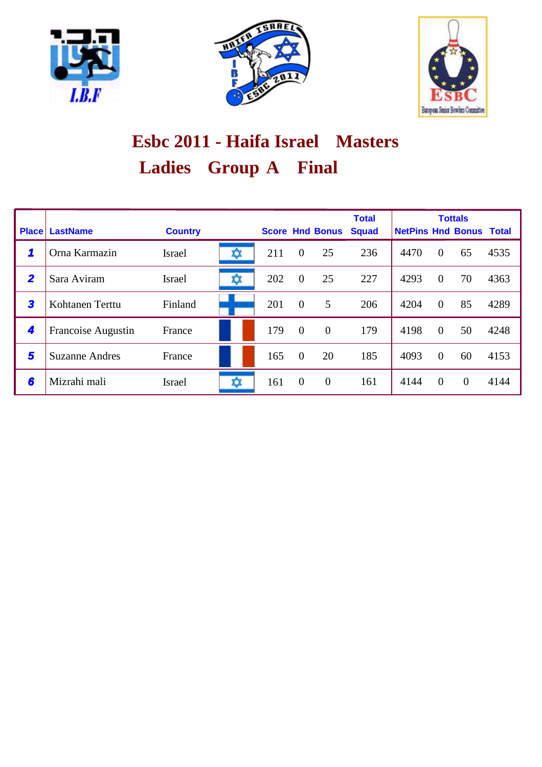# Esbc 2011 - Haifa Israel Masters

## Ladies Group A Final

| Place | LastName | Country | | Score | Hnd | Bonus | Total Squad | NetPins | Hnd | Bonus | Total |
|---|---|---|---|---|---|---|---|---|---|---|---|
| | | | | | | | | Tottals | | | |
| 1 | Orna Karmazin | Israel | | 211 | 0 | 25 | 236 | 4470 | 0 | 65 | 4535 |
| 2 | Sara Aviram | Israel | | 202 | 0 | 25 | 227 | 4293 | 0 | 70 | 4363 |
| 3 | Kohtanen Terttu | Finland | | 201 | 0 | 5 | 206 | 4204 | 0 | 85 | 4289 |
| 4 | Francoise Augustin | France | | 179 | 0 | 0 | 179 | 4198 | 0 | 50 | 4248 |
| 5 | Suzanne Andres | France | | 165 | 0 | 20 | 185 | 4093 | 0 | 60 | 4153 |
| 6 | Mizrahi mali | Israel | | 161 | 0 | 0 | 161 | 4144 | 0 | 0 | 4144 |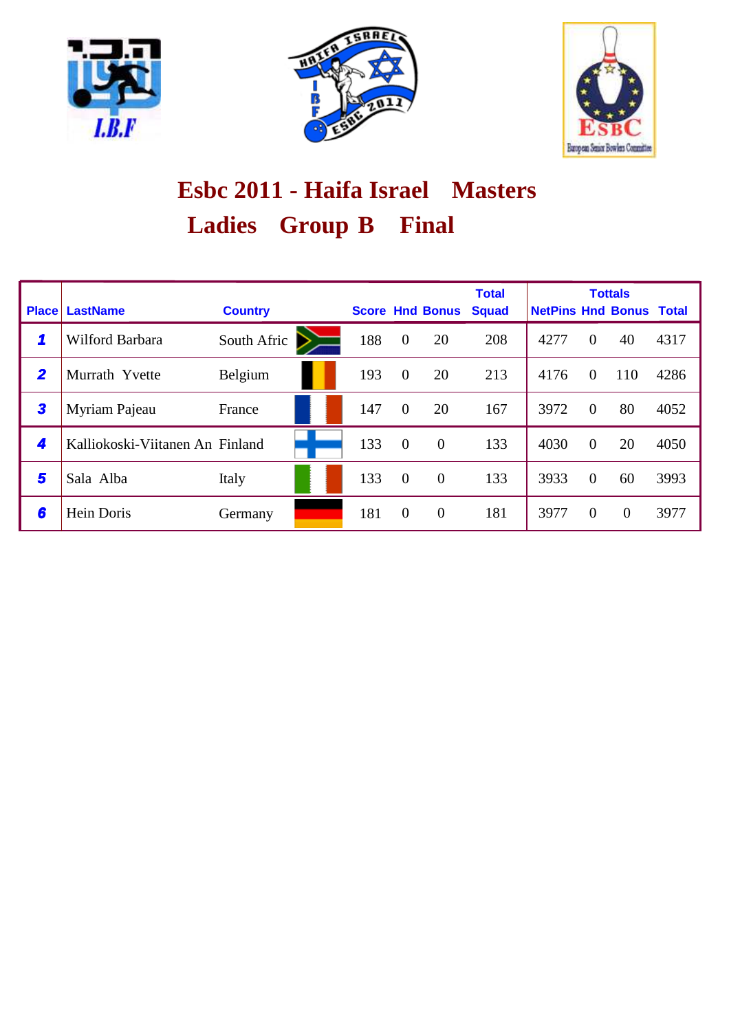# Esbc 2011 - Haifa Israel Masters

## Ladies Group B Final

| Place | LastName | Country | | Score | Hnd | Bonus | Total Squad | NetPins | Hnd | Bonus | Total |
|---|---|---|---|---|---|---|---|---|---|---|---|
| | | | | | | | | Tottals | | | |
| 1 | Wilford Barbara | South Afric | | 188 | 0 | 20 | 208 | 4277 | 0 | 40 | 4317 |
| 2 | Murrath Yvette | Belgium | | 193 | 0 | 20 | 213 | 4176 | 0 | 110 | 4286 |
| 3 | Myriam Pajeau | France | | 147 | 0 | 20 | 167 | 3972 | 0 | 80 | 4052 |
| 4 | Kalliokoski-Viitanen An | Finland | | 133 | 0 | 0 | 133 | 4030 | 0 | 20 | 4050 |
| 5 | Sala Alba | Italy | | 133 | 0 | 0 | 133 | 3933 | 0 | 60 | 3993 |
| 6 | Hein Doris | Germany | | 181 | 0 | 0 | 181 | 3977 | 0 | 0 | 3977 |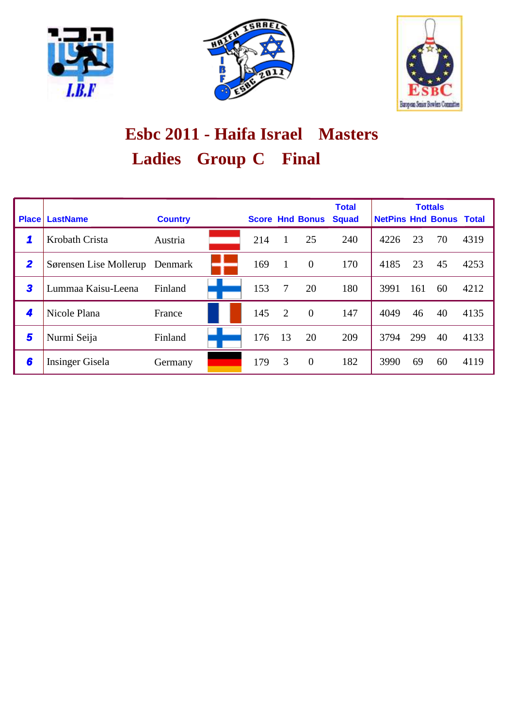# Esbc 2011 - Haifa Israel Masters

## Ladies Group C Final

| Place | LastName | Country | | Score | Hnd | Bonus | Total Squad | Tottals NetPins | Hnd | Bonus | Total |
|---|---|---|---|---|---|---|---|---|---|---|---|
| 1 | Krobath Crista | Austria | | 214 | 1 | 25 | 240 | 4226 | 23 | 70 | 4319 |
| 2 | Sørensen Lise Mollerup | Denmark | | 169 | 1 | 0 | 170 | 4185 | 23 | 45 | 4253 |
| 3 | Lummaa Kaisu-Leena | Finland | | 153 | 7 | 20 | 180 | 3991 | 161 | 60 | 4212 |
| 4 | Nicole Plana | France | | 145 | 2 | 0 | 147 | 4049 | 46 | 40 | 4135 |
| 5 | Nurmi Seija | Finland | | 176 | 13 | 20 | 209 | 3794 | 299 | 40 | 4133 |
| 6 | Insinger Gisela | Germany | | 179 | 3 | 0 | 182 | 3990 | 69 | 60 | 4119 |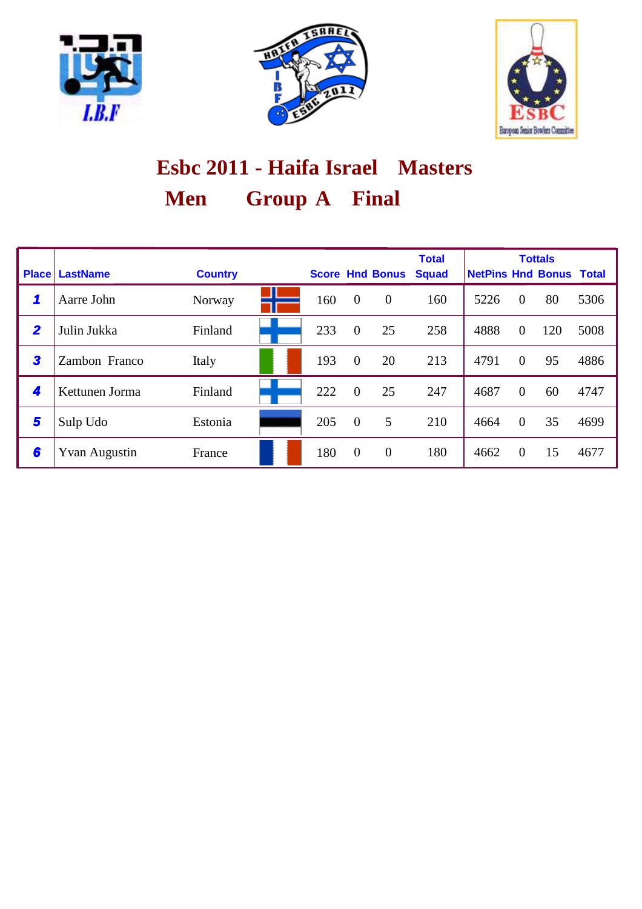# Esbc 2011 - Haifa Israel Masters

## Men Group A Final

| Place | LastName | Country | | Score | Hnd | Bonus | Total Squad | Tottals NetPins | Hnd | Bonus | Total |
|---|---|---|---|---|---|---|---|---|---|---|---|
| 1 | Aarre John | Norway | | 160 | 0 | 0 | 160 | 5226 | 0 | 80 | 5306 |
| 2 | Julin Jukka | Finland | | 233 | 0 | 25 | 258 | 4888 | 0 | 120 | 5008 |
| 3 | Zambon Franco | Italy | | 193 | 0 | 20 | 213 | 4791 | 0 | 95 | 4886 |
| 4 | Kettunen Jorma | Finland | | 222 | 0 | 25 | 247 | 4687 | 0 | 60 | 4747 |
| 5 | Sulp Udo | Estonia | | 205 | 0 | 5 | 210 | 4664 | 0 | 35 | 4699 |
| 6 | Yvan Augustin | France | | 180 | 0 | 0 | 180 | 4662 | 0 | 15 | 4677 |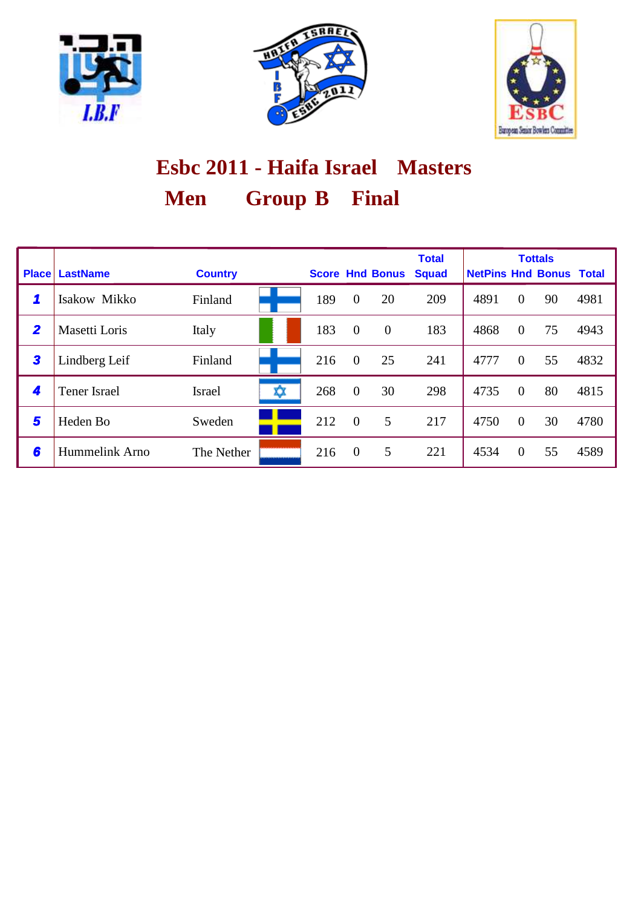# Esbc 2011 - Haifa Israel Masters

## Men Group B Final

| Place | LastName | Country | | Score | Hnd | Bonus | Total Squad | NetPins | Hnd | Bonus | Total |
|---|---|---|---|---|---|---|---|---|---|---|---|
| | | | | | | | | Tottals | | | |
| 1 | Isakow Mikko | Finland | | 189 | 0 | 20 | 209 | 4891 | 0 | 90 | 4981 |
| 2 | Masetti Loris | Italy | | 183 | 0 | 0 | 183 | 4868 | 0 | 75 | 4943 |
| 3 | Lindberg Leif | Finland | | 216 | 0 | 25 | 241 | 4777 | 0 | 55 | 4832 |
| 4 | Tener Israel | Israel | | 268 | 0 | 30 | 298 | 4735 | 0 | 80 | 4815 |
| 5 | Heden Bo | Sweden | | 212 | 0 | 5 | 217 | 4750 | 0 | 30 | 4780 |
| 6 | Hummelink Arno | The Nether | | 216 | 0 | 5 | 221 | 4534 | 0 | 55 | 4589 |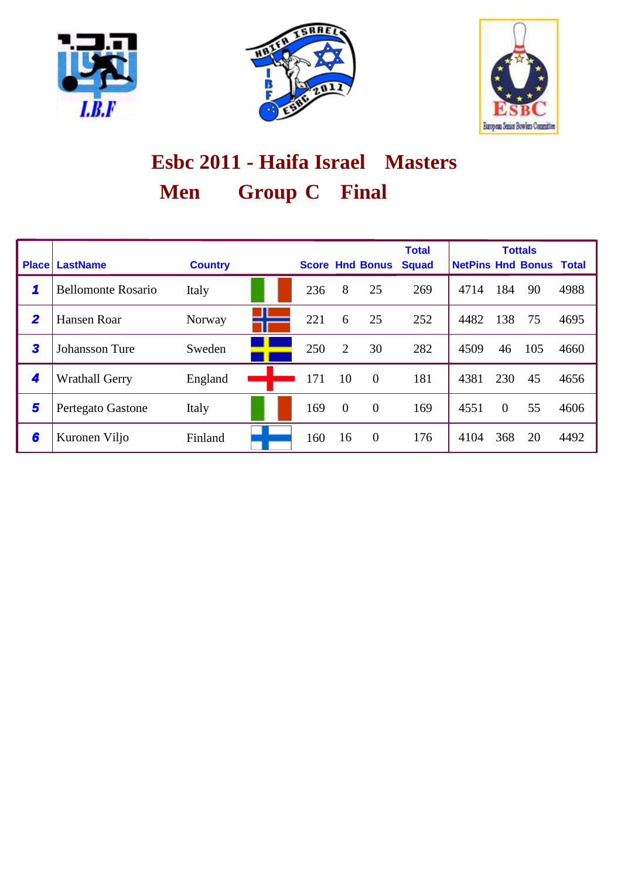# Esbc 2011 - Haifa Israel Masters

## Men Group C Final

| Place | LastName | Country | | Score | Hnd | Bonus | Total Squad | Tottals NetPins | Hnd | Bonus | Total |
|---|---|---|---|---|---|---|---|---|---|---|---|
| 1 | Bellomonte Rosario | Italy | | 236 | 8 | 25 | 269 | 4714 | 184 | 90 | 4988 |
| 2 | Hansen Roar | Norway | | 221 | 6 | 25 | 252 | 4482 | 138 | 75 | 4695 |
| 3 | Johansson Ture | Sweden | | 250 | 2 | 30 | 282 | 4509 | 46 | 105 | 4660 |
| 4 | Wrathall Gerry | England | | 171 | 10 | 0 | 181 | 4381 | 230 | 45 | 4656 |
| 5 | Pertegato Gastone | Italy | | 169 | 0 | 0 | 169 | 4551 | 0 | 55 | 4606 |
| 6 | Kuronen Viljo | Finland | | 160 | 16 | 0 | 176 | 4104 | 368 | 20 | 4492 |